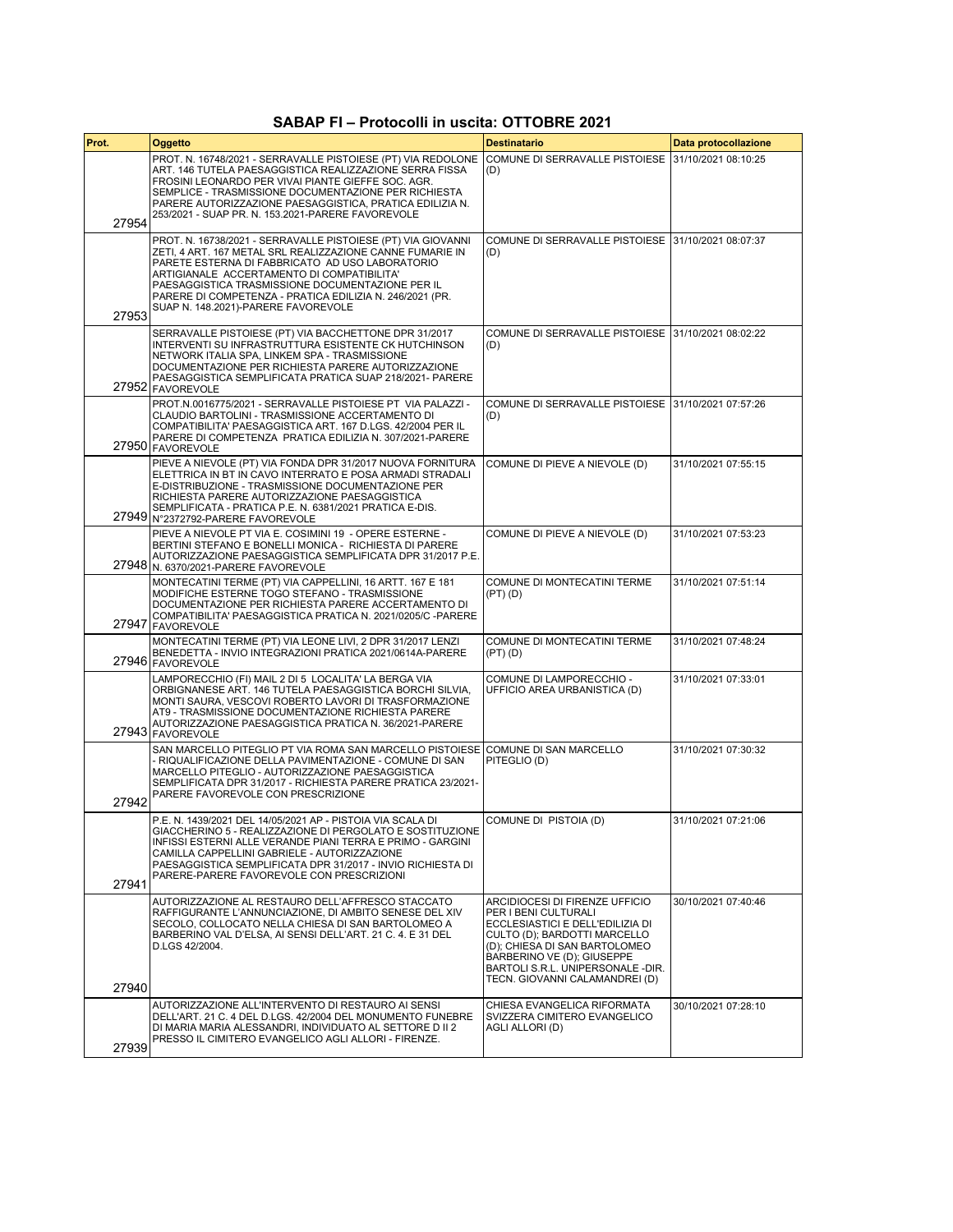# SABAP FI – Protocolli in uscita: OTTOBRE 2021

| Prot. | Oggetto | Destinatario | Data protocollazione |
|---|---|---|---|
| 27954 | PROT. N. 16748/2021 - SERRAVALLE PISTOIESE (PT) VIA REDOLONE ART. 146 TUTELA PAESAGGISTICA REALIZZAZIONE SERRA FISSA FROSINI LEONARDO PER VIVAI PIANTE GIEFFE SOC. AGR. SEMPLICE - TRASMISSIONE DOCUMENTAZIONE PER RICHIESTA PARERE AUTORIZZAZIONE PAESAGGISTICA, PRATICA EDILIZIA N. 253/2021 - SUAP PR. N. 153.2021-PARERE FAVOREVOLE | COMUNE DI SERRAVALLE PISTOIESE (D) | 31/10/2021 08:10:25 |
| 27953 | PROT. N. 16738/2021 - SERRAVALLE PISTOIESE (PT) VIA GIOVANNI ZETI, 4 ART. 167 METAL SRL REALIZZAZIONE CANNE FUMARIE IN PARETE ESTERNA DI FABBRICATO AD USO LABORATORIO ARTIGIANALE ACCERTAMENTO DI COMPATIBILITA' PAESAGGISTICA TRASMISSIONE DOCUMENTAZIONE PER IL PARERE DI COMPETENZA - PRATICA EDILIZIA N. 246/2021 (PR. SUAP N. 148.2021)-PARERE FAVOREVOLE | COMUNE DI SERRAVALLE PISTOIESE (D) | 31/10/2021 08:07:37 |
| 27952 | SERRAVALLE PISTOIESE (PT) VIA BACCHETTONE DPR 31/2017 INTERVENTI SU INFRASTRUTTURA ESISTENTE CK HUTCHINSON NETWORK ITALIA SPA, LINKEM SPA - TRASMISSIONE DOCUMENTAZIONE PER RICHIESTA PARERE AUTORIZZAZIONE PAESAGGISTICA SEMPLIFICATA PRATICA SUAP 218/2021- PARERE FAVOREVOLE | COMUNE DI SERRAVALLE PISTOIESE (D) | 31/10/2021 08:02:22 |
| 27950 | PROT.N.0016775/2021 - SERRAVALLE PISTOIESE PT VIA PALAZZI - CLAUDIO BARTOLINI - TRASMISSIONE ACCERTAMENTO DI COMPATIBILITA' PAESAGGISTICA ART. 167 D.LGS. 42/2004 PER IL PARERE DI COMPETENZA PRATICA EDILIZIA N. 307/2021-PARERE FAVOREVOLE | COMUNE DI SERRAVALLE PISTOIESE (D) | 31/10/2021 07:57:26 |
| 27949 | PIEVE A NIEVOLE (PT) VIA FONDA DPR 31/2017 NUOVA FORNITURA ELETTRICA IN BT IN CAVO INTERRATO E POSA ARMADI STRADALI E-DISTRIBUZIONE - TRASMISSIONE DOCUMENTAZIONE PER RICHIESTA PARERE AUTORIZZAZIONE PAESAGGISTICA SEMPLIFICATA - PRATICA P.E. N. 6381/2021 PRATICA E-DIS. N°2372792-PARERE FAVOREVOLE | COMUNE DI PIEVE A NIEVOLE (D) | 31/10/2021 07:55:15 |
| 27948 | PIEVE A NIEVOLE PT VIA E. COSIMINI 19 - OPERE ESTERNE - BERTINI STEFANO E BONELLI MONICA - RICHIESTA DI PARERE AUTORIZZAZIONE PAESAGGISTICA SEMPLIFICATA DPR 31/2017 P.E. N. 6370/2021-PARERE FAVOREVOLE | COMUNE DI PIEVE A NIEVOLE (D) | 31/10/2021 07:53:23 |
| 27947 | MONTECATINI TERME (PT) VIA CAPPELLINI, 16 ARTT. 167 E 181 MODIFICHE ESTERNE TOGO STEFANO - TRASMISSIONE DOCUMENTAZIONE PER RICHIESTA PARERE ACCERTAMENTO DI COMPATIBILITA' PAESAGGISTICA PRATICA N. 2021/0205/C -PARERE FAVOREVOLE | COMUNE DI MONTECATINI TERME (PT) (D) | 31/10/2021 07:51:14 |
| 27946 | MONTECATINI TERME (PT) VIA LEONE LIVI, 2 DPR 31/2017 LENZI BENEDETTA - INVIO INTEGRAZIONI PRATICA 2021/0614A-PARERE FAVOREVOLE | COMUNE DI MONTECATINI TERME (PT) (D) | 31/10/2021 07:48:24 |
| 27943 | LAMPORECCHIO (FI) MAIL 2 DI 5 LOCALITA' LA BERGA VIA ORBIGNANESE ART. 146 TUTELA PAESAGGISTICA BORCHI SILVIA, MONTI SAURA, VESCOVI ROBERTO LAVORI DI TRASFORMAZIONE AT9 - TRASMISSIONE DOCUMENTAZIONE RICHIESTA PARERE AUTORIZZAZIONE PAESAGGISTICA PRATICA N. 36/2021-PARERE FAVOREVOLE | COMUNE DI LAMPORECCHIO - UFFICIO AREA URBANISTICA (D) | 31/10/2021 07:33:01 |
| 27942 | SAN MARCELLO PITEGLIO PT VIA ROMA SAN MARCELLO PISTOIESE - RIQUALIFICAZIONE DELLA PAVIMENTAZIONE - COMUNE DI SAN MARCELLO PITEGLIO - AUTORIZZAZIONE PAESAGGISTICA SEMPLIFICATA DPR 31/2017 - RICHIESTA PARERE PRATICA 23/2021- PARERE FAVOREVOLE CON PRESCRIZIONE | COMUNE DI SAN MARCELLO PITEGLIO (D) | 31/10/2021 07:30:32 |
| 27941 | P.E. N. 1439/2021 DEL 14/05/2021 AP - PISTOIA VIA SCALA DI GIACCHERINO 5 - REALIZZAZIONE DI PERGOLATO E SOSTITUZIONE INFISSI ESTERNI ALLE VERANDE PIANI TERRA E PRIMO - GARGINI CAMILLA CAPPELLINI GABRIELE - AUTORIZZAZIONE PAESAGGISTICA SEMPLIFICATA DPR 31/2017 - INVIO RICHIESTA DI PARERE-PARERE FAVOREVOLE CON PRESCRIZIONI | COMUNE DI PISTOIA (D) | 31/10/2021 07:21:06 |
| 27940 | AUTORIZZAZIONE AL RESTAURO DELL'AFFRESCO STACCATO RAFFIGURANTE L'ANNUNCIAZIONE, DI AMBITO SENESE DEL XIV SECOLO, COLLOCATO NELLA CHIESA DI SAN BARTOLOMEO A BARBERINO VAL D'ELSA, AI SENSI DELL'ART. 21 C. 4. E 31 DEL D.LGS 42/2004. | ARCIDIOCESI DI FIRENZE UFFICIO PER I BENI CULTURALI ECCLESIASTICI E DELL'EDILIZIA DI CULTO (D); BARDOTTI MARCELLO (D); CHIESA DI SAN BARTOLOMEO BARBERINO VE (D); GIUSEPPE BARTOLI S.R.L. UNIPERSONALE -DIR. TECN. GIOVANNI CALAMANDREI (D) | 30/10/2021 07:40:46 |
| 27939 | AUTORIZZAZIONE ALL'INTERVENTO DI RESTAURO AI SENSI DELL'ART. 21 C. 4 DEL D.LGS. 42/2004 DEL MONUMENTO FUNEBRE DI MARIA MARIA ALESSANDRI, INDIVIDUATO AL SETTORE D II 2 PRESSO IL CIMITERO EVANGELICO AGLI ALLORI - FIRENZE. | CHIESA EVANGELICA RIFORMATA SVIZZERA CIMITERO EVANGELICO AGLI ALLORI (D) | 30/10/2021 07:28:10 |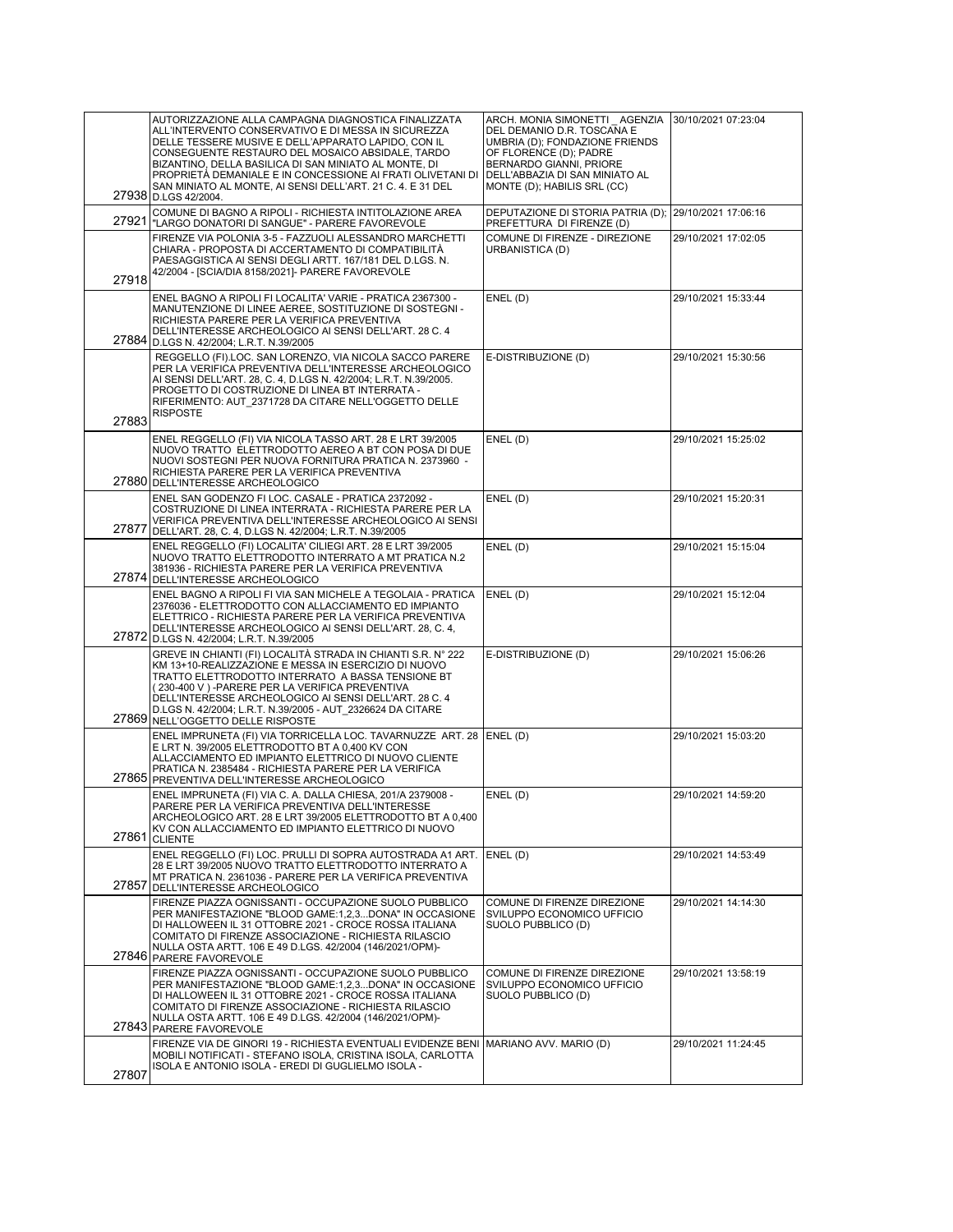| | | | |
|---|---|---|---|
| 27938 | AUTORIZZAZIONE ALLA CAMPAGNA DIAGNOSTICA FINALIZZATA ALL'INTERVENTO CONSERVATIVO E DI MESSA IN SICUREZZA DELLE TESSERE MUSIVE E DELL'APPARATO LAPIDO, CON IL CONSEGUENTE RESTAURO DEL MOSAICO ABSIDALE, TARDO BIZANTINO, DELLA BASILICA DI SAN MINIATO AL MONTE, DI PROPRIETÀ DEMANIALE E IN CONCESSIONE AI FRATI OLIVETANI DI SAN MINIATO AL MONTE, AI SENSI DELL'ART. 21 C. 4. E 31 DEL D.LGS 42/2004. | ARCH. MONIA SIMONETTI _ AGENZIA DEL DEMANIO D.R. TOSCANA E UMBRIA (D); FONDAZIONE FRIENDS OF FLORENCE (D); PADRE BERNARDO GIANNI, PRIORE DELL'ABBAZIA DI SAN MINIATO AL MONTE (D); HABILIS SRL (CC) | 30/10/2021 07:23:04 |
| 27921 | COMUNE DI BAGNO A RIPOLI - RICHIESTA INTITOLAZIONE AREA "LARGO DONATORI DI SANGUE" - PARERE FAVOREVOLE | DEPUTAZIONE DI STORIA PATRIA (D); PREFETTURA DI FIRENZE (D) | 29/10/2021 17:06:16 |
| 27918 | FIRENZE VIA POLONIA 3-5 - FAZZUOLI ALESSANDRO MARCHETTI CHIARA - PROPOSTA DI ACCERTAMENTO DI COMPATIBILITÀ PAESAGGISTICA AI SENSI DEGLI ARTT. 167/181 DEL D.LGS. N. 42/2004 - [SCIA/DIA 8158/2021]- PARERE FAVOREVOLE | COMUNE DI FIRENZE - DIREZIONE URBANISTICA (D) | 29/10/2021 17:02:05 |
| 27884 | ENEL BAGNO A RIPOLI FI LOCALITA' VARIE - PRATICA 2367300 - MANUTENZIONE DI LINEE AEREE, SOSTITUZIONE DI SOSTEGNI - RICHIESTA PARERE PER LA VERIFICA PREVENTIVA DELL'INTERESSE ARCHEOLOGICO AI SENSI DELL'ART. 28 C. 4 D.LGS N. 42/2004; L.R.T. N.39/2005 | ENEL (D) | 29/10/2021 15:33:44 |
| 27883 | REGGELLO (FI).LOC. SAN LORENZO, VIA NICOLA SACCO PARERE PER LA VERIFICA PREVENTIVA DELL'INTERESSE ARCHEOLOGICO AI SENSI DELL'ART. 28, C. 4, D.LGS N. 42/2004; L.R.T. N.39/2005. PROGETTO DI COSTRUZIONE DI LINEA BT INTERRATA - RIFERIMENTO: AUT_2371728 DA CITARE NELL'OGGETTO DELLE RISPOSTE | E-DISTRIBUZIONE (D) | 29/10/2021 15:30:56 |
| 27880 | ENEL REGGELLO (FI) VIA NICOLA TASSO ART. 28 E LRT 39/2005 NUOVO TRATTO ELETTRODOTTO AEREO A BT CON POSA DI DUE NUOVI SOSTEGNI PER NUOVA FORNITURA PRATICA N. 2373960 - RICHIESTA PARERE PER LA VERIFICA PREVENTIVA DELL'INTERESSE ARCHEOLOGICO | ENEL (D) | 29/10/2021 15:25:02 |
| 27877 | ENEL SAN GODENZO FI LOC. CASALE - PRATICA 2372092 - COSTRUZIONE DI LINEA INTERRATA - RICHIESTA PARERE PER LA VERIFICA PREVENTIVA DELL'INTERESSE ARCHEOLOGICO AI SENSI DELL'ART. 28, C. 4, D.LGS N. 42/2004; L.R.T. N.39/2005 | ENEL (D) | 29/10/2021 15:20:31 |
| 27874 | ENEL REGGELLO (FI) LOCALITA' CILIEGI ART. 28 E LRT 39/2005 NUOVO TRATTO ELETTRODOTTO INTERRATO A MT PRATICA N.2 381936 - RICHIESTA PARERE PER LA VERIFICA PREVENTIVA DELL'INTERESSE ARCHEOLOGICO | ENEL (D) | 29/10/2021 15:15:04 |
| 27872 | ENEL BAGNO A RIPOLI FI VIA SAN MICHELE A TEGOLAIA - PRATICA 2376036 - ELETTRODOTTO CON ALLACCIAMENTO ED IMPIANTO ELETTRICO - RICHIESTA PARERE PER LA VERIFICA PREVENTIVA DELL'INTERESSE ARCHEOLOGICO AI SENSI DELL'ART. 28, C. 4, D.LGS N. 42/2004; L.R.T. N.39/2005 | ENEL (D) | 29/10/2021 15:12:04 |
| 27869 | GREVE IN CHIANTI (FI) LOCALITÀ STRADA IN CHIANTI S.R. N° 222 KM 13+10-REALIZZAZIONE E MESSA IN ESERCIZIO DI NUOVO TRATTO ELETTRODOTTO INTERRATO A BASSA TENSIONE BT ( 230-400 V ) -PARERE PER LA VERIFICA PREVENTIVA DELL'INTERESSE ARCHEOLOGICO AI SENSI DELL'ART. 28 C. 4 D.LGS N. 42/2004; L.R.T. N.39/2005 - AUT_2326624 DA CITARE NELL'OGGETTO DELLE RISPOSTE | E-DISTRIBUZIONE (D) | 29/10/2021 15:06:26 |
| 27865 | ENEL IMPRUNETA (FI) VIA TORRICELLA LOC. TAVARNUZZE ART. 28 E LRT N. 39/2005 ELETTRODOTTO BT A 0,400 KV CON ALLACCIAMENTO ED IMPIANTO ELETTRICO DI NUOVO CLIENTE PRATICA N. 2385484 - RICHIESTA PARERE PER LA VERIFICA PREVENTIVA DELL'INTERESSE ARCHEOLOGICO | ENEL (D) | 29/10/2021 15:03:20 |
| 27861 | ENEL IMPRUNETA (FI) VIA C. A. DALLA CHIESA, 201/A 2379008 - PARERE PER LA VERIFICA PREVENTIVA DELL'INTERESSE ARCHEOLOGICO ART. 28 E LRT 39/2005 ELETTRODOTTO BT A 0,400 KV CON ALLACCIAMENTO ED IMPIANTO ELETTRICO DI NUOVO CLIENTE | ENEL (D) | 29/10/2021 14:59:20 |
| 27857 | ENEL REGGELLO (FI) LOC. PRULLI DI SOPRA AUTOSTRADA A1 ART. 28 E LRT 39/2005 NUOVO TRATTO ELETTRODOTTO INTERRATO A MT PRATICA N. 2361036 - PARERE PER LA VERIFICA PREVENTIVA DELL'INTERESSE ARCHEOLOGICO | ENEL (D) | 29/10/2021 14:53:49 |
| 27846 | FIRENZE PIAZZA OGNISSANTI - OCCUPAZIONE SUOLO PUBBLICO PER MANIFESTAZIONE "BLOOD GAME:1,2,3...DONA" IN OCCASIONE DI HALLOWEEN IL 31 OTTOBRE 2021 - CROCE ROSSA ITALIANA COMITATO DI FIRENZE ASSOCIAZIONE - RICHIESTA RILASCIO NULLA OSTA ARTT. 106 E 49 D.LGS. 42/2004 (146/2021/OPM)- PARERE FAVOREVOLE | COMUNE DI FIRENZE DIREZIONE SVILUPPO ECONOMICO UFFICIO SUOLO PUBBLICO (D) | 29/10/2021 14:14:30 |
| 27843 | FIRENZE PIAZZA OGNISSANTI - OCCUPAZIONE SUOLO PUBBLICO PER MANIFESTAZIONE "BLOOD GAME:1,2,3...DONA" IN OCCASIONE DI HALLOWEEN IL 31 OTTOBRE 2021 - CROCE ROSSA ITALIANA COMITATO DI FIRENZE ASSOCIAZIONE - RICHIESTA RILASCIO NULLA OSTA ARTT. 106 E 49 D.LGS. 42/2004 (146/2021/OPM)- PARERE FAVOREVOLE | COMUNE DI FIRENZE DIREZIONE SVILUPPO ECONOMICO UFFICIO SUOLO PUBBLICO (D) | 29/10/2021 13:58:19 |
| 27807 | FIRENZE VIA DE GINORI 19 - RICHIESTA EVENTUALI EVIDENZE BENI MOBILI NOTIFICATI - STEFANO ISOLA, CRISTINA ISOLA, CARLOTTA ISOLA E ANTONIO ISOLA - EREDI DI GUGLIELMO ISOLA - | MARIANO AVV. MARIO (D) | 29/10/2021 11:24:45 |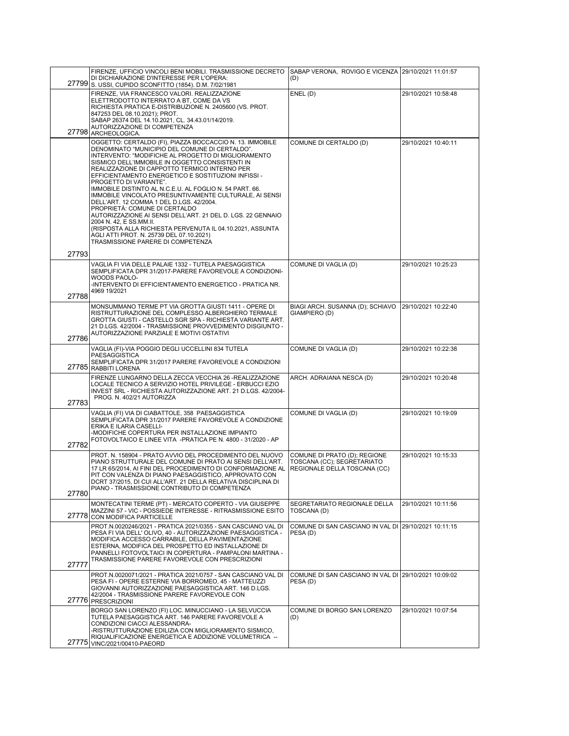| | | | |
|---|---|---|---|
| 27799 | FIRENZE, UFFICIO VINCOLI BENI MOBILI. TRASMISSIONE DECRETO DI DICHIARAZIONE D'INTERESSE PER L'OPERA: S. USSI, CUPIDO SCONFITTO (1854). D.M. 7/02/1981 | SABAP VERONA, ROVIGO E VICENZA (D) | 29/10/2021 11:01:57 |
| 27798 | FIRENZE, VIA FRANCESCO VALORI. REALIZZAZIONE ELETTRODOTTO INTERRATO A BT, COME DA VS RICHIESTA PRATICA E-DISTRIBUZIONE N. 2405600 (VS. PROT. 847253 DEL 08.10.2021); PROT. SABAP 26374 DEL 14.10.2021, CL. 34.43.01/14/2019. AUTORIZZAZIONE DI COMPETENZA ARCHEOLOGICA. | ENEL (D) | 29/10/2021 10:58:48 |
| 27793 | OGGETTO: CERTALDO (FI), PIAZZA BOCCACCIO N. 13. IMMOBILE DENOMINATO "MUNICIPIO DEL COMUNE DI CERTALDO". INTERVENTO: "MODIFICHE AL PROGETTO DI MIGLIORAMENTO SISMICO DELL'IMMOBILE IN OGGETTO CONSISTENTI IN REALIZZAZIONE DI CAPPOTTO TERMICO INTERNO PER EFFICIENTAMENTO ENERGETICO E SOSTITUZIONI INFISSI - PROGETTO DI VARIANTE". IMMOBILE DISTINTO AL N.C.E.U. AL FOGLIO N. 54 PART. 66. IMMOBILE VINCOLATO PRESUNTIVAMENTE CULTURALE, AI SENSI DELL'ART. 12 COMMA 1 DEL D.LGS. 42/2004. PROPRIETÀ: COMUNE DI CERTALDO AUTORIZZAZIONE AI SENSI DELL'ART. 21 DEL D. LGS. 22 GENNAIO 2004 N. 42, E SS.MM.II. (RISPOSTA ALLA RICHIESTA PERVENUTA IL 04.10.2021, ASSUNTA AGLI ATTI PROT. N. 25739 DEL 07.10.2021) TRASMISSIONE PARERE DI COMPETENZA | COMUNE DI CERTALDO (D) | 29/10/2021 10:40:11 |
| 27788 | VAGLIA FI VIA DELLE PALAIE 1332 - TUTELA PAESAGGISTICA SEMPLIFICATA DPR 31/2017-PARERE FAVOREVOLE A CONDIZIONI- WOODS PAOLO- -INTERVENTO DI EFFICIENTAMENTO ENERGETICO - PRATICA NR. 4969 19/2021 | COMUNE DI VAGLIA (D) | 29/10/2021 10:25:23 |
| 27786 | MONSUMMANO TERME PT VIA GROTTA GIUSTI 1411 - OPERE DI RISTRUTTURAZIONE DEL COMPLESSO ALBERGHIERO TERMALE GROTTA GIUSTI - CASTELLO SGR SPA - RICHIESTA VARIANTE ART. 21 D.LGS. 42/2004 - TRASMISSIONE PROVVEDIMENTO DISGIUNTO - AUTORIZZAZIONE PARZIALE E MOTIVI OSTATIVI | BIAGI ARCH. SUSANNA (D); SCHIAVO GIAMPIERO (D) | 29/10/2021 10:22:40 |
| 27785 | VAGLIA (FI)-VIA POGGIO DEGLI UCCELLINI 834 TUTELA PAESAGGISTICA SEMPLIFICATA DPR 31/2017 PARERE FAVOREVOLE A CONDIZIONI RABBITI LORENA | COMUNE DI VAGLIA (D) | 29/10/2021 10:22:38 |
| 27783 | FIRENZE LUNGARNO DELLA ZECCA VECCHIA 26 -REALIZZAZIONE LOCALE TECNICO A SERVIZIO HOTEL PRIVILEGE - ERBUCCI EZIO INVEST SRL - RICHIESTA AUTORIZZAZIONE ART. 21 D.LGS. 42/2004- PROG. N. 402/21 AUTORIZZA | ARCH. ADRAIANA NESCA (D) | 29/10/2021 10:20:48 |
| 27782 | VAGLIA (FI) VIA DI CIABATTOLE, 358 PAESAGGISTICA SEMPLIFICATA DPR 31/2017 PARERE FAVOREVOLE A CONDIZIONE ERIKA E ILARIA CASELLI- -MODIFICHE COPERTURA PER INSTALLAZIONE IMPIANTO FOTOVOLTAICO E LINEE VITA -PRATICA PE N. 4800 - 31/2020 - AP | COMUNE DI VAGLIA (D) | 29/10/2021 10:19:09 |
| 27780 | PROT. N. 158904 - PRATO AVVIO DEL PROCEDIMENTO DEL NUOVO PIANO STRUTTURALE DEL COMUNE DI PRATO AI SENSI DELL'ART. 17 LR 65/2014, AI FINI DEL PROCEDIMENTO DI CONFORMAZIONE AL PIT CON VALENZA DI PIANO PAESAGGISTICO, APPROVATO CON DCRT 37/2015, DI CUI ALL'ART. 21 DELLA RELATIVA DISCIPLINA DI PIANO - TRASMISSIONE CONTRIBUTO DI COMPETENZA | COMUNE DI PRATO (D); REGIONE TOSCANA (CC); SEGRETARIATO REGIONALE DELLA TOSCANA (CC) | 29/10/2021 10:15:33 |
| 27778 | MONTECATINI TERME (PT) - MERCATO COPERTO - VIA GIUSEPPE MAZZINI 57 - VIC - POSSIEDE INTERESSE - RITRASMISSIONE ESITO CON MODIFICA PARTICELLE | SEGRETARIATO REGIONALE DELLA TOSCANA (D) | 29/10/2021 10:11:56 |
| 27777 | PROT.N.0020246/2021 - PRATICA 2021/0355 - SAN CASCIANO VAL DI PESA FI VIA DELL' OLIVO, 40 - AUTORIZZAZIONE PAESAGGISTICA - MODIFICA ACCESSO CARRABILE, DELLA PAVIMENTAZIONE ESTERNA, MODIFICA DEL PROSPETTO ED INSTALLAZIONE DI PANNELLI FOTOVOLTAICI IN COPERTURA - PAMPALONI MARTINA - TRASMISSIONE PARERE FAVOREVOLE CON PRESCRIZIONI | COMUNE DI SAN CASCIANO IN VAL DI PESA (D) | 29/10/2021 10:11:15 |
| 27776 | PROT.N.0020071/2021 - PRATICA 2021/0757 - SAN CASCIANO VAL DI PESA FI - OPERE ESTERNE VIA BORROMEO, 45 - MATTEUZZI GIOVANNI AUTORIZZAZIONE PAESAGGISTICA ART. 146 D.LGS. 42/2004 - TRASMISSIONE PARERE FAVOREVOLE CON PRESCRIZIONI | COMUNE DI SAN CASCIANO IN VAL DI PESA (D) | 29/10/2021 10:09:02 |
| 27775 | BORGO SAN LORENZO (FI) LOC. MINUCCIANO - LA SELVUCCIA TUTELA PAESAGGISTICA ART. 146 PARERE FAVOREVOLE A CONDIZIONI CIACCI ALESSANDRA- -RISTRUTTURAZIONE EDILIZIA CON MIGLIORAMENTO SISMICO, RIQUALIFICAZIONE ENERGETICA E ADDIZIONE VOLUMETRICA -- VINC/2021/00410-PAEORD | COMUNE DI BORGO SAN LORENZO (D) | 29/10/2021 10:07:54 |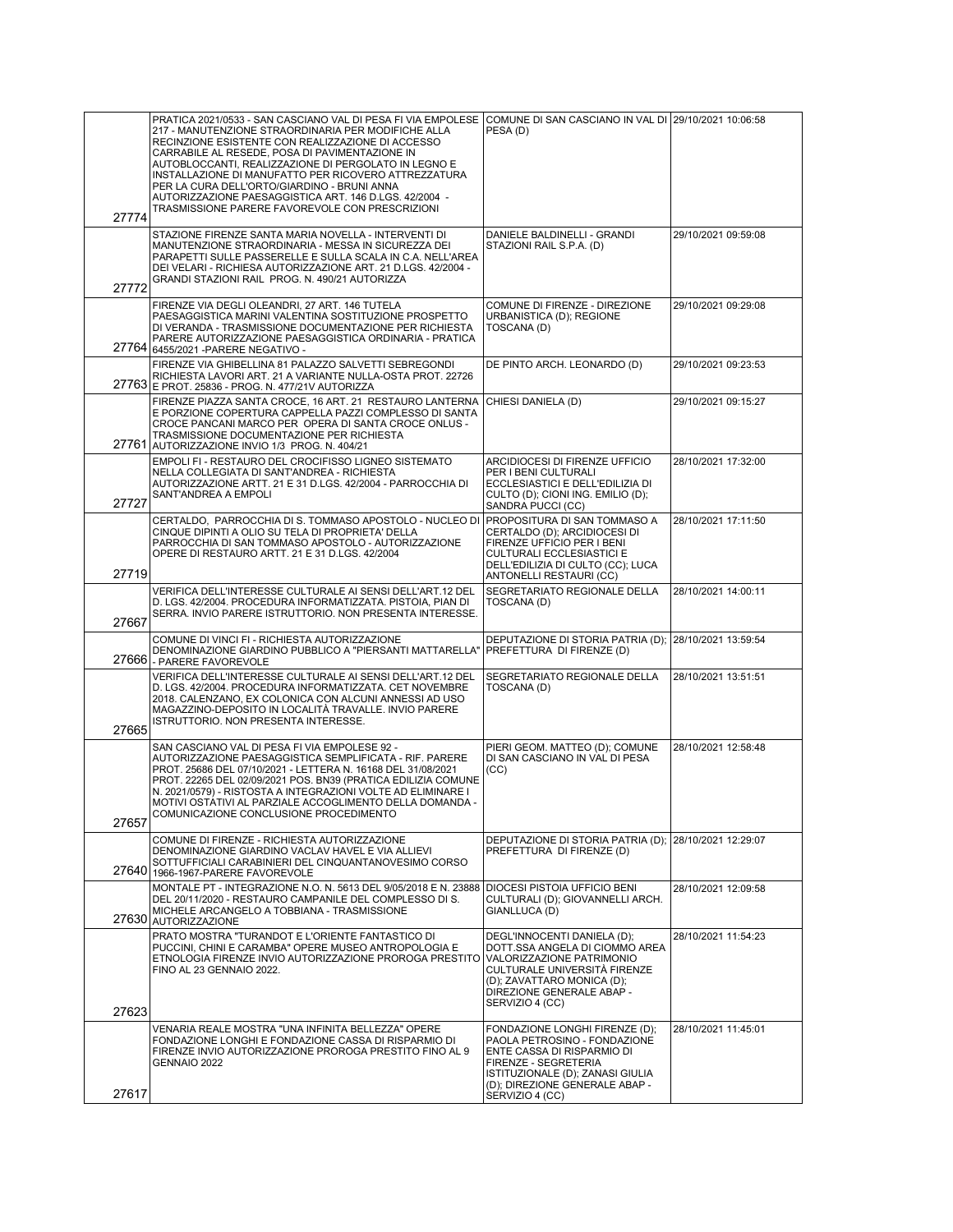| | | | |
|---|---|---|---|
| 27774 | PRATICA 2021/0533 - SAN CASCIANO VAL DI PESA FI VIA EMPOLESE 217 - MANUTENZIONE STRAORDINARIA PER MODIFICHE ALLA RECINZIONE ESISTENTE CON REALIZZAZIONE DI ACCESSO CARRABILE AL RESEDE, POSA DI PAVIMENTAZIONE IN AUTOBLOCCANTI, REALIZZAZIONE DI PERGOLATO IN LEGNO E INSTALLAZIONE DI MANUFATTO PER RICOVERO ATTREZZATURA PER LA CURA DELL'ORTO/GIARDINO - BRUNI ANNA AUTORIZZAZIONE PAESAGGISTICA ART. 146 D.LGS. 42/2004 - TRASMISSIONE PARERE FAVOREVOLE CON PRESCRIZIONI | COMUNE DI SAN CASCIANO IN VAL DI PESA (D) | 29/10/2021 10:06:58 |
| 27772 | STAZIONE FIRENZE SANTA MARIA NOVELLA - INTERVENTI DI MANUTENZIONE STRAORDINARIA - MESSA IN SICUREZZA DEI PARAPETTI SULLE PASSERELLE E SULLA SCALA IN C.A. NELL'AREA DEI VELARI - RICHIESA AUTORIZZAZIONE ART. 21 D.LGS. 42/2004 - GRANDI STAZIONI RAIL PROG. N. 490/21 AUTORIZZA | DANIELE BALDINELLI - GRANDI STAZIONI RAIL S.P.A. (D) | 29/10/2021 09:59:08 |
| 27764 | FIRENZE VIA DEGLI OLEANDRI, 27 ART. 146 TUTELA PAESAGGISTICA MARINI VALENTINA SOSTITUZIONE PROSPETTO DI VERANDA - TRASMISSIONE DOCUMENTAZIONE PER RICHIESTA PARERE AUTORIZZAZIONE PAESAGGISTICA ORDINARIA - PRATICA 6455/2021 -PARERE NEGATIVO - | COMUNE DI FIRENZE - DIREZIONE URBANISTICA (D); REGIONE TOSCANA (D) | 29/10/2021 09:29:08 |
| 27763 | FIRENZE VIA GHIBELLINA 81 PALAZZO SALVETTI SEBREGONDI RICHIESTA LAVORI ART. 21 A VARIANTE NULLA-OSTA PROT. 22726 E PROT. 25836 - PROG. N. 477/21V AUTORIZZA | DE PINTO ARCH. LEONARDO (D) | 29/10/2021 09:23:53 |
| 27761 | FIRENZE PIAZZA SANTA CROCE, 16 ART. 21 RESTAURO LANTERNA E PORZIONE COPERTURA CAPPELLA PAZZI COMPLESSO DI SANTA CROCE PANCANI MARCO PER OPERA DI SANTA CROCE ONLUS - TRASMISSIONE DOCUMENTAZIONE PER RICHIESTA AUTORIZZAZIONE INVIO 1/3 PROG. N. 404/21 | CHIESI DANIELA (D) | 29/10/2021 09:15:27 |
| 27727 | EMPOLI FI - RESTAURO DEL CROCIFISSO LIGNEO SISTEMATO NELLA COLLEGIATA DI SANT'ANDREA - RICHIESTA AUTORIZZAZIONE ARTT. 21 E 31 D.LGS. 42/2004 - PARROCCHIA DI SANT'ANDREA A EMPOLI | ARCIDIOCESI DI FIRENZE UFFICIO PER I BENI CULTURALI ECCLESIASTICI E DELL'EDILIZIA DI CULTO (D); CIONI ING. EMILIO (D); SANDRA PUCCI (CC) | 28/10/2021 17:32:00 |
| 27719 | CERTALDO, PARROCCHIA DI S. TOMMASO APOSTOLO - NUCLEO DI CINQUE DIPINTI A OLIO SU TELA DI PROPRIETA' DELLA PARROCCHIA DI SAN TOMMASO APOSTOLO - AUTORIZZAZIONE OPERE DI RESTAURO ARTT. 21 E 31 D.LGS. 42/2004 | PROPOSITURA DI SAN TOMMASO A CERTALDO (D); ARCIDIOCESI DI FIRENZE UFFICIO PER I BENI CULTURALI ECCLESIASTICI E DELL'EDILIZIA DI CULTO (CC); LUCA ANTONELLI RESTAURI (CC) | 28/10/2021 17:11:50 |
| 27667 | VERIFICA DELL'INTERESSE CULTURALE AI SENSI DELL'ART.12 DEL D. LGS. 42/2004. PROCEDURA INFORMATIZZATA. PISTOIA, PIAN DI SERRA. INVIO PARERE ISTRUTTORIO. NON PRESENTA INTERESSE. | SEGRETARIATO REGIONALE DELLA TOSCANA (D) | 28/10/2021 14:00:11 |
| 27666 | COMUNE DI VINCI FI - RICHIESTA AUTORIZZAZIONE DENOMINAZIONE GIARDINO PUBBLICO A "PIERSANTI MATTARELLA" - PARERE FAVOREVOLE | DEPUTAZIONE DI STORIA PATRIA (D); PREFETTURA DI FIRENZE (D) | 28/10/2021 13:59:54 |
| 27665 | VERIFICA DELL'INTERESSE CULTURALE AI SENSI DELL'ART.12 DEL D. LGS. 42/2004. PROCEDURA INFORMATIZZATA. CET NOVEMBRE 2018. CALENZANO, EX COLONICA CON ALCUNI ANNESSI AD USO MAGAZZINO-DEPOSITO IN LOCALITÀ TRAVALLE. INVIO PARERE ISTRUTTORIO. NON PRESENTA INTERESSE. | SEGRETARIATO REGIONALE DELLA TOSCANA (D) | 28/10/2021 13:51:51 |
| 27657 | SAN CASCIANO VAL DI PESA FI VIA EMPOLESE 92 - AUTORIZZAZIONE PAESAGGISTICA SEMPLIFICATA - RIF. PARERE PROT. 25686 DEL 07/10/2021 - LETTERA N. 16168 DEL 31/08/2021 PROT. 22265 DEL 02/09/2021 POS. BN39 (PRATICA EDILIZIA COMUNE N. 2021/0579) - RISTOSTA A INTEGRAZIONI VOLTE AD ELIMINARE I MOTIVI OSTATIVI AL PARZIALE ACCOGLIMENTO DELLA DOMANDA - COMUNICAZIONE CONCLUSIONE PROCEDIMENTO | PIERI GEOM. MATTEO (D); COMUNE DI SAN CASCIANO IN VAL DI PESA (CC) | 28/10/2021 12:58:48 |
| 27640 | COMUNE DI FIRENZE - RICHIESTA AUTORIZZAZIONE DENOMINAZIONE GIARDINO VACLAV HAVEL E VIA ALLIEVI SOTTUFFICIALI CARABINIERI DEL CINQUANTANOVESIMO CORSO 1966-1967-PARERE FAVOREVOLE | DEPUTAZIONE DI STORIA PATRIA (D); PREFETTURA DI FIRENZE (D) | 28/10/2021 12:29:07 |
| 27630 | MONTALE PT - INTEGRAZIONE N.O. N. 5613 DEL 9/05/2018 E N. 23888 DEL 20/11/2020 - RESTAURO CAMPANILE DEL COMPLESSO DI S. MICHELE ARCANGELO A TOBBIANA - TRASMISSIONE AUTORIZZAZIONE | DIOCESI PISTOIA UFFICIO BENI CULTURALI (D); GIOVANNELLI ARCH. GIANLLUCA (D) | 28/10/2021 12:09:58 |
| 27623 | PRATO MOSTRA "TURANDOT E L'ORIENTE FANTASTICO DI PUCCINI, CHINI E CARAMBA" OPERE MUSEO ANTROPOLOGIA E ETNOLOGIA FIRENZE INVIO AUTORIZZAZIONE PROROGA PRESTITO FINO AL 23 GENNAIO 2022. | DEGL'INNOCENTI DANIELA (D); DOTT.SSA ANGELA DI CIOMMO AREA VALORIZZAZIONE PATRIMONIO CULTURALE UNIVERSITÀ FIRENZE (D); ZAVATTARO MONICA (D); DIREZIONE GENERALE ABAP - SERVIZIO 4 (CC) | 28/10/2021 11:54:23 |
| 27617 | VENARIA REALE MOSTRA "UNA INFINITA BELLEZZA" OPERE FONDAZIONE LONGHI E FONDAZIONE CASSA DI RISPARMIO DI FIRENZE INVIO AUTORIZZAZIONE PROROGA PRESTITO FINO AL 9 GENNAIO 2022 | FONDAZIONE LONGHI FIRENZE (D); PAOLA PETROSINO - FONDAZIONE ENTE CASSA DI RISPARMIO DI FIRENZE - SEGRETERIA ISTITUZIONALE (D); ZANASI GIULIA (D); DIREZIONE GENERALE ABAP - SERVIZIO 4 (CC) | 28/10/2021 11:45:01 |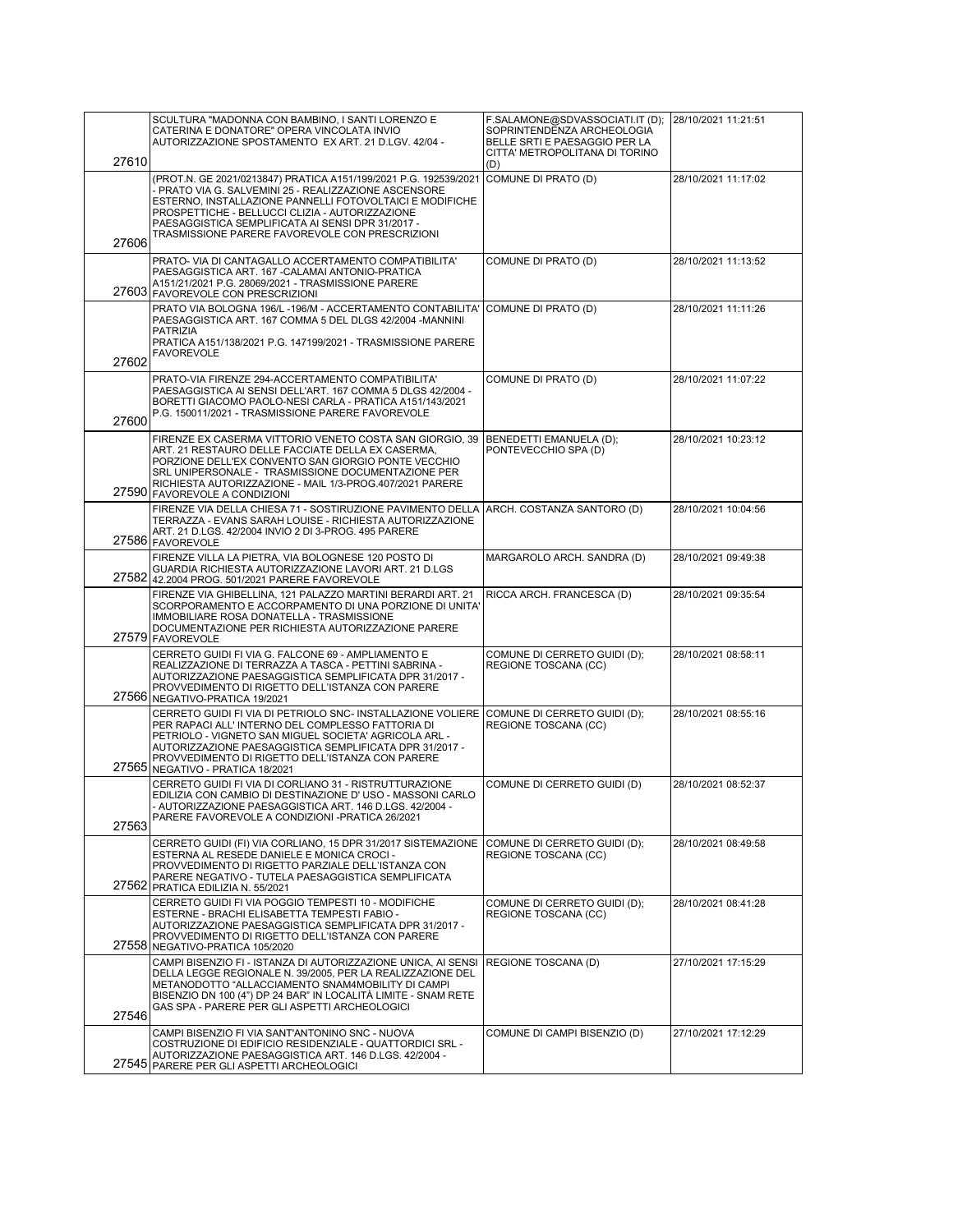| | | | |
|---|---|---|---|
| 27610 | SCULTURA "MADONNA CON BAMBINO, I SANTI LORENZO E CATERINA E DONATORE" OPERA VINCOLATA INVIO AUTORIZZAZIONE SPOSTAMENTO EX ART. 21 D.LGV. 42/04 - | F.SALAMONE@SDVASSOCIATI.IT (D); SOPRINTENDENZA ARCHEOLOGIA BELLE SRTI E PAESAGGIO PER LA CITTA' METROPOLITANA DI TORINO (D) | 28/10/2021 11:21:51 |
| 27606 | (PROT.N. GE 2021/0213847) PRATICA A151/199/2021 P.G. 192539/2021 - PRATO VIA G. SALVEMINI 25 - REALIZZAZIONE ASCENSORE ESTERNO, INSTALLAZIONE PANNELLI FOTOVOLTAICI E MODIFICHE PROSPETTICHE - BELLUCCI CLIZIA - AUTORIZZAZIONE PAESAGGISTICA SEMPLIFICATA AI SENSI DPR 31/2017 - TRASMISSIONE PARERE FAVOREVOLE CON PRESCRIZIONI | COMUNE DI PRATO (D) | 28/10/2021 11:17:02 |
| 27603 | PRATO- VIA DI CANTAGALLO ACCERTAMENTO COMPATIBILITA' PAESAGGISTICA ART. 167 -CALAMAI ANTONIO-PRATICA A151/21/2021 P.G. 28069/2021 - TRASMISSIONE PARERE FAVOREVOLE CON PRESCRIZIONI | COMUNE DI PRATO (D) | 28/10/2021 11:13:52 |
| 27602 | PRATO VIA BOLOGNA 196/L -196/M - ACCERTAMENTO CONTABILITA' PAESAGGISTICA ART. 167 COMMA 5 DEL DLGS 42/2004 -MANNINI PATRIZIA<br>PRATICA A151/138/2021 P.G. 147199/2021 - TRASMISSIONE PARERE FAVOREVOLE | COMUNE DI PRATO (D) | 28/10/2021 11:11:26 |
| 27600 | PRATO-VIA FIRENZE 294-ACCERTAMENTO COMPATIBILITA' PAESAGGISTICA AI SENSI DELL'ART. 167 COMMA 5 DLGS 42/2004 - BORETTI GIACOMO PAOLO-NESI CARLA - PRATICA A151/143/2021 P.G. 150011/2021 - TRASMISSIONE PARERE FAVOREVOLE | COMUNE DI PRATO (D) | 28/10/2021 11:07:22 |
| 27590 | FIRENZE EX CASERMA VITTORIO VENETO COSTA SAN GIORGIO, 39 ART. 21 RESTAURO DELLE FACCIATE DELLA EX CASERMA, PORZIONE DELL'EX CONVENTO SAN GIORGIO PONTE VECCHIO SRL UNIPERSONALE - TRASMISSIONE DOCUMENTAZIONE PER RICHIESTA AUTORIZZAZIONE - MAIL 1/3-PROG.407/2021 PARERE FAVOREVOLE A CONDIZIONI | BENEDETTI EMANUELA (D); PONTEVECCHIO SPA (D) | 28/10/2021 10:23:12 |
| 27586 | FIRENZE VIA DELLA CHIESA 71 - SOSTIRUZIONE PAVIMENTO DELLA TERRAZZA - EVANS SARAH LOUISE - RICHIESTA AUTORIZZAZIONE ART. 21 D.LGS. 42/2004 INVIO 2 DI 3-PROG. 495 PARERE FAVOREVOLE | ARCH. COSTANZA SANTORO (D) | 28/10/2021 10:04:56 |
| 27582 | FIRENZE VILLA LA PIETRA, VIA BOLOGNESE 120 POSTO DI GUARDIA RICHIESTA AUTORIZZAZIONE LAVORI ART. 21 D.LGS 42.2004 PROG. 501/2021 PARERE FAVOREVOLE | MARGAROLO ARCH. SANDRA (D) | 28/10/2021 09:49:38 |
| 27579 | FIRENZE VIA GHIBELLINA, 121 PALAZZO MARTINI BERARDI ART. 21 SCORPORAMENTO E ACCORPAMENTO DI UNA PORZIONE DI UNITA' IMMOBILIARE ROSA DONATELLA - TRASMISSIONE DOCUMENTAZIONE PER RICHIESTA AUTORIZZAZIONE PARERE FAVOREVOLE | RICCA ARCH. FRANCESCA (D) | 28/10/2021 09:35:54 |
| 27566 | CERRETO GUIDI FI VIA G. FALCONE 69 - AMPLIAMENTO E REALIZZAZIONE DI TERRAZZA A TASCA - PETTINI SABRINA - AUTORIZZAZIONE PAESAGGISTICA SEMPLIFICATA DPR 31/2017 - PROVVEDIMENTO DI RIGETTO DELL'ISTANZA CON PARERE NEGATIVO-PRATICA 19/2021 | COMUNE DI CERRETO GUIDI (D); REGIONE TOSCANA (CC) | 28/10/2021 08:58:11 |
| 27565 | CERRETO GUIDI FI VIA DI PETRIOLO SNC- INSTALLAZIONE VOLIERE PER RAPACI ALL' INTERNO DEL COMPLESSO FATTORIA DI PETRIOLO - VIGNETO SAN MIGUEL SOCIETA' AGRICOLA ARL - AUTORIZZAZIONE PAESAGGISTICA SEMPLIFICATA DPR 31/2017 - PROVVEDIMENTO DI RIGETTO DELL'ISTANZA CON PARERE NEGATIVO - PRATICA 18/2021 | COMUNE DI CERRETO GUIDI (D); REGIONE TOSCANA (CC) | 28/10/2021 08:55:16 |
| 27563 | CERRETO GUIDI FI VIA DI CORLIANO 31 - RISTRUTTURAZIONE EDILIZIA CON CAMBIO DI DESTINAZIONE D' USO - MASSONI CARLO - AUTORIZZAZIONE PAESAGGISTICA ART. 146 D.LGS. 42/2004 - PARERE FAVOREVOLE A CONDIZIONI -PRATICA 26/2021 | COMUNE DI CERRETO GUIDI (D) | 28/10/2021 08:52:37 |
| 27562 | CERRETO GUIDI (FI) VIA CORLIANO, 15 DPR 31/2017 SISTEMAZIONE ESTERNA AL RESEDE DANIELE E MONICA CROCI - PROVVEDIMENTO DI RIGETTO PARZIALE DELL'ISTANZA CON PARERE NEGATIVO - TUTELA PAESAGGISTICA SEMPLIFICATA PRATICA EDILIZIA N. 55/2021 | COMUNE DI CERRETO GUIDI (D); REGIONE TOSCANA (CC) | 28/10/2021 08:49:58 |
| 27558 | CERRETO GUIDI FI VIA POGGIO TEMPESTI 10 - MODIFICHE ESTERNE - BRACHI ELISABETTA TEMPESTI FABIO - AUTORIZZAZIONE PAESAGGISTICA SEMPLIFICATA DPR 31/2017 - PROVVEDIMENTO DI RIGETTO DELL'ISTANZA CON PARERE NEGATIVO-PRATICA 105/2020 | COMUNE DI CERRETO GUIDI (D); REGIONE TOSCANA (CC) | 28/10/2021 08:41:28 |
| 27546 | CAMPI BISENZIO FI - ISTANZA DI AUTORIZZAZIONE UNICA, AI SENSI DELLA LEGGE REGIONALE N. 39/2005, PER LA REALIZZAZIONE DEL METANODOTTO "ALLACCIAMENTO SNAM4MOBILITY DI CAMPI BISENZIO DN 100 (4") DP 24 BAR" IN LOCALITÀ LIMITE - SNAM RETE GAS SPA - PARERE PER GLI ASPETTI ARCHEOLOGICI | REGIONE TOSCANA (D) | 27/10/2021 17:15:29 |
| 27545 | CAMPI BISENZIO FI VIA SANT'ANTONINO SNC - NUOVA COSTRUZIONE DI EDIFICIO RESIDENZIALE - QUATTORDICI SRL - AUTORIZZAZIONE PAESAGGISTICA ART. 146 D.LGS. 42/2004 - PARERE PER GLI ASPETTI ARCHEOLOGICI | COMUNE DI CAMPI BISENZIO (D) | 27/10/2021 17:12:29 |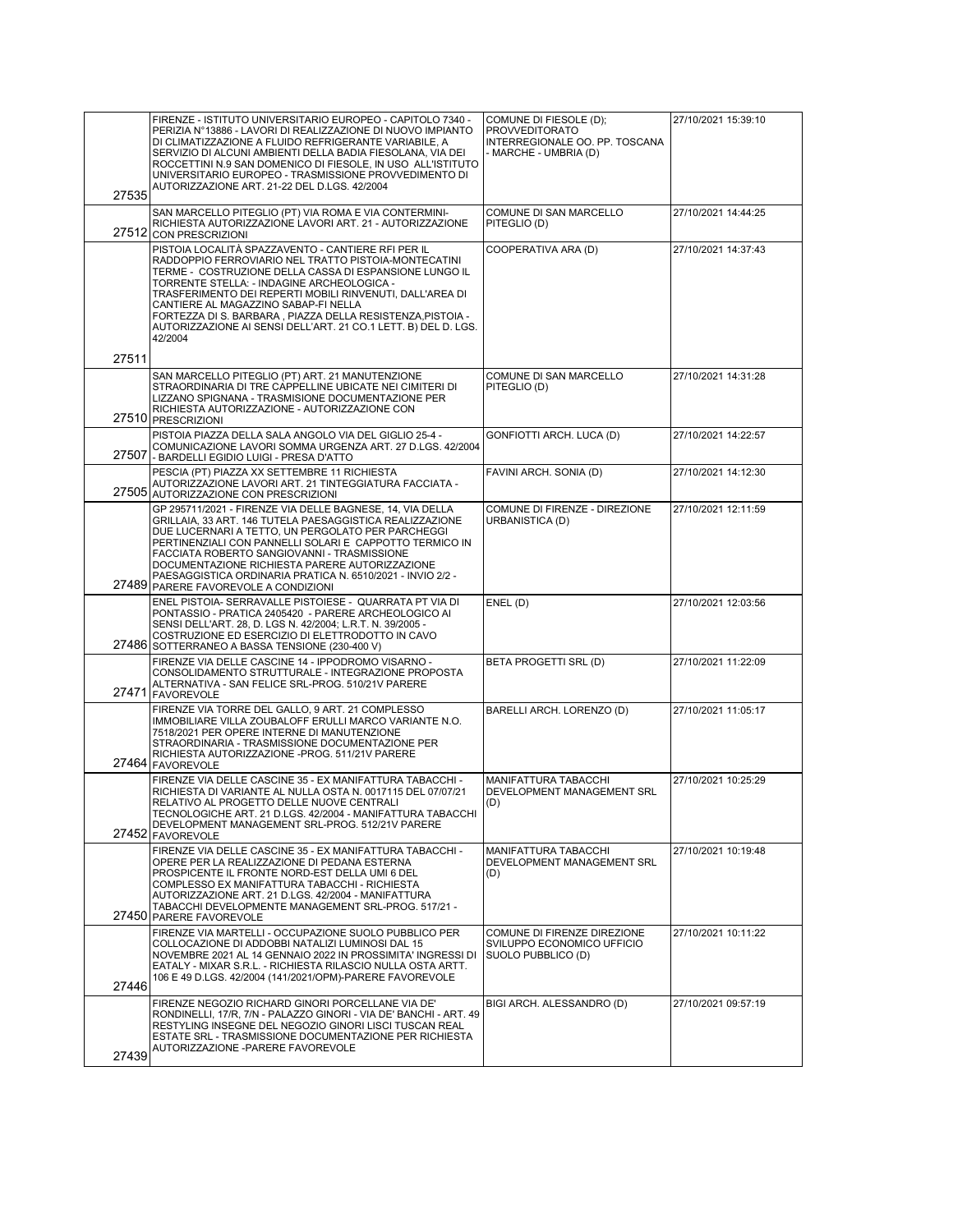| | | | |
|---|---|---|---|
| 27535 | FIRENZE - ISTITUTO UNIVERSITARIO EUROPEO - CAPITOLO 7340 - PERIZIA N°13886 - LAVORI DI REALIZZAZIONE DI NUOVO IMPIANTO DI CLIMATIZZAZIONE A FLUIDO REFRIGERANTE VARIABILE, A SERVIZIO DI ALCUNI AMBIENTI DELLA BADIA FIESOLANA, VIA DEI ROCCETTINI N.9 SAN DOMENICO DI FIESOLE, IN USO ALL'ISTITUTO UNIVERSITARIO EUROPEO - TRASMISSIONE PROVVEDIMENTO DI AUTORIZZAZIONE ART. 21-22 DEL D.LGS. 42/2004 | COMUNE DI FIESOLE (D); PROVVEDITORATO INTERREGIONALE OO. PP. TOSCANA - MARCHE - UMBRIA (D) | 27/10/2021 15:39:10 |
| 27512 | SAN MARCELLO PITEGLIO (PT) VIA ROMA E VIA CONTERMINI- RICHIESTA AUTORIZZAZIONE LAVORI ART. 21 - AUTORIZZAZIONE CON PRESCRIZIONI | COMUNE DI SAN MARCELLO PITEGLIO (D) | 27/10/2021 14:44:25 |
| 27511 | PISTOIA LOCALITÀ SPAZZAVENTO - CANTIERE RFI PER IL RADDOPPIO FERROVIARIO NEL TRATTO PISTOIA-MONTECATINI TERME - COSTRUZIONE DELLA CASSA DI ESPANSIONE LUNGO IL TORRENTE STELLA: - INDAGINE ARCHEOLOGICA - TRASFERIMENTO DEI REPERTI MOBILI RINVENUTI, DALL'AREA DI CANTIERE AL MAGAZZINO SABAP-FI NELLA FORTEZZA DI S. BARBARA , PIAZZA DELLA RESISTENZA,PISTOIA - AUTORIZZAZIONE AI SENSI DELL'ART. 21 CO.1 LETT. B) DEL D. LGS. 42/2004 | COOPERATIVA ARA (D) | 27/10/2021 14:37:43 |
| 27510 | SAN MARCELLO PITEGLIO (PT) ART. 21 MANUTENZIONE STRAORDINARIA DI TRE CAPPELLINE UBICATE NEI CIMITERI DI LIZZANO SPIGNANA - TRASMISIONE DOCUMENTAZIONE PER RICHIESTA AUTORIZZAZIONE - AUTORIZZAZIONE CON PRESCRIZIONI | COMUNE DI SAN MARCELLO PITEGLIO (D) | 27/10/2021 14:31:28 |
| 27507 | PISTOIA PIAZZA DELLA SALA ANGOLO VIA DEL GIGLIO 25-4 - COMUNICAZIONE LAVORI SOMMA URGENZA ART. 27 D.LGS. 42/2004 - BARDELLI EGIDIO LUIGI - PRESA D'ATTO | GONFIOTTI ARCH. LUCA (D) | 27/10/2021 14:22:57 |
| 27505 | PESCIA (PT) PIAZZA XX SETTEMBRE 11 RICHIESTA AUTORIZZAZIONE LAVORI ART. 21 TINTEGGIATURA FACCIATA - AUTORIZZAZIONE CON PRESCRIZIONI | FAVINI ARCH. SONIA (D) | 27/10/2021 14:12:30 |
| 27489 | GP 295711/2021 - FIRENZE VIA DELLE BAGNESE, 14, VIA DELLA GRILLAIA, 33 ART. 146 TUTELA PAESAGGISTICA REALIZZAZIONE DUE LUCERNARI A TETTO, UN PERGOLATO PER PARCHEGGI PERTINENZIALI CON PANNELLI SOLARI E CAPPOTTO TERMICO IN FACCIATA ROBERTO SANGIOVANNI - TRASMISSIONE DOCUMENTAZIONE RICHIESTA PARERE AUTORIZZAZIONE PAESAGGISTICA ORDINARIA PRATICA N. 6510/2021 - INVIO 2/2 - PARERE FAVOREVOLE A CONDIZIONI | COMUNE DI FIRENZE - DIREZIONE URBANISTICA (D) | 27/10/2021 12:11:59 |
| 27486 | ENEL PISTOIA- SERRAVALLE PISTOIESE - QUARRATA PT VIA DI PONTASSIO - PRATICA 2405420 - PARERE ARCHEOLOGICO AI SENSI DELL'ART. 28, D. LGS N. 42/2004; L.R.T. N. 39/2005 - COSTRUZIONE ED ESERCIZIO DI ELETTRODOTTO IN CAVO SOTTERRANEO A BASSA TENSIONE (230-400 V) | ENEL (D) | 27/10/2021 12:03:56 |
| 27471 | FIRENZE VIA DELLE CASCINE 14 - IPPODROMO VISARNO - CONSOLIDAMENTO STRUTTURALE - INTEGRAZIONE PROPOSTA ALTERNATIVA - SAN FELICE SRL-PROG. 510/21V PARERE FAVOREVOLE | BETA PROGETTI SRL (D) | 27/10/2021 11:22:09 |
| 27464 | FIRENZE VIA TORRE DEL GALLO, 9 ART. 21 COMPLESSO IMMOBILIARE VILLA ZOUBALOFF ERULLI MARCO VARIANTE N.O. 7518/2021 PER OPERE INTERNE DI MANUTENZIONE STRAORDINARIA - TRASMISSIONE DOCUMENTAZIONE PER RICHIESTA AUTORIZZAZIONE -PROG. 511/21V PARERE FAVOREVOLE | BARELLI ARCH. LORENZO (D) | 27/10/2021 11:05:17 |
| 27452 | FIRENZE VIA DELLE CASCINE 35 - EX MANIFATTURA TABACCHI - RICHIESTA DI VARIANTE AL NULLA OSTA N. 0017115 DEL 07/07/21 RELATIVO AL PROGETTO DELLE NUOVE CENTRALI TECNOLOGICHE ART. 21 D.LGS. 42/2004 - MANIFATTURA TABACCHI DEVELOPMENT MANAGEMENT SRL-PROG. 512/21V PARERE FAVOREVOLE | MANIFATTURA TABACCHI DEVELOPMENT MANAGEMENT SRL (D) | 27/10/2021 10:25:29 |
| 27450 | FIRENZE VIA DELLE CASCINE 35 - EX MANIFATTURA TABACCHI - OPERE PER LA REALIZZAZIONE DI PEDANA ESTERNA PROSPICENTE IL FRONTE NORD-EST DELLA UMI 6 DEL COMPLESSO EX MANIFATTURA TABACCHI - RICHIESTA AUTORIZZAZIONE ART. 21 D.LGS. 42/2004 - MANIFATTURA TABACCHI DEVELOPMENTE MANAGEMENT SRL-PROG. 517/21 - PARERE FAVOREVOLE | MANIFATTURA TABACCHI DEVELOPMENT MANAGEMENT SRL (D) | 27/10/2021 10:19:48 |
| 27446 | FIRENZE VIA MARTELLI - OCCUPAZIONE SUOLO PUBBLICO PER COLLOCAZIONE DI ADDOBBI NATALIZI LUMINOSI DAL 15 NOVEMBRE 2021 AL 14 GENNAIO 2022 IN PROSSIMITA' INGRESSI DI EATALY - MIXAR S.R.L. - RICHIESTA RILASCIO NULLA OSTA ARTT. 106 E 49 D.LGS. 42/2004 (141/2021/OPM)-PARERE FAVOREVOLE | COMUNE DI FIRENZE DIREZIONE SVILUPPO ECONOMICO UFFICIO SUOLO PUBBLICO (D) | 27/10/2021 10:11:22 |
| 27439 | FIRENZE NEGOZIO RICHARD GINORI PORCELLANE VIA DE' RONDINELLI, 17/R, 7/N - PALAZZO GINORI - VIA DE' BANCHI - ART. 49 RESTYLING INSEGNE DEL NEGOZIO GINORI LISCI TUSCAN REAL ESTATE SRL - TRASMISSIONE DOCUMENTAZIONE PER RICHIESTA AUTORIZZAZIONE -PARERE FAVOREVOLE | BIGI ARCH. ALESSANDRO (D) | 27/10/2021 09:57:19 |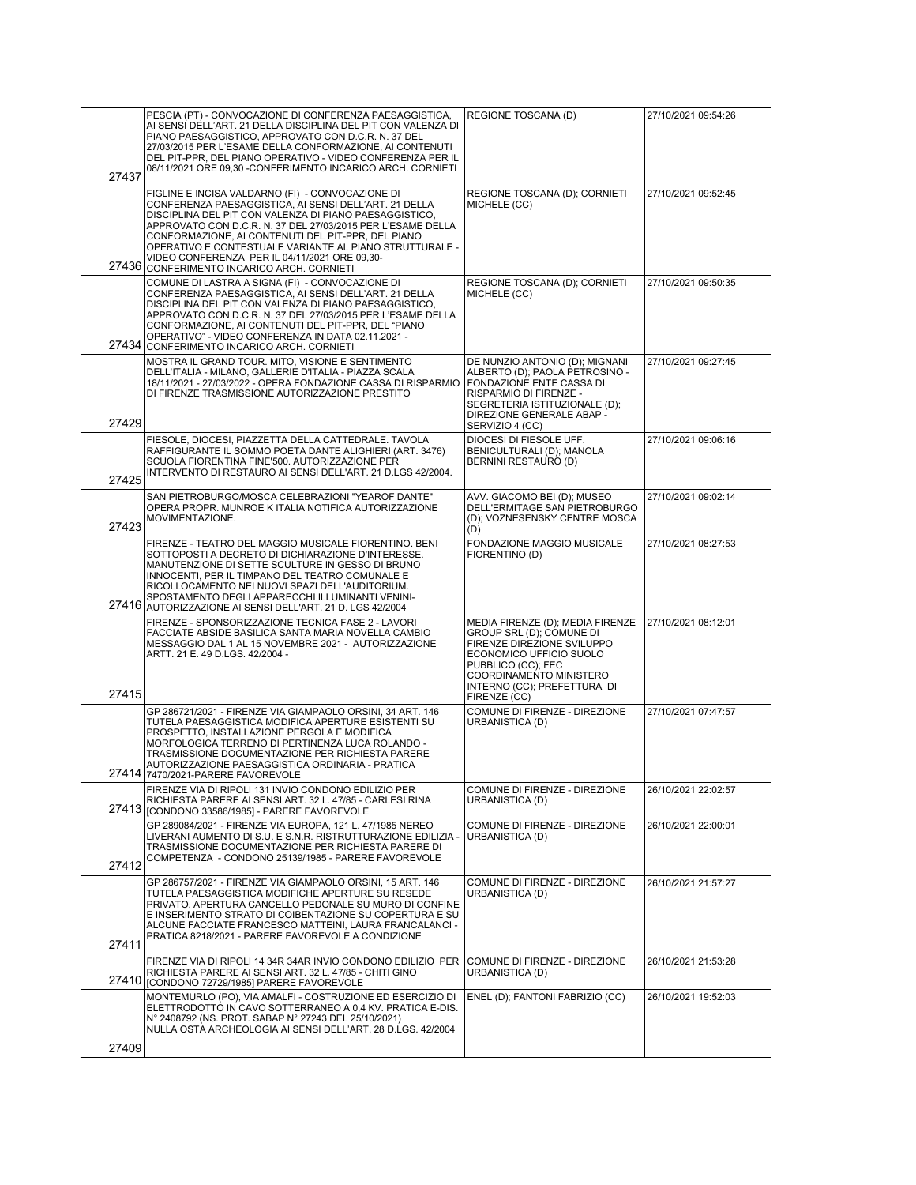| | | | |
|---|---|---|---|
| 27437 | PESCIA (PT) - CONVOCAZIONE DI CONFERENZA PAESAGGISTICA, AI SENSI DELL'ART. 21 DELLA DISCIPLINA DEL PIT CON VALENZA DI PIANO PAESAGGISTICO, APPROVATO CON D.C.R. N. 37 DEL 27/03/2015 PER L'ESAME DELLA CONFORMAZIONE, AI CONTENUTI DEL PIT-PPR, DEL PIANO OPERATIVO - VIDEO CONFERENZA PER IL 08/11/2021 ORE 09,30 -CONFERIMENTO INCARICO ARCH. CORNIETI | REGIONE TOSCANA (D) | 27/10/2021 09:54:26 |
| 27436 | FIGLINE E INCISA VALDARNO (FI) - CONVOCAZIONE DI CONFERENZA PAESAGGISTICA, AI SENSI DELL'ART. 21 DELLA DISCIPLINA DEL PIT CON VALENZA DI PIANO PAESAGGISTICO, APPROVATO CON D.C.R. N. 37 DEL 27/03/2015 PER L'ESAME DELLA CONFORMAZIONE, AI CONTENUTI DEL PIT-PPR, DEL PIANO OPERATIVO E CONTESTUALE VARIANTE AL PIANO STRUTTURALE - VIDEO CONFERENZA PER IL 04/11/2021 ORE 09,30- CONFERIMENTO INCARICO ARCH. CORNIETI | REGIONE TOSCANA (D); CORNIETI MICHELE (CC) | 27/10/2021 09:52:45 |
| 27434 | COMUNE DI LASTRA A SIGNA (FI) - CONVOCAZIONE DI CONFERENZA PAESAGGISTICA, AI SENSI DELL'ART. 21 DELLA DISCIPLINA DEL PIT CON VALENZA DI PIANO PAESAGGISTICO, APPROVATO CON D.C.R. N. 37 DEL 27/03/2015 PER L'ESAME DELLA CONFORMAZIONE, AI CONTENUTI DEL PIT-PPR, DEL "PIANO OPERATIVO" - VIDEO CONFERENZA IN DATA 02.11.2021 - CONFERIMENTO INCARICO ARCH. CORNIETI | REGIONE TOSCANA (D); CORNIETI MICHELE (CC) | 27/10/2021 09:50:35 |
| 27429 | MOSTRA IL GRAND TOUR. MITO, VISIONE E SENTIMENTO DELL'ITALIA - MILANO, GALLERIE D'ITALIA - PIAZZA SCALA 18/11/2021 - 27/03/2022 - OPERA FONDAZIONE CASSA DI RISPARMIO DI FIRENZE TRASMISSIONE AUTORIZZAZIONE PRESTITO | DE NUNZIO ANTONIO (D); MIGNANI ALBERTO (D); PAOLA PETROSINO - FONDAZIONE ENTE CASSA DI RISPARMIO DI FIRENZE - SEGRETERIA ISTITUZIONALE (D); DIREZIONE GENERALE ABAP - SERVIZIO 4 (CC) | 27/10/2021 09:27:45 |
| 27425 | FIESOLE, DIOCESI, PIAZZETTA DELLA CATTEDRALE. TAVOLA RAFFIGURANTE IL SOMMO POETA DANTE ALIGHIERI (ART. 3476) SCUOLA FIORENTINA FINE'500. AUTORIZZAZIONE PER INTERVENTO DI RESTAURO AI SENSI DELL'ART. 21 D.LGS 42/2004. | DIOCESI DI FIESOLE UFF. BENICULTURALI (D); MANOLA BERNINI RESTAURO (D) | 27/10/2021 09:06:16 |
| 27423 | SAN PIETROBURGO/MOSCA CELEBRAZIONI "YEAROF DANTE" OPERA PROPR. MUNROE K ITALIA NOTIFICA AUTORIZZAZIONE MOVIMENTAZIONE. | AVV. GIACOMO BEI (D); MUSEO DELL'ERMITAGE SAN PIETROBURGO (D); VOZNESENSKY CENTRE MOSCA (D) | 27/10/2021 09:02:14 |
| 27416 | FIRENZE - TEATRO DEL MAGGIO MUSICALE FIORENTINO. BENI SOTTOPOSTI A DECRETO DI DICHIARAZIONE D'INTERESSE. MANUTENZIONE DI SETTE SCULTURE IN GESSO DI BRUNO INNOCENTI, PER IL TIMPANO DEL TEATRO COMUNALE E RICOLLOCAMENTO NEI NUOVI SPAZI DELL'AUDITORIUM. SPOSTAMENTO DEGLI APPARECCHI ILLUMINANTI VENINI- AUTORIZZAZIONE AI SENSI DELL'ART. 21 D. LGS 42/2004 | FONDAZIONE MAGGIO MUSICALE FIORENTINO (D) | 27/10/2021 08:27:53 |
| 27415 | FIRENZE - SPONSORIZZAZIONE TECNICA FASE 2 - LAVORI FACCIATE ABSIDE BASILICA SANTA MARIA NOVELLA CAMBIO MESSAGGIO DAL 1 AL 15 NOVEMBRE 2021 - AUTORIZZAZIONE ARTT. 21 E. 49 D.LGS. 42/2004 - | MEDIA FIRENZE (D); MEDIA FIRENZE GROUP SRL (D); COMUNE DI FIRENZE DIREZIONE SVILUPPO ECONOMICO UFFICIO SUOLO PUBBLICO (CC); FEC COORDINAMENTO MINISTERO INTERNO (CC); PREFETTURA DI FIRENZE (CC) | 27/10/2021 08:12:01 |
| 27414 | GP 286721/2021 - FIRENZE VIA GIAMPAOLO ORSINI, 34 ART. 146 TUTELA PAESAGGISTICA MODIFICA APERTURE ESISTENTI SU PROSPETTO, INSTALLAZIONE PERGOLA E MODIFICA MORFOLOGICA TERRENO DI PERTINENZA LUCA ROLANDO - TRASMISSIONE DOCUMENTAZIONE PER RICHIESTA PARERE AUTORIZZAZIONE PAESAGGISTICA ORDINARIA - PRATICA 7470/2021-PARERE FAVOREVOLE | COMUNE DI FIRENZE - DIREZIONE URBANISTICA (D) | 27/10/2021 07:47:57 |
| 27413 | FIRENZE VIA DI RIPOLI 131 INVIO CONDONO EDILIZIO PER RICHIESTA PARERE AI SENSI ART. 32 L. 47/85 - CARLESI RINA [CONDONO 33586/1985] - PARERE FAVOREVOLE | COMUNE DI FIRENZE - DIREZIONE URBANISTICA (D) | 26/10/2021 22:02:57 |
| 27412 | GP 289084/2021 - FIRENZE VIA EUROPA, 121 L. 47/1985 NEREO LIVERANI AUMENTO DI S.U. E S.N.R. RISTRUTTURAZIONE EDILIZIA - TRASMISSIONE DOCUMENTAZIONE PER RICHIESTA PARERE DI COMPETENZA - CONDONO 25139/1985 - PARERE FAVOREVOLE | COMUNE DI FIRENZE - DIREZIONE URBANISTICA (D) | 26/10/2021 22:00:01 |
| 27411 | GP 286757/2021 - FIRENZE VIA GIAMPAOLO ORSINI, 15 ART. 146 TUTELA PAESAGGISTICA MODIFICHE APERTURE SU RESEDE PRIVATO, APERTURA CANCELLO PEDONALE SU MURO DI CONFINE E INSERIMENTO STRATO DI COIBENTAZIONE SU COPERTURA E SU ALCUNE FACCIATE FRANCESCO MATTEINI, LAURA FRANCALANCI - PRATICA 8218/2021 - PARERE FAVOREVOLE A CONDIZIONE | COMUNE DI FIRENZE - DIREZIONE URBANISTICA (D) | 26/10/2021 21:57:27 |
| 27410 | FIRENZE VIA DI RIPOLI 14 34R 34AR INVIO CONDONO EDILIZIO PER RICHIESTA PARERE AI SENSI ART. 32 L. 47/85 - CHITI GINO [CONDONO 72729/1985] PARERE FAVOREVOLE | COMUNE DI FIRENZE - DIREZIONE URBANISTICA (D) | 26/10/2021 21:53:28 |
| 27409 | MONTEMURLO (PO), VIA AMALFI - COSTRUZIONE ED ESERCIZIO DI ELETTRODOTTO IN CAVO SOTTERRANEO A 0,4 KV. PRATICA E-DIS. N° 2408792 (NS. PROT. SABAP N° 27243 DEL 25/10/2021) NULLA OSTA ARCHEOLOGIA AI SENSI DELL'ART. 28 D.LGS. 42/2004 | ENEL (D); FANTONI FABRIZIO (CC) | 26/10/2021 19:52:03 |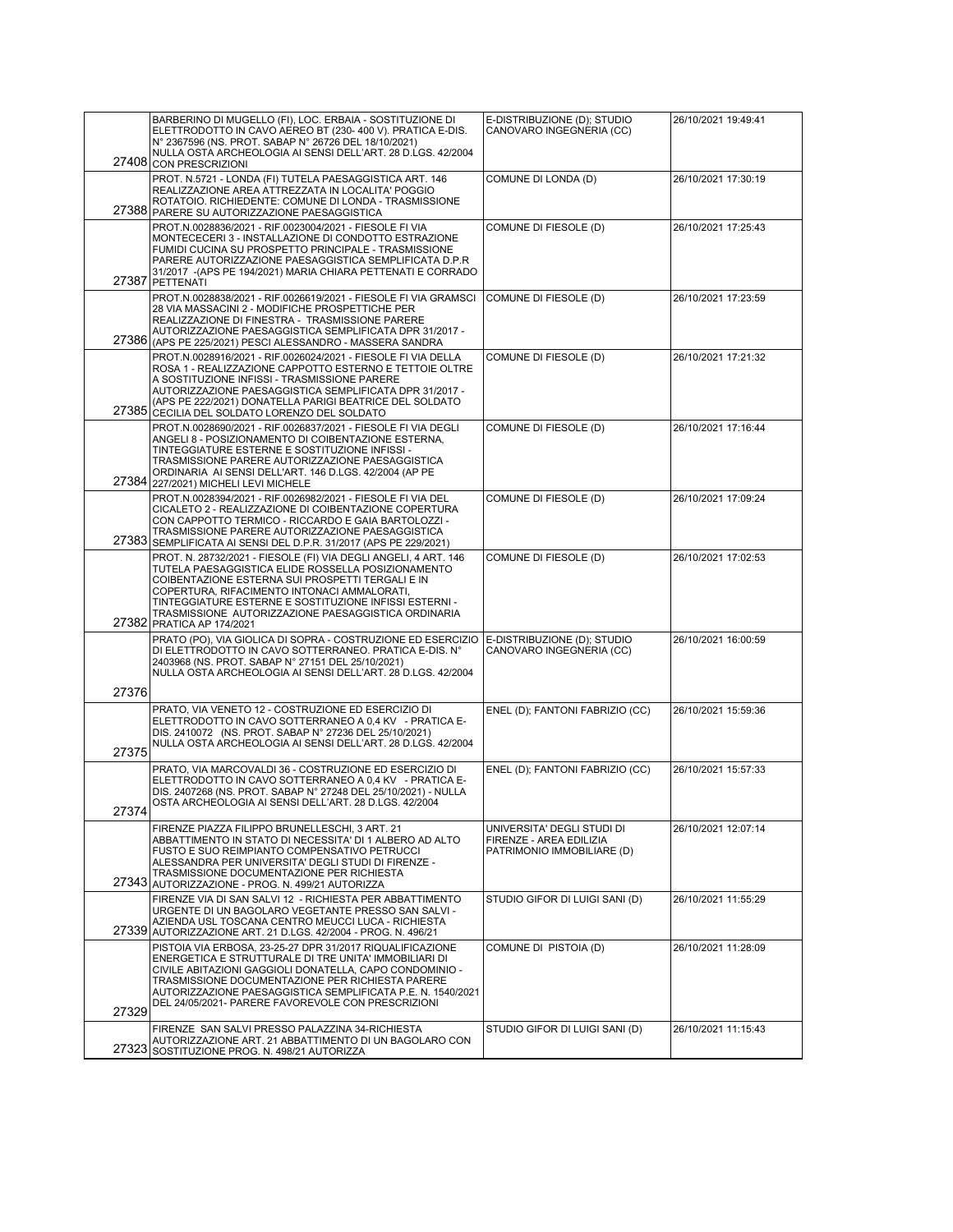| | | | |
|---|---|---|---|
| 27408 | BARBERINO DI MUGELLO (FI), LOC. ERBAIA - SOSTITUZIONE DI ELETTRODOTTO IN CAVO AEREO BT (230- 400 V). PRATICA E-DIS. N° 2367596 (NS. PROT. SABAP N° 26726 DEL 18/10/2021) NULLA OSTA ARCHEOLOGIA AI SENSI DELL'ART. 28 D.LGS. 42/2004 CON PRESCRIZIONI | E-DISTRIBUZIONE (D); STUDIO CANOVARO INGEGNERIA (CC) | 26/10/2021 19:49:41 |
| 27388 | PROT. N.5721 - LONDA (FI) TUTELA PAESAGGISTICA ART. 146 REALIZZAZIONE AREA ATTREZZATA IN LOCALITA' POGGIO ROTATOIO. RICHIEDENTE: COMUNE DI LONDA - TRASMISSIONE PARERE SU AUTORIZZAZIONE PAESAGGISTICA | COMUNE DI LONDA (D) | 26/10/2021 17:30:19 |
| 27387 | PROT.N.0028836/2021 - RIF.0023004/2021 - FIESOLE FI VIA MONTECECERI 3 - INSTALLAZIONE DI CONDOTTO ESTRAZIONE FUMIDI CUCINA SU PROSPETTO PRINCIPALE - TRASMISSIONE PARERE AUTORIZZAZIONE PAESAGGISTICA SEMPLIFICATA D.P.R 31/2017 -(APS PE 194/2021) MARIA CHIARA PETTENATI E CORRADO PETTENATI | COMUNE DI FIESOLE (D) | 26/10/2021 17:25:43 |
| 27386 | PROT.N.0028838/2021 - RIF.0026619/2021 - FIESOLE FI VIA GRAMSCI 28 VIA MASSACINI 2 - MODIFICHE PROSPETTICHE PER REALIZZAZIONE DI FINESTRA - TRASMISSIONE PARERE AUTORIZZAZIONE PAESAGGISTICA SEMPLIFICATA DPR 31/2017 - (APS PE 225/2021) PESCI ALESSANDRO - MASSERA SANDRA | COMUNE DI FIESOLE (D) | 26/10/2021 17:23:59 |
| 27385 | PROT.N.0028916/2021 - RIF.0026024/2021 - FIESOLE FI VIA DELLA ROSA 1 - REALIZZAZIONE CAPPOTTO ESTERNO E TETTOIE OLTRE A SOSTITUZIONE INFISSI - TRASMISSIONE PARERE AUTORIZZAZIONE PAESAGGISTICA SEMPLIFICATA DPR 31/2017 - (APS PE 222/2021) DONATELLA PARIGI BEATRICE DEL SOLDATO CECILIA DEL SOLDATO LORENZO DEL SOLDATO | COMUNE DI FIESOLE (D) | 26/10/2021 17:21:32 |
| 27384 | PROT.N.0028690/2021 - RIF.0026837/2021 - FIESOLE FI VIA DEGLI ANGELI 8 - POSIZIONAMENTO DI COIBENTAZIONE ESTERNA, TINTEGGIATURE ESTERNE E SOSTITUZIONE INFISSI - TRASMISSIONE PARERE AUTORIZZAZIONE PAESAGGISTICA ORDINARIA AI SENSI DELL'ART. 146 D.LGS. 42/2004 (AP PE 227/2021) MICHELI LEVI MICHELE | COMUNE DI FIESOLE (D) | 26/10/2021 17:16:44 |
| 27383 | PROT.N.0028394/2021 - RIF.0026982/2021 - FIESOLE FI VIA DEL CICALETO 2 - REALIZZAZIONE DI COIBENTAZIONE COPERTURA CON CAPPOTTO TERMICO - RICCARDO E GAIA BARTOLOZZI - TRASMISSIONE PARERE AUTORIZZAZIONE PAESAGGISTICA SEMPLIFICATA AI SENSI DEL D.P.R. 31/2017 (APS PE 229/2021) | COMUNE DI FIESOLE (D) | 26/10/2021 17:09:24 |
| 27382 | PROT. N. 28732/2021 - FIESOLE (FI) VIA DEGLI ANGELI, 4 ART. 146 TUTELA PAESAGGISTICA ELIDE ROSSELLA POSIZIONAMENTO COIBENTAZIONE ESTERNA SUI PROSPETTI TERGALI E IN COPERTURA, RIFACIMENTO INTONACI AMMALORATI, TINTEGGIATURE ESTERNE E SOSTITUZIONE INFISSI ESTERNI - TRASMISSIONE AUTORIZZAZIONE PAESAGGISTICA ORDINARIA PRATICA AP 174/2021 | COMUNE DI FIESOLE (D) | 26/10/2021 17:02:53 |
| 27376 | PRATO (PO), VIA GIOLICA DI SOPRA - COSTRUZIONE ED ESERCIZIO DI ELETTRODOTTO IN CAVO SOTTERRANEO. PRATICA E-DIS. N° 2403968 (NS. PROT. SABAP N° 27151 DEL 25/10/2021) NULLA OSTA ARCHEOLOGIA AI SENSI DELL'ART. 28 D.LGS. 42/2004 | E-DISTRIBUZIONE (D); STUDIO CANOVARO INGEGNERIA (CC) | 26/10/2021 16:00:59 |
| 27375 | PRATO, VIA VENETO 12 - COSTRUZIONE ED ESERCIZIO DI ELETTRODOTTO IN CAVO SOTTERRANEO A 0,4 KV - PRATICA E-DIS. 2410072 (NS. PROT. SABAP N° 27236 DEL 25/10/2021) NULLA OSTA ARCHEOLOGIA AI SENSI DELL'ART. 28 D.LGS. 42/2004 | ENEL (D); FANTONI FABRIZIO (CC) | 26/10/2021 15:59:36 |
| 27374 | PRATO, VIA MARCOVALDI 36 - COSTRUZIONE ED ESERCIZIO DI ELETTRODOTTO IN CAVO SOTTERRANEO A 0,4 KV - PRATICA E-DIS. 2407268 (NS. PROT. SABAP N° 27248 DEL 25/10/2021) - NULLA OSTA ARCHEOLOGIA AI SENSI DELL'ART. 28 D.LGS. 42/2004 | ENEL (D); FANTONI FABRIZIO (CC) | 26/10/2021 15:57:33 |
| 27343 | FIRENZE PIAZZA FILIPPO BRUNELLESCHI, 3 ART. 21 ABBATTIMENTO IN STATO DI NECESSITA' DI 1 ALBERO AD ALTO FUSTO E SUO REIMPIANTO COMPENSATIVO PETRUCCI ALESSANDRA PER UNIVERSITA' DEGLI STUDI DI FIRENZE - TRASMISSIONE DOCUMENTAZIONE PER RICHIESTA AUTORIZZAZIONE - PROG. N. 499/21 AUTORIZZA | UNIVERSITA' DEGLI STUDI DI FIRENZE - AREA EDILIZIA PATRIMONIO IMMOBILIARE (D) | 26/10/2021 12:07:14 |
| 27339 | FIRENZE VIA DI SAN SALVI 12 - RICHIESTA PER ABBATTIMENTO URGENTE DI UN BAGOLARO VEGETANTE PRESSO SAN SALVI - AZIENDA USL TOSCANA CENTRO MEUCCI LUCA - RICHIESTA AUTORIZZAZIONE ART. 21 D.LGS. 42/2004 - PROG. N. 496/21 | STUDIO GIFOR DI LUIGI SANI (D) | 26/10/2021 11:55:29 |
| 27329 | PISTOIA VIA ERBOSA, 23-25-27 DPR 31/2017 RIQUALIFICAZIONE ENERGETICA E STRUTTURALE DI TRE UNITA' IMMOBILIARI DI CIVILE ABITAZIONI GAGGIOLI DONATELLA, CAPO CONDOMINIO - TRASMISSIONE DOCUMENTAZIONE PER RICHIESTA PARERE AUTORIZZAZIONE PAESAGGISTICA SEMPLIFICATA P.E. N. 1540/2021 DEL 24/05/2021- PARERE FAVOREVOLE CON PRESCRIZIONI | COMUNE DI PISTOIA (D) | 26/10/2021 11:28:09 |
| 27323 | FIRENZE SAN SALVI PRESSO PALAZZINA 34-RICHIESTA AUTORIZZAZIONE ART. 21 ABBATTIMENTO DI UN BAGOLARO CON SOSTITUZIONE PROG. N. 498/21 AUTORIZZA | STUDIO GIFOR DI LUIGI SANI (D) | 26/10/2021 11:15:43 |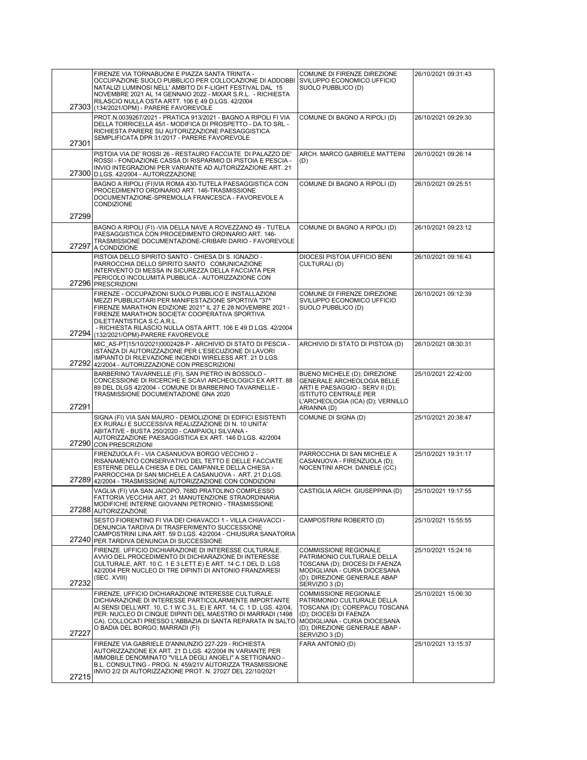| | | | |
|---|---|---|---|
| 27303 | FIRENZE VIA TORNABUONI E PIAZZA SANTA TRINITA - OCCUPAZIONE SUOLO PUBBLICO PER COLLOCAZIONE DI ADDOBBI NATALIZI LUMINOSI NELL' AMBITO DI F-LIGHT FESTIVAL DAL 15 NOVEMBRE 2021 AL 14 GENNAIO 2022 - MIXAR S.R.L. - RICHIESTA RILASCIO NULLA OSTA ARTT. 106 E 49 D.LGS. 42/2004 (134/2021/OPM) - PARERE FAVOREVOLE | COMUNE DI FIRENZE DIREZIONE SVILUPPO ECONOMICO UFFICIO SUOLO PUBBLICO (D) | 26/10/2021 09:31:43 |
| 27301 | PROT.N.0039267/2021 - PRATICA 913/2021 - BAGNO A RIPOLI FI VIA DELLA TORRICELLA 45/I - MODIFICA DI PROSPETTO - DA.TO SRL - RICHIESTA PARERE SU AUTORIZZAZIONE PAESAGGISTICA SEMPLIFICATA DPR 31/2017 - PARERE FAVOREVOLE | COMUNE DI BAGNO A RIPOLI (D) | 26/10/2021 09:29:30 |
| 27300 | PISTOIA VIA DE' ROSSI 26 - RESTAURO FACCIATE DI PALAZZO DE' ROSSI - FONDAZIONE CASSA DI RISPARMIO DI PISTOIA E PESCIA - INVIO INTEGRAZIONI PER VARIANTE AD AUTORIZZAZIONE ART. 21 D.LGS. 42/2004 - AUTORIZZAZIONE | ARCH. MARCO GABRIELE MATTEINI (D) | 26/10/2021 09:26:14 |
| 27299 | BAGNO A RIPOLI (FI)VIA ROMA 430-TUTELA PAESAGGISTICA CON PROCEDIMENTO ORDINARIO ART. 146-TRASMISSIONE DOCUMENTAZIONE-SPREMOLLA FRANCESCA - FAVOREVOLE A CONDIZIONE | COMUNE DI BAGNO A RIPOLI (D) | 26/10/2021 09:25:51 |
| 27297 | BAGNO A RIPOLI (FI) -VIA DELLA NAVE A ROVEZZANO 49 - TUTELA PAESAGGISTICA CON PROCEDIMENTO ORDINARIO ART. 146-TRASMISSIONE DOCUMENTAZIONE-CRIBARI DARIO - FAVOREVOLE A CONDIZIONE | COMUNE DI BAGNO A RIPOLI (D) | 26/10/2021 09:23:12 |
| 27296 | PISTOIA DELLO SPIRITO SANTO - CHIESA DI S. IGNAZIO - PARROCCHIA DELLO SPIRITO SANTO COMUNICAZIONE INTERVENTO DI MESSA IN SICUREZZA DELLA FACCIATA PER PERICOLO INCOLUMITÀ PUBBLICA - AUTORIZZAZIONE CON PRESCRIZIONI | DIOCESI PISTOIA UFFICIO BENI CULTURALI (D) | 26/10/2021 09:16:43 |
| 27294 | FIRENZE - OCCUPAZIONI SUOLO PUBBLICO E INSTALLAZIONI MEZZI PUBBLICITARI PER MANIFESTAZIONE SPORTIVA "37^ FIRENZE MARATHON EDIZIONE 2021" IL 27 E 28 NOVEMBRE 2021 - FIRENZE MARATHON SOCIETA' COOPERATIVA SPORTIVA DILETTANTISTICA S.C.A.R.L. - RICHIESTA RILASCIO NULLA OSTA ARTT. 106 E 49 D.LGS. 42/2004 (132/2021/OPM)-PARERE FAVOREVOLE | COMUNE DI FIRENZE DIREZIONE SVILUPPO ECONOMICO UFFICIO SUOLO PUBBLICO (D) | 26/10/2021 09:12:39 |
| 27292 | MIC_AS-PT\|15/10/2021\|0002428-P - ARCHIVIO DI STATO DI PESCIA - ISTANZA DI AUTORIZZAZIONE PER L'ESECUZIONE DI LAVORI IMPIANTO DI RILEVAZIONE INCENDI WIRELESS ART. 21 D.LGS. 42/2004 - AUTORIZZAZIONE CON PRESCRIZIONI | ARCHIVIO DI STATO DI PISTOIA (D) | 26/10/2021 08:30:31 |
| 27291 | BARBERINO TAVARNELLE (FI), SAN PIETRO IN BOSSOLO - CONCESSIONE DI RICERCHE E SCAVI ARCHEOLOGICI EX ARTT. 88 89 DEL DLGS 42/2004 - COMUNE DI BARBERINO TAVARNELLE - TRASMISSIONE DOCUMENTAZIONE GNA 2020 | BUENO MICHELE (D); DIREZIONE GENERALE ARCHEOLOGIA BELLE ARTI E PAESAGGIO - SERV II (D); ISTITUTO CENTRALE PER L'ARCHEOLOGIA (ICA) (D); VERNILLO ARIANNA (D) | 25/10/2021 22:42:00 |
| 27290 | SIGNA (FI) VIA SAN MAURO - DEMOLIZIONE DI EDIFICI ESISTENTI EX RURALI E SUCCESSIVA REALIZZAZIONE DI N. 10 UNITA' ABITATIVE - BUSTA 250/2020 - CAMPAIOLI SILVANA - AUTORIZZAZIONE PAESAGGISTICA EX ART. 146 D.LGS. 42/2004 CON PRESCRIZIONI | COMUNE DI SIGNA (D) | 25/10/2021 20:38:47 |
| 27289 | FIRENZUOLA FI - VIA CASANUOVA BORGO VECCHIO 2 - RISANAMENTO CONSERVATIVO DEL TETTO E DELLE FACCIATE ESTERNE DELLA CHIESA E DEL CAMPANILE DELLA CHIESA - PARROCCHIA DI SAN MICHELE A CASANUOVA - ART. 21 D.LGS. 42/2004 - TRASMISSIONE AUTORIZZAZIONE CON CONDIZIONI | PARROCCHIA DI SAN MICHELE A CASANUOVA - FIRENZUOLA (D); NOCENTINI ARCH. DANIELE (CC) | 25/10/2021 19:31:17 |
| 27288 | VAGLIA (FI) VIA SAN JACOPO, 768D PRATOLINO COMPLESSO FATTORIA VECCHIA ART. 21 MANUTENZIONE STRAORDINARIA MODIFICHE INTERNE GIOVANNI PETRONIO - TRASMISSIONE AUTORIZZAZIONE | CASTIGLIA ARCH. GIUSEPPINA (D) | 25/10/2021 19:17:55 |
| 27240 | SESTO FIORENTINO FI VIA DEI CHIAVACCI 1 - VILLA CHIAVACCI - DENUNCIA TARDIVA DI TRASFERIMENTO SUCCESSIONE CAMPOSTRINI LINA ART. 59 D.LGS. 42/2004 - CHIUSURA SANATORIA PER TARDIVA DENUNCIA DI SUCCESSIONE | CAMPOSTRINI ROBERTO (D) | 25/10/2021 15:55:55 |
| 27232 | FIRENZE. UFFICIO DICHIARAZIONE DI INTERESSE CULTURALE. AVVIO DEL PROCEDIMENTO DI DICHIARAZIONE DI INTERESSE CULTURALE, ART. 10 C. 1 E 3 LETT.E) E ART. 14 C.1 DEL D. LGS 42/2004 PER NUCLEO DI TRE DIPINTI DI ANTONIO FRANZARESI (SEC. XVIII) | COMMISSIONE REGIONALE PATRIMONIO CULTURALE DELLA TOSCANA (D); DIOCESI DI FAENZA MODIGLIANA - CURIA DIOCESANA (D); DIREZIONE GENERALE ABAP SERVIZIO 3 (D) | 25/10/2021 15:24:16 |
| 27227 | FIRENZE, UFFICIO DICHIARAZIONE INTERESSE CULTURALE. DICHIARAZIONE DI INTERESSE PARTICOLARMENTE IMPORTANTE AI SENSI DELL'ART. 10, C.1 W C.3 L. E) E ART. 14, C. 1 D. LGS. 42/04, PER: NUCLEO DI CINQUE DIPINTI DEL MAESTRO DI MARRADI (1498 CA), COLLOCATI PRESSO L'ABBAZIA DI SANTA REPARATA IN SALTO O BADIA DEL BORGO, MARRADI (FI) | COMMISSIONE REGIONALE PATRIMONIO CULTURALE DELLA TOSCANA (D); COREPACU TOSCANA (D); DIOCESI DI FAENZA MODIGLIANA - CURIA DIOCESANA (D); DIREZIONE GENERALE ABAP - SERVIZIO 3 (D) | 25/10/2021 15:06:30 |
| 27215 | FIRENZE VIA GABRIELE D'ANNUNZIO 227-229 - RICHIESTA AUTORIZZAZIONE EX ART. 21 D.LGS. 42/2004 IN VARIANTE PER IMMOBILE DENOMINATO "VILLA DEGLI ANGELI" A SETTIGNANO - B.L. CONSULTING - PROG. N. 459/21V AUTORIZZA TRASMISSIONE INVIO 2/2 DI AUTORIZZAZIONE PROT. N. 27027 DEL 22/10/2021 | FARA ANTONIO (D) | 25/10/2021 13:15:37 |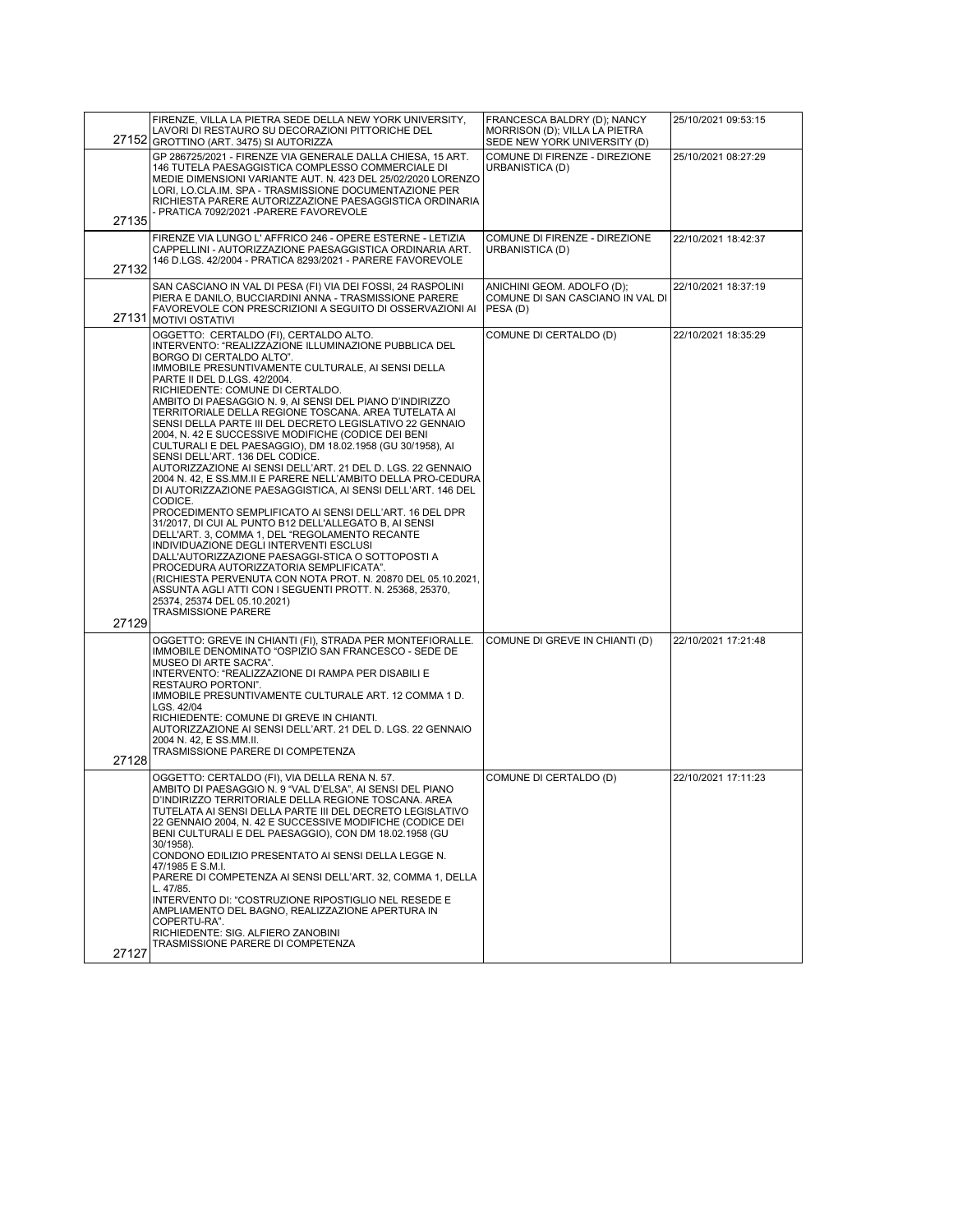| | | | |
|---|---|---|---|
| 27152 | FIRENZE, VILLA LA PIETRA SEDE DELLA NEW YORK UNIVERSITY, LAVORI DI RESTAURO SU DECORAZIONI PITTORICHE DEL GROTTINO (ART. 3475) SI AUTORIZZA | FRANCESCA BALDRY (D); NANCY MORRISON (D); VILLA LA PIETRA SEDE NEW YORK UNIVERSITY (D) | 25/10/2021 09:53:15 |
| 27135 | GP 286725/2021 - FIRENZE VIA GENERALE DALLA CHIESA, 15 ART. 146 TUTELA PAESAGGISTICA COMPLESSO COMMERCIALE DI MEDIE DIMENSIONI VARIANTE AUT. N. 423 DEL 25/02/2020 LORENZO LORI, LO.CLA.IM. SPA - TRASMISSIONE DOCUMENTAZIONE PER RICHIESTA PARERE AUTORIZZAZIONE PAESAGGISTICA ORDINARIA - PRATICA 7092/2021 -PARERE FAVOREVOLE | COMUNE DI FIRENZE - DIREZIONE URBANISTICA (D) | 25/10/2021 08:27:29 |
| 27132 | FIRENZE VIA LUNGO L' AFFRICO 246 - OPERE ESTERNE - LETIZIA CAPPELLINI - AUTORIZZAZIONE PAESAGGISTICA ORDINARIA ART. 146 D.LGS. 42/2004 - PRATICA 8293/2021 - PARERE FAVOREVOLE | COMUNE DI FIRENZE - DIREZIONE URBANISTICA (D) | 22/10/2021 18:42:37 |
| 27131 | SAN CASCIANO IN VAL DI PESA (FI) VIA DEI FOSSI, 24 RASPOLINI PIERA E DANILO, BUCCIARDINI ANNA - TRASMISSIONE PARERE FAVOREVOLE CON PRESCRIZIONI A SEGUITO DI OSSERVAZIONI AI MOTIVI OSTATIVI | ANICHINI GEOM. ADOLFO (D); COMUNE DI SAN CASCIANO IN VAL DI PESA (D) | 22/10/2021 18:37:19 |
| 27129 | OGGETTO: CERTALDO (FI), CERTALDO ALTO.<br>INTERVENTO: "REALIZZAZIONE ILLUMINAZIONE PUBBLICA DEL BORGO DI CERTALDO ALTO".<br>IMMOBILE PRESUNTIVAMENTE CULTURALE, AI SENSI DELLA PARTE II DEL D.LGS. 42/2004.<br>RICHIEDENTE: COMUNE DI CERTALDO.<br>AMBITO DI PAESAGGIO N. 9, AI SENSI DEL PIANO D'INDIRIZZO TERRITORIALE DELLA REGIONE TOSCANA. AREA TUTELATA AI SENSI DELLA PARTE III DEL DECRETO LEGISLATIVO 22 GENNAIO 2004, N. 42 E SUCCESSIVE MODIFICHE (CODICE DEI BENI CULTURALI E DEL PAESAGGIO), DM 18.02.1958 (GU 30/1958), AI SENSI DELL'ART. 136 DEL CODICE.<br>AUTORIZZAZIONE AI SENSI DELL'ART. 21 DEL D. LGS. 22 GENNAIO 2004 N. 42, E SS.MM.II E PARERE NELL'AMBITO DELLA PRO-CEDURA DI AUTORIZZAZIONE PAESAGGISTICA, AI SENSI DELL'ART. 146 DEL CODICE.<br>PROCEDIMENTO SEMPLIFICATO AI SENSI DELL'ART. 16 DEL DPR 31/2017, DI CUI AL PUNTO B12 DELL'ALLEGATO B, AI SENSI DELL'ART. 3, COMMA 1, DEL "REGOLAMENTO RECANTE INDIVIDUAZIONE DEGLI INTERVENTI ESCLUSI DALL'AUTORIZZAZIONE PAESAGGI-STICA O SOTTOPOSTI A PROCEDURA AUTORIZZATORIA SEMPLIFICATA".<br>(RICHIESTA PERVENUTA CON NOTA PROT. N. 20870 DEL 05.10.2021, ASSUNTA AGLI ATTI CON I SEGUENTI PROTT. N. 25368, 25370, 25374, 25374 DEL 05.10.2021)<br>TRASMISSIONE PARERE | COMUNE DI CERTALDO (D) | 22/10/2021 18:35:29 |
| 27128 | OGGETTO: GREVE IN CHIANTI (FI), STRADA PER MONTEFIORALLE.<br>IMMOBILE DENOMINATO "OSPIZIO SAN FRANCESCO - SEDE DE MUSEO DI ARTE SACRA".<br>INTERVENTO: "REALIZZAZIONE DI RAMPA PER DISABILI E RESTAURO PORTONI".<br>IMMOBILE PRESUNTIVAMENTE CULTURALE ART. 12 COMMA 1 D. LGS. 42/04<br>RICHIEDENTE: COMUNE DI GREVE IN CHIANTI.<br>AUTORIZZAZIONE AI SENSI DELL'ART. 21 DEL D. LGS. 22 GENNAIO 2004 N. 42, E SS.MM.II.<br>TRASMISSIONE PARERE DI COMPETENZA | COMUNE DI GREVE IN CHIANTI (D) | 22/10/2021 17:21:48 |
| 27127 | OGGETTO: CERTALDO (FI), VIA DELLA RENA N. 57.<br>AMBITO DI PAESAGGIO N. 9 "VAL D'ELSA", AI SENSI DEL PIANO D'INDIRIZZO TERRITORIALE DELLA REGIONE TOSCANA. AREA TUTELATA AI SENSI DELLA PARTE III DEL DECRETO LEGISLATIVO 22 GENNAIO 2004, N. 42 E SUCCESSIVE MODIFICHE (CODICE DEI BENI CULTURALI E DEL PAESAGGIO), CON DM 18.02.1958 (GU 30/1958).<br>CONDONO EDILIZIO PRESENTATO AI SENSI DELLA LEGGE N. 47/1985 E S.M.I.<br>PARERE DI COMPETENZA AI SENSI DELL'ART. 32, COMMA 1, DELLA L. 47/85.<br>INTERVENTO DI: "COSTRUZIONE RIPOSTIGLIO NEL RESEDE E AMPLIAMENTO DEL BAGNO, REALIZZAZIONE APERTURA IN COPERTU-RA".<br>RICHIEDENTE: SIG. ALFIERO ZANOBINI<br>TRASMISSIONE PARERE DI COMPETENZA | COMUNE DI CERTALDO (D) | 22/10/2021 17:11:23 |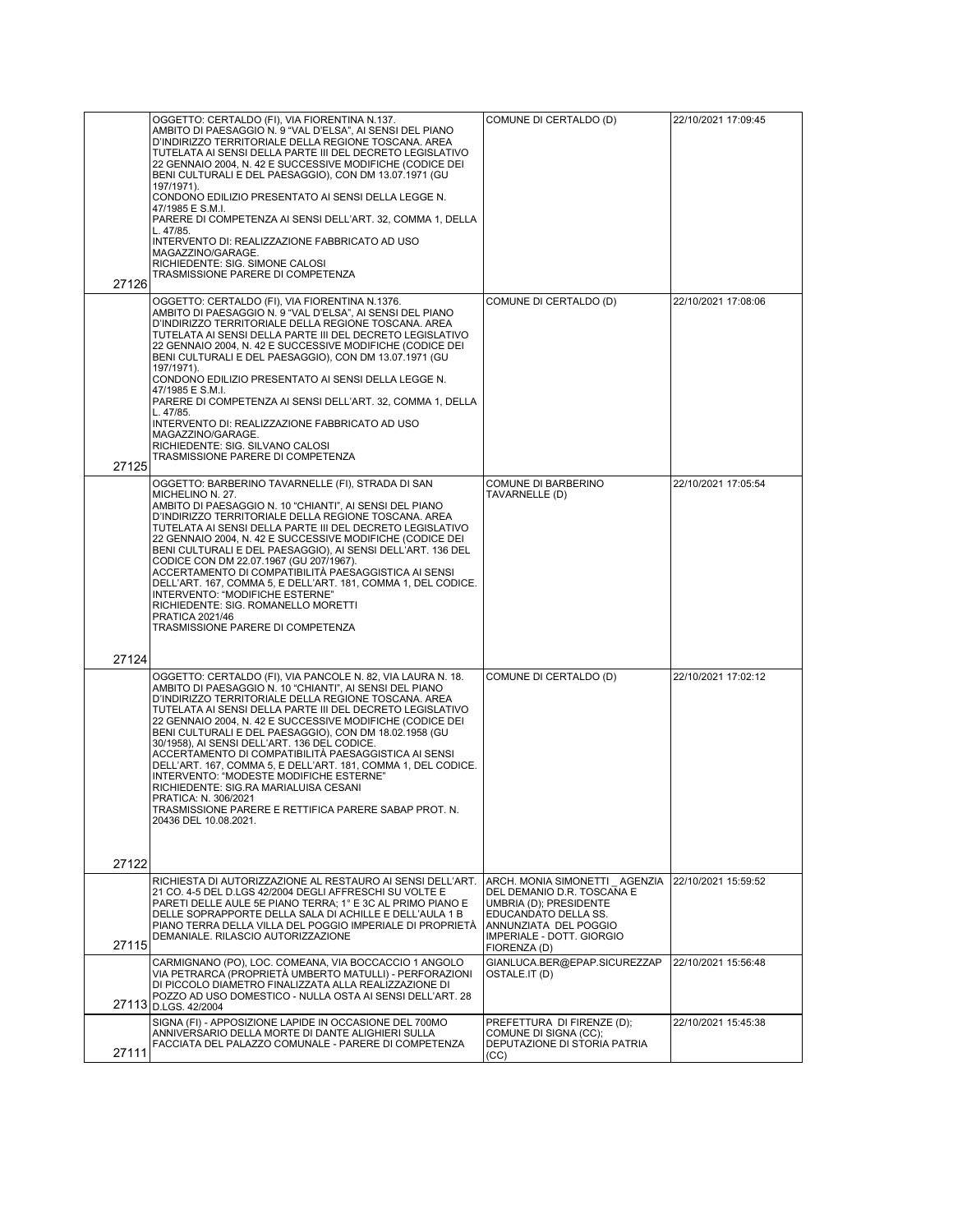| | | | |
|---|---|---|---|
| 27126 | OGGETTO: CERTALDO (FI), VIA FIORENTINA N.137. AMBITO DI PAESAGGIO N. 9 "VAL D'ELSA", AI SENSI DEL PIANO D'INDIRIZZO TERRITORIALE DELLA REGIONE TOSCANA. AREA TUTELATA AI SENSI DELLA PARTE III DEL DECRETO LEGISLATIVO 22 GENNAIO 2004, N. 42 E SUCCESSIVE MODIFICHE (CODICE DEI BENI CULTURALI E DEL PAESAGGIO), CON DM 13.07.1971 (GU 197/1971). CONDONO EDILIZIO PRESENTATO AI SENSI DELLA LEGGE N. 47/1985 E S.M.I. PARERE DI COMPETENZA AI SENSI DELL'ART. 32, COMMA 1, DELLA L. 47/85. INTERVENTO DI: REALIZZAZIONE FABBRICATO AD USO MAGAZZINO/GARAGE. RICHIEDENTE: SIG. SIMONE CALOSI TRASMISSIONE PARERE DI COMPETENZA | COMUNE DI CERTALDO (D) | 22/10/2021 17:09:45 |
| 27125 | OGGETTO: CERTALDO (FI), VIA FIORENTINA N.1376. AMBITO DI PAESAGGIO N. 9 "VAL D'ELSA", AI SENSI DEL PIANO D'INDIRIZZO TERRITORIALE DELLA REGIONE TOSCANA. AREA TUTELATA AI SENSI DELLA PARTE III DEL DECRETO LEGISLATIVO 22 GENNAIO 2004, N. 42 E SUCCESSIVE MODIFICHE (CODICE DEI BENI CULTURALI E DEL PAESAGGIO), CON DM 13.07.1971 (GU 197/1971). CONDONO EDILIZIO PRESENTATO AI SENSI DELLA LEGGE N. 47/1985 E S.M.I. PARERE DI COMPETENZA AI SENSI DELL'ART. 32, COMMA 1, DELLA L. 47/85. INTERVENTO DI: REALIZZAZIONE FABBRICATO AD USO MAGAZZINO/GARAGE. RICHIEDENTE: SIG. SILVANO CALOSI TRASMISSIONE PARERE DI COMPETENZA | COMUNE DI CERTALDO (D) | 22/10/2021 17:08:06 |
| 27124 | OGGETTO: BARBERINO TAVARNELLE (FI), STRADA DI SAN MICHELINO N. 27. AMBITO DI PAESAGGIO N. 10 "CHIANTI", AI SENSI DEL PIANO D'INDIRIZZO TERRITORIALE DELLA REGIONE TOSCANA. AREA TUTELATA AI SENSI DELLA PARTE III DEL DECRETO LEGISLATIVO 22 GENNAIO 2004, N. 42 E SUCCESSIVE MODIFICHE (CODICE DEI BENI CULTURALI E DEL PAESAGGIO), AI SENSI DELL'ART. 136 DEL CODICE CON DM 22.07.1967 (GU 207/1967). ACCERTAMENTO DI COMPATIBILITÀ PAESAGGISTICA AI SENSI DELL'ART. 167, COMMA 5, E DELL'ART. 181, COMMA 1, DEL CODICE. INTERVENTO: "MODIFICHE ESTERNE" RICHIEDENTE: SIG. ROMANELLO MORETTI PRATICA 2021/46 TRASMISSIONE PARERE DI COMPETENZA | COMUNE DI BARBERINO TAVARNELLE (D) | 22/10/2021 17:05:54 |
| 27122 | OGGETTO: CERTALDO (FI), VIA PANCOLE N. 82, VIA LAURA N. 18. AMBITO DI PAESAGGIO N. 10 "CHIANTI", AI SENSI DEL PIANO D'INDIRIZZO TERRITORIALE DELLA REGIONE TOSCANA. AREA TUTELATA AI SENSI DELLA PARTE III DEL DECRETO LEGISLATIVO 22 GENNAIO 2004, N. 42 E SUCCESSIVE MODIFICHE (CODICE DEI BENI CULTURALI E DEL PAESAGGIO), CON DM 18.02.1958 (GU 30/1958), AI SENSI DELL'ART. 136 DEL CODICE. ACCERTAMENTO DI COMPATIBILITÀ PAESAGGISTICA AI SENSI DELL'ART. 167, COMMA 5, E DELL'ART. 181, COMMA 1, DEL CODICE. INTERVENTO: "MODESTE MODIFICHE ESTERNE" RICHIEDENTE: SIG.RA MARIALUISA CESANI PRATICA: N. 306/2021 TRASMISSIONE PARERE E RETTIFICA PARERE SABAP PROT. N. 20436 DEL 10.08.2021. | COMUNE DI CERTALDO (D) | 22/10/2021 17:02:12 |
| 27115 | RICHIESTA DI AUTORIZZAZIONE AL RESTAURO AI SENSI DELL'ART. 21 CO. 4-5 DEL D.LGS 42/2004 DEGLI AFFRESCHI SU VOLTE E PARETI DELLE AULE 5E PIANO TERRA; 1° E 3C AL PRIMO PIANO E DELLE SOPRAPPORTE DELLA SALA DI ACHILLE E DELL'AULA 1 B PIANO TERRA DELLA VILLA DEL POGGIO IMPERIALE DI PROPRIETÀ DEMANIALE. RILASCIO AUTORIZZAZIONE | ARCH. MONIA SIMONETTI _ AGENZIA DEL DEMANIO D.R. TOSCANA E UMBRIA (D); PRESIDENTE EDUCANDATO DELLA SS. ANNUNZIATA DEL POGGIO IMPERIALE - DOTT. GIORGIO FIORENZA (D) | 22/10/2021 15:59:52 |
| 27113 | CARMIGNANO (PO), LOC. COMEANA, VIA BOCCACCIO 1 ANGOLO VIA PETRARCA (PROPRIETÀ UMBERTO MATULLI) - PERFORAZIONI DI PICCOLO DIAMETRO FINALIZZATA ALLA REALIZZAZIONE DI POZZO AD USO DOMESTICO - NULLA OSTA AI SENSI DELL'ART. 28 D.LGS. 42/2004 | GIANLUCA.BER@EPAP.SICUREZZAPOSTALE.IT (D) | 22/10/2021 15:56:48 |
| 27111 | SIGNA (FI) - APPOSIZIONE LAPIDE IN OCCASIONE DEL 700MO ANNIVERSARIO DELLA MORTE DI DANTE ALIGHIERI SULLA FACCIATA DEL PALAZZO COMUNALE - PARERE DI COMPETENZA | PREFETTURA DI FIRENZE (D); COMUNE DI SIGNA (CC); DEPUTAZIONE DI STORIA PATRIA (CC) | 22/10/2021 15:45:38 |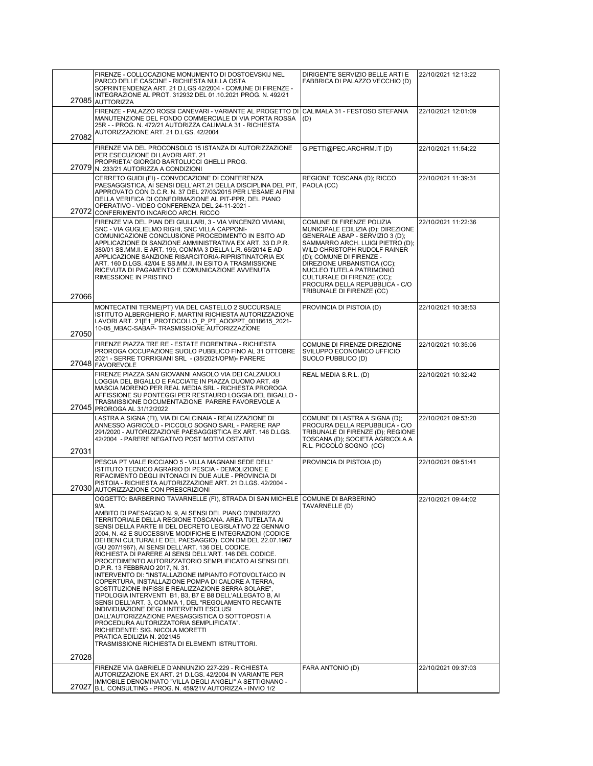| | | | |
|---|---|---|---|
| 27085 | FIRENZE - COLLOCAZIONE MONUMENTO DI DOSTOEVSKIJ NEL PARCO DELLE CASCINE - RICHIESTA NULLA OSTA SOPRINTENDENZA ART. 21 D.LGS 42/2004 - COMUNE DI FIRENZE - INTEGRAZIONE AL PROT. 312932 DEL 01.10.2021 PROG. N. 492/21 AUTTORIZZA | DIRIGENTE SERVIZIO BELLE ARTI E FABBRICA DI PALAZZO VECCHIO (D) | 22/10/2021 12:13:22 |
| 27082 | FIRENZE - PALAZZO ROSSI CANEVARI - VARIANTE AL PROGETTO DI MANUTENZIONE DEL FONDO COMMERCIALE DI VIA PORTA ROSSA 25R - - PROG. N. 472/21 AUTORIZZA CALIMALA 31 - RICHIESTA AUTORIZZAZIONE ART. 21 D.LGS. 42/2004 | CALIMALA 31 - FESTOSO STEFANIA (D) | 22/10/2021 12:01:09 |
| 27079 | FIRENZE VIA DEL PROCONSOLO 15 ISTANZA DI AUTORIZZAZIONE PER ESECUZIONE DI LAVORI ART. 21 PROPRIETA' GIORGIO BARTOLUCCI GHELLI PROG. N. 233/21 AUTORIZZA A CONDIZIONI | G.PETTI@PEC.ARCHRM.IT (D) | 22/10/2021 11:54:22 |
| 27072 | CERRETO GUIDI (FI) - CONVOCAZIONE DI CONFERENZA PAESAGGISTICA, AI SENSI DELL'ART.21 DELLA DISCIPLINA DEL PIT, APPROVATO CON D.C.R. N. 37 DEL 27/03/2015 PER L'ESAME AI FINI DELLA VERIFICA DI CONFORMAZIONE AL PIT-PPR, DEL PIANO OPERATIVO - VIDEO CONFERENZA DEL 24-11-2021 - CONFERIMENTO INCARICO ARCH. RICCO | REGIONE TOSCANA (D); RICCO PAOLA (CC) | 22/10/2021 11:39:31 |
| 27066 | FIRENZE VIA DEL PIAN DEI GIULLARI, 3 - VIA VINCENZO VIVIANI, SNC - VIA GUGLIELMO RIGHI, SNC VILLA CAPPONI- COMUNICAZIONE CONCLUSIONE PROCEDIMENTO IN ESITO AD APPLICAZIONE DI SANZIONE AMMINISTRATIVA EX ART. 33 D.P.R. 380/01 SS.MM.II. E ART. 199, COMMA 3 DELLA L.R. 65/2014 E AD APPLICAZIONE SANZIONE RISARCITORIA-RIPRISTINATORIA EX ART. 160 D.LGS. 42/04 E SS.MM.II. IN ESITO A TRASMISSIONE RICEVUTA DI PAGAMENTO E COMUNICAZIONE AVVENUTA RIMESSIONE IN PRISTINO | COMUNE DI FIRENZE POLIZIA MUNICIPALE EDILIZIA (D); DIREZIONE GENERALE ABAP - SERVIZIO 3 (D); SAMMARRO ARCH. LUIGI PIETRO (D); WILD CHRISTOPH RUDOLF RAINER (D); COMUNE DI FIRENZE - DIREZIONE URBANISTICA (CC); NUCLEO TUTELA PATRIMONIO CULTURALE DI FIRENZE (CC); PROCURA DELLA REPUBBLICA - C/O TRIBUNALE DI FIRENZE (CC) | 22/10/2021 11:22:36 |
| 27050 | MONTECATINI TERME(PT) VIA DEL CASTELLO 2 SUCCURSALE ISTITUTO ALBERGHIERO F. MARTINI RICHIESTA AUTORIZZAZIONE LAVORI ART. 21[E1_PROTOCOLLO_P_PT_AOOPPT_0018615_2021-10-05_MBAC-SABAP- TRASMISSIONE AUTORIZZAZIONE | PROVINCIA DI PISTOIA (D) | 22/10/2021 10:38:53 |
| 27048 | FIRENZE PIAZZA TRE RE - ESTATE FIORENTINA - RICHIESTA PROROGA OCCUPAZIONE SUOLO PUBBLICO FINO AL 31 OTTOBRE 2021 - SERRE TORRIGIANI SRL - (35/2021/OPM)- PARERE FAVOREVOLE | COMUNE DI FIRENZE DIREZIONE SVILUPPO ECONOMICO UFFICIO SUOLO PUBBLICO (D) | 22/10/2021 10:35:06 |
| 27045 | FIRENZE PIAZZA SAN GIOVANNI ANGOLO VIA DEI CALZAIUOLI LOGGIA DEL BIGALLO E FACCIATE IN PIAZZA DUOMO ART. 49 MASCIA MORENO PER REAL MEDIA SRL - RICHIESTA PROROGA AFFISSIONE SU PONTEGGI PER RESTAURO LOGGIA DEL BIGALLO - TRASMISSIONE DOCUMENTAZIONE PARERE FAVOREVOLE A PROROGA AL 31/12/2022 | REAL MEDIA S.R.L. (D) | 22/10/2021 10:32:42 |
| 27031 | LASTRA A SIGNA (FI), VIA DI CALCINAIA - REALIZZAZIONE DI ANNESSO AGRICOLO - PICCOLO SOGNO SARL - PARERE RAP 291/2020 - AUTORIZZAZIONE PAESAGGISTICA EX ART. 146 D.LGS. 42/2004 - PARERE NEGATIVO POST MOTIVI OSTATIVI | COMUNE DI LASTRA A SIGNA (D); PROCURA DELLA REPUBBLICA - C/O TRIBUNALE DI FIRENZE (D); REGIONE TOSCANA (D); SOCIETÀ AGRICOLA A R.L. PICCOLO SOGNO (CC) | 22/10/2021 09:53:20 |
| 27030 | PESCIA PT VIALE RICCIANO 5 - VILLA MAGNANI SEDE DELL' ISTITUTO TECNICO AGRARIO DI PESCIA - DEMOLIZIONE E RIFACIMENTO DEGLI INTONACI IN DUE AULE - PROVINCIA DI PISTOIA - RICHIESTA AUTORIZZAZIONE ART. 21 D.LGS. 42/2004 - AUTORIZZAZIONE CON PRESCRIZIONI | PROVINCIA DI PISTOIA (D) | 22/10/2021 09:51:41 |
| 27028 | OGGETTO: BARBERINO TAVARNELLE (FI), STRADA DI SAN MICHELE 9/A. AMBITO DI PAESAGGIO N. 9, AI SENSI DEL PIANO D'INDIRIZZO TERRITORIALE DELLA REGIONE TOSCANA. AREA TUTELATA AI SENSI DELLA PARTE III DEL DECRETO LEGISLATIVO 22 GENNAIO 2004, N. 42 E SUCCESSIVE MODIFICHE E INTEGRAZIONI (CODICE DEI BENI CULTURALI E DEL PAESAGGIO), CON DM DEL 22.07.1967 (GU 207/1967), AI SENSI DELL'ART. 136 DEL CODICE. RICHIESTA DI PARERE AI SENSI DELL'ART. 146 DEL CODICE. PROCEDIMENTO AUTORIZZATORIO SEMPLIFICATO AI SENSI DEL D.P.R. 13 FEBBRAIO 2017, N. 31. INTERVENTO DI: "INSTALLAZIONE IMPIANTO FOTOVOLTAICO IN COPERTURA, INSTALLAZIONE POMPA DI CALORE A TERRA, SOSTITUZIONE INFISSI E REALIZZAZIONE SERRA SOLARE", TIPOLOGIA INTERVENTI B1, B3, B7 E B8 DELL'ALLEGATO B, AI SENSI DELL'ART. 3, COMMA 1, DEL "REGOLAMENTO RECANTE INDIVIDUAZIONE DEGLI INTERVENTI ESCLUSI DALL'AUTORIZZAZIONE PAESAGGISTICA O SOTTOPOSTI A PROCEDURA AUTORIZZATORIA SEMPLIFICATA". RICHIEDENTE: SIG. NICOLA MORETTI PRATICA EDILIZIA N. 2021/45 TRASMISSIONE RICHIESTA DI ELEMENTI ISTRUTTORI. | COMUNE DI BARBERINO TAVARNELLE (D) | 22/10/2021 09:44:02 |
| 27027 | FIRENZE VIA GABRIELE D'ANNUNZIO 227-229 - RICHIESTA AUTORIZZAZIONE EX ART. 21 D.LGS. 42/2004 IN VARIANTE PER IMMOBILE DENOMINATO "VILLA DEGLI ANGELI" A SETTIGNANO - B.L. CONSULTING - PROG. N. 459/21V AUTORIZZA - INVIO 1/2 | FARA ANTONIO (D) | 22/10/2021 09:37:03 |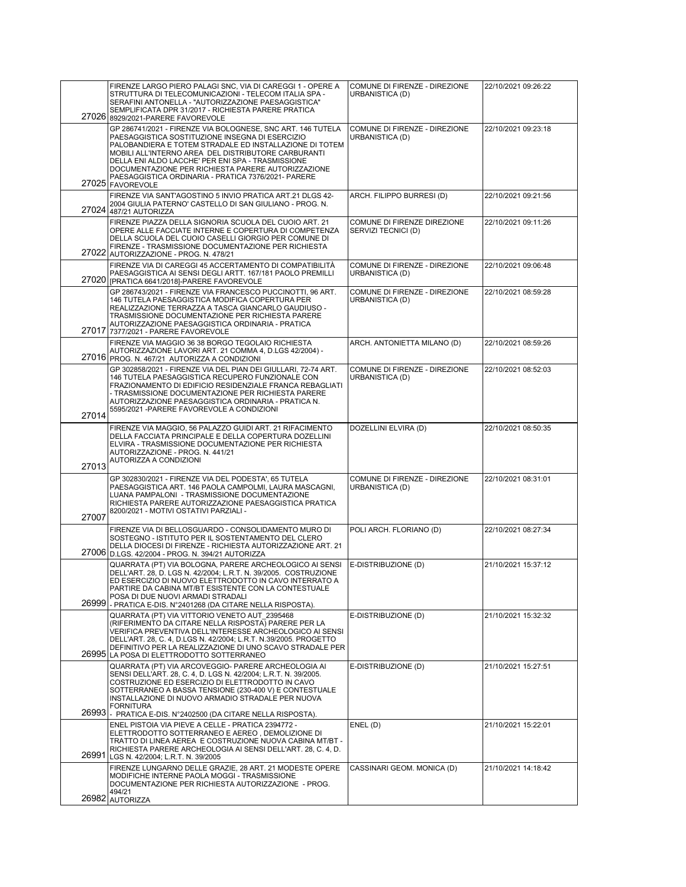| | | | |
|---|---|---|---|
| 27026 | FIRENZE LARGO PIERO PALAGI SNC, VIA DI CAREGGI 1 - OPERE A STRUTTURA DI TELECOMUNICAZIONI - TELECOM ITALIA SPA - SERAFINI ANTONELLA - "AUTORIZZAZIONE PAESAGGISTICA" SEMPLIFICATA DPR 31/2017 - RICHIESTA PARERE PRATICA 8929/2021-PARERE FAVOREVOLE | COMUNE DI FIRENZE - DIREZIONE URBANISTICA (D) | 22/10/2021 09:26:22 |
| 27025 | GP 286741/2021 - FIRENZE VIA BOLOGNESE, SNC ART. 146 TUTELA PAESAGGISTICA SOSTITUZIONE INSEGNA DI ESERCIZIO PALOBANDIERA E TOTEM STRADALE ED INSTALLAZIONE DI TOTEM MOBILI ALL'INTERNO AREA DEL DISTRIBUTORE CARBURANTI DELLA ENI ALDO LACCHE' PER ENI SPA - TRASMISSIONE DOCUMENTAZIONE PER RICHIESTA PARERE AUTORIZZAZIONE PAESAGGISTICA ORDINARIA - PRATICA 7376/2021- PARERE FAVOREVOLE | COMUNE DI FIRENZE - DIREZIONE URBANISTICA (D) | 22/10/2021 09:23:18 |
| 27024 | FIRENZE VIA SANT'AGOSTINO 5 INVIO PRATICA ART.21 DLGS 42-2004 GIULIA PATERNO' CASTELLO DI SAN GIULIANO - PROG. N. 487/21 AUTORIZZA | ARCH. FILIPPO BURRESI (D) | 22/10/2021 09:21:56 |
| 27022 | FIRENZE PIAZZA DELLA SIGNORIA SCUOLA DEL CUOIO ART. 21 OPERE ALLE FACCIATE INTERNE E COPERTURA DI COMPETENZA DELLA SCUOLA DEL CUOIO CASELLI GIORGIO PER COMUNE DI FIRENZE - TRASMISSIONE DOCUMENTAZIONE PER RICHIESTA AUTORIZZAZIONE - PROG. N. 478/21 | COMUNE DI FIRENZE DIREZIONE SERVIZI TECNICI (D) | 22/10/2021 09:11:26 |
| 27020 | FIRENZE VIA DI CAREGGI 45 ACCERTAMENTO DI COMPATIBILITÀ PAESAGGISTICA AI SENSI DEGLI ARTT. 167/181 PAOLO PREMILLI [PRATICA 6641/2018]-PARERE FAVOREVOLE | COMUNE DI FIRENZE - DIREZIONE URBANISTICA (D) | 22/10/2021 09:06:48 |
| 27017 | GP 286743/2021 - FIRENZE VIA FRANCESCO PUCCINOTTI, 96 ART. 146 TUTELA PAESAGGISTICA MODIFICA COPERTURA PER REALIZZAZIONE TERRAZZA A TASCA GIANCARLO GAUDIUSO - TRASMISSIONE DOCUMENTAZIONE PER RICHIESTA PARERE AUTORIZZAZIONE PAESAGGISTICA ORDINARIA - PRATICA 7377/2021 - PARERE FAVOREVOLE | COMUNE DI FIRENZE - DIREZIONE URBANISTICA (D) | 22/10/2021 08:59:28 |
| 27016 | FIRENZE VIA MAGGIO 36 38 BORGO TEGOLAIO RICHIESTA AUTORIZZAZIONE LAVORI ART. 21 COMMA 4, D.LGS 42/2004) - PROG. N. 467/21 AUTORIZZA A CONDIZIONI | ARCH. ANTONIETTA MILANO (D) | 22/10/2021 08:59:26 |
| 27014 | GP 302858/2021 - FIRENZE VIA DEL PIAN DEI GIULLARI, 72-74 ART. 146 TUTELA PAESAGGISTICA RECUPERO FUNZIONALE CON FRAZIONAMENTO DI EDIFICIO RESIDENZIALE FRANCA REBAGLIATI - TRASMISSIONE DOCUMENTAZIONE PER RICHIESTA PARERE AUTORIZZAZIONE PAESAGGISTICA ORDINARIA - PRATICA N. 5595/2021 -PARERE FAVOREVOLE A CONDIZIONI | COMUNE DI FIRENZE - DIREZIONE URBANISTICA (D) | 22/10/2021 08:52:03 |
| 27013 | FIRENZE VIA MAGGIO, 56 PALAZZO GUIDI ART. 21 RIFACIMENTO DELLA FACCIATA PRINCIPALE E DELLA COPERTURA DOZELLINI ELVIRA - TRASMISSIONE DOCUMENTAZIONE PER RICHIESTA AUTORIZZAZIONE - PROG. N. 441/21 AUTORIZZA A CONDIZIONI | DOZELLINI ELVIRA (D) | 22/10/2021 08:50:35 |
| 27007 | GP 302830/2021 - FIRENZE VIA DEL PODESTA', 65 TUTELA PAESAGGISTICA ART. 146 PAOLA CAMPOLMI, LAURA MASCAGNI, LUANA PAMPALONI - TRASMISSIONE DOCUMENTAZIONE RICHIESTA PARERE AUTORIZZAZIONE PAESAGGISTICA PRATICA 8200/2021 - MOTIVI OSTATIVI PARZIALI - | COMUNE DI FIRENZE - DIREZIONE URBANISTICA (D) | 22/10/2021 08:31:01 |
| 27006 | FIRENZE VIA DI BELLOSGUARDO - CONSOLIDAMENTO MURO DI SOSTEGNO - ISTITUTO PER IL SOSTENTAMENTO DEL CLERO DELLA DIOCESI DI FIRENZE - RICHIESTA AUTORIZZAZIONE ART. 21 D.LGS. 42/2004 - PROG. N. 394/21 AUTORIZZA | POLI ARCH. FLORIANO (D) | 22/10/2021 08:27:34 |
| 26999 | QUARRATA (PT) VIA BOLOGNA, PARERE ARCHEOLOGICO AI SENSI DELL'ART. 28, D. LGS N. 42/2004; L.R.T. N. 39/2005. COSTRUZIONE ED ESERCIZIO DI NUOVO ELETTRODOTTO IN CAVO INTERRATO A PARTIRE DA CABINA MT/BT ESISTENTE CON LA CONTESTUALE POSA DI DUE NUOVI ARMADI STRADALI - PRATICA E-DIS. N°2401268 (DA CITARE NELLA RISPOSTA). | E-DISTRIBUZIONE (D) | 21/10/2021 15:37:12 |
| 26995 | QUARRATA (PT) VIA VITTORIO VENETO AUT_2395468 (RIFERIMENTO DA CITARE NELLA RISPOSTA) PARERE PER LA VERIFICA PREVENTIVA DELL'INTERESSE ARCHEOLOGICO AI SENSI DELL'ART. 28, C. 4, D.LGS N. 42/2004; L.R.T. N.39/2005. PROGETTO DEFINITIVO PER LA REALIZZAZIONE DI UNO SCAVO STRADALE PER LA POSA DI ELETTRODOTTO SOTTERRANEO | E-DISTRIBUZIONE (D) | 21/10/2021 15:32:32 |
| 26993 | QUARRATA (PT) VIA ARCOVEGGIO- PARERE ARCHEOLOGIA AI SENSI DELL'ART. 28, C. 4, D. LGS N. 42/2004; L.R.T. N. 39/2005. COSTRUZIONE ED ESERCIZIO DI ELETTRODOTTO IN CAVO SOTTERRANEO A BASSA TENSIONE (230-400 V) E CONTESTUALE INSTALLAZIONE DI NUOVO ARMADIO STRADALE PER NUOVA FORNITURA - PRATICA E-DIS. N°2402500 (DA CITARE NELLA RISPOSTA). | E-DISTRIBUZIONE (D) | 21/10/2021 15:27:51 |
| 26991 | ENEL PISTOIA VIA PIEVE A CELLE - PRATICA 2394772 - ELETTRODOTTO SOTTERRANEO E AEREO , DEMOLIZIONE DI TRATTO DI LINEA AEREA E COSTRUZIONE NUOVA CABINA MT/BT - RICHIESTA PARERE ARCHEOLOGIA AI SENSI DELL'ART. 28, C. 4, D. LGS N. 42/2004; L.R.T. N. 39/2005 | ENEL (D) | 21/10/2021 15:22:01 |
| 26982 | FIRENZE LUNGARNO DELLE GRAZIE, 28 ART. 21 MODESTE OPERE MODIFICHE INTERNE PAOLA MOGGI - TRASMISSIONE DOCUMENTAZIONE PER RICHIESTA AUTORIZZAZIONE - PROG. 494/21 AUTORIZZA | CASSINARI GEOM. MONICA (D) | 21/10/2021 14:18:42 |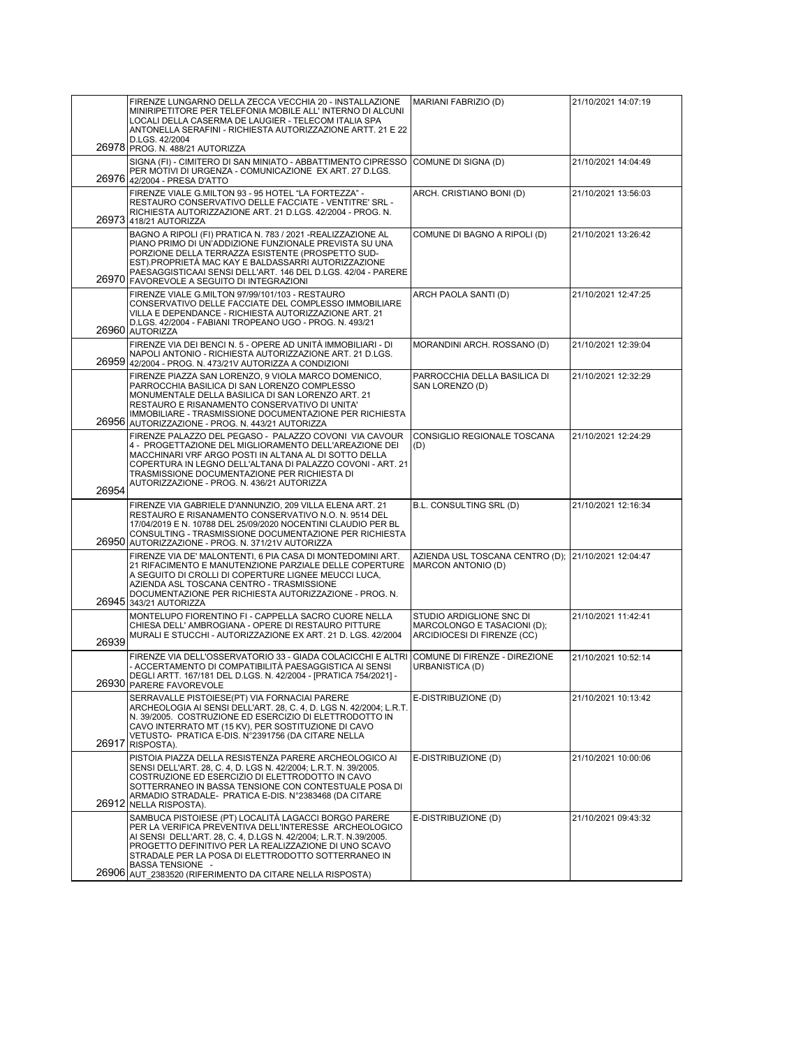| | | | |
|---|---|---|---|
| 26978 | FIRENZE LUNGARNO DELLA ZECCA VECCHIA 20 - INSTALLAZIONE MINIRIPETITORE PER TELEFONIA MOBILE ALL' INTERNO DI ALCUNI LOCALI DELLA CASERMA DE LAUGIER - TELECOM ITALIA SPA ANTONELLA SERAFINI - RICHIESTA AUTORIZZAZIONE ARTT. 21 E 22 D.LGS. 42/2004 PROG. N. 488/21 AUTORIZZA | MARIANI FABRIZIO (D) | 21/10/2021 14:07:19 |
| 26976 | SIGNA (FI) - CIMITERO DI SAN MINIATO - ABBATTIMENTO CIPRESSO PER MOTIVI DI URGENZA - COMUNICAZIONE EX ART. 27 D.LGS. 42/2004 - PRESA D'ATTO | COMUNE DI SIGNA (D) | 21/10/2021 14:04:49 |
| 26973 | FIRENZE VIALE G.MILTON 93 - 95 HOTEL "LA FORTEZZA" - RESTAURO CONSERVATIVO DELLE FACCIATE - VENTITRE' SRL - RICHIESTA AUTORIZZAZIONE ART. 21 D.LGS. 42/2004 - PROG. N. 418/21 AUTORIZZA | ARCH. CRISTIANO BONI (D) | 21/10/2021 13:56:03 |
| 26970 | BAGNO A RIPOLI (FI) PRATICA N. 783 / 2021 -REALIZZAZIONE AL PIANO PRIMO DI UN'ADDIZIONE FUNZIONALE PREVISTA SU UNA PORZIONE DELLA TERRAZZA ESISTENTE (PROSPETTO SUD-EST).PROPRIETÀ MAC KAY E BALDASSARRI AUTORIZZAZIONE PAESAGGISTICAAI SENSI DELL'ART. 146 DEL D.LGS. 42/04 - PARERE FAVOREVOLE A SEGUITO DI INTEGRAZIONI | COMUNE DI BAGNO A RIPOLI (D) | 21/10/2021 13:26:42 |
| 26960 | FIRENZE VIALE G.MILTON 97/99/101/103 - RESTAURO CONSERVATIVO DELLE FACCIATE DEL COMPLESSO IMMOBILIARE VILLA E DEPENDANCE - RICHIESTA AUTORIZZAZIONE ART. 21 D.LGS. 42/2004 - FABIANI TROPEANO UGO - PROG. N. 493/21 AUTORIZZA | ARCH PAOLA SANTI (D) | 21/10/2021 12:47:25 |
| 26959 | FIRENZE VIA DEI BENCI N. 5 - OPERE AD UNITÀ IMMOBILIARI - DI NAPOLI ANTONIO - RICHIESTA AUTORIZZAZIONE ART. 21 D.LGS. 42/2004 - PROG. N. 473/21V AUTORIZZA A CONDIZIONI | MORANDINI ARCH. ROSSANO (D) | 21/10/2021 12:39:04 |
| 26956 | FIRENZE PIAZZA SAN LORENZO, 9 VIOLA MARCO DOMENICO, PARROCCHIA BASILICA DI SAN LORENZO COMPLESSO MONUMENTALE DELLA BASILICA DI SAN LORENZO ART. 21 RESTAURO E RISANAMENTO CONSERVATIVO DI UNITA' IMMOBILIARE - TRASMISSIONE DOCUMENTAZIONE PER RICHIESTA AUTORIZZAZIONE - PROG. N. 443/21 AUTORIZZA | PARROCCHIA DELLA BASILICA DI SAN LORENZO (D) | 21/10/2021 12:32:29 |
| 26954 | FIRENZE PALAZZO DEL PEGASO - PALAZZO COVONI VIA CAVOUR 4 - PROGETTAZIONE DEL MIGLIORAMENTO DELL'AREAZIONE DEI MACCHINARI VRF ARGO POSTI IN ALTANA AL DI SOTTO DELLA COPERTURA IN LEGNO DELL'ALTANA DI PALAZZO COVONI - ART. 21 TRASMISSIONE DOCUMENTAZIONE PER RICHIESTA DI AUTORIZZAZIONE - PROG. N. 436/21 AUTORIZZA | CONSIGLIO REGIONALE TOSCANA (D) | 21/10/2021 12:24:29 |
| 26950 | FIRENZE VIA GABRIELE D'ANNUNZIO, 209 VILLA ELENA ART. 21 RESTAURO E RISANAMENTO CONSERVATIVO N.O. N. 9514 DEL 17/04/2019 E N. 10788 DEL 25/09/2020 NOCENTINI CLAUDIO PER BL CONSULTING - TRASMISSIONE DOCUMENTAZIONE PER RICHIESTA AUTORIZZAZIONE - PROG. N. 371/21V AUTORIZZA | B.L. CONSULTING SRL (D) | 21/10/2021 12:16:34 |
| 26945 | FIRENZE VIA DE' MALONTENTI, 6 PIA CASA DI MONTEDOMINI ART. 21 RIFACIMENTO E MANUTENZIONE PARZIALE DELLE COPERTURE A SEGUITO DI CROLLI DI COPERTURE LIGNEE MEUCCI LUCA, AZIENDA ASL TOSCANA CENTRO - TRASMISSIONE DOCUMENTAZIONE PER RICHIESTA AUTORIZZAZIONE - PROG. N. 343/21 AUTORIZZA | AZIENDA USL TOSCANA CENTRO (D); MARCON ANTONIO (D) | 21/10/2021 12:04:47 |
| 26939 | MONTELUPO FIORENTINO FI - CAPPELLA SACRO CUORE NELLA CHIESA DELL' AMBROGIANA - OPERE DI RESTAURO PITTURE MURALI E STUCCHI - AUTORIZZAZIONE EX ART. 21 D. LGS. 42/2004 | STUDIO ARDIGLIONE SNC DI MARCOLONGO E TASACIONI (D); ARCIDIOCESI DI FIRENZE (CC) | 21/10/2021 11:42:41 |
| 26930 | FIRENZE VIA DELL'OSSERVATORIO 33 - GIADA COLACICCHI E ALTRI - ACCERTAMENTO DI COMPATIBILITÀ PAESAGGISTICA AI SENSI DEGLI ARTT. 167/181 DEL D.LGS. N. 42/2004 - [PRATICA 754/2021] - PARERE FAVOREVOLE | COMUNE DI FIRENZE - DIREZIONE URBANISTICA (D) | 21/10/2021 10:52:14 |
| 26917 | SERRAVALLE PISTOIESE(PT) VIA FORNACIAI PARERE ARCHEOLOGIA AI SENSI DELL'ART. 28, C. 4, D. LGS N. 42/2004; L.R.T. N. 39/2005. COSTRUZIONE ED ESERCIZIO DI ELETTRODOTTO IN CAVO INTERRATO MT (15 KV), PER SOSTITUZIONE DI CAVO VETUSTO- PRATICA E-DIS. N°2391756 (DA CITARE NELLA RISPOSTA). | E-DISTRIBUZIONE (D) | 21/10/2021 10:13:42 |
| 26912 | PISTOIA PIAZZA DELLA RESISTENZA PARERE ARCHEOLOGICO AI SENSI DELL'ART. 28, C. 4, D. LGS N. 42/2004; L.R.T. N. 39/2005. COSTRUZIONE ED ESERCIZIO DI ELETTRODOTTO IN CAVO SOTTERRANEO IN BASSA TENSIONE CON CONTESTUALE POSA DI ARMADIO STRADALE- PRATICA E-DIS. N°2383468 (DA CITARE NELLA RISPOSTA). | E-DISTRIBUZIONE (D) | 21/10/2021 10:00:06 |
| 26906 | SAMBUCA PISTOIESE (PT) LOCALITÀ LAGACCI BORGO PARERE PER LA VERIFICA PREVENTIVA DELL'INTERESSE ARCHEOLOGICO AI SENSI DELL'ART. 28, C. 4, D.LGS N. 42/2004; L.R.T. N.39/2005. PROGETTO DEFINITIVO PER LA REALIZZAZIONE DI UNO SCAVO STRADALE PER LA POSA DI ELETTRODOTTO SOTTERRANEO IN BASSA TENSIONE - AUT_2383520 (RIFERIMENTO DA CITARE NELLA RISPOSTA) | E-DISTRIBUZIONE (D) | 21/10/2021 09:43:32 |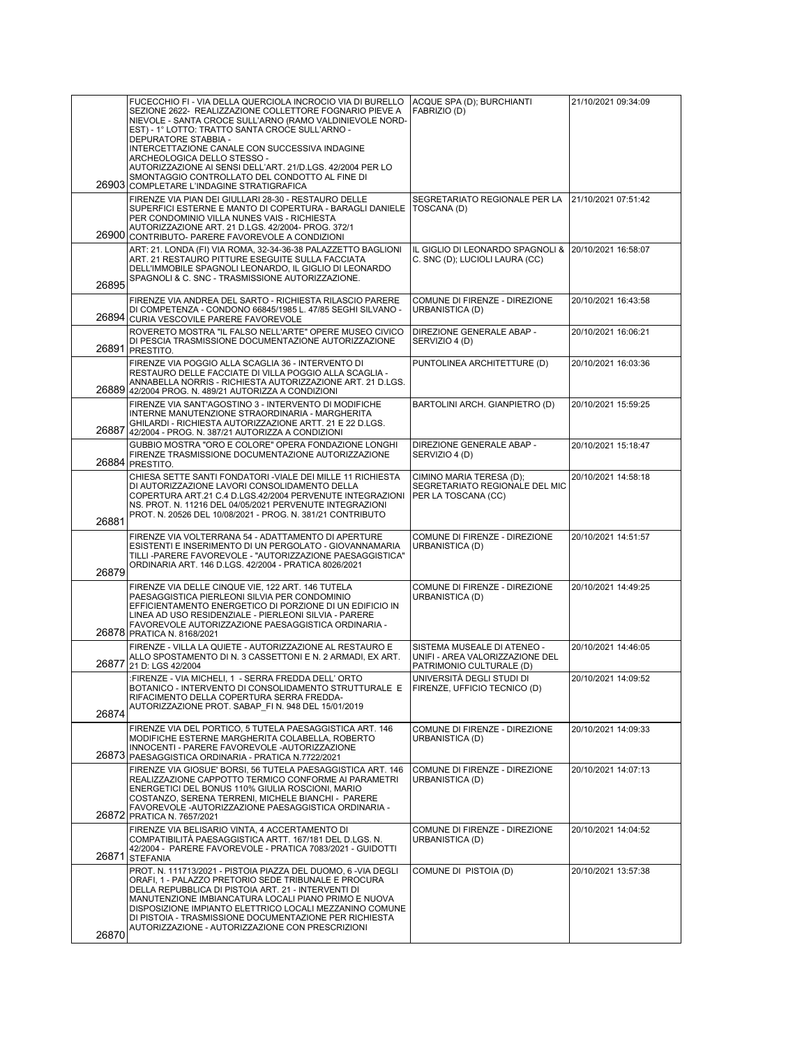| | | | |
|---|---|---|---|
| 26903 | FUCECCHIO FI - VIA DELLA QUERCIOLA INCROCIO VIA DI BURELLO SEZIONE 2622- REALIZZAZIONE COLLETTORE FOGNARIO PIEVE A NIEVOLE - SANTA CROCE SULL'ARNO (RAMO VALDINIEVOLE NORD-EST) - 1° LOTTO: TRATTO SANTA CROCE SULL'ARNO - DEPURATORE STABBIA - INTERCETTAZIONE CANALE CON SUCCESSIVA INDAGINE ARCHEOLOGICA DELLO STESSO - AUTORIZZAZIONE AI SENSI DELL'ART. 21/D.LGS. 42/2004 PER LO SMONTAGGIO CONTROLLATO DEL CONDOTTO AL FINE DI COMPLETARE L'INDAGINE STRATIGRAFICA | ACQUE SPA (D); BURCHIANTI FABRIZIO (D) | 21/10/2021 09:34:09 |
| 26900 | FIRENZE VIA PIAN DEI GIULLARI 28-30 - RESTAURO DELLE SUPERFICI ESTERNE E MANTO DI COPERTURA - BARAGLI DANIELE PER CONDOMINIO VILLA NUNES VAIS - RICHIESTA AUTORIZZAZIONE ART. 21 D.LGS. 42/2004- PROG. 372/1 CONTRIBUTO- PARERE FAVOREVOLE A CONDIZIONI | SEGRETARIATO REGIONALE PER LA TOSCANA (D) | 21/10/2021 07:51:42 |
| 26895 | ART: 21. LONDA (FI) VIA ROMA, 32-34-36-38 PALAZZETTO BAGLIONI ART. 21 RESTAURO PITTURE ESEGUITE SULLA FACCIATA DELL'IMMOBILE SPAGNOLI LEONARDO, IL GIGLIO DI LEONARDO SPAGNOLI & C. SNC - TRASMISSIONE AUTORIZZAZIONE. | IL GIGLIO DI LEONARDO SPAGNOLI & C. SNC (D); LUCIOLI LAURA (CC) | 20/10/2021 16:58:07 |
| 26894 | FIRENZE VIA ANDREA DEL SARTO - RICHIESTA RILASCIO PARERE DI COMPETENZA - CONDONO 66845/1985 L. 47/85 SEGHI SILVANO - CURIA VESCOVILE PARERE FAVOREVOLE | COMUNE DI FIRENZE - DIREZIONE URBANISTICA (D) | 20/10/2021 16:43:58 |
| 26891 | ROVERETO MOSTRA "IL FALSO NELL'ARTE" OPERE MUSEO CIVICO DI PESCIA TRASMISSIONE DOCUMENTAZIONE AUTORIZZAZIONE PRESTITO. | DIREZIONE GENERALE ABAP - SERVIZIO 4 (D) | 20/10/2021 16:06:21 |
| 26889 | FIRENZE VIA POGGIO ALLA SCAGLIA 36 - INTERVENTO DI RESTAURO DELLE FACCIATE DI VILLA POGGIO ALLA SCAGLIA - ANNABELLA NORRIS - RICHIESTA AUTORIZZAZIONE ART. 21 D.LGS. 42/2004 PROG. N. 489/21 AUTORIZZA A CONDIZIONI | PUNTOLINEA ARCHITETTURE (D) | 20/10/2021 16:03:36 |
| 26887 | FIRENZE VIA SANT'AGOSTINO 3 - INTERVENTO DI MODIFICHE INTERNE MANUTENZIONE STRAORDINARIA - MARGHERITA GHILARDI - RICHIESTA AUTORIZZAZIONE ARTT. 21 E 22 D.LGS. 42/2004 - PROG. N. 387/21 AUTORIZZA A CONDIZIONI | BARTOLINI ARCH. GIANPIETRO (D) | 20/10/2021 15:59:25 |
| 26884 | GUBBIO MOSTRA "ORO E COLORE" OPERA FONDAZIONE LONGHI FIRENZE TRASMISSIONE DOCUMENTAZIONE AUTORIZZAZIONE PRESTITO. | DIREZIONE GENERALE ABAP - SERVIZIO 4 (D) | 20/10/2021 15:18:47 |
| 26881 | CHIESA SETTE SANTI FONDATORI -VIALE DEI MILLE 11 RICHIESTA DI AUTORIZZAZIONE LAVORI CONSOLIDAMENTO DELLA COPERTURA ART.21 C.4 D.LGS.42/2004 PERVENUTE INTEGRAZIONI NS. PROT. N. 11216 DEL 04/05/2021 PERVENUTE INTEGRAZIONI PROT. N. 20526 DEL 10/08/2021 - PROG. N. 381/21 CONTRIBUTO | CIMINO MARIA TERESA (D); SEGRETARIATO REGIONALE DEL MIC PER LA TOSCANA (CC) | 20/10/2021 14:58:18 |
| 26879 | FIRENZE VIA VOLTERRANA 54 - ADATTAMENTO DI APERTURE ESISTENTI E INSERIMENTO DI UN PERGOLATO - GIOVANNAMARIA TILLI -PARERE FAVOREVOLE - "AUTORIZZAZIONE PAESAGGISTICA" ORDINARIA ART. 146 D.LGS. 42/2004 - PRATICA 8026/2021 | COMUNE DI FIRENZE - DIREZIONE URBANISTICA (D) | 20/10/2021 14:51:57 |
| 26878 | FIRENZE VIA DELLE CINQUE VIE, 122 ART. 146 TUTELA PAESAGGISTICA PIERLEONI SILVIA PER CONDOMINIO EFFICIENTAMENTO ENERGETICO DI PORZIONE DI UN EDIFICIO IN LINEA AD USO RESIDENZIALE - PIERLEONI SILVIA - PARERE FAVOREVOLE AUTORIZZAZIONE PAESAGGISTICA ORDINARIA - PRATICA N. 8168/2021 | COMUNE DI FIRENZE - DIREZIONE URBANISTICA (D) | 20/10/2021 14:49:25 |
| 26877 | FIRENZE - VILLA LA QUIETE - AUTORIZZAZIONE AL RESTAURO E ALLO SPOSTAMENTO DI N. 3 CASSETTONI E N. 2 ARMADI, EX ART. 21 D: LGS 42/2004 | SISTEMA MUSEALE DI ATENEO - UNIFI - AREA VALORIZZAZIONE DEL PATRIMONIO CULTURALE (D) | 20/10/2021 14:46:05 |
| 26874 | :FIRENZE - VIA MICHELI, 1 - SERRA FREDDA DELL' ORTO BOTANICO - INTERVENTO DI CONSOLIDAMENTO STRUTTURALE E RIFACIMENTO DELLA COPERTURA SERRA FREDDA- AUTORIZZAZIONE PROT. SABAP_FI N. 948 DEL 15/01/2019 | UNIVERSITÀ DEGLI STUDI DI FIRENZE, UFFICIO TECNICO (D) | 20/10/2021 14:09:52 |
| 26873 | FIRENZE VIA DEL PORTICO, 5 TUTELA PAESAGGISTICA ART. 146 MODIFICHE ESTERNE MARGHERITA COLABELLA, ROBERTO INNOCENTI - PARERE FAVOREVOLE -AUTORIZZAZIONE PAESAGGISTICA ORDINARIA - PRATICA N.7722/2021 | COMUNE DI FIRENZE - DIREZIONE URBANISTICA (D) | 20/10/2021 14:09:33 |
| 26872 | FIRENZE VIA GIOSUE' BORSI, 56 TUTELA PAESAGGISTICA ART. 146 REALIZZAZIONE CAPPOTTO TERMICO CONFORME AI PARAMETRI ENERGETICI DEL BONUS 110% GIULIA ROSCIONI, MARIO COSTANZO, SERENA TERRENI, MICHELE BIANCHI - PARERE FAVOREVOLE -AUTORIZZAZIONE PAESAGGISTICA ORDINARIA - PRATICA N. 7657/2021 | COMUNE DI FIRENZE - DIREZIONE URBANISTICA (D) | 20/10/2021 14:07:13 |
| 26871 | FIRENZE VIA BELISARIO VINTA, 4 ACCERTAMENTO DI COMPATIBILITÀ PAESAGGISTICA ARTT. 167/181 DEL D.LGS. N. 42/2004 - PARERE FAVOREVOLE - PRATICA 7083/2021 - GUIDOTTI STEFANIA | COMUNE DI FIRENZE - DIREZIONE URBANISTICA (D) | 20/10/2021 14:04:52 |
| 26870 | PROT. N. 111713/2021 - PISTOIA PIAZZA DEL DUOMO, 6 -VIA DEGLI ORAFI, 1 - PALAZZO PRETORIO SEDE TRIBUNALE E PROCURA DELLA REPUBBLICA DI PISTOIA ART. 21 - INTERVENTI DI MANUTENZIONE IMBIANCATURA LOCALI PIANO PRIMO E NUOVA DISPOSIZIONE IMPIANTO ELETTRICO LOCALI MEZZANINO COMUNE DI PISTOIA - TRASMISSIONE DOCUMENTAZIONE PER RICHIESTA AUTORIZZAZIONE - AUTORIZZAZIONE CON PRESCRIZIONI | COMUNE DI PISTOIA (D) | 20/10/2021 13:57:38 |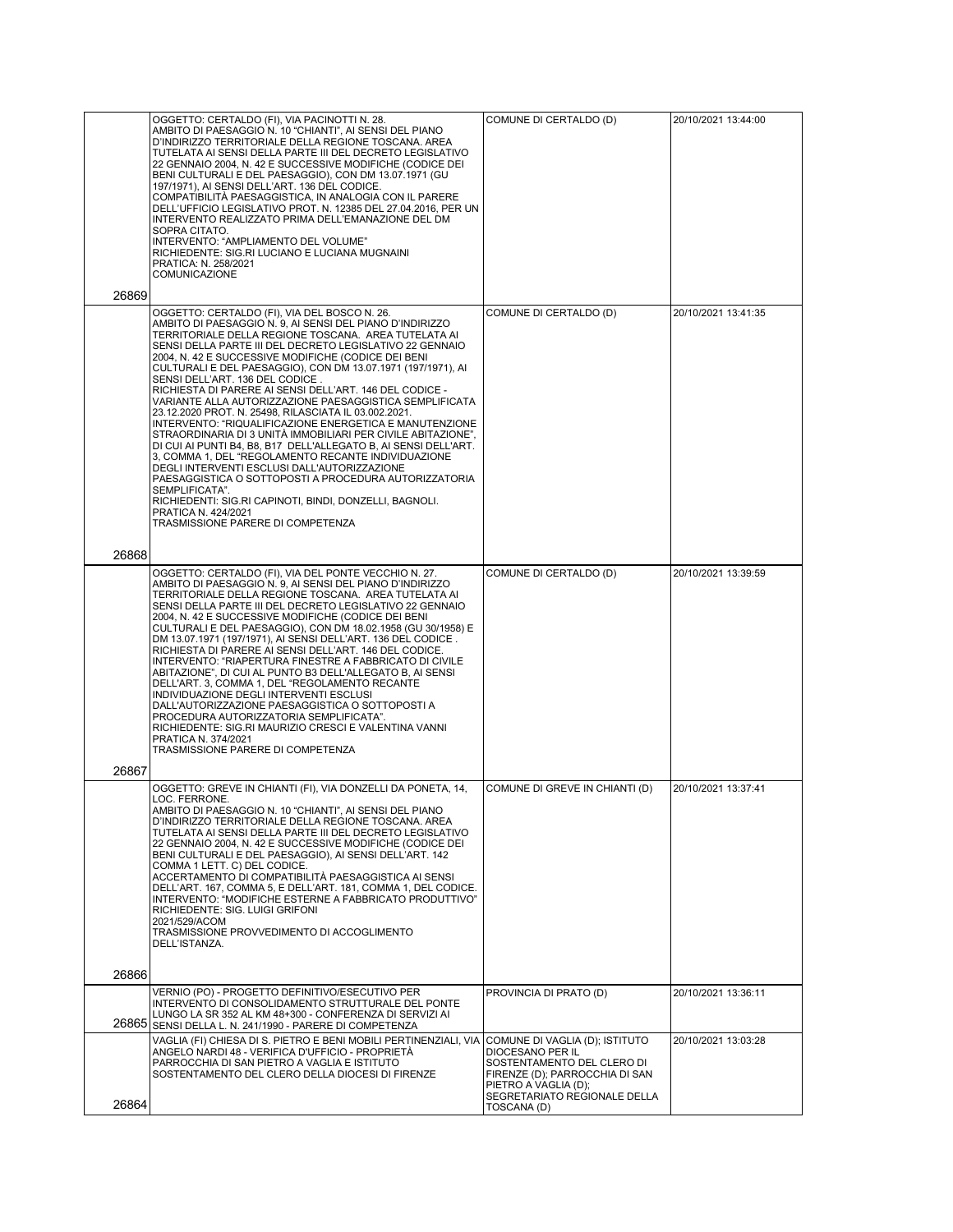| | | | |
|---|---|---|---|
| 26869 | OGGETTO: CERTALDO (FI), VIA PACINOTTI N. 28.<br>AMBITO DI PAESAGGIO N. 10 "CHIANTI", AI SENSI DEL PIANO D'INDIRIZZO TERRITORIALE DELLA REGIONE TOSCANA. AREA TUTELATA AI SENSI DELLA PARTE III DEL DECRETO LEGISLATIVO 22 GENNAIO 2004, N. 42 E SUCCESSIVE MODIFICHE (CODICE DEI BENI CULTURALI E DEL PAESAGGIO), CON DM 13.07.1971 (GU 197/1971), AI SENSI DELL'ART. 136 DEL CODICE.<br>COMPATIBILITÀ PAESAGGISTICA, IN ANALOGIA CON IL PARERE DELL'UFFICIO LEGISLATIVO PROT. N. 12385 DEL 27.04.2016, PER UN INTERVENTO REALIZZATO PRIMA DELL'EMANAZIONE DEL DM SOPRA CITATO.<br>INTERVENTO: "AMPLIAMENTO DEL VOLUME"<br>RICHIEDENTE: SIG.RI LUCIANO E LUCIANA MUGNAINI<br>PRATICA: N. 258/2021<br>COMUNICAZIONE | COMUNE DI CERTALDO (D) | 20/10/2021 13:44:00 |
| 26868 | OGGETTO: CERTALDO (FI), VIA DEL BOSCO N. 26.<br>AMBITO DI PAESAGGIO N. 9, AI SENSI DEL PIANO D'INDIRIZZO TERRITORIALE DELLA REGIONE TOSCANA. AREA TUTELATA AI SENSI DELLA PARTE III DEL DECRETO LEGISLATIVO 22 GENNAIO 2004, N. 42 E SUCCESSIVE MODIFICHE (CODICE DEI BENI CULTURALI E DEL PAESAGGIO), CON DM 13.07.1971 (197/1971), AI SENSI DELL'ART. 136 DEL CODICE .<br>RICHIESTA DI PARERE AI SENSI DELL'ART. 146 DEL CODICE - VARIANTE ALLA AUTORIZZAZIONE PAESAGGISTICA SEMPLIFICATA 23.12.2020 PROT. N. 25498, RILASCIATA IL 03.002.2021.<br>INTERVENTO: "RIQUALIFICAZIONE ENERGETICA E MANUTENZIONE STRAORDINARIA DI 3 UNITÀ IMMOBILIARI PER CIVILE ABITAZIONE", DI CUI AI PUNTI B4, B8, B17 DELL'ALLEGATO B, AI SENSI DELL'ART. 3, COMMA 1, DEL "REGOLAMENTO RECANTE INDIVIDUAZIONE DEGLI INTERVENTI ESCLUSI DALL'AUTORIZZAZIONE PAESAGGISTICA O SOTTOPOSTI A PROCEDURA AUTORIZZATORIA SEMPLIFICATA".<br>RICHIEDENTI: SIG.RI CAPINOTI, BINDI, DONZELLI, BAGNOLI.<br>PRATICA N. 424/2021<br>TRASMISSIONE PARERE DI COMPETENZA | COMUNE DI CERTALDO (D) | 20/10/2021 13:41:35 |
| 26867 | OGGETTO: CERTALDO (FI), VIA DEL PONTE VECCHIO N. 27.<br>AMBITO DI PAESAGGIO N. 9, AI SENSI DEL PIANO D'INDIRIZZO TERRITORIALE DELLA REGIONE TOSCANA. AREA TUTELATA AI SENSI DELLA PARTE III DEL DECRETO LEGISLATIVO 22 GENNAIO 2004, N. 42 E SUCCESSIVE MODIFICHE (CODICE DEI BENI CULTURALI E DEL PAESAGGIO), CON DM 18.02.1958 (GU 30/1958) E DM 13.07.1971 (197/1971), AI SENSI DELL'ART. 136 DEL CODICE .<br>RICHIESTA DI PARERE AI SENSI DELL'ART. 146 DEL CODICE.<br>INTERVENTO: "RIAPERTURA FINESTRE A FABBRICATO DI CIVILE ABITAZIONE", DI CUI AL PUNTO B3 DELL'ALLEGATO B, AI SENSI DELL'ART. 3, COMMA 1, DEL "REGOLAMENTO RECANTE INDIVIDUAZIONE DEGLI INTERVENTI ESCLUSI DALL'AUTORIZZAZIONE PAESAGGISTICA O SOTTOPOSTI A PROCEDURA AUTORIZZATORIA SEMPLIFICATA".<br>RICHIEDENTE: SIG.RI MAURIZIO CRESCI E VALENTINA VANNI<br>PRATICA N. 374/2021<br>TRASMISSIONE PARERE DI COMPETENZA | COMUNE DI CERTALDO (D) | 20/10/2021 13:39:59 |
| 26866 | OGGETTO: GREVE IN CHIANTI (FI), VIA DONZELLI DA PONETA, 14, LOC. FERRONE.<br>AMBITO DI PAESAGGIO N. 10 "CHIANTI", AI SENSI DEL PIANO D'INDIRIZZO TERRITORIALE DELLA REGIONE TOSCANA. AREA TUTELATA AI SENSI DELLA PARTE III DEL DECRETO LEGISLATIVO 22 GENNAIO 2004, N. 42 E SUCCESSIVE MODIFICHE (CODICE DEI BENI CULTURALI E DEL PAESAGGIO), AI SENSI DELL'ART. 142 COMMA 1 LETT. C) DEL CODICE.<br>ACCERTAMENTO DI COMPATIBILITÀ PAESAGGISTICA AI SENSI DELL'ART. 167, COMMA 5, E DELL'ART. 181, COMMA 1, DEL CODICE.<br>INTERVENTO: "MODIFICHE ESTERNE A FABBRICATO PRODUTTIVO"<br>RICHIEDENTE: SIG. LUIGI GRIFONI<br>2021/529/ACOM<br>TRASMISSIONE PROVVEDIMENTO DI ACCOGLIMENTO DELL'ISTANZA. | COMUNE DI GREVE IN CHIANTI (D) | 20/10/2021 13:37:41 |
| 26865 | VERNIO (PO) - PROGETTO DEFINITIVO/ESECUTIVO PER INTERVENTO DI CONSOLIDAMENTO STRUTTURALE DEL PONTE LUNGO LA SR 352 AL KM 48+300 - CONFERENZA DI SERVIZI AI SENSI DELLA L. N. 241/1990 - PARERE DI COMPETENZA | PROVINCIA DI PRATO (D) | 20/10/2021 13:36:11 |
| 26864 | VAGLIA (FI) CHIESA DI S. PIETRO E BENI MOBILI PERTINENZIALI, VIA ANGELO NARDI 48 - VERIFICA D'UFFICIO - PROPRIETÀ PARROCCHIA DI SAN PIETRO A VAGLIA E ISTITUTO SOSTENTAMENTO DEL CLERO DELLA DIOCESI DI FIRENZE | COMUNE DI VAGLIA (D); ISTITUTO DIOCESANO PER IL SOSTENTAMENTO DEL CLERO DI FIRENZE (D); PARROCCHIA DI SAN PIETRO A VAGLIA (D); SEGRETARIATO REGIONALE DELLA TOSCANA (D) | 20/10/2021 13:03:28 |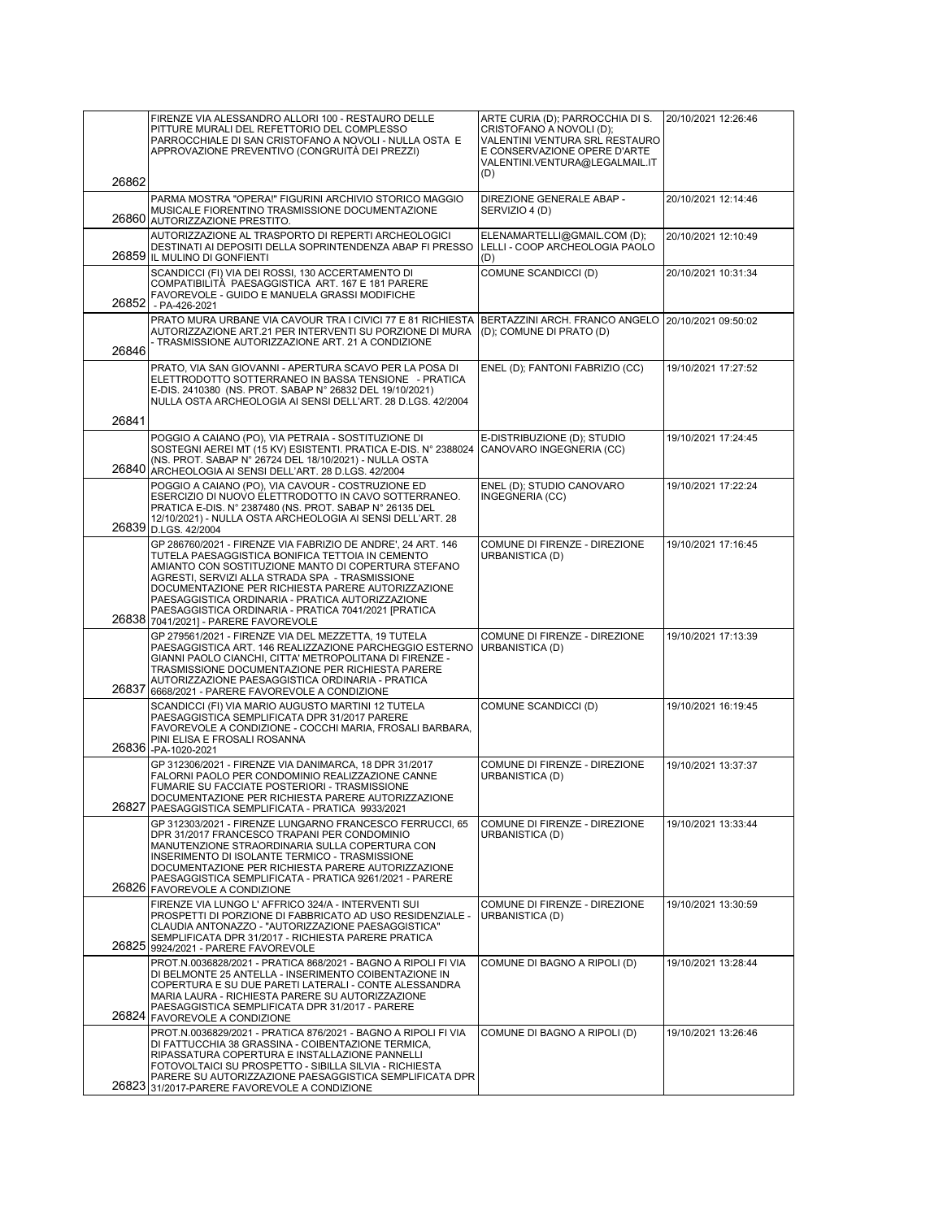| | | | |
|---|---|---|---|
| 26862 | FIRENZE VIA ALESSANDRO ALLORI 100 - RESTAURO DELLE PITTURE MURALI DEL REFETTORIO DEL COMPLESSO PARROCCHIALE DI SAN CRISTOFANO A NOVOLI - NULLA OSTA E APPROVAZIONE PREVENTIVO (CONGRUITÀ DEI PREZZI) | ARTE CURIA (D); PARROCCHIA DI S. CRISTOFANO A NOVOLI (D); VALENTINI VENTURA SRL RESTAURO E CONSERVAZIONE OPERE D'ARTE VALENTINI.VENTURA@LEGALMAIL.IT (D) | 20/10/2021 12:26:46 |
| 26860 | PARMA MOSTRA "OPERA!" FIGURINI ARCHIVIO STORICO MAGGIO MUSICALE FIORENTINO TRASMISSIONE DOCUMENTAZIONE AUTORIZZAZIONE PRESTITO. | DIREZIONE GENERALE ABAP - SERVIZIO 4 (D) | 20/10/2021 12:14:46 |
| 26859 | AUTORIZZAZIONE AL TRASPORTO DI REPERTI ARCHEOLOGICI DESTINATI AI DEPOSITI DELLA SOPRINTENDENZA ABAP FI PRESSO IL MULINO DI GONFIENTI | ELENAMARTELLI@GMAIL.COM (D); LELLI - COOP ARCHEOLOGIA PAOLO (D) | 20/10/2021 12:10:49 |
| 26852 | SCANDICCI (FI) VIA DEI ROSSI, 130 ACCERTAMENTO DI COMPATIBILITÀ PAESAGGISTICA ART. 167 E 181 PARERE FAVOREVOLE - GUIDO E MANUELA GRASSI MODIFICHE - PA-426-2021 | COMUNE SCANDICCI (D) | 20/10/2021 10:31:34 |
| 26846 | PRATO MURA URBANE VIA CAVOUR TRA I CIVICI 77 E 81 RICHIESTA AUTORIZZAZIONE ART.21 PER INTERVENTI SU PORZIONE DI MURA - TRASMISSIONE AUTORIZZAZIONE ART. 21 A CONDIZIONE | BERTAZZINI ARCH. FRANCO ANGELO (D); COMUNE DI PRATO (D) | 20/10/2021 09:50:02 |
| 26841 | PRATO, VIA SAN GIOVANNI - APERTURA SCAVO PER LA POSA DI ELETTRODOTTO SOTTERRANEO IN BASSA TENSIONE - PRATICA E-DIS. 2410380 (NS. PROT. SABAP N° 26832 DEL 19/10/2021) NULLA OSTA ARCHEOLOGIA AI SENSI DELL'ART. 28 D.LGS. 42/2004 | ENEL (D); FANTONI FABRIZIO (CC) | 19/10/2021 17:27:52 |
| 26840 | POGGIO A CAIANO (PO), VIA PETRAIA - SOSTITUZIONE DI SOSTEGNI AEREI MT (15 KV) ESISTENTI. PRATICA E-DIS. N° 2388024 (NS. PROT. SABAP N° 26724 DEL 18/10/2021) - NULLA OSTA ARCHEOLOGIA AI SENSI DELL'ART. 28 D.LGS. 42/2004 | E-DISTRIBUZIONE (D); STUDIO CANOVARO INGEGNERIA (CC) | 19/10/2021 17:24:45 |
| 26839 | POGGIO A CAIANO (PO), VIA CAVOUR - COSTRUZIONE ED ESERCIZIO DI NUOVO ELETTRODOTTO IN CAVO SOTTERRANEO. PRATICA E-DIS. N° 2387480 (NS. PROT. SABAP N° 26135 DEL 12/10/2021) - NULLA OSTA ARCHEOLOGIA AI SENSI DELL'ART. 28 D.LGS. 42/2004 | ENEL (D); STUDIO CANOVARO INGEGNERIA (CC) | 19/10/2021 17:22:24 |
| 26838 | GP 286760/2021 - FIRENZE VIA FABRIZIO DE ANDRE', 24 ART. 146 TUTELA PAESAGGISTICA BONIFICA TETTOIA IN CEMENTO AMIANTO CON SOSTITUZIONE MANTO DI COPERTURA STEFANO AGRESTI, SERVIZI ALLA STRADA SPA - TRASMISSIONE DOCUMENTAZIONE PER RICHIESTA PARERE AUTORIZZAZIONE PAESAGGISTICA ORDINARIA - PRATICA AUTORIZZAZIONE PAESAGGISTICA ORDINARIA - PRATICA 7041/2021 [PRATICA 7041/2021] - PARERE FAVOREVOLE | COMUNE DI FIRENZE - DIREZIONE URBANISTICA (D) | 19/10/2021 17:16:45 |
| 26837 | GP 279561/2021 - FIRENZE VIA DEL MEZZETTA, 19 TUTELA PAESAGGISTICA ART. 146 REALIZZAZIONE PARCHEGGIO ESTERNO GIANNI PAOLO CIANCHI, CITTA' METROPOLITANA DI FIRENZE - TRASMISSIONE DOCUMENTAZIONE PER RICHIESTA PARERE AUTORIZZAZIONE PAESAGGISTICA ORDINARIA - PRATICA 6668/2021 - PARERE FAVOREVOLE A CONDIZIONE | COMUNE DI FIRENZE - DIREZIONE URBANISTICA (D) | 19/10/2021 17:13:39 |
| 26836 | SCANDICCI (FI) VIA MARIO AUGUSTO MARTINI 12 TUTELA PAESAGGISTICA SEMPLIFICATA DPR 31/2017 PARERE FAVOREVOLE A CONDIZIONE - COCCHI MARIA, FROSALI BARBARA, PINI ELISA E FROSALI ROSANNA -PA-1020-2021 | COMUNE SCANDICCI (D) | 19/10/2021 16:19:45 |
| 26827 | GP 312306/2021 - FIRENZE VIA DANIMARCA, 18 DPR 31/2017 FALORNI PAOLO PER CONDOMINIO REALIZZAZIONE CANNE FUMARIE SU FACCIATE POSTERIORI - TRASMISSIONE DOCUMENTAZIONE PER RICHIESTA PARERE AUTORIZZAZIONE PAESAGGISTICA SEMPLIFICATA - PRATICA 9933/2021 | COMUNE DI FIRENZE - DIREZIONE URBANISTICA (D) | 19/10/2021 13:37:37 |
| 26826 | GP 312303/2021 - FIRENZE LUNGARNO FRANCESCO FERRUCCI, 65 DPR 31/2017 FRANCESCO TRAPANI PER CONDOMINIO MANUTENZIONE STRAORDINARIA SULLA COPERTURA CON INSERIMENTO DI ISOLANTE TERMICO - TRASMISSIONE DOCUMENTAZIONE PER RICHIESTA PARERE AUTORIZZAZIONE PAESAGGISTICA SEMPLIFICATA - PRATICA 9261/2021 - PARERE FAVOREVOLE A CONDIZIONE | COMUNE DI FIRENZE - DIREZIONE URBANISTICA (D) | 19/10/2021 13:33:44 |
| 26825 | FIRENZE VIA LUNGO L' AFFRICO 324/A - INTERVENTI SUI PROSPETTI DI PORZIONE DI FABBRICATO AD USO RESIDENZIALE - CLAUDIA ANTONAZZO - "AUTORIZZAZIONE PAESAGGISTICA" SEMPLIFICATA DPR 31/2017 - RICHIESTA PARERE PRATICA 9924/2021 - PARERE FAVOREVOLE | COMUNE DI FIRENZE - DIREZIONE URBANISTICA (D) | 19/10/2021 13:30:59 |
| 26824 | PROT.N.0036828/2021 - PRATICA 868/2021 - BAGNO A RIPOLI FI VIA DI BELMONTE 25 ANTELLA - INSERIMENTO COIBENTAZIONE IN COPERTURA E SU DUE PARETI LATERALI - CONTE ALESSANDRA MARIA LAURA - RICHIESTA PARERE SU AUTORIZZAZIONE PAESAGGISTICA SEMPLIFICATA DPR 31/2017 - PARERE FAVOREVOLE A CONDIZIONE | COMUNE DI BAGNO A RIPOLI (D) | 19/10/2021 13:28:44 |
| 26823 | PROT.N.0036829/2021 - PRATICA 876/2021 - BAGNO A RIPOLI FI VIA DI FATTUCCHIA 38 GRASSINA - COIBENTAZIONE TERMICA, RIPASSATURA COPERTURA E INSTALLAZIONE PANNELLI FOTOVOLTAICI SU PROSPETTO - SIBILLA SILVIA - RICHIESTA PARERE SU AUTORIZZAZIONE PAESAGGISTICA SEMPLIFICATA DPR 31/2017-PARERE FAVOREVOLE A CONDIZIONE | COMUNE DI BAGNO A RIPOLI (D) | 19/10/2021 13:26:46 |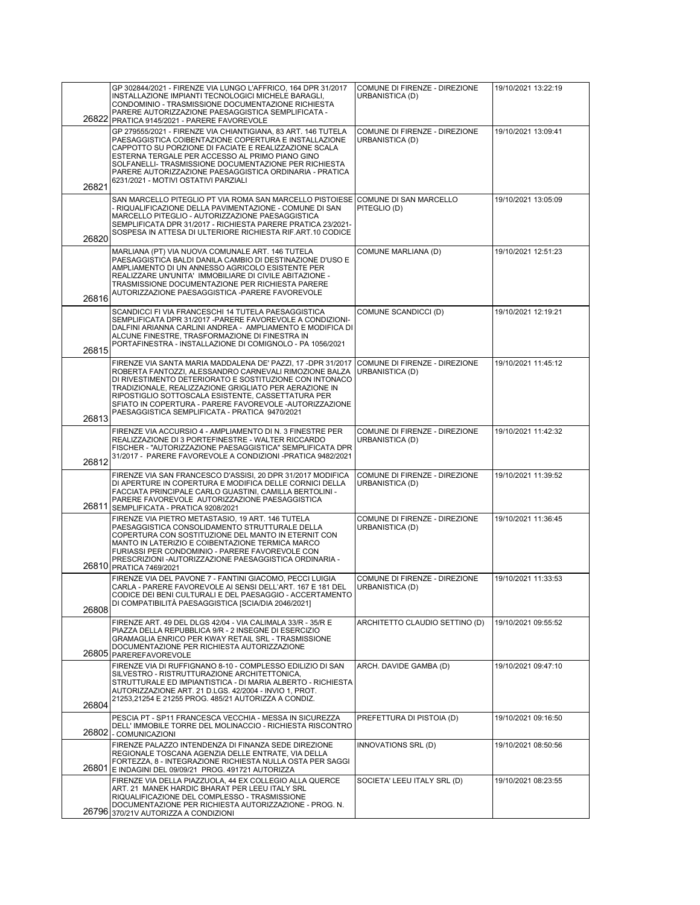| | | | |
|---|---|---|---|
| 26822 | GP 302844/2021 - FIRENZE VIA LUNGO L'AFFRICO, 164 DPR 31/2017 INSTALLAZIONE IMPIANTI TECNOLOGICI MICHELE BARAGLI, CONDOMINIO - TRASMISSIONE DOCUMENTAZIONE RICHIESTA PARERE AUTORIZZAZIONE PAESAGGISTICA SEMPLIFICATA - PRATICA 9145/2021 - PARERE FAVOREVOLE | COMUNE DI FIRENZE - DIREZIONE URBANISTICA (D) | 19/10/2021 13:22:19 |
| 26821 | GP 279555/2021 - FIRENZE VIA CHIANTIGIANA, 83 ART. 146 TUTELA PAESAGGISTICA COIBENTAZIONE COPERTURA E INSTALLAZIONE CAPPOTTO SU PORZIONE DI FACIATE E REALIZZAZIONE SCALA ESTERNA TERGALE PER ACCESSO AL PRIMO PIANO GINO SOLFANELLI- TRASMISSIONE DOCUMENTAZIONE PER RICHIESTA PARERE AUTORIZZAZIONE PAESAGGISTICA ORDINARIA - PRATICA 6231/2021 - MOTIVI OSTATIVI PARZIALI | COMUNE DI FIRENZE - DIREZIONE URBANISTICA (D) | 19/10/2021 13:09:41 |
| 26820 | SAN MARCELLO PITEGLIO PT VIA ROMA SAN MARCELLO PISTOIESE - RIQUALIFICAZIONE DELLA PAVIMENTAZIONE - COMUNE DI SAN MARCELLO PITEGLIO - AUTORIZZAZIONE PAESAGGISTICA SEMPLIFICATA DPR 31/2017 - RICHIESTA PARERE PRATICA 23/2021-SOSPESA IN ATTESA DI ULTERIORE RICHIESTA RIF.ART.10 CODICE | COMUNE DI SAN MARCELLO PITEGLIO (D) | 19/10/2021 13:05:09 |
| 26816 | MARLIANA (PT) VIA NUOVA COMUNALE ART. 146 TUTELA PAESAGGISTICA BALDI DANILA CAMBIO DI DESTINAZIONE D'USO E AMPLIAMENTO DI UN ANNESSO AGRICOLO ESISTENTE PER REALIZZARE UN'UNITA' IMMOBILIARE DI CIVILE ABITAZIONE - TRASMISSIONE DOCUMENTAZIONE PER RICHIESTA PARERE AUTORIZZAZIONE PAESAGGISTICA -PARERE FAVOREVOLE | COMUNE MARLIANA (D) | 19/10/2021 12:51:23 |
| 26815 | SCANDICCI FI VIA FRANCESCHI 14 TUTELA PAESAGGISTICA SEMPLIFICATA DPR 31/2017 -PARERE FAVOREVOLE A CONDIZIONI- DALFINI ARIANNA CARLINI ANDREA - AMPLIAMENTO E MODIFICA DI ALCUNE FINESTRE, TRASFORMAZIONE DI FINESTRA IN PORTAFINESTRA - INSTALLAZIONE DI COMIGNOLO - PA 1056/2021 | COMUNE SCANDICCI (D) | 19/10/2021 12:19:21 |
| 26813 | FIRENZE VIA SANTA MARIA MADDALENA DE' PAZZI, 17 -DPR 31/2017 ROBERTA FANTOZZI, ALESSANDRO CARNEVALI RIMOZIONE BALZA DI RIVESTIMENTO DETERIORATO E SOSTITUZIONE CON INTONACO TRADIZIONALE, REALIZZAZIONE GRIGLIATO PER AERAZIONE IN RIPOSTIGLIO SOTTOSCALA ESISTENTE, CASSETTATURA PER SFIATO IN COPERTURA - PARERE FAVOREVOLE -AUTORIZZAZIONE PAESAGGISTICA SEMPLIFICATA - PRATICA 9470/2021 | COMUNE DI FIRENZE - DIREZIONE URBANISTICA (D) | 19/10/2021 11:45:12 |
| 26812 | FIRENZE VIA ACCURSIO 4 - AMPLIAMENTO DI N. 3 FINESTRE PER REALIZZAZIONE DI 3 PORTEFINESTRE - WALTER RICCARDO FISCHER - "AUTORIZZAZIONE PAESAGGISTICA" SEMPLIFICATA DPR 31/2017 - PARERE FAVOREVOLE A CONDIZIONI -PRATICA 9482/2021 | COMUNE DI FIRENZE - DIREZIONE URBANISTICA (D) | 19/10/2021 11:42:32 |
| 26811 | FIRENZE VIA SAN FRANCESCO D'ASSISI, 20 DPR 31/2017 MODIFICA DI APERTURE IN COPERTURA E MODIFICA DELLE CORNICI DELLA FACCIATA PRINCIPALE CARLO GUASTINI, CAMILLA BERTOLINI - PARERE FAVOREVOLE AUTORIZZAZIONE PAESAGGISTICA SEMPLIFICATA - PRATICA 9208/2021 | COMUNE DI FIRENZE - DIREZIONE URBANISTICA (D) | 19/10/2021 11:39:52 |
| 26810 | FIRENZE VIA PIETRO METASTASIO, 19 ART. 146 TUTELA PAESAGGISTICA CONSOLIDAMENTO STRUTTURALE DELLA COPERTURA CON SOSTITUZIONE DEL MANTO IN ETERNIT CON MANTO IN LATERIZIO E COIBENTAZIONE TERMICA MARCO FURIASSI PER CONDOMINIO - PARERE FAVOREVOLE CON PRESCRIZIONI -AUTORIZZAZIONE PAESAGGISTICA ORDINARIA - PRATICA 7469/2021 | COMUNE DI FIRENZE - DIREZIONE URBANISTICA (D) | 19/10/2021 11:36:45 |
| 26808 | FIRENZE VIA DEL PAVONE 7 - FANTINI GIACOMO, PECCI LUIGIA CARLA - PARERE FAVOREVOLE AI SENSI DELL'ART. 167 E 181 DEL CODICE DEI BENI CULTURALI E DEL PAESAGGIO - ACCERTAMENTO DI COMPATIBILITÀ PAESAGGISTICA [SCIA/DIA 2046/2021] | COMUNE DI FIRENZE - DIREZIONE URBANISTICA (D) | 19/10/2021 11:33:53 |
| 26805 | FIRENZE ART. 49 DEL DLGS 42/04 - VIA CALIMALA 33/R - 35/R E PIAZZA DELLA REPUBBLICA 9/R - 2 INSEGNE DI ESERCIZIO GRAMAGLIA ENRICO PER KWAY RETAIL SRL - TRASMISSIONE DOCUMENTAZIONE PER RICHIESTA AUTORIZZAZIONE PAREREFAVOREVOLE | ARCHITETTO CLAUDIO SETTINO (D) | 19/10/2021 09:55:52 |
| 26804 | FIRENZE VIA DI RUFFIGNANO 8-10 - COMPLESSO EDILIZIO DI SAN SILVESTRO - RISTRUTTURAZIONE ARCHITETTONICA, STRUTTURALE ED IMPIANTISTICA - DI MARIA ALBERTO - RICHIESTA AUTORIZZAZIONE ART. 21 D.LGS. 42/2004 - INVIO 1, PROT. 21253,21254 E 21255 PROG. 485/21 AUTORIZZA A CONDIZ. | ARCH. DAVIDE GAMBA (D) | 19/10/2021 09:47:10 |
| 26802 | PESCIA PT - SP11 FRANCESCA VECCHIA - MESSA IN SICUREZZA DELL' IMMOBILE TORRE DEL MOLINACCIO - RICHIESTA RISCONTRO - COMUNICAZIONI | PREFETTURA DI PISTOIA (D) | 19/10/2021 09:16:50 |
| 26801 | FIRENZE PALAZZO INTENDENZA DI FINANZA SEDE DIREZIONE REGIONALE TOSCANA AGENZIA DELLE ENTRATE, VIA DELLA FORTEZZA, 8 - INTEGRAZIONE RICHIESTA NULLA OSTA PER SAGGI E INDAGINI DEL 09/09/21 PROG. 491721 AUTORIZZA | INNOVATIONS SRL (D) | 19/10/2021 08:50:56 |
| 26796 | FIRENZE VIA DELLA PIAZZUOLA, 44 EX COLLEGIO ALLA QUERCE ART. 21 MANEK HARDIC BHARAT PER LEEU ITALY SRL RIQUALIFICAZIONE DEL COMPLESSO - TRASMISSIONE DOCUMENTAZIONE PER RICHIESTA AUTORIZZAZIONE - PROG. N. 370/21V AUTORIZZA A CONDIZIONI | SOCIETA' LEEU ITALY SRL (D) | 19/10/2021 08:23:55 |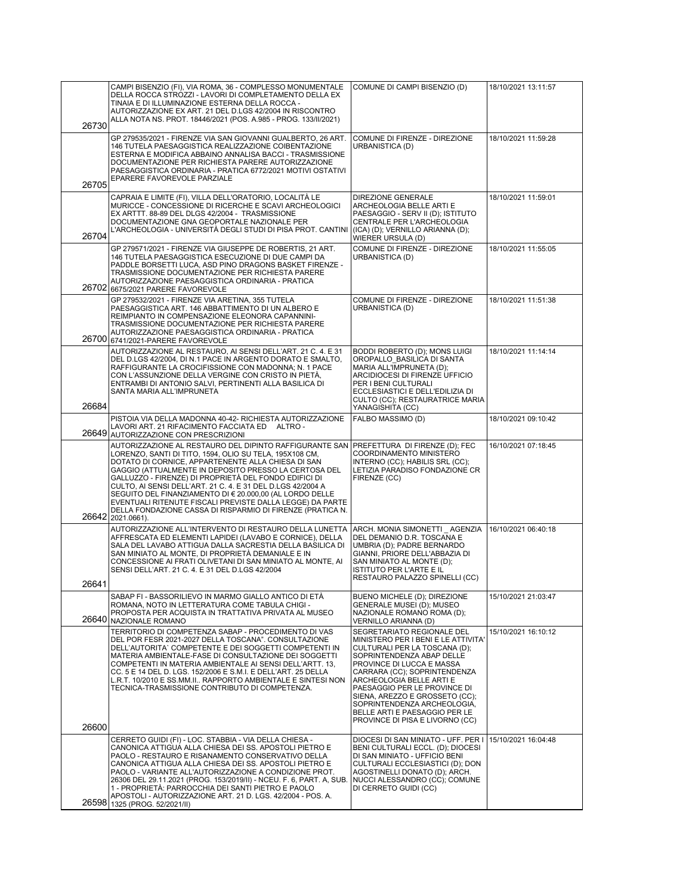| | | | |
|---|---|---|---|
| 26730 | CAMPI BISENZIO (FI), VIA ROMA, 36 - COMPLESSO MONUMENTALE DELLA ROCCA STROZZI - LAVORI DI COMPLETAMENTO DELLA EX TINAIA E DI ILLUMINAZIONE ESTERNA DELLA ROCCA - AUTORIZZAZIONE EX ART. 21 DEL D.LGS 42/2004 IN RISCONTRO ALLA NOTA NS. PROT. 18446/2021 (POS. A.985 - PROG. 133/II/2021) | COMUNE DI CAMPI BISENZIO (D) | 18/10/2021 13:11:57 |
| 26705 | GP 279535/2021 - FIRENZE VIA SAN GIOVANNI GUALBERTO, 26 ART. 146 TUTELA PAESAGGISTICA REALIZZAZIONE COIBENTAZIONE ESTERNA E MODIFICA ABBAINO ANNALISA BACCI - TRASMISSIONE DOCUMENTAZIONE PER RICHIESTA PARERE AUTORIZZAZIONE PAESAGGISTICA ORDINARIA - PRATICA 6772/2021 MOTIVI OSTATIVI EPARERE FAVOREVOLE PARZIALE | COMUNE DI FIRENZE - DIREZIONE URBANISTICA (D) | 18/10/2021 11:59:28 |
| 26704 | CAPRAIA E LIMITE (FI), VILLA DELL'ORATORIO, LOCALITÀ LE MURICCE - CONCESSIONE DI RICERCHE E SCAVI ARCHEOLOGICI EX ARTTT. 88-89 DEL DLGS 42/2004 - TRASMISSIONE DOCUMENTAZIONE GNA GEOPORTALE NAZIONALE PER L'ARCHEOLOGIA - UNIVERSITÀ DEGLI STUDI DI PISA PROT. CANTINI | DIREZIONE GENERALE ARCHEOLOGIA BELLE ARTI E PAESAGGIO - SERV II (D); ISTITUTO CENTRALE PER L'ARCHEOLOGIA (ICA) (D); VERNILLO ARIANNA (D); WIERER URSULA (D) | 18/10/2021 11:59:01 |
| 26702 | GP 279571/2021 - FIRENZE VIA GIUSEPPE DE ROBERTIS, 21 ART. 146 TUTELA PAESAGGISTICA ESECUZIONE DI DUE CAMPI DA PADDLE BORSETTI LUCA, ASD PINO DRAGONS BASKET FIRENZE - TRASMISSIONE DOCUMENTAZIONE PER RICHIESTA PARERE AUTORIZZAZIONE PAESAGGISTICA ORDINARIA - PRATICA 6675/2021 PARERE FAVOREVOLE | COMUNE DI FIRENZE - DIREZIONE URBANISTICA (D) | 18/10/2021 11:55:05 |
| 26700 | GP 279532/2021 - FIRENZE VIA ARETINA, 355 TUTELA PAESAGGISTICA ART. 146 ABBATTIMENTO DI UN ALBERO E REIMPIANTO IN COMPENSAZIONE ELEONORA CAPANNINI- TRASMISSIONE DOCUMENTAZIONE PER RICHIESTA PARERE AUTORIZZAZIONE PAESAGGISTICA ORDINARIA - PRATICA 6741/2021-PARERE FAVOREVOLE | COMUNE DI FIRENZE - DIREZIONE URBANISTICA (D) | 18/10/2021 11:51:38 |
| 26684 | AUTORIZZAZIONE AL RESTAURO, AI SENSI DELL'ART. 21 C. 4. E 31 DEL D.LGS 42/2004, DI N.1 PACE IN ARGENTO DORATO E SMALTO, RAFFIGURANTE LA CROCIFISSIONE CON MADONNA; N. 1 PACE CON L'ASSUNZIONE DELLA VERGINE CON CRISTO IN PIETÀ, ENTRAMBI DI ANTONIO SALVI, PERTINENTI ALLA BASILICA DI SANTA MARIA ALL'IMPRUNETA | BODDI ROBERTO (D); MONS LUIGI OROPALLO_BASILICA DI SANTA MARIA ALL'IMPRUNETA (D); ARCIDIOCESI DI FIRENZE UFFICIO PER I BENI CULTURALI ECCLESIASTICI E DELL'EDILIZIA DI CULTO (CC); RESTAURATRICE MARIA YANAGISHITA (CC) | 18/10/2021 11:14:14 |
| 26649 | PISTOIA VIA DELLA MADONNA 40-42- RICHIESTA AUTORIZZAZIONE LAVORI ART. 21 RIFACIMENTO FACCIATA ED ALTRO - AUTORIZZAZIONE CON PRESCRIZIONI | FALBO MASSIMO (D) | 18/10/2021 09:10:42 |
| 26642 | AUTORIZZAZIONE AL RESTAURO DEL DIPINTO RAFFIGURANTE SAN LORENZO, SANTI DI TITO, 1594, OLIO SU TELA, 195X108 CM, DOTATO DI CORNICE, APPARTENENTE ALLA CHIESA DI SAN GAGGIO (ATTUALMENTE IN DEPOSITO PRESSO LA CERTOSA DEL GALLUZZO - FIRENZE) DI PROPRIETÀ DEL FONDO EDIFICI DI CULTO, AI SENSI DELL'ART. 21 C. 4. E 31 DEL D.LGS 42/2004 A SEGUITO DEL FINANZIAMENTO DI € 20.000,00 (AL LORDO DELLE EVENTUALI RITENUTE FISCALI PREVISTE DALLA LEGGE) DA PARTE DELLA FONDAZIONE CASSA DI RISPARMIO DI FIRENZE (PRATICA N. 2021.0661). | PREFETTURA DI FIRENZE (D); FEC COORDINAMENTO MINISTERO INTERNO (CC); HABILIS SRL (CC); LETIZIA PARADISO FONDAZIONE CR FIRENZE (CC) | 16/10/2021 07:18:45 |
| 26641 | AUTORIZZAZIONE ALL'INTERVENTO DI RESTAURO DELLA LUNETTA AFFRESCATA ED ELEMENTI LAPIDEI (LAVABO E CORNICE), DELLA SALA DEL LAVABO ATTIGUA DALLA SACRESTIA DELLA BASILICA DI SAN MINIATO AL MONTE, DI PROPRIETÀ DEMANIALE E IN CONCESSIONE AI FRATI OLIVETANI DI SAN MINIATO AL MONTE, AI SENSI DELL'ART. 21 C. 4. E 31 DEL D.LGS 42/2004 | ARCH. MONIA SIMONETTI _ AGENZIA DEL DEMANIO D.R. TOSCANA E UMBRIA (D); PADRE BERNARDO GIANNI, PRIORE DELL'ABBAZIA DI SAN MINIATO AL MONTE (D); ISTITUTO PER L'ARTE E IL RESTAURO PALAZZO SPINELLI (CC) | 16/10/2021 06:40:18 |
| 26640 | SABAP FI - BASSORILIEVO IN MARMO GIALLO ANTICO DI ETÀ ROMANA, NOTO IN LETTERATURA COME TABULA CHIGI - PROPOSTA PER ACQUISTA IN TRATTATIVA PRIVATA AL MUSEO NAZIONALE ROMANO | BUENO MICHELE (D); DIREZIONE GENERALE MUSEI (D); MUSEO NAZIONALE ROMANO ROMA (D); VERNILLO ARIANNA (D) | 15/10/2021 21:03:47 |
| 26600 | TERRITORIO DI COMPETENZA SABAP - PROCEDIMENTO DI VAS DEL POR FESR 2021-2027 DELLA TOSCANA". CONSULTAZIONE DELL'AUTORITA' COMPETENTE E DEI SOGGETTI COMPETENTI IN MATERIA AMBIENTALE-FASE DI CONSULTAZIONE DEI SOGGETTI COMPETENTI IN MATERIA AMBIENTALE AI SENSI DELL'ARTT. 13, CC. 5 E 14 DEL D. LGS. 152/2006 E S.M.I. E DELL'ART. 25 DELLA L.R.T. 10/2010 E SS.MM.II.. RAPPORTO AMBIENTALE E SINTESI NON TECNICA-TRASMISSIONE CONTRIBUTO DI COMPETENZA. | SEGRETARIATO REGIONALE DEL MINISTERO PER I BENI E LE ATTIVITA' CULTURALI PER LA TOSCANA (D); SOPRINTENDENZA ABAP DELLE PROVINCE DI LUCCA E MASSA CARRARA (CC); SOPRINTENDENZA ARCHEOLOGIA BELLE ARTI E PAESAGGIO PER LE PROVINCE DI SIENA, AREZZO E GROSSETO (CC); SOPRINTENDENZA ARCHEOLOGIA, BELLE ARTI E PAESAGGIO PER LE PROVINCE DI PISA E LIVORNO (CC) | 15/10/2021 16:10:12 |
| 26598 | CERRETO GUIDI (FI) - LOC. STABBIA - VIA DELLA CHIESA - CANONICA ATTIGUA ALLA CHIESA DEI SS. APOSTOLI PIETRO E PAOLO - RESTAURO E RISANAMENTO CONSERVATIVO DELLA CANONICA ATTIGUA ALLA CHIESA DEI SS. APOSTOLI PIETRO E PAOLO - VARIANTE ALL'AUTORIZZAZIONE A CONDIZIONE PROT. 26306 DEL 29.11.2021 (PROG. 153/2019/II) - NCEU. F. 6, PART. A, SUB. 1 - PROPRIETÀ: PARROCCHIA DEI SANTI PIETRO E PAOLO APOSTOLI - AUTORIZZAZIONE ART. 21 D. LGS. 42/2004 - POS. A. 1325 (PROG. 52/2021/II) | DIOCESI DI SAN MINIATO - UFF. PER I BENI CULTURALI ECCL. (D); DIOCESI DI SAN MINIATO - UFFICIO BENI CULTURALI ECCLESIASTICI (D); DON AGOSTINELLI DONATO (D); ARCH. NUCCI ALESSANDRO (CC); COMUNE DI CERRETO GUIDI (CC) | 15/10/2021 16:04:48 |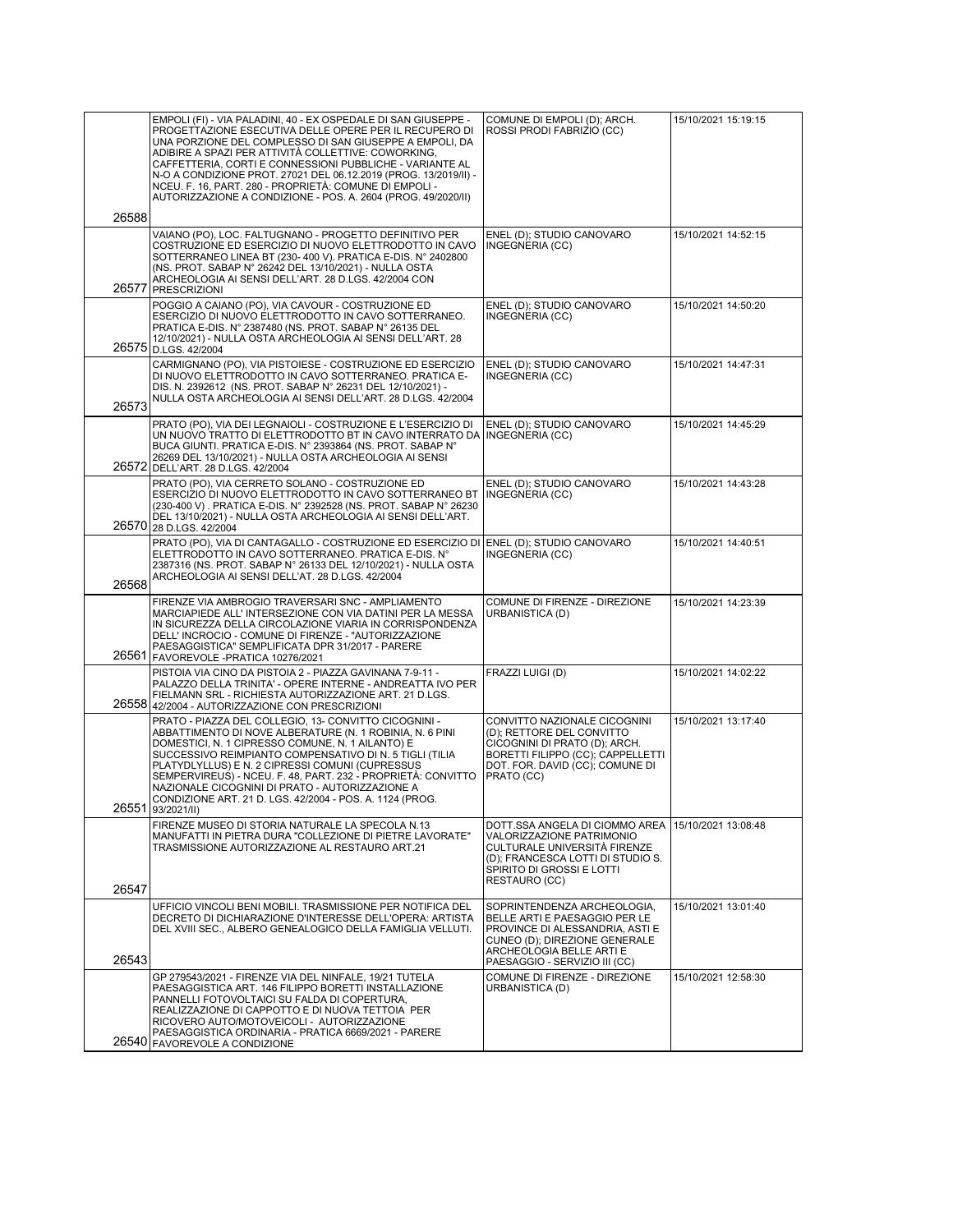| | | | |
|---|---|---|---|
| 26588 | EMPOLI (FI) - VIA PALADINI, 40 - EX OSPEDALE DI SAN GIUSEPPE - PROGETTAZIONE ESECUTIVA DELLE OPERE PER IL RECUPERO DI UNA PORZIONE DEL COMPLESSO DI SAN GIUSEPPE A EMPOLI, DA ADIBIRE A SPAZI PER ATTIVITÀ COLLETTIVE: COWORKING, CAFFETTERIA, CORTI E CONNESSIONI PUBBLICHE - VARIANTE AL N-O A CONDIZIONE PROT. 27021 DEL 06.12.2019 (PROG. 13/2019/II) - NCEU. F. 16, PART. 280 - PROPRIETÀ: COMUNE DI EMPOLI - AUTORIZZAZIONE A CONDIZIONE - POS. A. 2604 (PROG. 49/2020/II) | COMUNE DI EMPOLI (D); ARCH. ROSSI PRODI FABRIZIO (CC) | 15/10/2021 15:19:15 |
| 26577 | VAIANO (PO), LOC. FALTUGNANO - PROGETTO DEFINITIVO PER COSTRUZIONE ED ESERCIZIO DI NUOVO ELETTRODOTTO IN CAVO SOTTERRANEO LINEA BT (230- 400 V). PRATICA E-DIS. N° 2402800 (NS. PROT. SABAP N° 26242 DEL 13/10/2021) - NULLA OSTA ARCHEOLOGIA AI SENSI DELL'ART. 28 D.LGS. 42/2004 CON PRESCRIZIONI | ENEL (D); STUDIO CANOVARO INGEGNERIA (CC) | 15/10/2021 14:52:15 |
| 26575 | POGGIO A CAIANO (PO), VIA CAVOUR - COSTRUZIONE ED ESERCIZIO DI NUOVO ELETTRODOTTO IN CAVO SOTTERRANEO. PRATICA E-DIS. N° 2387480 (NS. PROT. SABAP N° 26135 DEL 12/10/2021) - NULLA OSTA ARCHEOLOGIA AI SENSI DELL'ART. 28 D.LGS. 42/2004 | ENEL (D); STUDIO CANOVARO INGEGNERIA (CC) | 15/10/2021 14:50:20 |
| 26573 | CARMIGNANO (PO), VIA PISTOIESE - COSTRUZIONE ED ESERCIZIO DI NUOVO ELETTRODOTTO IN CAVO SOTTERRANEO. PRATICA E-DIS. N. 2392612 (NS. PROT. SABAP N° 26231 DEL 12/10/2021) - NULLA OSTA ARCHEOLOGIA AI SENSI DELL'ART. 28 D.LGS. 42/2004 | ENEL (D); STUDIO CANOVARO INGEGNERIA (CC) | 15/10/2021 14:47:31 |
| 26572 | PRATO (PO), VIA DEI LEGNAIOLI - COSTRUZIONE E L'ESERCIZIO DI UN NUOVO TRATTO DI ELETTRODOTTO BT IN CAVO INTERRATO DA BUCA GIUNTI. PRATICA E-DIS. N° 2393864 (NS. PROT. SABAP N° 26269 DEL 13/10/2021) - NULLA OSTA ARCHEOLOGIA AI SENSI DELL'ART. 28 D.LGS. 42/2004 | ENEL (D); STUDIO CANOVARO INGEGNERIA (CC) | 15/10/2021 14:45:29 |
| 26570 | PRATO (PO), VIA CERRETO SOLANO - COSTRUZIONE ED ESERCIZIO DI NUOVO ELETTRODOTTO IN CAVO SOTTERRANEO BT (230-400 V) . PRATICA E-DIS. N° 2392528 (NS. PROT. SABAP N° 26230 DEL 13/10/2021) - NULLA OSTA ARCHEOLOGIA AI SENSI DELL'ART. 28 D.LGS. 42/2004 | ENEL (D); STUDIO CANOVARO INGEGNERIA (CC) | 15/10/2021 14:43:28 |
| 26568 | PRATO (PO), VIA DI CANTAGALLO - COSTRUZIONE ED ESERCIZIO DI ELETTRODOTTO IN CAVO SOTTERRANEO. PRATICA E-DIS. N° 2387316 (NS. PROT. SABAP N° 26133 DEL 12/10/2021) - NULLA OSTA ARCHEOLOGIA AI SENSI DELL'AT. 28 D.LGS. 42/2004 | ENEL (D); STUDIO CANOVARO INGEGNERIA (CC) | 15/10/2021 14:40:51 |
| 26561 | FIRENZE VIA AMBROGIO TRAVERSARI SNC - AMPLIAMENTO MARCIAPIEDE ALL' INTERSEZIONE CON VIA DATINI PER LA MESSA IN SICUREZZA DELLA CIRCOLAZIONE VIARIA IN CORRISPONDENZA DELL' INCROCIO - COMUNE DI FIRENZE - "AUTORIZZAZIONE PAESAGGISTICA" SEMPLIFICATA DPR 31/2017 - PARERE FAVOREVOLE -PRATICA 10276/2021 | COMUNE DI FIRENZE - DIREZIONE URBANISTICA (D) | 15/10/2021 14:23:39 |
| 26558 | PISTOIA VIA CINO DA PISTOIA 2 - PIAZZA GAVINANA 7-9-11 - PALAZZO DELLA TRINITA' - OPERE INTERNE - ANDREATTA IVO PER FIELMANN SRL - RICHIESTA AUTORIZZAZIONE ART. 21 D.LGS. 42/2004 - AUTORIZZAZIONE CON PRESCRIZIONI | FRAZZI LUIGI (D) | 15/10/2021 14:02:22 |
| 26551 | PRATO - PIAZZA DEL COLLEGIO, 13- CONVITTO CICOGNINI - ABBATTIMENTO DI NOVE ALBERATURE (N. 1 ROBINIA, N. 6 PINI DOMESTICI, N. 1 CIPRESSO COMUNE, N. 1 AILANTO) E SUCCESSIVO REIMPIANTO COMPENSATIVO DI N. 5 TIGLI (TILIA PLATYDLYLLUS) E N. 2 CIPRESSI COMUNI (CUPRESSUS SEMPERVIREUS) - NCEU. F. 48, PART. 232 - PROPRIETÀ: CONVITTO NAZIONALE CICOGNINI DI PRATO - AUTORIZZAZIONE A CONDIZIONE ART. 21 D. LGS. 42/2004 - POS. A. 1124 (PROG. 93/2021/II) | CONVITTO NAZIONALE CICOGNINI (D); RETTORE DEL CONVITTO CICOGNINI DI PRATO (D); ARCH. BORETTI FILIPPO (CC); CAPPELLETTI DOT. FOR. DAVID (CC); COMUNE DI PRATO (CC) | 15/10/2021 13:17:40 |
| 26547 | FIRENZE MUSEO DI STORIA NATURALE LA SPECOLA N.13 MANUFATTI IN PIETRA DURA "COLLEZIONE DI PIETRE LAVORATE" TRASMISSIONE AUTORIZZAZIONE AL RESTAURO ART.21 | DOTT.SSA ANGELA DI CIOMMO AREA VALORIZZAZIONE PATRIMONIO CULTURALE UNIVERSITÀ FIRENZE (D); FRANCESCA LOTTI DI STUDIO S. SPIRITO DI GROSSI E LOTTI RESTAURO (CC) | 15/10/2021 13:08:48 |
| 26543 | UFFICIO VINCOLI BENI MOBILI. TRASMISSIONE PER NOTIFICA DEL DECRETO DI DICHIARAZIONE D'INTERESSE DELL'OPERA: ARTISTA DEL XVIII SEC., ALBERO GENEALOGICO DELLA FAMIGLIA VELLUTI. | SOPRINTENDENZA ARCHEOLOGIA, BELLE ARTI E PAESAGGIO PER LE PROVINCE DI ALESSANDRIA, ASTI E CUNEO (D); DIREZIONE GENERALE ARCHEOLOGIA BELLE ARTI E PAESAGGIO - SERVIZIO III (CC) | 15/10/2021 13:01:40 |
| 26540 | GP 279543/2021 - FIRENZE VIA DEL NINFALE, 19/21 TUTELA PAESAGGISTICA ART. 146 FILIPPO BORETTI INSTALLAZIONE PANNELLI FOTOVOLTAICI SU FALDA DI COPERTURA, REALIZZAZIONE DI CAPPOTTO E DI NUOVA TETTOIA PER RICOVERO AUTO/MOTOVEICOLI - AUTORIZZAZIONE PAESAGGISTICA ORDINARIA - PRATICA 6669/2021 - PARERE FAVOREVOLE A CONDIZIONE | COMUNE DI FIRENZE - DIREZIONE URBANISTICA (D) | 15/10/2021 12:58:30 |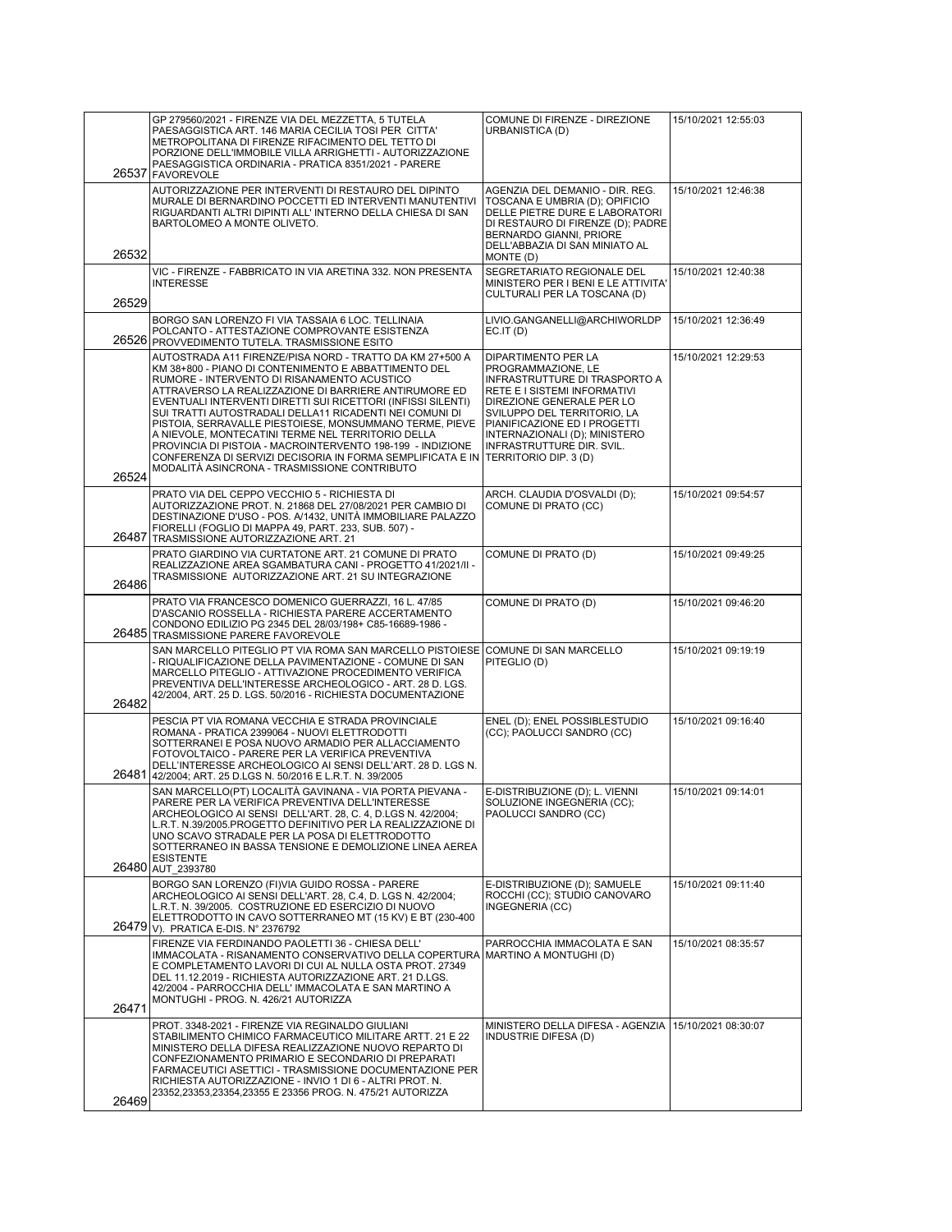| | | | |
|---|---|---|---|
| 26537 | GP 279560/2021 - FIRENZE VIA DEL MEZZETTA, 5 TUTELA PAESAGGISTICA ART. 146 MARIA CECILIA TOSI PER CITTA' METROPOLITANA DI FIRENZE RIFACIMENTO DEL TETTO DI PORZIONE DELL'IMMOBILE VILLA ARRIGHETTI - AUTORIZZAZIONE PAESAGGISTICA ORDINARIA - PRATICA 8351/2021 - PARERE FAVOREVOLE | COMUNE DI FIRENZE - DIREZIONE URBANISTICA (D) | 15/10/2021 12:55:03 |
| 26532 | AUTORIZZAZIONE PER INTERVENTI DI RESTAURO DEL DIPINTO MURALE DI BERNARDINO POCCETTI ED INTERVENTI MANUTENTIVI RIGUARDANTI ALTRI DIPINTI ALL' INTERNO DELLA CHIESA DI SAN BARTOLOMEO A MONTE OLIVETO. | AGENZIA DEL DEMANIO - DIR. REG. TOSCANA E UMBRIA (D); OPIFICIO DELLE PIETRE DURE E LABORATORI DI RESTAURO DI FIRENZE (D); PADRE BERNARDO GIANNI, PRIORE DELL'ABBAZIA DI SAN MINIATO AL MONTE (D) | 15/10/2021 12:46:38 |
| 26529 | VIC - FIRENZE - FABBRICATO IN VIA ARETINA 332. NON PRESENTA INTERESSE | SEGRETARIATO REGIONALE DEL MINISTERO PER I BENI E LE ATTIVITA' CULTURALI PER LA TOSCANA (D) | 15/10/2021 12:40:38 |
| 26526 | BORGO SAN LORENZO FI VIA TASSAIA 6 LOC. TELLINAIA POLCANTO - ATTESTAZIONE COMPROVANTE ESISTENZA PROVVEDIMENTO TUTELA. TRASMISSIONE ESITO | LIVIO.GANGANELLI@ARCHIWORLDPEC.IT (D) | 15/10/2021 12:36:49 |
| 26524 | AUTOSTRADA A11 FIRENZE/PISA NORD - TRATTO DA KM 27+500 A KM 38+800 - PIANO DI CONTENIMENTO E ABBATTIMENTO DEL RUMORE - INTERVENTO DI RISANAMENTO ACUSTICO ATTRAVERSO LA REALIZZAZIONE DI BARRIERE ANTIRUMORE ED EVENTUALI INTERVENTI DIRETTI SUI RICETTORI (INFISSI SILENTI) SUI TRATTI AUTOSTRADALI DELLA11 RICADENTI NEI COMUNI DI PISTOIA, SERRAVALLE PIESTOIESE, MONSUMMANO TERME, PIEVE A NIEVOLE, MONTECATINI TERME NEL TERRITORIO DELLA PROVINCIA DI PISTOIA - MACROINTERVENTO 198-199 - INDIZIONE CONFERENZA DI SERVIZI DECISORIA IN FORMA SEMPLIFICATA E IN MODALITÀ ASINCRONA - TRASMISSIONE CONTRIBUTO | DIPARTIMENTO PER LA PROGRAMMAZIONE, LE INFRASTRUTTURE DI TRASPORTO A RETE E I SISTEMI INFORMATIVI DIREZIONE GENERALE PER LO SVILUPPO DEL TERRITORIO, LA PIANIFICAZIONE ED I PROGETTI INTERNAZIONALI (D); MINISTERO INFRASTRUTTURE DIR. SVIL. TERRITORIO DIP. 3 (D) | 15/10/2021 12:29:53 |
| 26487 | PRATO VIA DEL CEPPO VECCHIO 5 - RICHIESTA DI AUTORIZZAZIONE PROT. N. 21868 DEL 27/08/2021 PER CAMBIO DI DESTINAZIONE D'USO - POS. A/1432, UNITÀ IMMOBILIARE PALAZZO FIORELLI (FOGLIO DI MAPPA 49, PART. 233, SUB. 507) - TRASMISSIONE AUTORIZZAZIONE ART. 21 | ARCH. CLAUDIA D'OSVALDI (D); COMUNE DI PRATO (CC) | 15/10/2021 09:54:57 |
| 26486 | PRATO GIARDINO VIA CURTATONE ART. 21 COMUNE DI PRATO REALIZZAZIONE AREA SGAMBATURA CANI - PROGETTO 41/2021/II - TRASMISSIONE AUTORIZZAZIONE ART. 21 SU INTEGRAZIONE | COMUNE DI PRATO (D) | 15/10/2021 09:49:25 |
| 26485 | PRATO VIA FRANCESCO DOMENICO GUERRAZZI, 16 L. 47/85 D'ASCANIO ROSSELLA - RICHIESTA PARERE ACCERTAMENTO CONDONO EDILIZIO PG 2345 DEL 28/03/198+ C85-16689-1986 - TRASMISSIONE PARERE FAVOREVOLE | COMUNE DI PRATO (D) | 15/10/2021 09:46:20 |
| 26482 | SAN MARCELLO PITEGLIO PT VIA ROMA SAN MARCELLO PISTOIESE - RIQUALIFICAZIONE DELLA PAVIMENTAZIONE - COMUNE DI SAN MARCELLO PITEGLIO - ATTIVAZIONE PROCEDIMENTO VERIFICA PREVENTIVA DELL'INTERESSE ARCHEOLOGICO - ART. 28 D. LGS. 42/2004, ART. 25 D. LGS. 50/2016 - RICHIESTA DOCUMENTAZIONE | COMUNE DI SAN MARCELLO PITEGLIO (D) | 15/10/2021 09:19:19 |
| 26481 | PESCIA PT VIA ROMANA VECCHIA E STRADA PROVINCIALE ROMANA - PRATICA 2399064 - NUOVI ELETTRODOTTI SOTTERRANEI E POSA NUOVO ARMADIO PER ALLACCIAMENTO FOTOVOLTAICO - PARERE PER LA VERIFICA PREVENTIVA DELL'INTERESSE ARCHEOLOGICO AI SENSI DELL'ART. 28 D. LGS N. 42/2004; ART. 25 D.LGS N. 50/2016 E L.R.T. N. 39/2005 | ENEL (D); ENEL POSSIBLESTUDIO (CC); PAOLUCCI SANDRO (CC) | 15/10/2021 09:16:40 |
| 26480 | SAN MARCELLO(PT) LOCALITÀ GAVINANA - VIA PORTA PIEVANA - PARERE PER LA VERIFICA PREVENTIVA DELL'INTERESSE ARCHEOLOGICO AI SENSI DELL'ART. 28, C. 4, D.LGS N. 42/2004; L.R.T. N.39/2005.PROGETTO DEFINITIVO PER LA REALIZZAZIONE DI UNO SCAVO STRADALE PER LA POSA DI ELETTRODOTTO SOTTERRANEO IN BASSA TENSIONE E DEMOLIZIONE LINEA AEREA ESISTENTE AUT_2393780 | E-DISTRIBUZIONE (D); L. VIENNI SOLUZIONE INGEGNERIA (CC); PAOLUCCI SANDRO (CC) | 15/10/2021 09:14:01 |
| 26479 | BORGO SAN LORENZO (FI)VIA GUIDO ROSSA - PARERE ARCHEOLOGICO AI SENSI DELL'ART. 28, C.4, D. LGS N. 42/2004; L.R.T. N. 39/2005. COSTRUZIONE ED ESERCIZIO DI NUOVO ELETTRODOTTO IN CAVO SOTTERRANEO MT (15 KV) E BT (230-400 V). PRATICA E-DIS. N° 2376792 | E-DISTRIBUZIONE (D); SAMUELE ROCCHI (CC); STUDIO CANOVARO INGEGNERIA (CC) | 15/10/2021 09:11:40 |
| 26471 | FIRENZE VIA FERDINANDO PAOLETTI 36 - CHIESA DELL' IMMACOLATA - RISANAMENTO CONSERVATIVO DELLA COPERTURA E COMPLETAMENTO LAVORI DI CUI AL NULLA OSTA PROT. 27349 DEL 11.12.2019 - RICHIESTA AUTORIZZAZIONE ART. 21 D.LGS. 42/2004 - PARROCCHIA DELL' IMMACOLATA E SAN MARTINO A MONTUGHI - PROG. N. 426/21 AUTORIZZA | PARROCCHIA IMMACOLATA E SAN MARTINO A MONTUGHI (D) | 15/10/2021 08:35:57 |
| 26469 | PROT. 3348-2021 - FIRENZE VIA REGINALDO GIULIANI STABILIMENTO CHIMICO FARMACEUTICO MILITARE ARTT. 21 E 22 MINISTERO DELLA DIFESA REALIZZAZIONE NUOVO REPARTO DI CONFEZIONAMENTO PRIMARIO E SECONDARIO DI PREPARATI FARMACEUTICI ASETTICI - TRASMISSIONE DOCUMENTAZIONE PER RICHIESTA AUTORIZZAZIONE - INVIO 1 DI 6 - ALTRI PROT. N. 23352,23353,23354,23355 E 23356 PROG. N. 475/21 AUTORIZZA | MINISTERO DELLA DIFESA - AGENZIA INDUSTRIE DIFESA (D) | 15/10/2021 08:30:07 |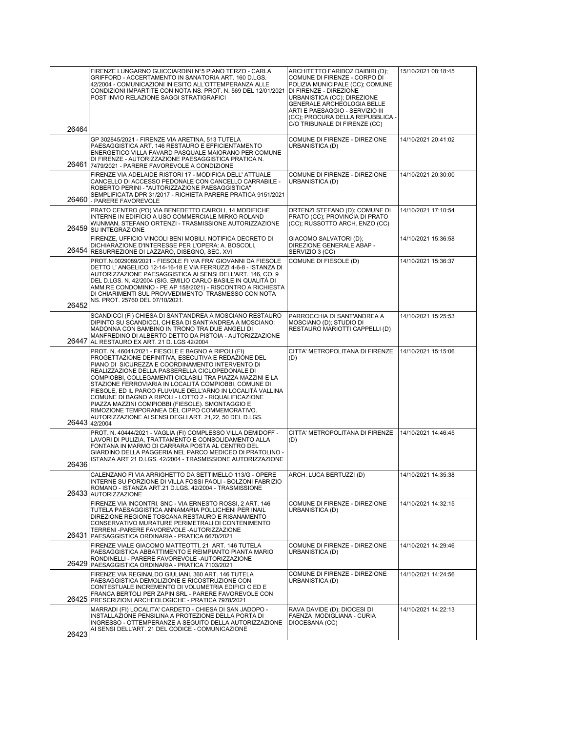| | | | |
|---|---|---|---|
| 26464 | FIRENZE LUNGARNO GUICCIARDINI N°5 PIANO TERZO - CARLA GRIFFORD - ACCERTAMENTO IN SANATORIA ART. 160 D.LGS. 42/2004 - COMUNICAZIONI IN ESITO ALL'OTTEMPERANZA ALLE CONDIZIONI IMPARTITE CON NOTA NS. PROT. N. 569 DEL 12/01/2021 POST INVIO RELAZIONE SAGGI STRATIGRAFICI | ARCHITETTO FARIBOZ DAIBIRI (D); COMUNE DI FIRENZE - CORPO DI POLIZIA MUNICIPALE (CC); COMUNE DI FIRENZE - DIREZIONE URBANISTICA (CC); DIREZIONE GENERALE ARCHEOLOGIA BELLE ARTI E PAESAGGIO - SERVIZIO III (CC); PROCURA DELLA REPUBBLICA - C/O TRIBUNALE DI FIRENZE (CC) | 15/10/2021 08:18:45 |
| 26461 | GP 302845/2021 - FIRENZE VIA ARETINA, 513 TUTELA PAESAGGISTICA ART. 146 RESTAURO E EFFICIENTAMENTO ENERGETICO VILLA FAVARD PASQUALE MAIORANO PER COMUNE DI FIRENZE - AUTORIZZAZIONE PAESAGGISTICA PRATICA N. 7479/2021 - PARERE FAVOREVOLE A CONDIZIONE | COMUNE DI FIRENZE - DIREZIONE URBANISTICA (D) | 14/10/2021 20:41:02 |
| 26460 | FIRENZE VIA ADELAIDE RISTORI 17 - MODIFICA DELL' ATTUALE CANCELLO DI ACCESSO PEDONALE CON CANCELLO CARRABILE - ROBERTO PERINI - "AUTORIZZAZIONE PAESAGGISTICA" SEMPLIFICATA DPR 31/2017 - RICHIETA PARERE PRATICA 9151/2021 - PARERE FAVOREVOLE | COMUNE DI FIRENZE - DIREZIONE URBANISTICA (D) | 14/10/2021 20:30:00 |
| 26459 | PRATO CENTRO (PO) VIA BENEDETTO CAIROLI, 14 MODIFICHE INTERNE IN EDIFICIO A USO COMMERCIALE MIRKO ROLAND WIJNMAN, STEFANO ORTENZI - TRASMISSIONE AUTORIZZAZIONE SU INTEGRAZIONE | ORTENZI STEFANO (D); COMUNE DI PRATO (CC); PROVINCIA DI PRATO (CC); RUSSOTTO ARCH. ENZO (CC) | 14/10/2021 17:10:54 |
| 26454 | FIRENZE, UFFICIO VINCOLI BENI MOBILI. NOTIFICA DECRETO DI DICHIARAZIONE D'INTERESSE PER L'OPERA: A. BOSCOLI, RESURREZIONE DI LAZZARO, DISEGNO, SEC. XVI | GIACOMO SALVATORI (D); DIREZIONE GENERALE ABAP - SERVIZIO 3 (CC) | 14/10/2021 15:36:58 |
| 26452 | PROT.N.0029089/2021 - FIESOLE FI VIA FRA' GIOVANNI DA FIESOLE DETTO L' ANGELICO 12-14-16-18 E VIA FERRUZZI 4-6-8 - ISTANZA DI AUTORIZZAZIONE PAESAGGISTICA AI SENSI DELL'ART. 146, CO. 9 DEL D.LGS. N. 42/2004 (SIG. EMILIO CARLO BASILE IN QUALITÀ DI AMM.RE CONDOMINIO - PE AP 158/2021) - RISCONTRO A RICHIESTA DI CHIARIMENTI SUL PROVVEDIMENTO TRASMESSO CON NOTA NS. PROT. 25760 DEL 07/10/2021. | COMUNE DI FIESOLE (D) | 14/10/2021 15:36:37 |
| 26447 | SCANDICCI (FI) CHIESA DI SANT'ANDREA A MOSCIANO RESTAURO DIPINTO SU SCANDICCI, CHIESA DI SANT'ANDREA A MOSCIANO: MADONNA CON BAMBINO IN TRONO TRA DUE ANGELI DI MANFREDINO DI ALBERTO DETTO DA PISTOIA - AUTORIZZAZIONE AL RESTAURO EX ART. 21 D. LGS 42/2004 | PARROCCHIA DI SANT'ANDREA A MOSCIANO (D); STUDIO DI RESTAURO MARIOTTI CAPPELLI (D) | 14/10/2021 15:25:53 |
| 26443 | PROT. N. 46041/2021 - FIESOLE E BAGNO A RIPOLI (FI) PROGETTAZIONE DEFINITIVA, ESECUTIVA E REDAZIONE DEL PIANO DI SICUREZZA E COORDINAMENTO INTERVENTO DI REALIZZAZIONE DELLA PASSERELLA CICLOPEDONALE DI COMPIOBBI, COLLEGAMENTI CICLABILI TRA PIAZZA MAZZINI E LA STAZIONE FERROVIARIA IN LOCALITÀ COMPIOBBI, COMUNE DI FIESOLE, ED IL PARCO FLUVIALE DELL'ARNO IN LOCALITÀ VALLINA COMUNE DI BAGNO A RIPOLI - LOTTO 2 - RIQUALIFICAZIONE PIAZZA MAZZINI COMPIOBBI (FIESOLE). SMONTAGGIO E RIMOZIONE TEMPORANEA DEL CIPPO COMMEMORATIVO. AUTORIZZAZIONE AI SENSI DEGLI ART. 21,22, 50 DEL D.LGS. 42/2004 | CITTA' METROPOLITANA DI FIRENZE (D) | 14/10/2021 15:15:06 |
| 26436 | PROT. N. 40444/2021 - VAGLIA (FI) COMPLESSO VILLA DEMIDOFF - LAVORI DI PULIZIA, TRATTAMENTO E CONSOLIDAMENTO ALLA FONTANA IN MARMO DI CARRARA POSTA AL CENTRO DEL GIARDINO DELLA PAGGERIA NEL PARCO MEDICEO DI PRATOLINO - ISTANZA ART 21 D.LGS. 42/2004 - TRASMISSIONE AUTORIZZAZIONE | CITTA' METROPOLITANA DI FIRENZE (D) | 14/10/2021 14:46:45 |
| 26433 | CALENZANO FI VIA ARRIGHETTO DA SETTIMELLO 113/G - OPERE INTERNE SU PORZIONE DI VILLA FOSSI PAOLI - BOLZONI FABRIZIO ROMANO - ISTANZA ART.21 D.LGS. 42/2004 - TRASMISSIONE AUTORIZZAZIONE | ARCH. LUCA BERTUZZI (D) | 14/10/2021 14:35:38 |
| 26431 | FIRENZE VIA INCONTRI, SNC - VIA ERNESTO ROSSI, 2 ART. 146 TUTELA PAESAGGISTICA ANNAMARIA POLLICHENI PER INAIL DIREZIONE REGIONE TOSCANA RESTAURO E RISANAMENTO CONSERVATIVO MURATURE PERIMETRALI DI CONTENIMENTO TERRENI -PARERE FAVOREVOLE -AUTORIZZAZIONE PAESAGGISTICA ORDINARIA - PRATICA 6670/2021 | COMUNE DI FIRENZE - DIREZIONE URBANISTICA (D) | 14/10/2021 14:32:15 |
| 26429 | FIRENZE VIALE GIACOMO MATTEOTTI, 21 ART. 146 TUTELA PAESAGGISTICA ABBATTIMENTO E REIMPIANTO PIANTA MARIO RONDINELLI - PARERE FAVOREVOLE -AUTORIZZAZIONE PAESAGGISTICA ORDINARIA - PRATICA 7103/2021 | COMUNE DI FIRENZE - DIREZIONE URBANISTICA (D) | 14/10/2021 14:29:46 |
| 26425 | FIRENZE VIA REGINALDO GIULIANI, 360 ART. 146 TUTELA PAESAGGISTICA DEMOLIZIONE E RICOSTRUZIONE CON CONTESTUALE INCREMENTO DI VOLUMETRIA EDIFICI C ED E FRANCA BERTOLI PER ZAPIN SRL - PARERE FAVOREVOLE CON PRESCRIZIONI ARCHEOLOGICHE - PRATICA 7978/2021 | COMUNE DI FIRENZE - DIREZIONE URBANISTICA (D) | 14/10/2021 14:24:56 |
| 26423 | MARRADI (FI) LOCALITA' CARDETO - CHIESA DI SAN JADOPO - INSTALLAZIONE PENSILINA A PROTEZIONE DELLA PORTA DI INGRESSO - OTTEMPERANZE A SEGUITO DELLA AUTORIZZAZIONE AI SENSI DELL'ART. 21 DEL CODICE - COMUNICAZIONE | RAVA DAVIDE (D); DIOCESI DI FAENZA MODIGLIANA - CURIA DIOCESANA (CC) | 14/10/2021 14:22:13 |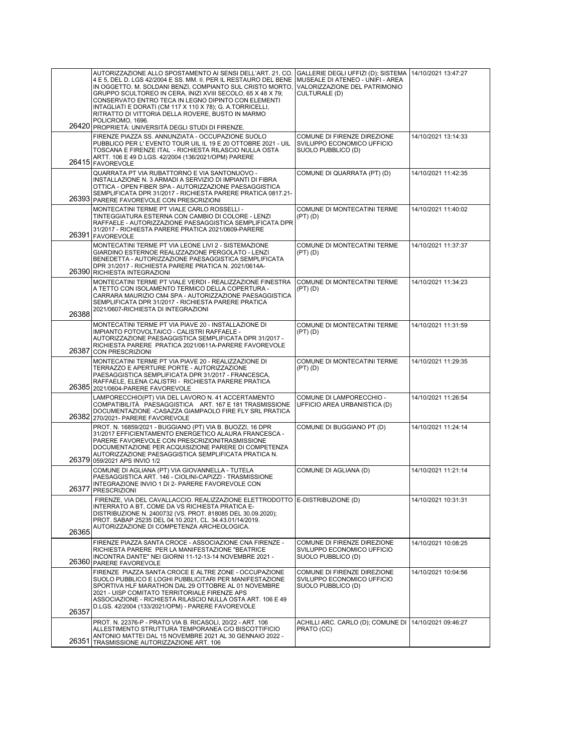| | | | |
|---|---|---|---|
| 26420 | AUTORIZZAZIONE ALLO SPOSTAMENTO AI SENSI DELL'ART. 21, CO. 4 E 5, DEL D. LGS 42/2004 E SS. MM. II. PER IL RESTAURO DEL BENE IN OGGETTO. M. SOLDANI BENZI, COMPIANTO SUL CRISTO MORTO, GRUPPO SCULTOREO IN CERA, INIZI XVIII SECOLO, 65 X 48 X 79; CONSERVATO ENTRO TECA IN LEGNO DIPINTO CON ELEMENTI INTAGLIATI E DORATI (CM 117 X 110 X 78); G. A.TORRICELLI, RITRATTO DI VITTORIA DELLA ROVERE, BUSTO IN MARMO POLICROMO, 1696. PROPRIETÀ: UNIVERSITÀ DEGLI STUDI DI FIRENZE. | GALLERIE DEGLI UFFIZI (D); SISTEMA MUSEALE DI ATENEO - UNIFI - AREA VALORIZZAZIONE DEL PATRIMONIO CULTURALE (D) | 14/10/2021 13:47:27 |
| 26415 | FIRENZE PIAZZA SS. ANNUNZIATA - OCCUPAZIONE SUOLO PUBBLICO PER L' EVENTO TOUR UIL IL 19 E 20 OTTOBRE 2021 - UIL TOSCANA E FIRENZE ITAL - RICHIESTA RILASCIO NULLA OSTA ARTT. 106 E 49 D.LGS. 42/2004 (136/2021/OPM) PARERE FAVOREVOLE | COMUNE DI FIRENZE DIREZIONE SVILUPPO ECONOMICO UFFICIO SUOLO PUBBLICO (D) | 14/10/2021 13:14:33 |
| 26393 | QUARRATA PT VIA RUBATTORNO E VIA SANTONUOVO - INSTALLAZIONE N. 3 ARMADI A SERVIZIO DI IMPIANTI DI FIBRA OTTICA - OPEN FIBER SPA - AUTORIZZAZIONE PAESAGGISTICA SEMPLIFICATA DPR 31/2017 - RICHIESTA PARERE PRATICA 0817.21-PARERE FAVOREVOLE CON PRESCRIZIONI | COMUNE DI QUARRATA (PT) (D) | 14/10/2021 11:42:35 |
| 26391 | MONTECATINI TERME PT VIALE CARLO ROSSELLI - TINTEGGIATURA ESTERNA CON CAMBIO DI COLORE - LENZI RAFFAELE - AUTORIZZAZIONE PAESAGGISTICA SEMPLIFICATA DPR 31/2017 - RICHIESTA PARERE PRATICA 2021/0609-PARERE FAVOREVOLE | COMUNE DI MONTECATINI TERME (PT) (D) | 14/10/2021 11:40:02 |
| 26390 | MONTECATINI TERME PT VIA LEONE LIVI 2 - SISTEMAZIONE GIARDINO ESTERNOE REALIZZAZIONE PERGOLATO - LENZI BENEDETTA - AUTORIZZAZIONE PAESAGGISTICA SEMPLIFICATA DPR 31/2017 - RICHIESTA PARERE PRATICA N. 2021/0614A-RICHIESTA INTEGRAZIONI | COMUNE DI MONTECATINI TERME (PT) (D) | 14/10/2021 11:37:37 |
| 26388 | MONTECATINI TERME PT VIALE VERDI - REALIZZAZIONE FINESTRA A TETTO CON ISOLAMENTO TERMICO DELLA COPERTURA - CARRARA MAURIZIO CM4 SPA - AUTORIZZAZIONE PAESAGGISTICA SEMPLIFICATA DPR 31/2017 - RICHIESTA PARERE PRATICA 2021/0607-RICHIESTA DI INTEGRAZIONI | COMUNE DI MONTECATINI TERME (PT) (D) | 14/10/2021 11:34:23 |
| 26387 | MONTECATINI TERME PT VIA PIAVE 20 - INSTALLAZIONE DI IMPIANTO FOTOVOLTAICO - CALISTRI RAFFAELE - AUTORIZZAZIONE PAESAGGISTICA SEMPLIFICATA DPR 31/2017 - RICHIESTA PARERE PRATICA 2021/0611A-PARERE FAVOREVOLE CON PRESCRIZIONI | COMUNE DI MONTECATINI TERME (PT) (D) | 14/10/2021 11:31:59 |
| 26385 | MONTECATINI TERME PT VIA PIAVE 20 - REALIZZAZIONE DI TERRAZZO E APERTURE PORTE - AUTORIZZAZIONE PAESAGGISTICA SEMPLIFICATA DPR 31/2017 - FRANCESCA, RAFFAELE, ELENA CALISTRI - RICHIESTA PARERE PRATICA 2021/0604-PARERE FAVOREVOLE | COMUNE DI MONTECATINI TERME (PT) (D) | 14/10/2021 11:29:35 |
| 26382 | LAMPORECCHIO(PT) VIA DEL LAVORO N. 41 ACCERTAMENTO COMPATIBILITÀ PAESAGGISTICA ART. 167 E 181 TRASMISSIONE DOCUMENTAZIONE -CASAZZA GIAMPAOLO FIRE FLY SRL PRATICA 270/2021- PARERE FAVOREVOLE | COMUNE DI LAMPORECCHIO - UFFICIO AREA URBANISTICA (D) | 14/10/2021 11:26:54 |
| 26379 | PROT. N. 16859/2021 - BUGGIANO (PT) VIA B. BUOZZI, 16 DPR 31/2017 EFFICIENTAMENTO ENERGETICO ALAURA FRANCESCA - PARERE FAVOREVOLE CON PRESCRIZIONITRASMISSIONE DOCUMENTAZIONE PER ACQUISIZIONE PARERE DI COMPETENZA AUTORIZZAZIONE PAESAGGISTICA SEMPLIFICATA PRATICA N. 059/2021 APS INVIO 1/2 | COMUNE DI BUGGIANO PT (D) | 14/10/2021 11:24:14 |
| 26377 | COMUNE DI AGLIANA (PT) VIA GIOVANNELLA - TUTELA PAESAGGISTICA ART. 146 - CIOLINI-CAPIZZI - TRASMISSIONE INTEGRAZIONE INVIO 1 DI 2- PARERE FAVOREVOLE CON PRESCRIZIONI | COMUNE DI AGLIANA (D) | 14/10/2021 11:21:14 |
| 26365 | FIRENZE, VIA DEL CAVALLACCIO. REALIZZAZIONE ELETTRODOTTO INTERRATO A BT, COME DA VS RICHIESTA PRATICA E-DISTRIBUZIONE N. 2400732 (VS. PROT. 818085 DEL 30.09.2020); PROT. SABAP 25235 DEL 04.10.2021, CL. 34.43.01/14/2019. AUTORIZZAZIONE DI COMPETENZA ARCHEOLOGICA. | E-DISTRIBUZIONE (D) | 14/10/2021 10:31:31 |
| 26360 | FIRENZE PIAZZA SANTA CROCE - ASSOCIAZIONE CNA FIRENZE - RICHIESTA PARERE PER LA MANIFESTAZIONE "BEATRICE INCONTRA DANTE" NEI GIORNI 11-12-13-14 NOVEMBRE 2021 - PARERE FAVOREVOLE | COMUNE DI FIRENZE DIREZIONE SVILUPPO ECONOMICO UFFICIO SUOLO PUBBLICO (D) | 14/10/2021 10:08:25 |
| 26357 | FIRENZE PIAZZA SANTA CROCE E ALTRE ZONE - OCCUPAZIONE SUOLO PUBBLICO E LOGHI PUBBLICITARI PER MANIFESTAZIONE SPORTIVA HLF MARATHON DAL 29 OTTOBRE AL 01 NOVEMBRE 2021 - UISP COMITATO TERRITORIALE FIRENZE APS ASSOCIAZIONE - RICHIESTA RILASCIO NULLA OSTA ART. 106 E 49 D.LGS. 42/2004 (133/2021/OPM) - PARERE FAVOREVOLE | COMUNE DI FIRENZE DIREZIONE SVILUPPO ECONOMICO UFFICIO SUOLO PUBBLICO (D) | 14/10/2021 10:04:56 |
| 26351 | PROT. N. 22376-P - PRATO VIA B. RICASOLI, 20/22 - ART. 106 ALLESTIMENTO STRUTTURA TEMPORANEA C/O BISCOTTIFICIO ANTONIO MATTEI DAL 15 NOVEMBRE 2021 AL 30 GENNAIO 2022 - TRASMISSIONE AUTORIZZAZIONE ART. 106 | ACHILLI ARC. CARLO (D); COMUNE DI PRATO (CC) | 14/10/2021 09:46:27 |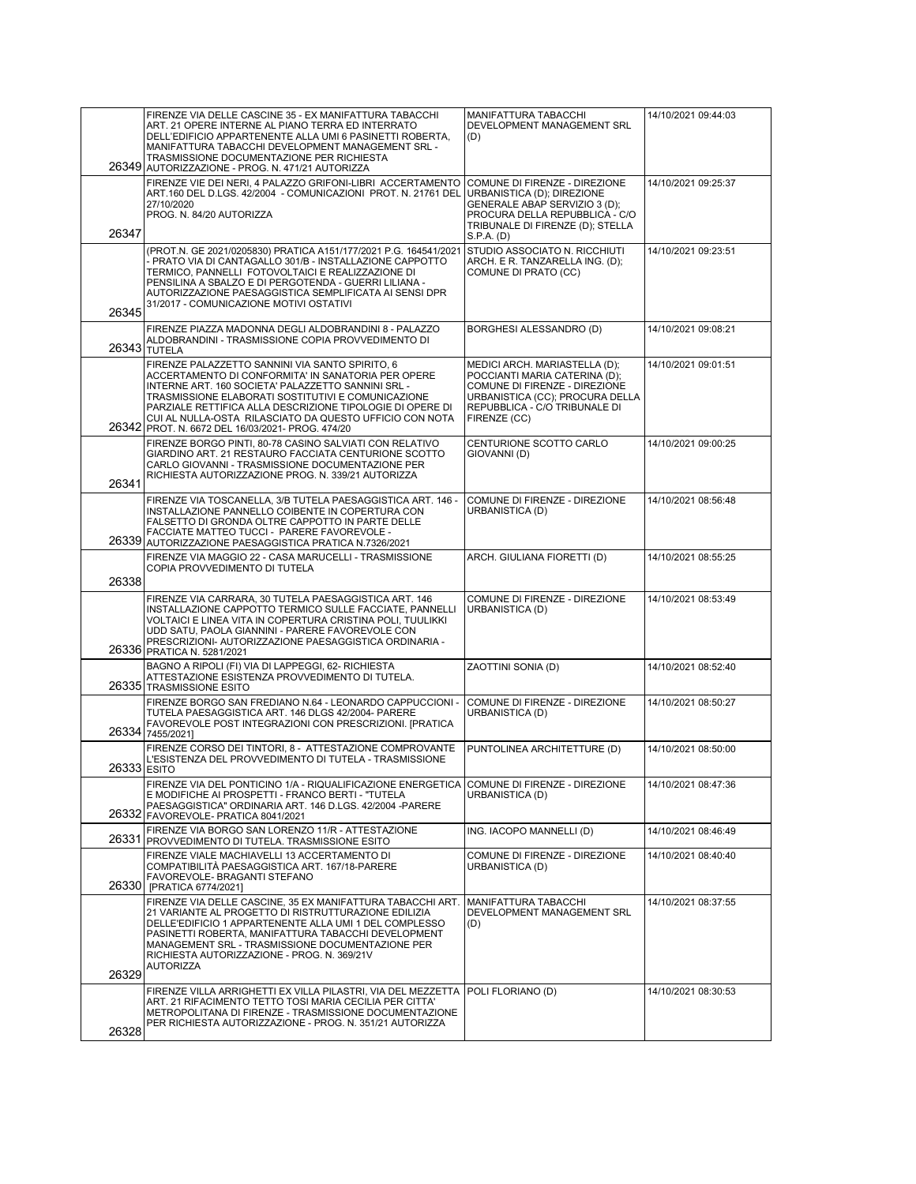| | | | |
|---|---|---|---|
| 26349 | FIRENZE VIA DELLE CASCINE 35 - EX MANIFATTURA TABACCHI ART. 21 OPERE INTERNE AL PIANO TERRA ED INTERRATO DELL'EDIFICIO APPARTENENTE ALLA UMI 6 PASINETTI ROBERTA, MANIFATTURA TABACCHI DEVELOPMENT MANAGEMENT SRL - TRASMISSIONE DOCUMENTAZIONE PER RICHIESTA AUTORIZZAZIONE - PROG. N. 471/21 AUTORIZZA | MANIFATTURA TABACCHI DEVELOPMENT MANAGEMENT SRL (D) | 14/10/2021 09:44:03 |
| 26347 | FIRENZE VIE DEI NERI, 4 PALAZZO GRIFONI-LIBRI ACCERTAMENTO ART.160 DEL D.LGS. 42/2004 - COMUNICAZIONI PROT. N. 21761 DEL 27/10/2020<br>PROG. N. 84/20 AUTORIZZA | COMUNE DI FIRENZE - DIREZIONE URBANISTICA (D); DIREZIONE GENERALE ABAP SERVIZIO 3 (D); PROCURA DELLA REPUBBLICA - C/O TRIBUNALE DI FIRENZE (D); STELLA S.P.A. (D) | 14/10/2021 09:25:37 |
| 26345 | (PROT.N. GE 2021/0205830) PRATICA A151/177/2021 P.G. 164541/2021 - PRATO VIA DI CANTAGALLO 301/B - INSTALLAZIONE CAPPOTTO TERMICO, PANNELLI FOTOVOLTAICI E REALIZZAZIONE DI PENSILINA A SBALZO E DI PERGOTENDA - GUERRI LILIANA - AUTORIZZAZIONE PAESAGGISTICA SEMPLIFICATA AI SENSI DPR 31/2017 - COMUNICAZIONE MOTIVI OSTATIVI | STUDIO ASSOCIATO N. RICCHIUTI ARCH. E R. TANZARELLA ING. (D); COMUNE DI PRATO (CC) | 14/10/2021 09:23:51 |
| 26343 | FIRENZE PIAZZA MADONNA DEGLI ALDOBRANDINI 8 - PALAZZO ALDOBRANDINI - TRASMISSIONE COPIA PROVVEDIMENTO DI TUTELA | BORGHESI ALESSANDRO (D) | 14/10/2021 09:08:21 |
| 26342 | FIRENZE PALAZZETTO SANNINI VIA SANTO SPIRITO, 6 ACCERTAMENTO DI CONFORMITA' IN SANATORIA PER OPERE INTERNE ART. 160 SOCIETA' PALAZZETTO SANNINI SRL - TRASMISSIONE ELABORATI SOSTITUTIVI E COMUNICAZIONE PARZIALE RETTIFICA ALLA DESCRIZIONE TIPOLOGIE DI OPERE DI CUI AL NULLA-OSTA RILASCIATO DA QUESTO UFFICIO CON NOTA PROT. N. 6672 DEL 16/03/2021- PROG. 474/20 | MEDICI ARCH. MARIASTELLA (D); POCCIANTI MARIA CATERINA (D); COMUNE DI FIRENZE - DIREZIONE URBANISTICA (CC); PROCURA DELLA REPUBBLICA - C/O TRIBUNALE DI FIRENZE (CC) | 14/10/2021 09:01:51 |
| 26341 | FIRENZE BORGO PINTI, 80-78 CASINO SALVIATI CON RELATIVO GIARDINO ART. 21 RESTAURO FACCIATA CENTURIONE SCOTTO CARLO GIOVANNI - TRASMISSIONE DOCUMENTAZIONE PER RICHIESTA AUTORIZZAZIONE PROG. N. 339/21 AUTORIZZA | CENTURIONE SCOTTO CARLO GIOVANNI (D) | 14/10/2021 09:00:25 |
| 26339 | FIRENZE VIA TOSCANELLA, 3/B TUTELA PAESAGGISTICA ART. 146 - INSTALLAZIONE PANNELLO COIBENTE IN COPERTURA CON FALSETTO DI GRONDA OLTRE CAPPOTTO IN PARTE DELLE FACCIATE MATTEO TUCCI - PARERE FAVOREVOLE - AUTORIZZAZIONE PAESAGGISTICA PRATICA N.7326/2021 | COMUNE DI FIRENZE - DIREZIONE URBANISTICA (D) | 14/10/2021 08:56:48 |
| 26338 | FIRENZE VIA MAGGIO 22 - CASA MARUCELLI - TRASMISSIONE COPIA PROVVEDIMENTO DI TUTELA | ARCH. GIULIANA FIORETTI (D) | 14/10/2021 08:55:25 |
| 26336 | FIRENZE VIA CARRARA, 30 TUTELA PAESAGGISTICA ART. 146 INSTALLAZIONE CAPPOTTO TERMICO SULLE FACCIATE, PANNELLI VOLTAICI E LINEA VITA IN COPERTURA CRISTINA POLI, TUULIKKI UDD SATU, PAOLA GIANNINI - PARERE FAVOREVOLE CON PRESCRIZIONI- AUTORIZZAZIONE PAESAGGISTICA ORDINARIA - PRATICA N. 5281/2021 | COMUNE DI FIRENZE - DIREZIONE URBANISTICA (D) | 14/10/2021 08:53:49 |
| 26335 | BAGNO A RIPOLI (FI) VIA DI LAPPEGGI, 62- RICHIESTA ATTESTAZIONE ESISTENZA PROVVEDIMENTO DI TUTELA. TRASMISSIONE ESITO | ZAOTTINI SONIA (D) | 14/10/2021 08:52:40 |
| 26334 | FIRENZE BORGO SAN FREDIANO N.64 - LEONARDO CAPPUCCIONI - TUTELA PAESAGGISTICA ART. 146 DLGS 42/2004- PARERE FAVOREVOLE POST INTEGRAZIONI CON PRESCRIZIONI. [PRATICA 7455/2021] | COMUNE DI FIRENZE - DIREZIONE URBANISTICA (D) | 14/10/2021 08:50:27 |
| 26333 | FIRENZE CORSO DEI TINTORI, 8 - ATTESTAZIONE COMPROVANTE L'ESISTENZA DEL PROVVEDIMENTO DI TUTELA - TRASMISSIONE ESITO | PUNTOLINEA ARCHITETTURE (D) | 14/10/2021 08:50:00 |
| 26332 | FIRENZE VIA DEL PONTICINO 1/A - RIQUALIFICAZIONE ENERGETICA E MODIFICHE AI PROSPETTI - FRANCO BERTI - "TUTELA PAESAGGISTICA" ORDINARIA ART. 146 D.LGS. 42/2004 -PARERE FAVOREVOLE- PRATICA 8041/2021 | COMUNE DI FIRENZE - DIREZIONE URBANISTICA (D) | 14/10/2021 08:47:36 |
| 26331 | FIRENZE VIA BORGO SAN LORENZO 11/R - ATTESTAZIONE PROVVEDIMENTO DI TUTELA. TRASMISSIONE ESITO | ING. IACOPO MANNELLI (D) | 14/10/2021 08:46:49 |
| 26330 | FIRENZE VIALE MACHIAVELLI 13 ACCERTAMENTO DI COMPATIBILITÀ PAESAGGISTICA ART. 167/18-PARERE FAVOREVOLE- BRAGANTI STEFANO [PRATICA 6774/2021] | COMUNE DI FIRENZE - DIREZIONE URBANISTICA (D) | 14/10/2021 08:40:40 |
| 26329 | FIRENZE VIA DELLE CASCINE, 35 EX MANIFATTURA TABACCHI ART. 21 VARIANTE AL PROGETTO DI RISTRUTTURAZIONE EDILIZIA DELLE'EDIFICIO 1 APPARTENENTE ALLA UMI 1 DEL COMPLESSO PASINETTI ROBERTA, MANIFATTURA TABACCHI DEVELOPMENT MANAGEMENT SRL - TRASMISSIONE DOCUMENTAZIONE PER RICHIESTA AUTORIZZAZIONE - PROG. N. 369/21V AUTORIZZA | MANIFATTURA TABACCHI DEVELOPMENT MANAGEMENT SRL (D) | 14/10/2021 08:37:55 |
| 26328 | FIRENZE VILLA ARRIGHETTI EX VILLA PILASTRI, VIA DEL MEZZETTA ART. 21 RIFACIMENTO TETTO TOSI MARIA CECILIA PER CITTA' METROPOLITANA DI FIRENZE - TRASMISSIONE DOCUMENTAZIONE PER RICHIESTA AUTORIZZAZIONE - PROG. N. 351/21 AUTORIZZA | POLI FLORIANO (D) | 14/10/2021 08:30:53 |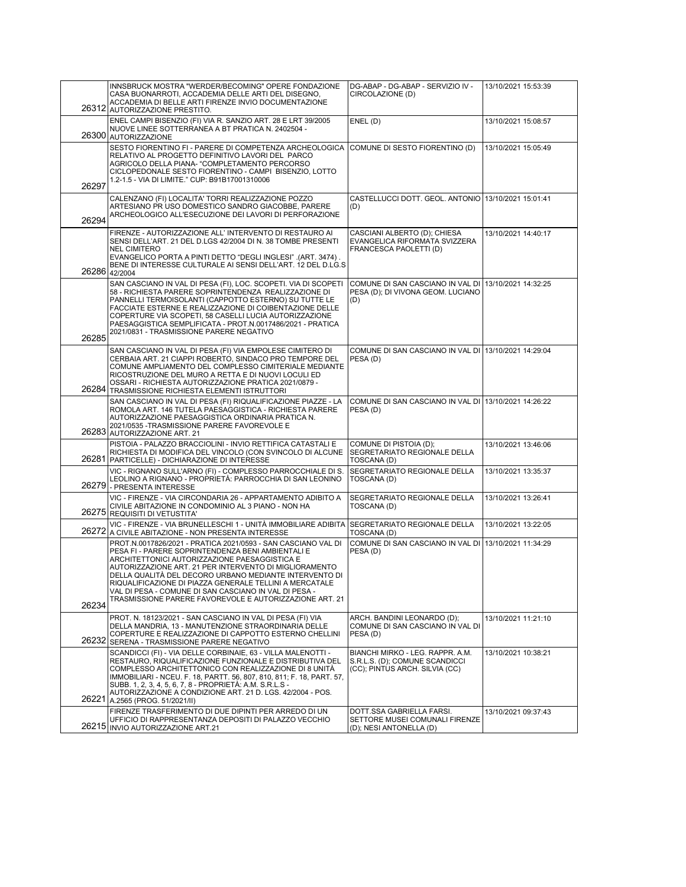| | | | |
|---|---|---|---|
| 26312 | INNSBRUCK MOSTRA "WERDER/BECOMING" OPERE FONDAZIONE CASA BUONARROTI, ACCADEMIA DELLE ARTI DEL DISEGNO, ACCADEMIA DI BELLE ARTI FIRENZE INVIO DOCUMENTAZIONE AUTORIZZAZIONE PRESTITO. | DG-ABAP - DG-ABAP - SERVIZIO IV - CIRCOLAZIONE (D) | 13/10/2021 15:53:39 |
| 26300 | ENEL CAMPI BISENZIO (FI) VIA R. SANZIO ART. 28 E LRT 39/2005 NUOVE LINEE SOTTERRANEA A BT PRATICA N. 2402504 - AUTORIZZAZIONE | ENEL (D) | 13/10/2021 15:08:57 |
| 26297 | SESTO FIORENTINO FI - PARERE DI COMPETENZA ARCHEOLOGICA RELATIVO AL PROGETTO DEFINITIVO LAVORI DEL PARCO AGRICOLO DELLA PIANA- "COMPLETAMENTO PERCORSO CICLOPEDONALE SESTO FIORENTINO - CAMPI BISENZIO, LOTTO 1.2-1.5 - VIA DI LIMITE." CUP: B91B17001310006 | COMUNE DI SESTO FIORENTINO (D) | 13/10/2021 15:05:49 |
| 26294 | CALENZANO (FI) LOCALITA' TORRI REALIZZAZIONE POZZO ARTESIANO PR USO DOMESTICO SANDRO GIACOBBE, PARERE ARCHEOLOGICO ALL'ESECUZIONE DEI LAVORI DI PERFORAZIONE | CASTELLUCCI DOTT. GEOL. ANTONIO (D) | 13/10/2021 15:01:41 |
| 26286 | FIRENZE - AUTORIZZAZIONE ALL' INTERVENTO DI RESTAURO AI SENSI DELL'ART. 21 DEL D.LGS 42/2004 DI N. 38 TOMBE PRESENTI NEL CIMITERO EVANGELICO PORTA A PINTI DETTO "DEGLI INGLESI" .(ART. 3474) . BENE DI INTERESSE CULTURALE AI SENSI DELL'ART. 12 DEL D.LG.S 42/2004 | CASCIANI ALBERTO (D); CHIESA EVANGELICA RIFORMATA SVIZZERA FRANCESCA PAOLETTI (D) | 13/10/2021 14:40:17 |
| 26285 | SAN CASCIANO IN VAL DI PESA (FI), LOC. SCOPETI. VIA DI SCOPETI 58 - RICHIESTA PARERE SOPRINTENDENZA REALIZZAZIONE DI PANNELLI TERMOISOLANTI (CAPPOTTO ESTERNO) SU TUTTE LE FACCIATE ESTERNE E REALIZZAZIONE DI COIBENTAZIONE DELLE COPERTURE VIA SCOPETI, 58 CASELLI LUCIA AUTORIZZAZIONE PAESAGGISTICA SEMPLIFICATA - PROT.N.0017486/2021 - PRATICA 2021/0831 - TRASMISSIONE PARERE NEGATIVO | COMUNE DI SAN CASCIANO IN VAL DI PESA (D); DI VIVONA GEOM. LUCIANO (D) | 13/10/2021 14:32:25 |
| 26284 | SAN CASCIANO IN VAL DI PESA (FI) VIA EMPOLESE CIMITERO DI CERBAIA ART. 21 CIAPPI ROBERTO, SINDACO PRO TEMPORE DEL COMUNE AMPLIAMENTO DEL COMPLESSO CIMITERIALE MEDIANTE RICOSTRUZIONE DEL MURO A RETTA E DI NUOVI LOCULI ED OSSARI - RICHIESTA AUTORIZZAZIONE PRATICA 2021/0879 - TRASMISSIONE RICHIESTA ELEMENTI ISTRUTTORI | COMUNE DI SAN CASCIANO IN VAL DI PESA (D) | 13/10/2021 14:29:04 |
| 26283 | SAN CASCIANO IN VAL DI PESA (FI) RIQUALIFICAZIONE PIAZZE - LA ROMOLA ART. 146 TUTELA PAESAGGISTICA - RICHIESTA PARERE AUTORIZZAZIONE PAESAGGISTICA ORDINARIA PRATICA N. 2021/0535 -TRASMISSIONE PARERE FAVOREVOLE E AUTORIZZAZIONE ART. 21 | COMUNE DI SAN CASCIANO IN VAL DI PESA (D) | 13/10/2021 14:26:22 |
| 26281 | PISTOIA - PALAZZO BRACCIOLINI - INVIO RETTIFICA CATASTALI E RICHIESTA DI MODIFICA DEL VINCOLO (CON SVINCOLO DI ALCUNE PARTICELLE) - DICHIARAZIONE DI INTERESSE | COMUNE DI PISTOIA (D); SEGRETARIATO REGIONALE DELLA TOSCANA (D) | 13/10/2021 13:46:06 |
| 26279 | VIC - RIGNANO SULL'ARNO (FI) - COMPLESSO PARROCCHIALE DI S. LEOLINO A RIGNANO - PROPRIETÀ: PARROCCHIA DI SAN LEONINO - PRESENTA INTERESSE | SEGRETARIATO REGIONALE DELLA TOSCANA (D) | 13/10/2021 13:35:37 |
| 26275 | VIC - FIRENZE - VIA CIRCONDARIA 26 - APPARTAMENTO ADIBITO A CIVILE ABITAZIONE IN CONDOMINIO AL 3 PIANO - NON HA REQUISITI DI VETUSTITA' | SEGRETARIATO REGIONALE DELLA TOSCANA (D) | 13/10/2021 13:26:41 |
| 26272 | VIC - FIRENZE - VIA BRUNELLESCHI 1 - UNITÀ IMMOBILIARE ADIBITA A CIVILE ABITAZIONE - NON PRESENTA INTERESSE | SEGRETARIATO REGIONALE DELLA TOSCANA (D) | 13/10/2021 13:22:05 |
| 26234 | PROT.N.0017826/2021 - PRATICA 2021/0593 - SAN CASCIANO VAL DI PESA FI - PARERE SOPRINTENDENZA BENI AMBIENTALI E ARCHITETTONICI AUTORIZZAZIONE PAESAGGISTICA E AUTORIZZAZIONE ART. 21 PER INTERVENTO DI MIGLIORAMENTO DELLA QUALITÀ DEL DECORO URBANO MEDIANTE INTERVENTO DI RIQUALIFICAZIONE DI PIAZZA GENERALE TELLINI A MERCATALE VAL DI PESA - COMUNE DI SAN CASCIANO IN VAL DI PESA - TRASMISSIONE PARERE FAVOREVOLE E AUTORIZZAZIONE ART. 21 | COMUNE DI SAN CASCIANO IN VAL DI PESA (D) | 13/10/2021 11:34:29 |
| 26232 | PROT. N. 18123/2021 - SAN CASCIANO IN VAL DI PESA (FI) VIA DELLA MANDRIA, 13 - MANUTENZIONE STRAORDINARIA DELLE COPERTURE E REALIZZAZIONE DI CAPPOTTO ESTERNO CHELLINI SERENA - TRASMISSIONE PARERE NEGATIVO | ARCH. BANDINI LEONARDO (D); COMUNE DI SAN CASCIANO IN VAL DI PESA (D) | 13/10/2021 11:21:10 |
| 26221 | SCANDICCI (FI) - VIA DELLE CORBINAIE, 63 - VILLA MALENOTTI - RESTAURO, RIQUALIFICAZIONE FUNZIONALE E DISTRIBUTIVA DEL COMPLESSO ARCHITETTONICO CON REALIZZAZIONE DI 8 UNITÀ IMMOBILIARI - NCEU. F. 18, PARTT. 56, 807, 810, 811; F. 18, PART. 57, SUBB. 1, 2, 3, 4, 5, 6, 7, 8 - PROPRIETÀ: A.M. S.R.L.S - AUTORIZZAZIONE A CONDIZIONE ART. 21 D. LGS. 42/2004 - POS. A.2565 (PROG. 51/2021/II) | BIANCHI MIRKO - LEG. RAPPR. A.M. S.R.L.S. (D); COMUNE SCANDICCI (CC); PINTUS ARCH. SILVIA (CC) | 13/10/2021 10:38:21 |
| 26215 | FIRENZE TRASFERIMENTO DI DUE DIPINTI PER ARREDO DI UN UFFICIO DI RAPPRESENTANZA DEPOSITI DI PALAZZO VECCHIO INVIO AUTORIZZAZIONE ART.21 | DOTT.SSA GABRIELLA FARSI. SETTORE MUSEI COMUNALI FIRENZE (D); NESI ANTONELLA (D) | 13/10/2021 09:37:43 |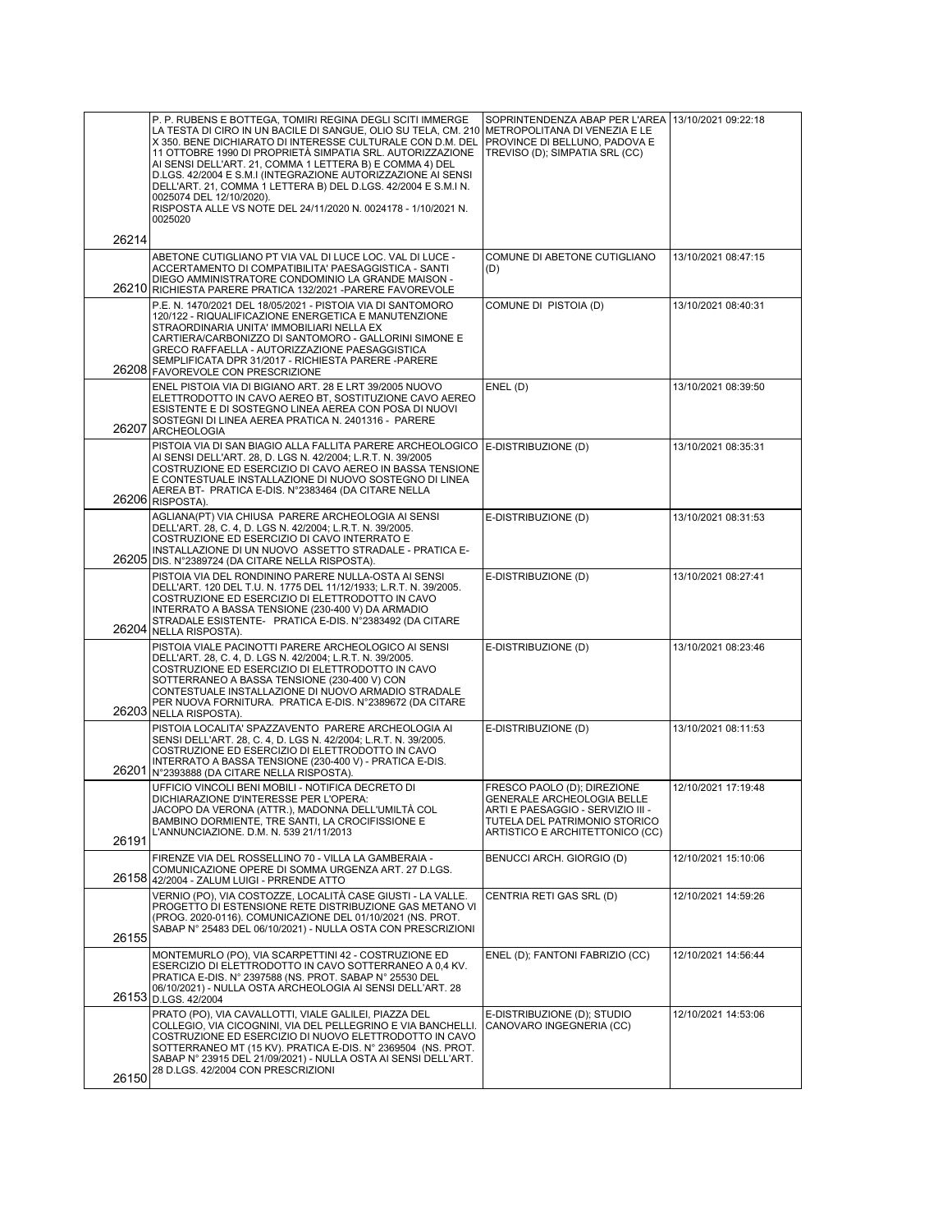| | | | |
|---|---|---|---|
| 26214 | P. P. RUBENS E BOTTEGA, TOMIRI REGINA DEGLI SCITI IMMERGE LA TESTA DI CIRO IN UN BACILE DI SANGUE, OLIO SU TELA, CM. 210 X 350. BENE DICHIARATO DI INTERESSE CULTURALE CON D.M. DEL 11 OTTOBRE 1990 DI PROPRIETÀ SIMPATIA SRL. AUTORIZZAZIONE AI SENSI DELL'ART. 21, COMMA 1 LETTERA B) E COMMA 4) DEL D.LGS. 42/2004 E S.M.I (INTEGRAZIONE AUTORIZZAZIONE AI SENSI DELL'ART. 21, COMMA 1 LETTERA B) DEL D.LGS. 42/2004 E S.M.I N. 0025074 DEL 12/10/2020). RISPOSTA ALLE VS NOTE DEL 24/11/2020 N. 0024178 - 1/10/2021 N. 0025020 | SOPRINTENDENZA ABAP PER L'AREA METROPOLITANA DI VENEZIA E LE PROVINCE DI BELLUNO, PADOVA E TREVISO (D); SIMPATIA SRL (CC) | 13/10/2021 09:22:18 |
| 26210 | ABETONE CUTIGLIANO PT VIA VAL DI LUCE LOC. VAL DI LUCE - ACCERTAMENTO DI COMPATIBILITA' PAESAGGISTICA - SANTI DIEGO AMMINISTRATORE CONDOMINIO LA GRANDE MAISON - RICHIESTA PARERE PRATICA 132/2021 -PARERE FAVOREVOLE | COMUNE DI ABETONE CUTIGLIANO (D) | 13/10/2021 08:47:15 |
| 26208 | P.E. N. 1470/2021 DEL 18/05/2021 - PISTOIA VIA DI SANTOMORO 120/122 - RIQUALIFICAZIONE ENERGETICA E MANUTENZIONE STRAORDINARIA UNITA' IMMOBILIARI NELLA EX CARTIERA/CARBONIZZO DI SANTOMORO - GALLORINI SIMONE E GRECO RAFFAELLA - AUTORIZZAZIONE PAESAGGISTICA SEMPLIFICATA DPR 31/2017 - RICHIESTA PARERE -PARERE FAVOREVOLE CON PRESCRIZIONE | COMUNE DI PISTOIA (D) | 13/10/2021 08:40:31 |
| 26207 | ENEL PISTOIA VIA DI BIGIANO ART. 28 E LRT 39/2005 NUOVO ELETTRODOTTO IN CAVO AEREO BT, SOSTITUZIONE CAVO AEREO ESISTENTE E DI SOSTEGNO LINEA AEREA CON POSA DI NUOVI SOSTEGNI DI LINEA AEREA PRATICA N. 2401316 - PARERE ARCHEOLOGIA | ENEL (D) | 13/10/2021 08:39:50 |
| 26206 | PISTOIA VIA DI SAN BIAGIO ALLA FALLITA PARERE ARCHEOLOGICO AI SENSI DELL'ART. 28, D. LGS N. 42/2004; L.R.T. N. 39/2005 COSTRUZIONE ED ESERCIZIO DI CAVO AEREO IN BASSA TENSIONE E CONTESTUALE INSTALLAZIONE DI NUOVO SOSTEGNO DI LINEA AEREA BT- PRATICA E-DIS. N°2383464 (DA CITARE NELLA RISPOSTA). | E-DISTRIBUZIONE (D) | 13/10/2021 08:35:31 |
| 26205 | AGLIANA(PT) VIA CHIUSA PARERE ARCHEOLOGIA AI SENSI DELL'ART. 28, C. 4, D. LGS N. 42/2004; L.R.T. N. 39/2005. COSTRUZIONE ED ESERCIZIO DI CAVO INTERRATO E INSTALLAZIONE DI UN NUOVO ASSETTO STRADALE - PRATICA E-DIS. N°2389724 (DA CITARE NELLA RISPOSTA). | E-DISTRIBUZIONE (D) | 13/10/2021 08:31:53 |
| 26204 | PISTOIA VIA DEL RONDININO PARERE NULLA-OSTA AI SENSI DELL'ART. 120 DEL T.U. N. 1775 DEL 11/12/1933; L.R.T. N. 39/2005. COSTRUZIONE ED ESERCIZIO DI ELETTRODOTTO IN CAVO INTERRATO A BASSA TENSIONE (230-400 V) DA ARMADIO STRADALE ESISTENTE- PRATICA E-DIS. N°2383492 (DA CITARE NELLA RISPOSTA). | E-DISTRIBUZIONE (D) | 13/10/2021 08:27:41 |
| 26203 | PISTOIA VIALE PACINOTTI PARERE ARCHEOLOGICO AI SENSI DELL'ART. 28, C. 4, D. LGS N. 42/2004; L.R.T. N. 39/2005. COSTRUZIONE ED ESERCIZIO DI ELETTRODOTTO IN CAVO SOTTERRANEO A BASSA TENSIONE (230-400 V) CON CONTESTUALE INSTALLAZIONE DI NUOVO ARMADIO STRADALE PER NUOVA FORNITURA. PRATICA E-DIS. N°2389672 (DA CITARE NELLA RISPOSTA). | E-DISTRIBUZIONE (D) | 13/10/2021 08:23:46 |
| 26201 | PISTOIA LOCALITA' SPAZZAVENTO PARERE ARCHEOLOGIA AI SENSI DELL'ART. 28, C. 4, D. LGS N. 42/2004; L.R.T. N. 39/2005. COSTRUZIONE ED ESERCIZIO DI ELETTRODOTTO IN CAVO INTERRATO A BASSA TENSIONE (230-400 V) - PRATICA E-DIS. N°2393888 (DA CITARE NELLA RISPOSTA). | E-DISTRIBUZIONE (D) | 13/10/2021 08:11:53 |
| 26191 | UFFICIO VINCOLI BENI MOBILI - NOTIFICA DECRETO DI DICHIARAZIONE D'INTERESSE PER L'OPERA: JACOPO DA VERONA (ATTR.), MADONNA DELL'UMILTÀ COL BAMBINO DORMIENTE, TRE SANTI, LA CROCIFISSIONE E L'ANNUNCIAZIONE. D.M. N. 539 21/11/2013 | FRESCO PAOLO (D); DIREZIONE GENERALE ARCHEOLOGIA BELLE ARTI E PAESAGGIO - SERVIZIO III - TUTELA DEL PATRIMONIO STORICO ARTISTICO E ARCHITETTONICO (CC) | 12/10/2021 17:19:48 |
| 26158 | FIRENZE VIA DEL ROSSELLINO 70 - VILLA LA GAMBERAIA - COMUNICAZIONE OPERE DI SOMMA URGENZA ART. 27 D.LGS. 42/2004 - ZALUM LUIGI - PRRENDE ATTO | BENUCCI ARCH. GIORGIO (D) | 12/10/2021 15:10:06 |
| 26155 | VERNIO (PO), VIA COSTOZZE, LOCALITÀ CASE GIUSTI - LA VALLE. PROGETTO DI ESTENSIONE RETE DISTRIBUZIONE GAS METANO VI (PROG. 2020-0116). COMUNICAZIONE DEL 01/10/2021 (NS. PROT. SABAP N° 25483 DEL 06/10/2021) - NULLA OSTA CON PRESCRIZIONI | CENTRIA RETI GAS SRL (D) | 12/10/2021 14:59:26 |
| 26153 | MONTEMURLO (PO), VIA SCARPETTINI 42 - COSTRUZIONE ED ESERCIZIO DI ELETTRODOTTO IN CAVO SOTTERRANEO A 0,4 KV. PRATICA E-DIS. N° 2397588 (NS. PROT. SABAP N° 25530 DEL 06/10/2021) - NULLA OSTA ARCHEOLOGIA AI SENSI DELL'ART. 28 D.LGS. 42/2004 | ENEL (D); FANTONI FABRIZIO (CC) | 12/10/2021 14:56:44 |
| 26150 | PRATO (PO), VIA CAVALLOTTI, VIALE GALILEI, PIAZZA DEL COLLEGIO, VIA CICOGNINI, VIA DEL PELLEGRINO E VIA BANCHELLI. COSTRUZIONE ED ESERCIZIO DI NUOVO ELETTRODOTTO IN CAVO SOTTERRANEO MT (15 KV). PRATICA E-DIS. N° 2369504 (NS. PROT. SABAP N° 23915 DEL 21/09/2021) - NULLA OSTA AI SENSI DELL'ART. 28 D.LGS. 42/2004 CON PRESCRIZIONI | E-DISTRIBUZIONE (D); STUDIO CANOVARO INGEGNERIA (CC) | 12/10/2021 14:53:06 |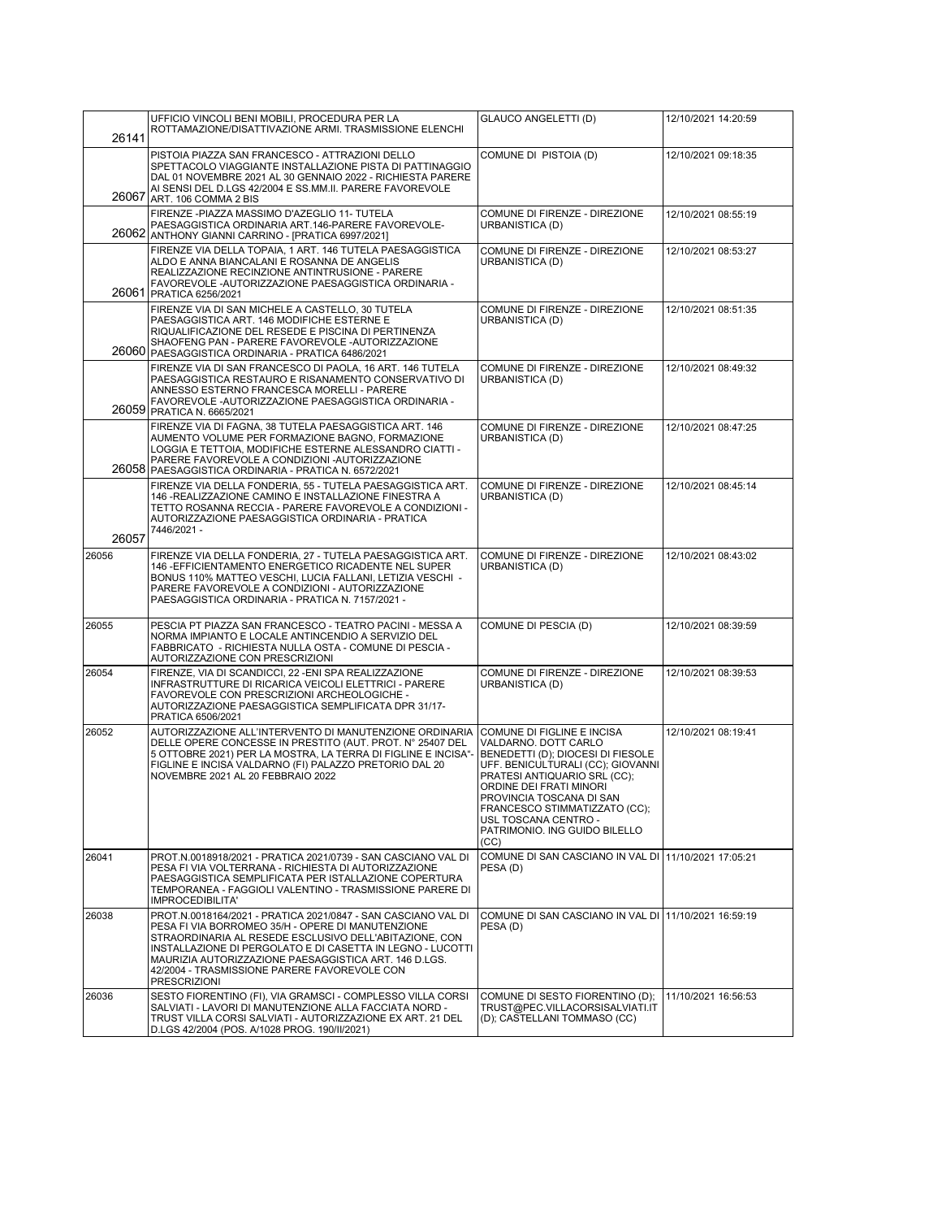| | | | |
|---|---|---|---|
| 26141 | UFFICIO VINCOLI BENI MOBILI, PROCEDURA PER LA ROTTAMAZIONE/DISATTIVAZIONE ARMI. TRASMISSIONE ELENCHI | GLAUCO ANGELETTI (D) | 12/10/2021 14:20:59 |
| 26067 | PISTOIA PIAZZA SAN FRANCESCO - ATTRAZIONI DELLO SPETTACOLO VIAGGIANTE INSTALLAZIONE PISTA DI PATTINAGGIO DAL 01 NOVEMBRE 2021 AL 30 GENNAIO 2022 - RICHIESTA PARERE AI SENSI DEL D.LGS 42/2004 E SS.MM.II. PARERE FAVOREVOLE ART. 106 COMMA 2 BIS | COMUNE DI PISTOIA (D) | 12/10/2021 09:18:35 |
| 26062 | FIRENZE -PIAZZA MASSIMO D'AZEGLIO 11- TUTELA PAESAGGISTICA ORDINARIA ART.146-PARERE FAVOREVOLE- ANTHONY GIANNI CARRINO - [PRATICA 6997/2021] | COMUNE DI FIRENZE - DIREZIONE URBANISTICA (D) | 12/10/2021 08:55:19 |
| 26061 | FIRENZE VIA DELLA TOPAIA, 1 ART. 146 TUTELA PAESAGGISTICA ALDO E ANNA BIANCALANI E ROSANNA DE ANGELIS REALIZZAZIONE RECINZIONE ANTINTRUSIONE - PARERE FAVOREVOLE -AUTORIZZAZIONE PAESAGGISTICA ORDINARIA - PRATICA 6256/2021 | COMUNE DI FIRENZE - DIREZIONE URBANISTICA (D) | 12/10/2021 08:53:27 |
| 26060 | FIRENZE VIA DI SAN MICHELE A CASTELLO, 30 TUTELA PAESAGGISTICA ART. 146 MODIFICHE ESTERNE E RIQUALIFICAZIONE DEL RESEDE E PISCINA DI PERTINENZA SHAOFENG PAN - PARERE FAVOREVOLE -AUTORIZZAZIONE PAESAGGISTICA ORDINARIA - PRATICA 6486/2021 | COMUNE DI FIRENZE - DIREZIONE URBANISTICA (D) | 12/10/2021 08:51:35 |
| 26059 | FIRENZE VIA DI SAN FRANCESCO DI PAOLA, 16 ART. 146 TUTELA PAESAGGISTICA RESTAURO E RISANAMENTO CONSERVATIVO DI ANNESSO ESTERNO FRANCESCA MORELLI - PARERE FAVOREVOLE -AUTORIZZAZIONE PAESAGGISTICA ORDINARIA - PRATICA N. 6665/2021 | COMUNE DI FIRENZE - DIREZIONE URBANISTICA (D) | 12/10/2021 08:49:32 |
| 26058 | FIRENZE VIA DI FAGNA, 38 TUTELA PAESAGGISTICA ART. 146 AUMENTO VOLUME PER FORMAZIONE BAGNO, FORMAZIONE LOGGIA E TETTOIA, MODIFICHE ESTERNE ALESSANDRO CIATTI - PARERE FAVOREVOLE A CONDIZIONI -AUTORIZZAZIONE PAESAGGISTICA ORDINARIA - PRATICA N. 6572/2021 | COMUNE DI FIRENZE - DIREZIONE URBANISTICA (D) | 12/10/2021 08:47:25 |
| 26057 | FIRENZE VIA DELLA FONDERIA, 55 - TUTELA PAESAGGISTICA ART. 146 -REALIZZAZIONE CAMINO E INSTALLAZIONE FINESTRA A TETTO ROSANNA RECCIA - PARERE FAVOREVOLE A CONDIZIONI - AUTORIZZAZIONE PAESAGGISTICA ORDINARIA - PRATICA 7446/2021 - | COMUNE DI FIRENZE - DIREZIONE URBANISTICA (D) | 12/10/2021 08:45:14 |
| 26056 | FIRENZE VIA DELLA FONDERIA, 27 - TUTELA PAESAGGISTICA ART. 146 -EFFICIENTAMENTO ENERGETICO RICADENTE NEL SUPER BONUS 110% MATTEO VESCHI, LUCIA FALLANI, LETIZIA VESCHI - PARERE FAVOREVOLE A CONDIZIONI - AUTORIZZAZIONE PAESAGGISTICA ORDINARIA - PRATICA N. 7157/2021 - | COMUNE DI FIRENZE - DIREZIONE URBANISTICA (D) | 12/10/2021 08:43:02 |
| 26055 | PESCIA PT PIAZZA SAN FRANCESCO - TEATRO PACINI - MESSA A NORMA IMPIANTO E LOCALE ANTINCENDIO A SERVIZIO DEL FABBRICATO - RICHIESTA NULLA OSTA - COMUNE DI PESCIA - AUTORIZZAZIONE CON PRESCRIZIONI | COMUNE DI PESCIA (D) | 12/10/2021 08:39:59 |
| 26054 | FIRENZE, VIA DI SCANDICCI, 22 -ENI SPA REALIZZAZIONE INFRASTRUTTURE DI RICARICA VEICOLI ELETTRICI - PARERE FAVOREVOLE CON PRESCRIZIONI ARCHEOLOGICHE - AUTORIZZAZIONE PAESAGGISTICA SEMPLIFICATA DPR 31/17- PRATICA 6506/2021 | COMUNE DI FIRENZE - DIREZIONE URBANISTICA (D) | 12/10/2021 08:39:53 |
| 26052 | AUTORIZZAZIONE ALL'INTERVENTO DI MANUTENZIONE ORDINARIA DELLE OPERE CONCESSE IN PRESTITO (AUT. PROT. N° 25407 DEL 5 OTTOBRE 2021) PER LA MOSTRA, LA TERRA DI FIGLINE E INCISA"- FIGLINE E INCISA VALDARNO (FI) PALAZZO PRETORIO DAL 20 NOVEMBRE 2021 AL 20 FEBBRAIO 2022 | COMUNE DI FIGLINE E INCISA VALDARNO. DOTT CARLO BENEDETTI (D); DIOCESI DI FIESOLE UFF. BENICULTURALI (CC); GIOVANNI PRATESI ANTIQUARIO SRL (CC); ORDINE DEI FRATI MINORI PROVINCIA TOSCANA DI SAN FRANCESCO STIMMATIZZATO (CC); USL TOSCANA CENTRO - PATRIMONIO. ING GUIDO BILELLO (CC) | 12/10/2021 08:19:41 |
| 26041 | PROT.N.0018918/2021 - PRATICA 2021/0739 - SAN CASCIANO VAL DI PESA FI VIA VOLTERRANA - RICHIESTA DI AUTORIZZAZIONE PAESAGGISTICA SEMPLIFICATA PER ISTALLAZIONE COPERTURA TEMPORANEA - FAGGIOLI VALENTINO - TRASMISSIONE PARERE DI IMPROCEDIBILITA' | COMUNE DI SAN CASCIANO IN VAL DI PESA (D) | 11/10/2021 17:05:21 |
| 26038 | PROT.N.0018164/2021 - PRATICA 2021/0847 - SAN CASCIANO VAL DI PESA FI VIA BORROMEO 35/H - OPERE DI MANUTENZIONE STRAORDINARIA AL RESEDE ESCLUSIVO DELL'ABITAZIONE, CON INSTALLAZIONE DI PERGOLATO E DI CASETTA IN LEGNO - LUCOTTI MAURIZIA AUTORIZZAZIONE PAESAGGISTICA ART. 146 D.LGS. 42/2004 - TRASMISSIONE PARERE FAVOREVOLE CON PRESCRIZIONI | COMUNE DI SAN CASCIANO IN VAL DI PESA (D) | 11/10/2021 16:59:19 |
| 26036 | SESTO FIORENTINO (FI), VIA GRAMSCI - COMPLESSO VILLA CORSI SALVIATI - LAVORI DI MANUTENZIONE ALLA FACCIATA NORD - TRUST VILLA CORSI SALVIATI - AUTORIZZAZIONE EX ART. 21 DEL D.LGS 42/2004 (POS. A/1028 PROG. 190/II/2021) | COMUNE DI SESTO FIORENTINO (D); TRUST@PEC.VILLACORSISALVIATI.IT (D); CASTELLANI TOMMASO (CC) | 11/10/2021 16:56:53 |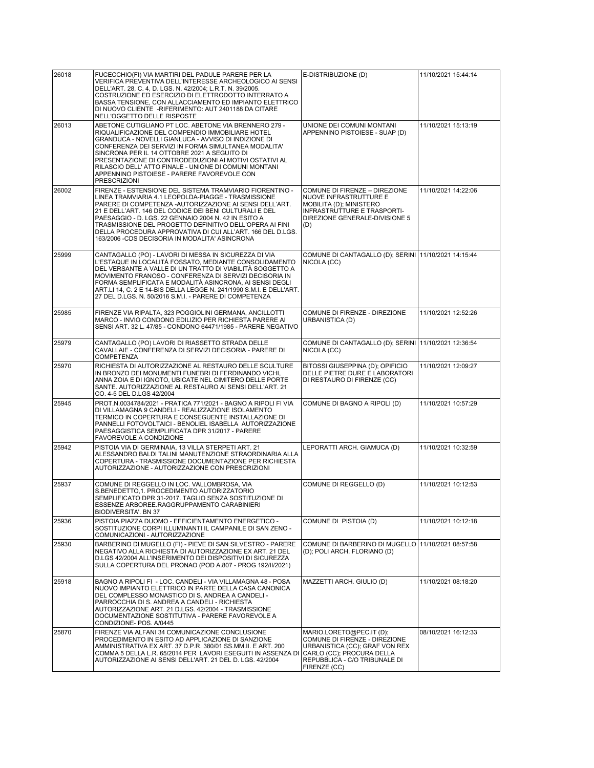| | | | |
|---|---|---|---|
| 26018 | FUCECCHIO(FI) VIA MARTIRI DEL PADULE PARERE PER LA VERIFICA PREVENTIVA DELL'INTERESSE ARCHEOLOGICO AI SENSI DELL'ART. 28, C. 4, D. LGS. N. 42/2004; L.R.T. N. 39/2005. COSTRUZIONE ED ESERCIZIO DI ELETTRODOTTO INTERRATO A BASSA TENSIONE, CON ALLACCIAMENTO ED IMPIANTO ELETTRICO DI NUOVO CLIENTE -RIFERIMENTO: AUT 2401188 DA CITARE NELL'OGGETTO DELLE RISPOSTE | E-DISTRIBUZIONE (D) | 11/10/2021 15:44:14 |
| 26013 | ABETONE CUTIGLIANO PT LOC. ABETONE VIA BRENNERO 279 - RIQUALIFICAZIONE DEL COMPENDIO IMMOBILIARE HOTEL GRANDUCA - NOVELLI GIANLUCA - AVVISO DI INDIZIONE DI CONFERENZA DEI SERVIZI IN FORMA SIMULTANEA MODALITA' SINCRONA PER IL 14 OTTOBRE 2021 A SEGUITO DI PRESENTAZIONE DI CONTRODEDUZIONI AI MOTIVI OSTATIVI AL RILASCIO DELL' ATTO FINALE - UNIONE DI COMUNI MONTANI APPENNINO PISTOIESE - PARERE FAVOREVOLE CON PRESCRIZIONI | UNIONE DEI COMUNI MONTANI APPENNINO PISTOIESE - SUAP (D) | 11/10/2021 15:13:19 |
| 26002 | FIRENZE - ESTENSIONE DEL SISTEMA TRAMVIARIO FIORENTINO - LINEA TRAMVIARIA 4.1 LEOPOLDA-PIAGGE - TRASMISSIONE PARERE DI COMPETENZA -AUTORIZZAZIONE AI SENSI DELL'ART. 21 E DELL'ART. 146 DEL CODICE DEI BENI CULTURALI E DEL PAESAGGIO - D. LGS. 22 GENNAIO 2004 N. 42 IN ESITO A TRASMISSIONE DEL PROGETTO DEFINITIVO DELL'OPERA AI FINI DELLA PROCEDURA APPROVATIVA DI CUI ALL'ART. 166 DEL D.LGS. 163/2006 -CDS DECISORIA IN MODALITA' ASINCRONA | COMUNE DI FIRENZE – DIREZIONE NUOVE INFRASTRUTTURE E MOBILITA (D); MINISTERO INFRASTRUTTURE E TRASPORTI- DIREZIONE GENERALE-DIVISIONE 5 (D) | 11/10/2021 14:22:06 |
| 25999 | CANTAGALLO (PO) - LAVORI DI MESSA IN SICUREZZA DI VIA L'ESTAQUE IN LOCALITÀ FOSSATO, MEDIANTE CONSOLIDAMENTO DEL VERSANTE A VALLE DI UN TRATTO DI VIABILITÀ SOGGETTO A MOVIMENTO FRANOSO - CONFERENZA DI SERVIZI DECISORIA IN FORMA SEMPLIFICATA E MODALITÀ ASINCRONA, AI SENSI DEGLI ART.LI 14, C. 2 E 14-BIS DELLA LEGGE N. 241/1990 S.M.I. E DELL'ART. 27 DEL D.LGS. N. 50/2016 S.M.I. - PARERE DI COMPETENZA | COMUNE DI CANTAGALLO (D); SERINI NICOLA (CC) | 11/10/2021 14:15:44 |
| 25985 | FIRENZE VIA RIPALTA, 323 POGGIOLINI GERMANA, ANCILLOTTI MARCO - INVIO CONDONO EDILIZIO PER RICHIESTA PARERE AI SENSI ART. 32 L. 47/85 - CONDONO 64471/1985 - PARERE NEGATIVO | COMUNE DI FIRENZE - DIREZIONE URBANISTICA (D) | 11/10/2021 12:52:26 |
| 25979 | CANTAGALLO (PO) LAVORI DI RIASSETTO STRADA DELLE CAVALLAIE - CONFERENZA DI SERVIZI DECISORIA - PARERE DI COMPETENZA | COMUNE DI CANTAGALLO (D); SERINI NICOLA (CC) | 11/10/2021 12:36:54 |
| 25970 | RICHIESTA DI AUTORIZZAZIONE AL RESTAURO DELLE SCULTURE IN BRONZO DEI MONUMENTI FUNEBRI DI FERDINANDO VICHI, ANNA ZOIA E DI IGNOTO, UBICATE NEL CIMITERO DELLE PORTE SANTE. AUTORIZZAZIONE AL RESTAURO AI SENSI DELL'ART. 21 CO. 4-5 DEL D.LGS 42/2004 | BITOSSI GIUSEPPINA (D); OPIFICIO DELLE PIETRE DURE E LABORATORI DI RESTAURO DI FIRENZE (CC) | 11/10/2021 12:09:27 |
| 25945 | PROT.N.0034784/2021 - PRATICA 771/2021 - BAGNO A RIPOLI FI VIA DI VILLAMAGNA 9 CANDELI - REALIZZAZIONE ISOLAMENTO TERMICO IN COPERTURA E CONSEGUENTE INSTALLAZIONE DI PANNELLI FOTOVOLTAICI - BENOLIEL ISABELLA AUTORIZZAZIONE PAESAGGISTICA SEMPLIFICATA DPR 31/2017 - PARERE FAVOREVOLE A CONDIZIONE | COMUNE DI BAGNO A RIPOLI (D) | 11/10/2021 10:57:29 |
| 25942 | PISTOIA VIA DI GERMINAIA, 13 VILLA STERPETI ART. 21 ALESSANDRO BALDI TALINI MANUTENZIONE STRAORDINARIA ALLA COPERTURA - TRASMISSIONE DOCUMENTAZIONE PER RICHIESTA AUTORIZZAZIONE - AUTORIZZAZIONE CON PRESCRIZIONI | LEPORATTI ARCH. GIAMUCA (D) | 11/10/2021 10:32:59 |
| 25937 | COMUNE DI REGGELLO IN LOC. VALLOMBROSA, VIA S.BENEDETTO,1. PROCEDIMENTO AUTORIZZATORIO SEMPLIFICATO DPR 31-2017. TAGLIO SENZA SOSTITUZIONE DI ESSENZE ARBOREE.RAGGRUPPAMENTO CARABINIERI BIODIVERSITA'. BN 37 | COMUNE DI REGGELLO (D) | 11/10/2021 10:12:53 |
| 25936 | PISTOIA PIAZZA DUOMO - EFFICIENTAMENTO ENERGETICO - SOSTITUZIONE CORPI ILLUMINANTI IL CAMPANILE DI SAN ZENO - COMUNICAZIONI - AUTORIZZAZIONE | COMUNE DI PISTOIA (D) | 11/10/2021 10:12:18 |
| 25930 | BARBERINO DI MUGELLO (FI) - PIEVE DI SAN SILVESTRO - PARERE NEGATIVO ALLA RICHIESTA DI AUTORIZZAZIONE EX ART. 21 DEL D.LGS 42/2004 ALL'INSERIMENTO DEI DISPOSITIVI DI SICUREZZA SULLA COPERTURA DEL PRONAO (POD A.807 - PROG 192/II/2021) | COMUNE DI BARBERINO DI MUGELLO (D); POLI ARCH. FLORIANO (D) | 11/10/2021 08:57:58 |
| 25918 | BAGNO A RIPOLI FI - LOC. CANDELI - VIA VILLAMAGNA 48 - POSA NUOVO IMPIANTO ELETTRICO IN PARTE DELLA CASA CANONICA DEL COMPLESSO MONASTICO DI S. ANDREA A CANDELI - PARROCCHIA DI S. ANDREA A CANDELI - RICHIESTA AUTORIZZAZIONE ART. 21 D.LGS. 42/2004 - TRASMISSIONE DOCUMENTAZIONE SOSTITUTIVA - PARERE FAVOREVOLE A CONDIZIONE- POS. A/0445 | MAZZETTI ARCH. GIULIO (D) | 11/10/2021 08:18:20 |
| 25870 | FIRENZE VIA ALFANI 34 COMUNICAZIONE CONCLUSIONE PROCEDIMENTO IN ESITO AD APPLICAZIONE DI SANZIONE AMMINISTRATIVA EX ART. 37 D.P.R. 380/01 SS.MM.II. E ART. 200 COMMA 5 DELLA L.R. 65/2014 PER LAVORI ESEGUITI IN ASSENZA DI AUTORIZZAZIONE AI SENSI DELL'ART. 21 DEL D. LGS. 42/2004 | MARIO.LORETO@PEC.IT (D); COMUNE DI FIRENZE - DIREZIONE URBANISTICA (CC); GRAF VON REX CARLO (CC); PROCURA DELLA REPUBBLICA - C/O TRIBUNALE DI FIRENZE (CC) | 08/10/2021 16:12:33 |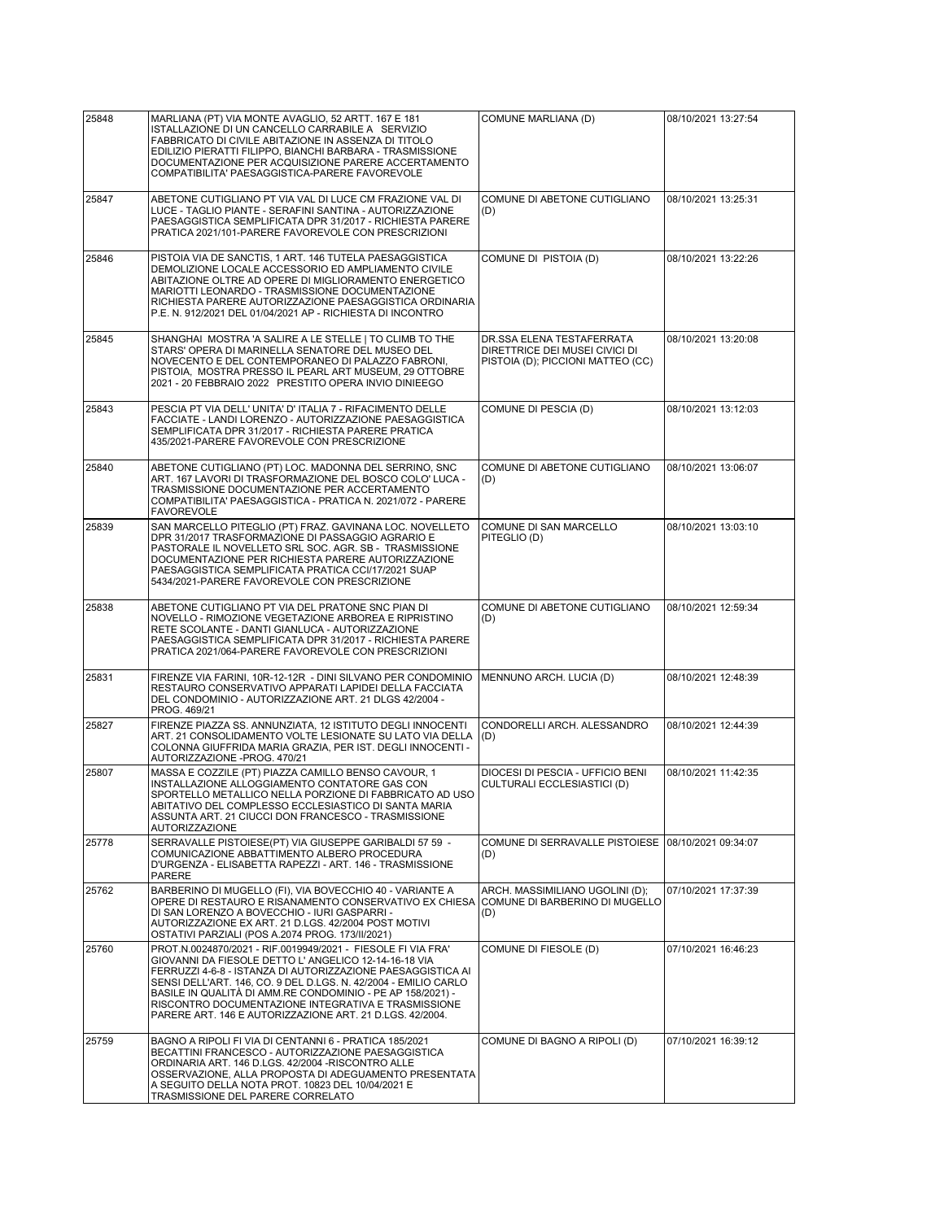| | | | |
|---|---|---|---|
| 25848 | MARLIANA (PT) VIA MONTE AVAGLIO, 52 ARTT. 167 E 181 ISTALLAZIONE DI UN CANCELLO CARRABILE A SERVIZIO FABBRICATO DI CIVILE ABITAZIONE IN ASSENZA DI TITOLO EDILIZIO PIERATTI FILIPPO, BIANCHI BARBARA - TRASMISSIONE DOCUMENTAZIONE PER ACQUISIZIONE PARERE ACCERTAMENTO COMPATIBILITA' PAESAGGISTICA-PARERE FAVOREVOLE | COMUNE MARLIANA (D) | 08/10/2021 13:27:54 |
| 25847 | ABETONE CUTIGLIANO PT VIA VAL DI LUCE CM FRAZIONE VAL DI LUCE - TAGLIO PIANTE - SERAFINI SANTINA - AUTORIZZAZIONE PAESAGGISTICA SEMPLIFICATA DPR 31/2017 - RICHIESTA PARERE PRATICA 2021/101-PARERE FAVOREVOLE CON PRESCRIZIONI | COMUNE DI ABETONE CUTIGLIANO (D) | 08/10/2021 13:25:31 |
| 25846 | PISTOIA VIA DE SANCTIS, 1 ART. 146 TUTELA PAESAGGISTICA DEMOLIZIONE LOCALE ACCESSORIO ED AMPLIAMENTO CIVILE ABITAZIONE OLTRE AD OPERE DI MIGLIORAMENTO ENERGETICO MARIOTTI LEONARDO - TRASMISSIONE DOCUMENTAZIONE RICHIESTA PARERE AUTORIZZAZIONE PAESAGGISTICA ORDINARIA P.E. N. 912/2021 DEL 01/04/2021 AP - RICHIESTA DI INCONTRO | COMUNE DI PISTOIA (D) | 08/10/2021 13:22:26 |
| 25845 | SHANGHAI MOSTRA 'A SALIRE A LE STELLE \| TO CLIMB TO THE STARS' OPERA DI MARINELLA SENATORE DEL MUSEO DEL NOVECENTO E DEL CONTEMPORANEO DI PALAZZO FABRONI, PISTOIA, MOSTRA PRESSO IL PEARL ART MUSEUM, 29 OTTOBRE 2021 - 20 FEBBRAIO 2022 PRESTITO OPERA INVIO DINIEEGO | DR.SSA ELENA TESTAFERRATA DIRETTRICE DEI MUSEI CIVICI DI PISTOIA (D); PICCIONI MATTEO (CC) | 08/10/2021 13:20:08 |
| 25843 | PESCIA PT VIA DELL' UNITA' D' ITALIA 7 - RIFACIMENTO DELLE FACCIATE - LANDI LORENZO - AUTORIZZAZIONE PAESAGGISTICA SEMPLIFICATA DPR 31/2017 - RICHIESTA PARERE PRATICA 435/2021-PARERE FAVOREVOLE CON PRESCRIZIONE | COMUNE DI PESCIA (D) | 08/10/2021 13:12:03 |
| 25840 | ABETONE CUTIGLIANO (PT) LOC. MADONNA DEL SERRINO, SNC ART. 167 LAVORI DI TRASFORMAZIONE DEL BOSCO COLO' LUCA - TRASMISSIONE DOCUMENTAZIONE PER ACCERTAMENTO COMPATIBILITA' PAESAGGISTICA - PRATICA N. 2021/072 - PARERE FAVOREVOLE | COMUNE DI ABETONE CUTIGLIANO (D) | 08/10/2021 13:06:07 |
| 25839 | SAN MARCELLO PITEGLIO (PT) FRAZ. GAVINANA LOC. NOVELLETO DPR 31/2017 TRASFORMAZIONE DI PASSAGGIO AGRARIO E PASTORALE IL NOVELLETO SRL SOC. AGR. SB - TRASMISSIONE DOCUMENTAZIONE PER RICHIESTA PARERE AUTORIZZAZIONE PAESAGGISTICA SEMPLIFICATA PRATICA CCI/17/2021 SUAP 5434/2021-PARERE FAVOREVOLE CON PRESCRIZIONE | COMUNE DI SAN MARCELLO PITEGLIO (D) | 08/10/2021 13:03:10 |
| 25838 | ABETONE CUTIGLIANO PT VIA DEL PRATONE SNC PIAN DI NOVELLO - RIMOZIONE VEGETAZIONE ARBOREA E RIPRISTINO RETE SCOLANTE - DANTI GIANLUCA - AUTORIZZAZIONE PAESAGGISTICA SEMPLIFICATA DPR 31/2017 - RICHIESTA PARERE PRATICA 2021/064-PARERE FAVOREVOLE CON PRESCRIZIONI | COMUNE DI ABETONE CUTIGLIANO (D) | 08/10/2021 12:59:34 |
| 25831 | FIRENZE VIA FARINI, 10R-12-12R - DINI SILVANO PER CONDOMINIO RESTAURO CONSERVATIVO APPARATI LAPIDEI DELLA FACCIATA DEL CONDOMINIO - AUTORIZZAZIONE ART. 21 DLGS 42/2004 - PROG. 469/21 | MENNUNO ARCH. LUCIA (D) | 08/10/2021 12:48:39 |
| 25827 | FIRENZE PIAZZA SS. ANNUNZIATA, 12 ISTITUTO DEGLI INNOCENTI ART. 21 CONSOLIDAMENTO VOLTE LESIONATE SU LATO VIA DELLA COLONNA GIUFFRIDA MARIA GRAZIA, PER IST. DEGLI INNOCENTI - AUTORIZZAZIONE -PROG. 470/21 | CONDORELLI ARCH. ALESSANDRO (D) | 08/10/2021 12:44:39 |
| 25807 | MASSA E COZZILE (PT) PIAZZA CAMILLO BENSO CAVOUR, 1 INSTALLAZIONE ALLOGGIAMENTO CONTATORE GAS CON SPORTELLO METALLICO NELLA PORZIONE DI FABBRICATO AD USO ABITATIVO DEL COMPLESSO ECCLESIASTICO DI SANTA MARIA ASSUNTA ART. 21 CIUCCI DON FRANCESCO - TRASMISSIONE AUTORIZZAZIONE | DIOCESI DI PESCIA - UFFICIO BENI CULTURALI ECCLESIASTICI (D) | 08/10/2021 11:42:35 |
| 25778 | SERRAVALLE PISTOIESE(PT) VIA GIUSEPPE GARIBALDI 57 59 - COMUNICAZIONE ABBATTIMENTO ALBERO PROCEDURA D'URGENZA - ELISABETTA RAPEZZI - ART. 146 - TRASMISSIONE PARERE | COMUNE DI SERRAVALLE PISTOIESE (D) | 08/10/2021 09:34:07 |
| 25762 | BARBERINO DI MUGELLO (FI), VIA BOVECCHIO 40 - VARIANTE A OPERE DI RESTAURO E RISANAMENTO CONSERVATIVO EX CHIESA DI SAN LORENZO A BOVECCHIO - IURI GASPARRI - AUTORIZZAZIONE EX ART. 21 D.LGS. 42/2004 POST MOTIVI OSTATIVI PARZIALI (POS A.2074 PROG. 173/II/2021) | ARCH. MASSIMILIANO UGOLINI (D); COMUNE DI BARBERINO DI MUGELLO (D) | 07/10/2021 17:37:39 |
| 25760 | PROT.N.0024870/2021 - RIF.0019949/2021 - FIESOLE FI VIA FRA' GIOVANNI DA FIESOLE DETTO L' ANGELICO 12-14-16-18 VIA FERRUZZI 4-6-8 - ISTANZA DI AUTORIZZAZIONE PAESAGGISTICA AI SENSI DELL'ART. 146, CO. 9 DEL D.LGS. N. 42/2004 - EMILIO CARLO BASILE IN QUALITÀ DI AMM.RE CONDOMINIO - PE AP 158/2021) - RISCONTRO DOCUMENTAZIONE INTEGRATIVA E TRASMISSIONE PARERE ART. 146 E AUTORIZZAZIONE ART. 21 D.LGS. 42/2004. | COMUNE DI FIESOLE (D) | 07/10/2021 16:46:23 |
| 25759 | BAGNO A RIPOLI FI VIA DI CENTANNI 6 - PRATICA 185/2021 BECATTINI FRANCESCO - AUTORIZZAZIONE PAESAGGISTICA ORDINARIA ART. 146 D.LGS. 42/2004 -RISCONTRO ALLE OSSERVAZIONE, ALLA PROPOSTA DI ADEGUAMENTO PRESENTATA A SEGUITO DELLA NOTA PROT. 10823 DEL 10/04/2021 E TRASMISSIONE DEL PARERE CORRELATO | COMUNE DI BAGNO A RIPOLI (D) | 07/10/2021 16:39:12 |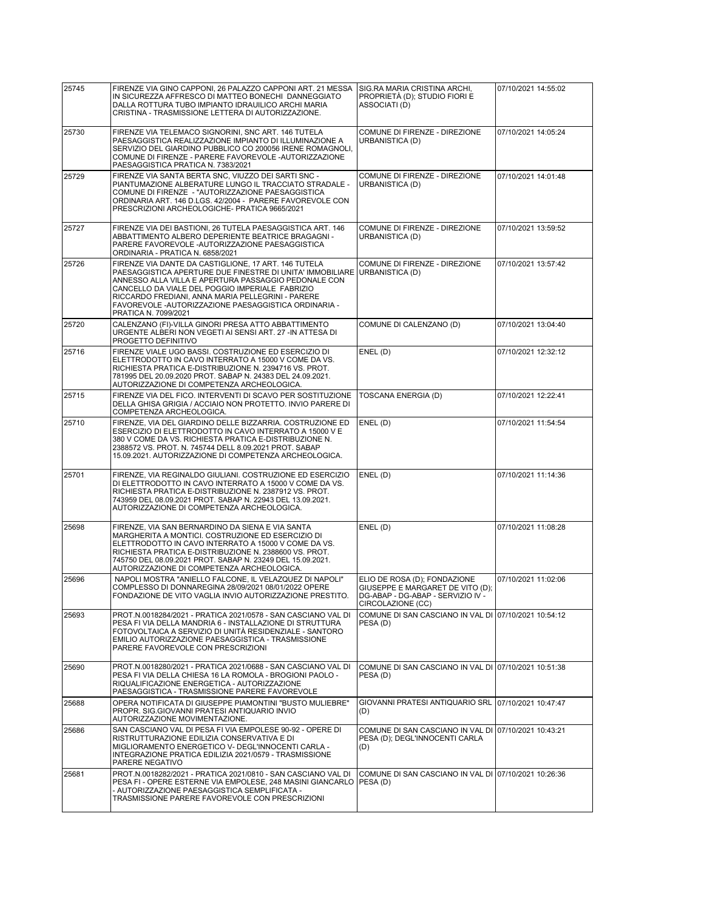| | | | |
|---|---|---|---|
| 25745 | FIRENZE VIA GINO CAPPONI, 26 PALAZZO CAPPONI ART. 21 MESSA IN SICUREZZA AFFRESCO DI MATTEO BONECHI DANNEGGIATO DALLA ROTTURA TUBO IMPIANTO IDRAULICO ARCHI MARIA CRISTINA - TRASMISSIONE LETTERA DI AUTORIZZAZIONE. | SIG.RA MARIA CRISTINA ARCHI, PROPRIETÀ (D); STUDIO FIORI E ASSOCIATI (D) | 07/10/2021 14:55:02 |
| 25730 | FIRENZE VIA TELEMACO SIGNORINI, SNC ART. 146 TUTELA PAESAGGISTICA REALIZZAZIONE IMPIANTO DI ILLUMINAZIONE A SERVIZIO DEL GIARDINO PUBBLICO CO 200056 IRENE ROMAGNOLI, COMUNE DI FIRENZE - PARERE FAVOREVOLE -AUTORIZZAZIONE PAESAGGISTICA PRATICA N. 7383/2021 | COMUNE DI FIRENZE - DIREZIONE URBANISTICA (D) | 07/10/2021 14:05:24 |
| 25729 | FIRENZE VIA SANTA BERTA SNC, VIUZZO DEI SARTI SNC - PIANTUMAZIONE ALBERATURE LUNGO IL TRACCIATO STRADALE - COMUNE DI FIRENZE - "AUTORIZZAZIONE PAESAGGISTICA ORDINARIA ART. 146 D.LGS. 42/2004 - PARERE FAVOREVOLE CON PRESCRIZIONI ARCHEOLOGICHE- PRATICA 9665/2021 | COMUNE DI FIRENZE - DIREZIONE URBANISTICA (D) | 07/10/2021 14:01:48 |
| 25727 | FIRENZE VIA DEI BASTIONI, 26 TUTELA PAESAGGISTICA ART. 146 ABBATTIMENTO ALBERO DEPERIENTE BEATRICE BRAGAGNI - PARERE FAVOREVOLE -AUTORIZZAZIONE PAESAGGISTICA ORDINARIA - PRATICA N. 6858/2021 | COMUNE DI FIRENZE - DIREZIONE URBANISTICA (D) | 07/10/2021 13:59:52 |
| 25726 | FIRENZE VIA DANTE DA CASTIGLIONE, 17 ART. 146 TUTELA PAESAGGISTICA APERTURE DUE FINESTRE DI UNITA' IMMOBILIARE ANNESSO ALLA VILLA E APERTURA PASSAGGIO PEDONALE CON CANCELLO DA VIALE DEL POGGIO IMPERIALE FABRIZIO RICCARDO FREDIANI, ANNA MARIA PELLEGRINI - PARERE FAVOREVOLE -AUTORIZZAZIONE PAESAGGISTICA ORDINARIA - PRATICA N. 7099/2021 | COMUNE DI FIRENZE - DIREZIONE URBANISTICA (D) | 07/10/2021 13:57:42 |
| 25720 | CALENZANO (FI)-VILLA GINORI PRESA ATTO ABBATTIMENTO URGENTE ALBERI NON VEGETI AI SENSI ART. 27 -IN ATTESA DI PROGETTO DEFINITIVO | COMUNE DI CALENZANO (D) | 07/10/2021 13:04:40 |
| 25716 | FIRENZE VIALE UGO BASSI. COSTRUZIONE ED ESERCIZIO DI ELETTRODOTTO IN CAVO INTERRATO A 15000 V COME DA VS. RICHIESTA PRATICA E-DISTRIBUZIONE N. 2394716 VS. PROT. 781995 DEL 20.09.2020 PROT. SABAP N. 24383 DEL 24.09.2021. AUTORIZZAZIONE DI COMPETENZA ARCHEOLOGICA. | ENEL (D) | 07/10/2021 12:32:12 |
| 25715 | FIRENZE VIA DEL FICO. INTERVENTI DI SCAVO PER SOSTITUZIONE DELLA GHISA GRIGIA / ACCIAIO NON PROTETTO. INVIO PARERE DI COMPETENZA ARCHEOLOGICA. | TOSCANA ENERGIA (D) | 07/10/2021 12:22:41 |
| 25710 | FIRENZE, VIA DEL GIARDINO DELLE BIZZARRIA. COSTRUZIONE ED ESERCIZIO DI ELETTRODOTTO IN CAVO INTERRATO A 15000 V E 380 V COME DA VS. RICHIESTA PRATICA E-DISTRIBUZIONE N. 2388572 VS. PROT. N. 745744 DELL 8.09.2021 PROT. SABAP 15.09.2021. AUTORIZZAZIONE DI COMPETENZA ARCHEOLOGICA. | ENEL (D) | 07/10/2021 11:54:54 |
| 25701 | FIRENZE, VIA REGINALDO GIULIANI. COSTRUZIONE ED ESERCIZIO DI ELETTRODOTTO IN CAVO INTERRATO A 15000 V COME DA VS. RICHIESTA PRATICA E-DISTRIBUZIONE N. 2387912 VS. PROT. 743959 DEL 08.09.2021 PROT. SABAP N. 22943 DEL 13.09.2021. AUTORIZZAZIONE DI COMPETENZA ARCHEOLOGICA. | ENEL (D) | 07/10/2021 11:14:36 |
| 25698 | FIRENZE, VIA SAN BERNARDINO DA SIENA E VIA SANTA MARGHERITA A MONTICI. COSTRUZIONE ED ESERCIZIO DI ELETTRODOTTO IN CAVO INTERRATO A 15000 V COME DA VS. RICHIESTA PRATICA E-DISTRIBUZIONE N. 2388600 VS. PROT. 745750 DEL 08.09.2021 PROT. SABAP N. 23249 DEL 15.09.2021. AUTORIZZAZIONE DI COMPETENZA ARCHEOLOGICA. | ENEL (D) | 07/10/2021 11:08:28 |
| 25696 | NAPOLI MOSTRA "ANIELLO FALCONE, IL VELAZQUEZ DI NAPOLI" COMPLESSO DI DONNAREGINA 28/09/2021 08/01/2022 OPERE FONDAZIONE DE VITO VAGLIA INVIO AUTORIZZAZIONE PRESTITO. | ELIO DE ROSA (D); FONDAZIONE GIUSEPPE E MARGARET DE VITO (D); DG-ABAP - DG-ABAP - SERVIZIO IV - CIRCOLAZIONE (CC) | 07/10/2021 11:02:06 |
| 25693 | PROT.N.0018284/2021 - PRATICA 2021/0578 - SAN CASCIANO VAL DI PESA FI VIA DELLA MANDRIA 6 - INSTALLAZIONE DI STRUTTURA FOTOVOLTAICA A SERVIZIO DI UNITÀ RESIDENZIALE - SANTORO EMILIO AUTORIZZAZIONE PAESAGGISTICA - TRASMISSIONE PARERE FAVOREVOLE CON PRESCRIZIONI | COMUNE DI SAN CASCIANO IN VAL DI PESA (D) | 07/10/2021 10:54:12 |
| 25690 | PROT.N.0018280/2021 - PRATICA 2021/0688 - SAN CASCIANO VAL DI PESA FI VIA DELLA CHIESA 16 LA ROMOLA - BROGIONI PAOLO - RIQUALIFICAZIONE ENERGETICA - AUTORIZZAZIONE PAESAGGISTICA - TRASMISSIONE PARERE FAVOREVOLE | COMUNE DI SAN CASCIANO IN VAL DI PESA (D) | 07/10/2021 10:51:38 |
| 25688 | OPERA NOTIFICATA DI GIUSEPPE PIAMONTINI "BUSTO MULIEBRE" PROPR. SIG.GIOVANNI PRATESI ANTIQUARIO INVIO AUTORIZZAZIONE MOVIMENTAZIONE. | GIOVANNI PRATESI ANTIQUARIO SRL (D) | 07/10/2021 10:47:47 |
| 25686 | SAN CASCIANO VAL DI PESA FI VIA EMPOLESE 90-92 - OPERE DI RISTRUTTURAZIONE EDILIZIA CONSERVATIVA E DI MIGLIORAMENTO ENERGETICO V- DEGL'INNOCENTI CARLA - INTEGRAZIONE PRATICA EDILIZIA 2021/0579 - TRASMISSIONE PARERE NEGATIVO | COMUNE DI SAN CASCIANO IN VAL DI PESA (D); DEGL'INNOCENTI CARLA (D) | 07/10/2021 10:43:21 |
| 25681 | PROT.N.0018282/2021 - PRATICA 2021/0810 - SAN CASCIANO VAL DI PESA FI - OPERE ESTERNE VIA EMPOLESE, 248 MASINI GIANCARLO - AUTORIZZAZIONE PAESAGGISTICA SEMPLIFICATA - TRASMISSIONE PARERE FAVOREVOLE CON PRESCRIZIONI | COMUNE DI SAN CASCIANO IN VAL DI PESA (D) | 07/10/2021 10:26:36 |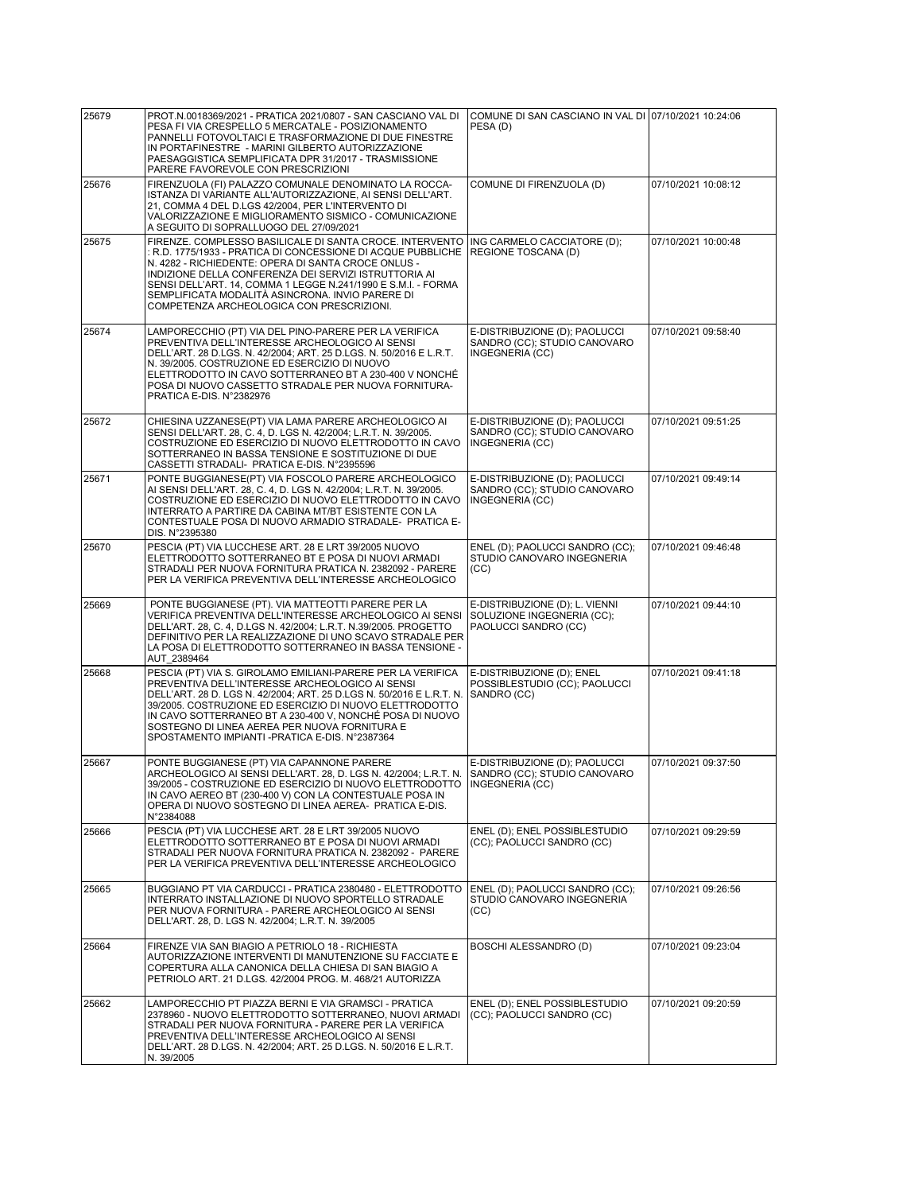| | | | |
|---|---|---|---|
| 25679 | PROT.N.0018369/2021 - PRATICA 2021/0807 - SAN CASCIANO VAL DI PESA FI VIA CRESPELLO 5 MERCATALE - POSIZIONAMENTO PANNELLI FOTOVOLTAICI E TRASFORMAZIONE DI DUE FINESTRE IN PORTAFINESTRE - MARINI GILBERTO AUTORIZZAZIONE PAESAGGISTICA SEMPLIFICATA DPR 31/2017 - TRASMISSIONE PARERE FAVOREVOLE CON PRESCRIZIONI | COMUNE DI SAN CASCIANO IN VAL DI PESA (D) | 07/10/2021 10:24:06 |
| 25676 | FIRENZUOLA (FI) PALAZZO COMUNALE DENOMINATO LA ROCCA-ISTANZA DI VARIANTE ALL'AUTORIZZAZIONE, AI SENSI DELL'ART. 21, COMMA 4 DEL D.LGS 42/2004, PER L'INTERVENTO DI VALORIZZAZIONE E MIGLIORAMENTO SISMICO - COMUNICAZIONE A SEGUITO DI SOPRALLUOGO DEL 27/09/2021 | COMUNE DI FIRENZUOLA (D) | 07/10/2021 10:08:12 |
| 25675 | FIRENZE. COMPLESSO BASILICALE DI SANTA CROCE. INTERVENTO : R.D. 1775/1933 - PRATICA DI CONCESSIONE DI ACQUE PUBBLICHE N. 4282 - RICHIEDENTE: OPERA DI SANTA CROCE ONLUS - INDIZIONE DELLA CONFERENZA DEI SERVIZI ISTRUTTORIA AI SENSI DELL'ART. 14, COMMA 1 LEGGE N.241/1990 E S.M.I. - FORMA SEMPLIFICATA MODALITÀ ASINCRONA. INVIO PARERE DI COMPETENZA ARCHEOLOGICA CON PRESCRIZIONI. | ING CARMELO CACCIATORE (D); REGIONE TOSCANA (D) | 07/10/2021 10:00:48 |
| 25674 | LAMPORECCHIO (PT) VIA DEL PINO-PARERE PER LA VERIFICA PREVENTIVA DELL'INTERESSE ARCHEOLOGICO AI SENSI DELL'ART. 28 D.LGS. N. 42/2004; ART. 25 D.LGS. N. 50/2016 E L.R.T. N. 39/2005. COSTRUZIONE ED ESERCIZIO DI NUOVO ELETTRODOTTO IN CAVO SOTTERRANEO BT A 230-400 V NONCHÉ POSA DI NUOVO CASSETTO STRADALE PER NUOVA FORNITURA-PRATICA E-DIS. N°2382976 | E-DISTRIBUZIONE (D); PAOLUCCI SANDRO (CC); STUDIO CANOVARO INGEGNERIA (CC) | 07/10/2021 09:58:40 |
| 25672 | CHIESINA UZZANESE(PT) VIA LAMA PARERE ARCHEOLOGICO AI SENSI DELL'ART. 28, C. 4, D. LGS N. 42/2004; L.R.T. N. 39/2005. COSTRUZIONE ED ESERCIZIO DI NUOVO ELETTRODOTTO IN CAVO SOTTERRANEO IN BASSA TENSIONE E SOSTITUZIONE DI DUE CASSETTI STRADALI- PRATICA E-DIS. N°2395596 | E-DISTRIBUZIONE (D); PAOLUCCI SANDRO (CC); STUDIO CANOVARO INGEGNERIA (CC) | 07/10/2021 09:51:25 |
| 25671 | PONTE BUGGIANESE(PT) VIA FOSCOLO PARERE ARCHEOLOGICO AI SENSI DELL'ART. 28, C. 4, D. LGS N. 42/2004; L.R.T. N. 39/2005. COSTRUZIONE ED ESERCIZIO DI NUOVO ELETTRODOTTO IN CAVO INTERRATO A PARTIRE DA CABINA MT/BT ESISTENTE CON LA CONTESTUALE POSA DI NUOVO ARMADIO STRADALE- PRATICA E-DIS. N°2395380 | E-DISTRIBUZIONE (D); PAOLUCCI SANDRO (CC); STUDIO CANOVARO INGEGNERIA (CC) | 07/10/2021 09:49:14 |
| 25670 | PESCIA (PT) VIA LUCCHESE ART. 28 E LRT 39/2005 NUOVO ELETTRODOTTO SOTTERRANEO BT E POSA DI NUOVI ARMADI STRADALI PER NUOVA FORNITURA PRATICA N. 2382092 - PARERE PER LA VERIFICA PREVENTIVA DELL'INTERESSE ARCHEOLOGICO | ENEL (D); PAOLUCCI SANDRO (CC); STUDIO CANOVARO INGEGNERIA (CC) | 07/10/2021 09:46:48 |
| 25669 | PONTE BUGGIANESE (PT). VIA MATTEOTTI PARERE PER LA VERIFICA PREVENTIVA DELL'INTERESSE ARCHEOLOGICO AI SENSI DELL'ART. 28, C. 4, D.LGS N. 42/2004; L.R.T. N.39/2005. PROGETTO DEFINITIVO PER LA REALIZZAZIONE DI UNO SCAVO STRADALE PER LA POSA DI ELETTRODOTTO SOTTERRANEO IN BASSA TENSIONE - AUT_2389464 | E-DISTRIBUZIONE (D); L. VIENNI SOLUZIONE INGEGNERIA (CC); PAOLUCCI SANDRO (CC) | 07/10/2021 09:44:10 |
| 25668 | PESCIA (PT) VIA S. GIROLAMO EMILIANI-PARERE PER LA VERIFICA PREVENTIVA DELL'INTERESSE ARCHEOLOGICO AI SENSI DELL'ART. 28 D. LGS N. 42/2004; ART. 25 D.LGS N. 50/2016 E L.R.T. N. 39/2005. COSTRUZIONE ED ESERCIZIO DI NUOVO ELETTRODOTTO IN CAVO SOTTERRANEO BT A 230-400 V, NONCHÉ POSA DI NUOVO SOSTEGNO DI LINEA AEREA PER NUOVA FORNITURA E SPOSTAMENTO IMPIANTI -PRATICA E-DIS. N°2387364 | E-DISTRIBUZIONE (D); ENEL POSSIBLESTUDIO (CC); PAOLUCCI SANDRO (CC) | 07/10/2021 09:41:18 |
| 25667 | PONTE BUGGIANESE (PT) VIA CAPANNONE PARERE ARCHEOLOGICO AI SENSI DELL'ART. 28, D. LGS N. 42/2004; L.R.T. N. 39/2005 - COSTRUZIONE ED ESERCIZIO DI NUOVO ELETTRODOTTO IN CAVO AEREO BT (230-400 V) CON LA CONTESTUALE POSA IN OPERA DI NUOVO SOSTEGNO DI LINEA AEREA- PRATICA E-DIS. N°2384088 | E-DISTRIBUZIONE (D); PAOLUCCI SANDRO (CC); STUDIO CANOVARO INGEGNERIA (CC) | 07/10/2021 09:37:50 |
| 25666 | PESCIA (PT) VIA LUCCHESE ART. 28 E LRT 39/2005 NUOVO ELETTRODOTTO SOTTERRANEO BT E POSA DI NUOVI ARMADI STRADALI PER NUOVA FORNITURA PRATICA N. 2382092 - PARERE PER LA VERIFICA PREVENTIVA DELL'INTERESSE ARCHEOLOGICO | ENEL (D); ENEL POSSIBLESTUDIO (CC); PAOLUCCI SANDRO (CC) | 07/10/2021 09:29:59 |
| 25665 | BUGGIANO PT VIA CARDUCCI - PRATICA 2380480 - ELETTRODOTTO INTERRATO INSTALLAZIONE DI NUOVO SPORTELLO STRADALE PER NUOVA FORNITURA - PARERE ARCHEOLOGICO AI SENSI DELL'ART. 28, D. LGS N. 42/2004; L.R.T. N. 39/2005 | ENEL (D); PAOLUCCI SANDRO (CC); STUDIO CANOVARO INGEGNERIA (CC) | 07/10/2021 09:26:56 |
| 25664 | FIRENZE VIA SAN BIAGIO A PETRIOLO 18 - RICHIESTA AUTORIZZAZIONE INTERVENTI DI MANUTENZIONE SU FACCIATE E COPERTURA ALLA CANONICA DELLA CHIESA DI SAN BIAGIO A PETRIOLO ART. 21 D.LGS. 42/2004 PROG. M. 468/21 AUTORIZZA | BOSCHI ALESSANDRO (D) | 07/10/2021 09:23:04 |
| 25662 | LAMPORECCHIO PT PIAZZA BERNI E VIA GRAMSCI - PRATICA 2378960 - NUOVO ELETTRODOTTO SOTTERRANEO, NUOVI ARMADI STRADALI PER NUOVA FORNITURA - PARERE PER LA VERIFICA PREVENTIVA DELL'INTERESSE ARCHEOLOGICO AI SENSI DELL'ART. 28 D.LGS. N. 42/2004; ART. 25 D.LGS. N. 50/2016 E L.R.T. N. 39/2005 | ENEL (D); ENEL POSSIBLESTUDIO (CC); PAOLUCCI SANDRO (CC) | 07/10/2021 09:20:59 |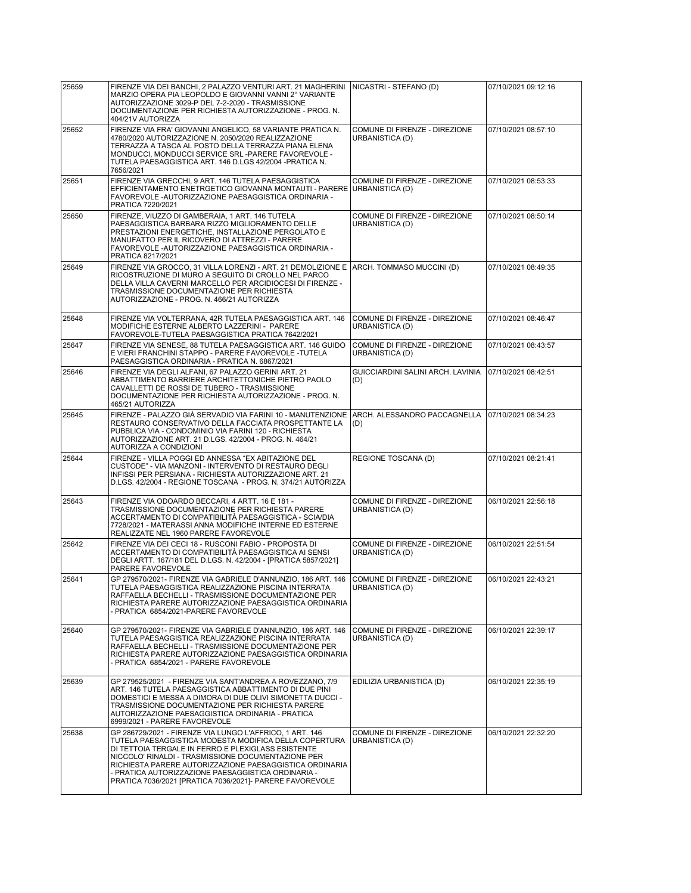| 25659 | FIRENZE VIA DEI BANCHI, 2 PALAZZO VENTURI ART. 21 MAGHERINI MARZIO OPERA PIA LEOPOLDO E GIOVANNI VANNI 2° VARIANTE AUTORIZZAZIONE 3029-P DEL 7-2-2020 - TRASMISSIONE DOCUMENTAZIONE PER RICHIESTA AUTORIZZAZIONE - PROG. N. 404/21V AUTORIZZA | NICASTRI - STEFANO (D) | 07/10/2021 09:12:16 |
|---|---|---|---|
| 25652 | FIRENZE VIA FRA' GIOVANNI ANGELICO, 58 VARIANTE PRATICA N. 4780/2020 AUTORIZZAZIONE N. 2050/2020 REALIZZAZIONE TERRAZZA A TASCA AL POSTO DELLA TERRAZZA PIANA ELENA MONDUCCI, MONDUCCI SERVICE SRL -PARERE FAVOREVOLE - TUTELA PAESAGGISTICA ART. 146 D.LGS 42/2004 -PRATICA N. 7656/2021 | COMUNE DI FIRENZE - DIREZIONE URBANISTICA (D) | 07/10/2021 08:57:10 |
| 25651 | FIRENZE VIA GRECCHI, 9 ART. 146 TUTELA PAESAGGISTICA EFFICIENTAMENTO ENETRGETICO GIOVANNA MONTAUTI - PARERE FAVOREVOLE -AUTORIZZAZIONE PAESAGGISTICA ORDINARIA - PRATICA 7220/2021 | COMUNE DI FIRENZE - DIREZIONE URBANISTICA (D) | 07/10/2021 08:53:33 |
| 25650 | FIRENZE, VIUZZO DI GAMBERAIA, 1 ART. 146 TUTELA PAESAGGISTICA BARBARA RIZZO MIGLIORAMENTO DELLE PRESTAZIONI ENERGETICHE, INSTALLAZIONE PERGOLATO E MANUFATTO PER IL RICOVERO DI ATTREZZI - PARERE FAVOREVOLE -AUTORIZZAZIONE PAESAGGISTICA ORDINARIA - PRATICA 8217/2021 | COMUNE DI FIRENZE - DIREZIONE URBANISTICA (D) | 07/10/2021 08:50:14 |
| 25649 | FIRENZE VIA GROCCO, 31 VILLA LORENZI - ART. 21 DEMOLIZIONE E RICOSTRUZIONE DI MURO A SEGUITO DI CROLLO NEL PARCO DELLA VILLA CAVERNI MARCELLO PER ARCIDIOCESI DI FIRENZE - TRASMISSIONE DOCUMENTAZIONE PER RICHIESTA AUTORIZZAZIONE - PROG. N. 466/21 AUTORIZZA | ARCH. TOMMASO MUCCINI (D) | 07/10/2021 08:49:35 |
| 25648 | FIRENZE VIA VOLTERRANA, 42R TUTELA PAESAGGISTICA ART. 146 MODIFICHE ESTERNE ALBERTO LAZZERINI - PARERE FAVOREVOLE-TUTELA PAESAGGISTICA PRATICA 7642/2021 | COMUNE DI FIRENZE - DIREZIONE URBANISTICA (D) | 07/10/2021 08:46:47 |
| 25647 | FIRENZE VIA SENESE, 88 TUTELA PAESAGGISTICA ART. 146 GUIDO E VIERI FRANCHINI STAPPO - PARERE FAVOREVOLE -TUTELA PAESAGGISTICA ORDINARIA - PRATICA N. 6867/2021 | COMUNE DI FIRENZE - DIREZIONE URBANISTICA (D) | 07/10/2021 08:43:57 |
| 25646 | FIRENZE VIA DEGLI ALFANI, 67 PALAZZO GERINI ART. 21 ABBATTIMENTO BARRIERE ARCHITETTONICHE PIETRO PAOLO CAVALLETTI DE ROSSI DE TUBERO - TRASMISSIONE DOCUMENTAZIONE PER RICHIESTA AUTORIZZAZIONE - PROG. N. 465/21 AUTORIZZA | GUICCIARDINI SALINI ARCH. LAVINIA (D) | 07/10/2021 08:42:51 |
| 25645 | FIRENZE - PALAZZO GIÀ SERVADIO VIA FARINI 10 - MANUTENZIONE RESTAURO CONSERVATIVO DELLA FACCIATA PROSPETTANTE LA PUBBLICA VIA - CONDOMINIO VIA FARINI 120 - RICHIESTA AUTORIZZAZIONE ART. 21 D.LGS. 42/2004 - PROG. N. 464/21 AUTORIZZA A CONDIZIONI | ARCH. ALESSANDRO PACCAGNELLA (D) | 07/10/2021 08:34:23 |
| 25644 | FIRENZE - VILLA POGGI ED ANNESSA "EX ABITAZIONE DEL CUSTODE" - VIA MANZONI - INTERVENTO DI RESTAURO DEGLI INFISSI PER PERSIANA - RICHIESTA AUTORIZZAZIONE ART. 21 D.LGS. 42/2004 - REGIONE TOSCANA - PROG. N. 374/21 AUTORIZZA | REGIONE TOSCANA (D) | 07/10/2021 08:21:41 |
| 25643 | FIRENZE VIA ODOARDO BECCARI, 4 ARTT. 16 E 181 - TRASMISSIONE DOCUMENTAZIONE PER RICHIESTA PARERE ACCERTAMENTO DI COMPATIBILITÀ PAESAGGISTICA - SCIA/DIA 7728/2021 - MATERASSI ANNA MODIFICHE INTERNE ED ESTERNE REALIZZATE NEL 1960 PARERE FAVOREVOLE | COMUNE DI FIRENZE - DIREZIONE URBANISTICA (D) | 06/10/2021 22:56:18 |
| 25642 | FIRENZE VIA DEI CECI 18 - RUSCONI FABIO - PROPOSTA DI ACCERTAMENTO DI COMPATIBILITÀ PAESAGGISTICA AI SENSI DEGLI ARTT. 167/181 DEL D.LGS. N. 42/2004 - [PRATICA 5857/2021] PARERE FAVOREVOLE | COMUNE DI FIRENZE - DIREZIONE URBANISTICA (D) | 06/10/2021 22:51:54 |
| 25641 | GP 279570/2021- FIRENZE VIA GABRIELE D'ANNUNZIO, 186 ART. 146 TUTELA PAESAGGISTICA REALIZZAZIONE PISCINA INTERRATA RAFFAELLA BECHELLI - TRASMISSIONE DOCUMENTAZIONE PER RICHIESTA PARERE AUTORIZZAZIONE PAESAGGISTICA ORDINARIA - PRATICA 6854/2021-PARERE FAVOREVOLE | COMUNE DI FIRENZE - DIREZIONE URBANISTICA (D) | 06/10/2021 22:43:21 |
| 25640 | GP 279570/2021- FIRENZE VIA GABRIELE D'ANNUNZIO, 186 ART. 146 TUTELA PAESAGGISTICA REALIZZAZIONE PISCINA INTERRATA RAFFAELLA BECHELLI - TRASMISSIONE DOCUMENTAZIONE PER RICHIESTA PARERE AUTORIZZAZIONE PAESAGGISTICA ORDINARIA - PRATICA 6854/2021 - PARERE FAVOREVOLE | COMUNE DI FIRENZE - DIREZIONE URBANISTICA (D) | 06/10/2021 22:39:17 |
| 25639 | GP 279525/2021 - FIRENZE VIA SANT'ANDREA A ROVEZZANO, 7/9 ART. 146 TUTELA PAESAGGISTICA ABBATTIMENTO DI DUE PINI DOMESTICI E MESSA A DIMORA DI DUE OLIVI SIMONETTA DUCCI - TRASMISSIONE DOCUMENTAZIONE PER RICHIESTA PARERE AUTORIZZAZIONE PAESAGGISTICA ORDINARIA - PRATICA 6999/2021 - PARERE FAVOREVOLE | EDILIZIA URBANISTICA (D) | 06/10/2021 22:35:19 |
| 25638 | GP 286729/2021 - FIRENZE VIA LUNGO L'AFFRICO, 1 ART. 146 TUTELA PAESAGGISTICA MODESTA MODIFICA DELLA COPERTURA DI TETTOIA TERGALE IN FERRO E PLEXIGLASS ESISTENTE NICCOLO' RINALDI - TRASMISSIONE DOCUMENTAZIONE PER RICHIESTA PARERE AUTORIZZAZIONE PAESAGGISTICA ORDINARIA - PRATICA AUTORIZZAZIONE PAESAGGISTICA ORDINARIA - PRATICA 7036/2021 [PRATICA 7036/2021]- PARERE FAVOREVOLE | COMUNE DI FIRENZE - DIREZIONE URBANISTICA (D) | 06/10/2021 22:32:20 |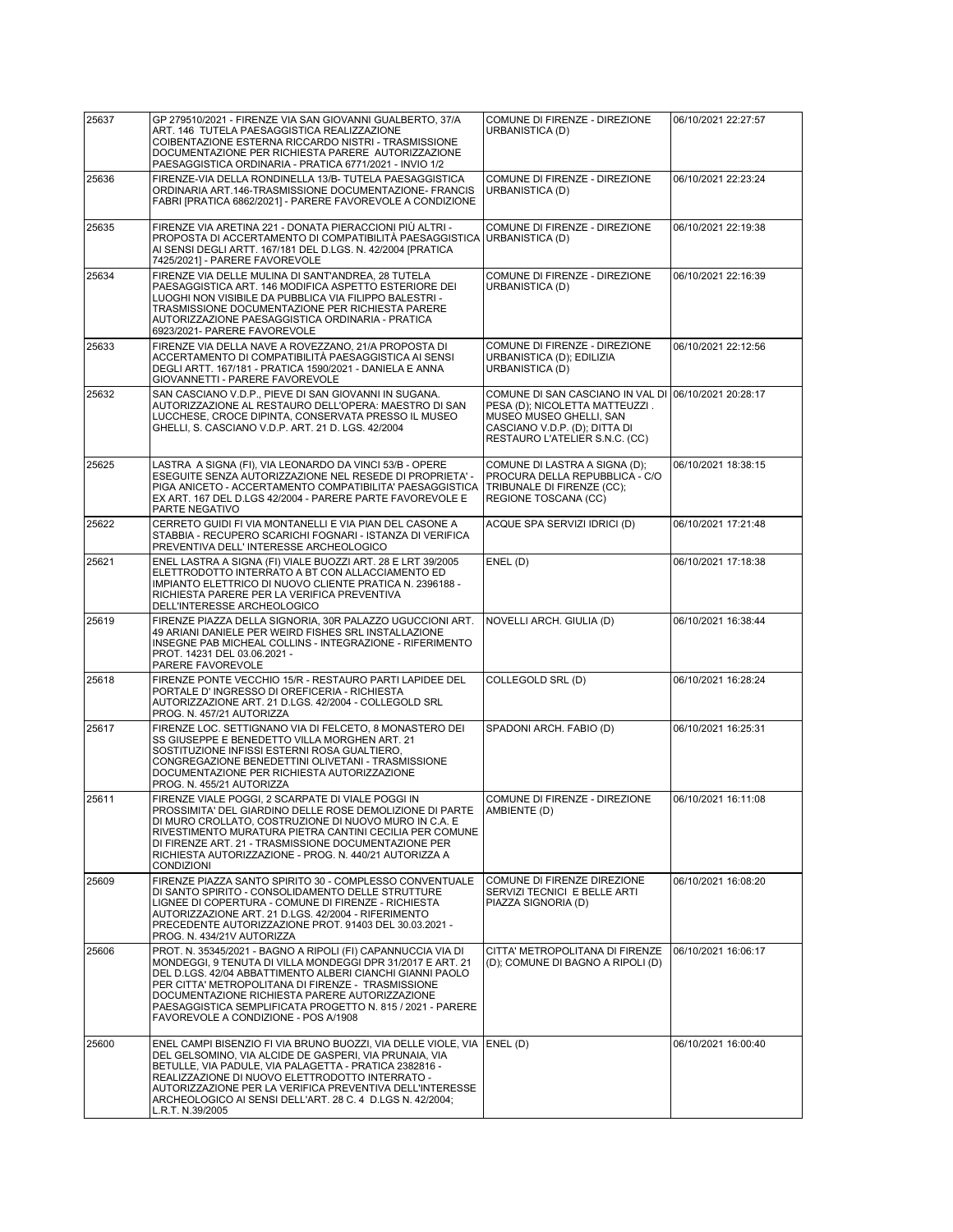| | | | |
|---|---|---|---|
| 25637 | GP 279510/2021 - FIRENZE VIA SAN GIOVANNI GUALBERTO, 37/A ART. 146 TUTELA PAESAGGISTICA REALIZZAZIONE COIBENTAZIONE ESTERNA RICCARDO NISTRI - TRASMISSIONE DOCUMENTAZIONE PER RICHIESTA PARERE AUTORIZZAZIONE PAESAGGISTICA ORDINARIA - PRATICA 6771/2021 - INVIO 1/2 | COMUNE DI FIRENZE - DIREZIONE URBANISTICA (D) | 06/10/2021 22:27:57 |
| 25636 | FIRENZE-VIA DELLA RONDINELLA 13/B- TUTELA PAESAGGISTICA ORDINARIA ART.146-TRASMISSIONE DOCUMENTAZIONE- FRANCIS FABRI [PRATICA 6862/2021] - PARERE FAVOREVOLE A CONDIZIONE | COMUNE DI FIRENZE - DIREZIONE URBANISTICA (D) | 06/10/2021 22:23:24 |
| 25635 | FIRENZE VIA ARETINA 221 - DONATA PIERACCIONI PIÙ ALTRI - PROPOSTA DI ACCERTAMENTO DI COMPATIBILITÀ PAESAGGISTICA AI SENSI DEGLI ARTT. 167/181 DEL D.LGS. N. 42/2004 [PRATICA 7425/2021] - PARERE FAVOREVOLE | COMUNE DI FIRENZE - DIREZIONE URBANISTICA (D) | 06/10/2021 22:19:38 |
| 25634 | FIRENZE VIA DELLE MULINA DI SANT'ANDREA, 28 TUTELA PAESAGGISTICA ART. 146 MODIFICA ASPETTO ESTERIORE DEI LUOGHI NON VISIBILE DA PUBBLICA VIA FILIPPO BALESTRI - TRASMISSIONE DOCUMENTAZIONE PER RICHIESTA PARERE AUTORIZZAZIONE PAESAGGISTICA ORDINARIA - PRATICA 6923/2021- PARERE FAVOREVOLE | COMUNE DI FIRENZE - DIREZIONE URBANISTICA (D) | 06/10/2021 22:16:39 |
| 25633 | FIRENZE VIA DELLA NAVE A ROVEZZANO, 21/A PROPOSTA DI ACCERTAMENTO DI COMPATIBILITÀ PAESAGGISTICA AI SENSI DEGLI ARTT. 167/181 - PRATICA 1590/2021 - DANIELA E ANNA GIOVANNETTI - PARERE FAVOREVOLE | COMUNE DI FIRENZE - DIREZIONE URBANISTICA (D); EDILIZIA URBANISTICA (D) | 06/10/2021 22:12:56 |
| 25632 | SAN CASCIANO V.D.P., PIEVE DI SAN GIOVANNI IN SUGANA. AUTORIZZAZIONE AL RESTAURO DELL'OPERA: MAESTRO DI SAN LUCCHESE, CROCE DIPINTA, CONSERVATA PRESSO IL MUSEO GHELLI, S. CASCIANO V.D.P. ART. 21 D. LGS. 42/2004 | COMUNE DI SAN CASCIANO IN VAL DI PESA (D); NICOLETTA MATTEUZZI . MUSEO MUSEO GHELLI, SAN CASCIANO V.D.P. (D); DITTA DI RESTAURO L'ATELIER S.N.C. (CC) | 06/10/2021 20:28:17 |
| 25625 | LASTRA A SIGNA (FI), VIA LEONARDO DA VINCI 53/B - OPERE ESEGUITE SENZA AUTORIZZAZIONE NEL RESEDE DI PROPRIETA' - PIGA ANICETO - ACCERTAMENTO COMPATIBILITA' PAESAGGISTICA EX ART. 167 DEL D.LGS 42/2004 - PARERE PARTE FAVOREVOLE E PARTE NEGATIVO | COMUNE DI LASTRA A SIGNA (D); PROCURA DELLA REPUBBLICA - C/O TRIBUNALE DI FIRENZE (CC); REGIONE TOSCANA (CC) | 06/10/2021 18:38:15 |
| 25622 | CERRETO GUIDI FI VIA MONTANELLI E VIA PIAN DEL CASONE A STABBIA - RECUPERO SCARICHI FOGNARI - ISTANZA DI VERIFICA PREVENTIVA DELL' INTERESSE ARCHEOLOGICO | ACQUE SPA SERVIZI IDRICI (D) | 06/10/2021 17:21:48 |
| 25621 | ENEL LASTRA A SIGNA (FI) VIALE BUOZZI ART. 28 E LRT 39/2005 ELETTRODOTTO INTERRATO A BT CON ALLACCIAMENTO ED IMPIANTO ELETTRICO DI NUOVO CLIENTE PRATICA N. 2396188 - RICHIESTA PARERE PER LA VERIFICA PREVENTIVA DELL'INTERESSE ARCHEOLOGICO | ENEL (D) | 06/10/2021 17:18:38 |
| 25619 | FIRENZE PIAZZA DELLA SIGNORIA, 30R PALAZZO UGUCCIONI ART. 49 ARIANI DANIELE PER WEIRD FISHES SRL INSTALLAZIONE INSEGNE PAB MICHEAL COLLINS - INTEGRAZIONE - RIFERIMENTO PROT. 14231 DEL 03.06.2021 - PARERE FAVOREVOLE | NOVELLI ARCH. GIULIA (D) | 06/10/2021 16:38:44 |
| 25618 | FIRENZE PONTE VECCHIO 15/R - RESTAURO PARTI LAPIDEE DEL PORTALE D' INGRESSO DI OREFICERIA - RICHIESTA AUTORIZZAZIONE ART. 21 D.LGS. 42/2004 - COLLEGOLD SRL PROG. N. 457/21 AUTORIZZA | COLLEGOLD SRL (D) | 06/10/2021 16:28:24 |
| 25617 | FIRENZE LOC. SETTIGNANO VIA DI FELCETO, 8 MONASTERO DEI SS GIUSEPPE E BENEDETTO VILLA MORGHEN ART. 21 SOSTITUZIONE INFISSI ESTERNI ROSA GUALTIERO, CONGREGAZIONE BENEDETTINI OLIVETANI - TRASMISSIONE DOCUMENTAZIONE PER RICHIESTA AUTORIZZAZIONE PROG. N. 455/21 AUTORIZZA | SPADONI ARCH. FABIO (D) | 06/10/2021 16:25:31 |
| 25611 | FIRENZE VIALE POGGI, 2 SCARPATE DI VIALE POGGI IN PROSSIMITA' DEL GIARDINO DELLE ROSE DEMOLIZIONE DI PARTE DI MURO CROLLATO, COSTRUZIONE DI NUOVO MURO IN C.A. E RIVESTIMENTO MURATURA PIETRA CANTINI CECILIA PER COMUNE DI FIRENZE ART. 21 - TRASMISSIONE DOCUMENTAZIONE PER RICHIESTA AUTORIZZAZIONE - PROG. N. 440/21 AUTORIZZA A CONDIZIONI | COMUNE DI FIRENZE - DIREZIONE AMBIENTE (D) | 06/10/2021 16:11:08 |
| 25609 | FIRENZE PIAZZA SANTO SPIRITO 30 - COMPLESSO CONVENTUALE DI SANTO SPIRITO - CONSOLIDAMENTO DELLE STRUTTURE LIGNEE DI COPERTURA - COMUNE DI FIRENZE - RICHIESTA AUTORIZZAZIONE ART. 21 D.LGS. 42/2004 - RIFERIMENTO PRECEDENTE AUTORIZZAZIONE PROT. 91403 DEL 30.03.2021 - PROG. N. 434/21V AUTORIZZA | COMUNE DI FIRENZE DIREZIONE SERVIZI TECNICI E BELLE ARTI PIAZZA SIGNORIA (D) | 06/10/2021 16:08:20 |
| 25606 | PROT. N. 35345/2021 - BAGNO A RIPOLI (FI) CAPANNUCCIA VIA DI MONDEGGI, 9 TENUTA DI VILLA MONDEGGI DPR 31/2017 E ART. 21 DEL D.LGS. 42/04 ABBATTIMENTO ALBERI CIANCHI GIANNI PAOLO PER CITTA' METROPOLITANA DI FIRENZE - TRASMISSIONE DOCUMENTAZIONE RICHIESTA PARERE AUTORIZZAZIONE PAESAGGISTICA SEMPLIFICATA PROGETTO N. 815 / 2021 - PARERE FAVOREVOLE A CONDIZIONE - POS A/1908 | CITTA' METROPOLITANA DI FIRENZE (D); COMUNE DI BAGNO A RIPOLI (D) | 06/10/2021 16:06:17 |
| 25600 | ENEL CAMPI BISENZIO FI VIA BRUNO BUOZZI, VIA DELLE VIOLE, VIA DEL GELSOMINO, VIA ALCIDE DE GASPERI, VIA PRUNAIA, VIA BETULLE, VIA PADULE, VIA PALAGETTA - PRATICA 2382816 - REALIZZAZIONE DI NUOVO ELETTRODOTTO INTERRATO - AUTORIZZAZIONE PER LA VERIFICA PREVENTIVA DELL'INTERESSE ARCHEOLOGICO AI SENSI DELL'ART. 28 C. 4 D.LGS N. 42/2004; L.R.T. N.39/2005 | ENEL (D) | 06/10/2021 16:00:40 |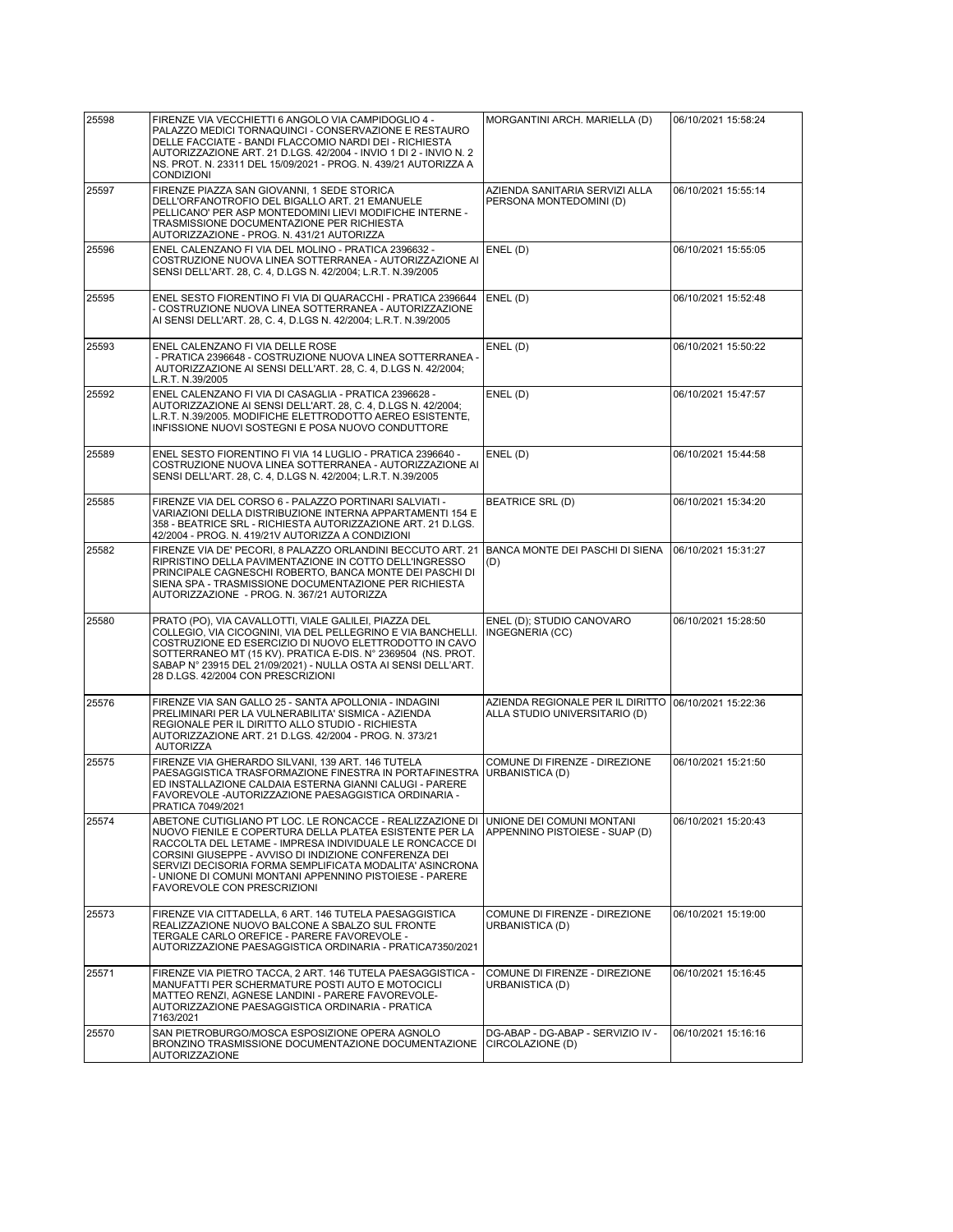| | | | |
|---|---|---|---|
| 25598 | FIRENZE VIA VECCHIETTI 6 ANGOLO VIA CAMPIDOGLIO 4 - PALAZZO MEDICI TORNAQUINCI - CONSERVAZIONE E RESTAURO DELLE FACCIATE - BANDI FLACCOMIO NARDI DEI - RICHIESTA AUTORIZZAZIONE ART. 21 D.LGS. 42/2004 - INVIO 1 DI 2 - INVIO N. 2 NS. PROT. N. 23311 DEL 15/09/2021 - PROG. N. 439/21 AUTORIZZA A CONDIZIONI | MORGANTINI ARCH. MARIELLA (D) | 06/10/2021 15:58:24 |
| 25597 | FIRENZE PIAZZA SAN GIOVANNI, 1 SEDE STORICA DELL'ORFANOTROFIO DEL BIGALLO ART. 21 EMANUELE PELLICANO' PER ASP MONTEDOMINI LIEVI MODIFICHE INTERNE - TRASMISSIONE DOCUMENTAZIONE PER RICHIESTA AUTORIZZAZIONE - PROG. N. 431/21 AUTORIZZA | AZIENDA SANITARIA SERVIZI ALLA PERSONA MONTEDOMINI (D) | 06/10/2021 15:55:14 |
| 25596 | ENEL CALENZANO FI VIA DEL MOLINO - PRATICA 2396632 - COSTRUZIONE NUOVA LINEA SOTTERRANEA - AUTORIZZAZIONE AI SENSI DELL'ART. 28, C. 4, D.LGS N. 42/2004; L.R.T. N.39/2005 | ENEL (D) | 06/10/2021 15:55:05 |
| 25595 | ENEL SESTO FIORENTINO FI VIA DI QUARACCHI - PRATICA 2396644 - COSTRUZIONE NUOVA LINEA SOTTERRANEA - AUTORIZZAZIONE AI SENSI DELL'ART. 28, C. 4, D.LGS N. 42/2004; L.R.T. N.39/2005 | ENEL (D) | 06/10/2021 15:52:48 |
| 25593 | ENEL CALENZANO FI VIA DELLE ROSE - PRATICA 2396648 - COSTRUZIONE NUOVA LINEA SOTTERRANEA - AUTORIZZAZIONE AI SENSI DELL'ART. 28, C. 4, D.LGS N. 42/2004; L.R.T. N.39/2005 | ENEL (D) | 06/10/2021 15:50:22 |
| 25592 | ENEL CALENZANO FI VIA DI CASAGLIA - PRATICA 2396628 - AUTORIZZAZIONE AI SENSI DELL'ART. 28, C. 4, D.LGS N. 42/2004; L.R.T. N.39/2005. MODIFICHE ELETTRODOTTO AEREO ESISTENTE, INFISSIONE NUOVI SOSTEGNI E POSA NUOVO CONDUTTORE | ENEL (D) | 06/10/2021 15:47:57 |
| 25589 | ENEL SESTO FIORENTINO FI VIA 14 LUGLIO - PRATICA 2396640 - COSTRUZIONE NUOVA LINEA SOTTERRANEA - AUTORIZZAZIONE AI SENSI DELL'ART. 28, C. 4, D.LGS N. 42/2004; L.R.T. N.39/2005 | ENEL (D) | 06/10/2021 15:44:58 |
| 25585 | FIRENZE VIA DEL CORSO 6 - PALAZZO PORTINARI SALVIATI - VARIAZIONI DELLA DISTRIBUZIONE INTERNA APPARTAMENTI 154 E 358 - BEATRICE SRL - RICHIESTA AUTORIZZAZIONE ART. 21 D.LGS. 42/2004 - PROG. N. 419/21V AUTORIZZA A CONDIZIONI | BEATRICE SRL (D) | 06/10/2021 15:34:20 |
| 25582 | FIRENZE VIA DE' PECORI, 8 PALAZZO ORLANDINI BECCUTO ART. 21 RIPRISTINO DELLA PAVIMENTAZIONE IN COTTO DELL'INGRESSO PRINCIPALE CAGNESCHI ROBERTO, BANCA MONTE DEI PASCHI DI SIENA SPA - TRASMISSIONE DOCUMENTAZIONE PER RICHIESTA AUTORIZZAZIONE - PROG. N. 367/21 AUTORIZZA | BANCA MONTE DEI PASCHI DI SIENA (D) | 06/10/2021 15:31:27 |
| 25580 | PRATO (PO), VIA CAVALLOTTI, VIALE GALILEI, PIAZZA DEL COLLEGIO, VIA CICOGNINI, VIA DEL PELLEGRINO E VIA BANCHELLI. COSTRUZIONE ED ESERCIZIO DI NUOVO ELETTRODOTTO IN CAVO SOTTERRANEO MT (15 KV). PRATICA E-DIS. N° 2369504 (NS. PROT. SABAP N° 23915 DEL 21/09/2021) - NULLA OSTA AI SENSI DELL'ART. 28 D.LGS. 42/2004 CON PRESCRIZIONI | ENEL (D); STUDIO CANOVARO INGEGNERIA (CC) | 06/10/2021 15:28:50 |
| 25576 | FIRENZE VIA SAN GALLO 25 - SANTA APOLLONIA - INDAGINI PRELIMINARI PER LA VULNERABILITA' SISMICA - AZIENDA REGIONALE PER IL DIRITTO ALLO STUDIO - RICHIESTA AUTORIZZAZIONE ART. 21 D.LGS. 42/2004 - PROG. N. 373/21 AUTORIZZA | AZIENDA REGIONALE PER IL DIRITTO ALLO STUDIO UNIVERSITARIO (D) | 06/10/2021 15:22:36 |
| 25575 | FIRENZE VIA GHERARDO SILVANI, 139 ART. 146 TUTELA PAESAGGISTICA TRASFORMAZIONE FINESTRA IN PORTAFINESTRA ED INSTALLAZIONE CALDAIA ESTERNA GIANNI CALUGI - PARERE FAVOREVOLE -AUTORIZZAZIONE PAESAGGISTICA ORDINARIA - PRATICA 7049/2021 | COMUNE DI FIRENZE - DIREZIONE URBANISTICA (D) | 06/10/2021 15:21:50 |
| 25574 | ABETONE CUTIGLIANO PT LOC. LE RONCACCE - REALIZZAZIONE DI NUOVO FIENILE E COPERTURA DELLA PLATEA ESISTENTE PER LA RACCOLTA DEL LETAME - IMPRESA INDIVIDUALE LE RONCACCE DI CORSINI GIUSEPPE - AVVISO DI INDIZIONE CONFERENZA DEI SERVIZI DECISORIA FORMA SEMPLIFICATA MODALITA' ASINCRONA - UNIONE DI COMUNI MONTANI APPENNINO PISTOIESE - PARERE FAVOREVOLE CON PRESCRIZIONI | UNIONE DEI COMUNI MONTANI APPENNINO PISTOIESE - SUAP (D) | 06/10/2021 15:20:43 |
| 25573 | FIRENZE VIA CITTADELLA, 6 ART. 146 TUTELA PAESAGGISTICA REALIZZAZIONE NUOVO BALCONE A SBALZO SUL FRONTE TERGALE CARLO OREFICE - PARERE FAVOREVOLE - AUTORIZZAZIONE PAESAGGISTICA ORDINARIA - PRATICA7350/2021 | COMUNE DI FIRENZE - DIREZIONE URBANISTICA (D) | 06/10/2021 15:19:00 |
| 25571 | FIRENZE VIA PIETRO TACCA, 2 ART. 146 TUTELA PAESAGGISTICA - MANUFATTI PER SCHERMATURE POSTI AUTO E MOTOCICLI MATTEO RENZI, AGNESE LANDINI - PARERE FAVOREVOLE- AUTORIZZAZIONE PAESAGGISTICA ORDINARIA - PRATICA 7163/2021 | COMUNE DI FIRENZE - DIREZIONE URBANISTICA (D) | 06/10/2021 15:16:45 |
| 25570 | SAN PIETROBURGO/MOSCA ESPOSIZIONE OPERA AGNOLO BRONZINO TRASMISSIONE DOCUMENTAZIONE DOCUMENTAZIONE AUTORIZZAZIONE | DG-ABAP - DG-ABAP - SERVIZIO IV - CIRCOLAZIONE (D) | 06/10/2021 15:16:16 |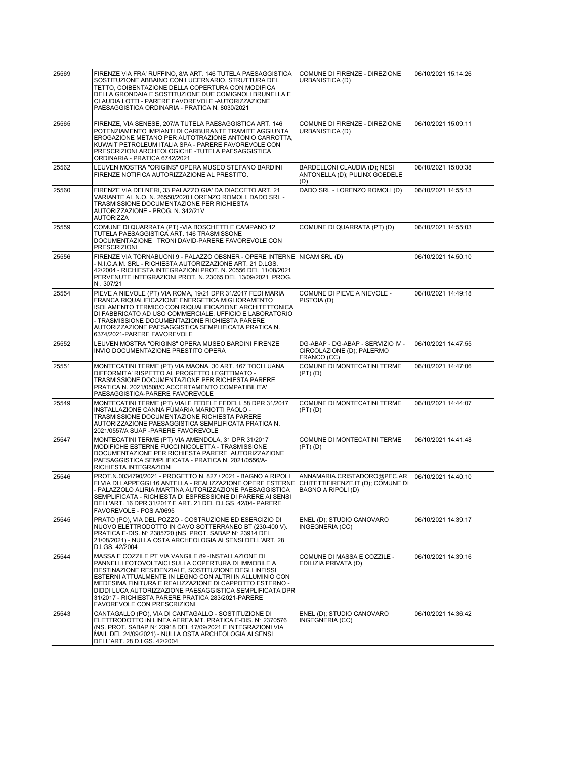| | | | |
|---|---|---|---|
| 25569 | FIRENZE VIA FRA' RUFFINO, 8/A ART. 146 TUTELA PAESAGGISTICA SOSTITUZIONE ABBAINO CON LUCERNARIO, STRUTTURA DEL TETTO, COIBENTAZIONE DELLA COPERTURA CON MODIFICA DELLA GRONDAIA E SOSTITUZIONE DUE COMIGNOLI BRUNELLA E CLAUDIA LOTTI - PARERE FAVOREVOLE -AUTORIZZAZIONE PAESAGGISTICA ORDINARIA - PRATICA N. 8030/2021 | COMUNE DI FIRENZE - DIREZIONE URBANISTICA (D) | 06/10/2021 15:14:26 |
| 25565 | FIRENZE, VIA SENESE, 207/A TUTELA PAESAGGISTICA ART. 146 POTENZIAMENTO IMPIANTI DI CARBURANTE TRAMITE AGGIUNTA EROGAZIONE METANO PER AUTOTRAZIONE ANTONIO CARROTTA, KUWAIT PETROLEUM ITALIA SPA - PARERE FAVOREVOLE CON PRESCRIZIONI ARCHEOLOGICHE -TUTELA PAESAGGISTICA ORDINARIA - PRATICA 6742/2021 | COMUNE DI FIRENZE - DIREZIONE URBANISTICA (D) | 06/10/2021 15:09:11 |
| 25562 | LEUVEN MOSTRA "ORIGINS" OPERA MUSEO STEFANO BARDINI FIRENZE NOTIFICA AUTORIZZAZIONE AL PRESTITO. | BARDELLONI CLAUDIA (D); NESI ANTONELLA (D); PULINX GOEDELE (D) | 06/10/2021 15:00:38 |
| 25560 | FIRENZE VIA DEI NERI, 33 PALAZZO GIA' DA DIACCETO ART. 21 VARIANTE AL N.O. N. 26550/2020 LORENZO ROMOLI, DADO SRL - TRASMISSIONE DOCUMENTAZIONE PER RICHIESTA AUTORIZZAZIONE - PROG. N. 342/21V AUTORIZZA | DADO SRL - LORENZO ROMOLI (D) | 06/10/2021 14:55:13 |
| 25559 | COMUNE DI QUARRATA (PT) -VIA BOSCHETTI E CAMPANO 12 TUTELA PAESAGGISTICA ART. 146 TRASMISSONE DOCUMENTAZIONE TRONI DAVID-PARERE FAVOREVOLE CON PRESCRIZIONI | COMUNE DI QUARRATA (PT) (D) | 06/10/2021 14:55:03 |
| 25556 | FIRENZE VIA TORNABUONI 9 - PALAZZO OBSNER - OPERE INTERNE - N.I.C.A.M. SRL - RICHIESTA AUTORIZZAZIONE ART. 21 D.LGS. 42/2004 - RICHIESTA INTEGRAZIONI PROT. N. 20556 DEL 11/08/2021 PERVENUTE INTEGRAZIONI PROT. N. 23065 DEL 13/09/2021 PROG. N . 307/21 | NICAM SRL (D) | 06/10/2021 14:50:10 |
| 25554 | PIEVE A NIEVOLE (PT) VIA ROMA, 19/21 DPR 31/2017 FEDI MARIA FRANCA RIQUALIFICAZIONE ENERGETICA MIGLIORAMENTO ISOLAMENTO TERMICO CON RIQUALIFICAZIONE ARCHITETTONICA DI FABBRICATO AD USO COMMERCIALE, UFFICIO E LABORATORIO - TRASMISSIONE DOCUMENTAZIONE RICHIESTA PARERE AUTORIZZAZIONE PAESAGGISTICA SEMPLIFICATA PRATICA N. 6374/2021-PARERE FAVOREVOLE | COMUNE DI PIEVE A NIEVOLE - PISTOIA (D) | 06/10/2021 14:49:18 |
| 25552 | LEUVEN MOSTRA "ORIGINS" OPERA MUSEO BARDINI FIRENZE INVIO DOCUMENTAZIONE PRESTITO OPERA | DG-ABAP - DG-ABAP - SERVIZIO IV - CIRCOLAZIONE (D); PALERMO FRANCO (CC) | 06/10/2021 14:47:55 |
| 25551 | MONTECATINI TERME (PT) VIA MAONA, 30 ART. 167 TOCI LUANA DIFFORMITA' RISPETTO AL PROGETTO LEGITTIMATO - TRASMISSIONE DOCUMENTAZIONE PER RICHIESTA PARERE PRATICA N. 2021/0508/C ACCERTAMENTO COMPATIBILITA' PAESAGGISTICA-PARERE FAVOREVOLE | COMUNE DI MONTECATINI TERME (PT) (D) | 06/10/2021 14:47:06 |
| 25549 | MONTECATINI TERME (PT) VIALE FEDELE FEDELI, 58 DPR 31/2017 INSTALLAZIONE CANNA FUMARIA MARIOTTI PAOLO - TRASMISSIONE DOCUMENTAZIONE RICHIESTA PARERE AUTORIZZAZIONE PAESAGGISTICA SEMPLIFICATA PRATICA N. 2021/0557/A SUAP -PARERE FAVOREVOLE | COMUNE DI MONTECATINI TERME (PT) (D) | 06/10/2021 14:44:07 |
| 25547 | MONTECATINI TERME (PT) VIA AMENDOLA, 31 DPR 31/2017 MODIFICHE ESTERNE FUCCI NICOLETTA - TRASMISSIONE DOCUMENTAZIONE PER RICHIESTA PARERE AUTORIZZAZIONE PAESAGGISTICA SEMPLIFICATA - PRATICA N. 2021/0556/A-RICHIESTA INTEGRAZIONI | COMUNE DI MONTECATINI TERME (PT) (D) | 06/10/2021 14:41:48 |
| 25546 | PROT.N.0034790/2021 - PROGETTO N. 827 / 2021 - BAGNO A RIPOLI FI VIA DI LAPPEGGI 16 ANTELLA - REALIZZAZIONE OPERE ESTERNE - PALAZZOLO ALIRIA MARTINA AUTORIZZAZIONE PAESAGGISTICA SEMPLIFICATA - RICHIESTA DI ESPRESSIONE DI PARERE AI SENSI DELL'ART. 16 DPR 31/2017 E ART. 21 DEL D.LGS. 42/04- PARERE FAVOREVOLE - POS A/0695 | ANNAMARIA.CRISTADORO@PEC.ARCHITETTIFIRENZE.IT (D); COMUNE DI BAGNO A RIPOLI (D) | 06/10/2021 14:40:10 |
| 25545 | PRATO (PO), VIA DEL POZZO - COSTRUZIONE ED ESERCIZIO DI NUOVO ELETTRODOTTO IN CAVO SOTTERRANEO BT (230-400 V). PRATICA E-DIS. N° 2385720 (NS. PROT. SABAP N° 23914 DEL 21/08/2021) - NULLA OSTA ARCHEOLOGIA AI SENSI DELL'ART. 28 D.LGS. 42/2004 | ENEL (D); STUDIO CANOVARO INGEGNERIA (CC) | 06/10/2021 14:39:17 |
| 25544 | MASSA E COZZILE PT VIA VANGILE 89 -INSTALLAZIONE DI PANNELLI FOTOVOLTAICI SULLA COPERTURA DI IMMOBILE A DESTINAZIONE RESIDENZIALE, SOSTITUZIONE DEGLI INFISSI ESTERNI ATTUALMENTE IN LEGNO CON ALTRI IN ALLUMINIO CON MEDESIMA FINITURA E REALIZZAZIONE DI CAPPOTTO ESTERNO - DIDDI LUCA AUTORIZZAZIONE PAESAGGISTICA SEMPLIFICATA DPR 31/2017 - RICHIESTA PARERE PRATICA 283/2021-PARERE FAVOREVOLE CON PRESCRIZIONI | COMUNE DI MASSA E COZZILE - EDILIZIA PRIVATA (D) | 06/10/2021 14:39:16 |
| 25543 | CANTAGALLO (PO), VIA DI CANTAGALLO - SOSTITUZIONE DI ELETTRODOTTO IN LINEA AEREA MT. PRATICA E-DIS. N° 2370576 (NS. PROT. SABAP N° 23918 DEL 17/09/2021 E INTEGRAZIONI VIA MAIL DEL 24/09/2021) - NULLA OSTA ARCHEOLOGIA AI SENSI DELL'ART. 28 D.LGS. 42/2004 | ENEL (D); STUDIO CANOVARO INGEGNERIA (CC) | 06/10/2021 14:36:42 |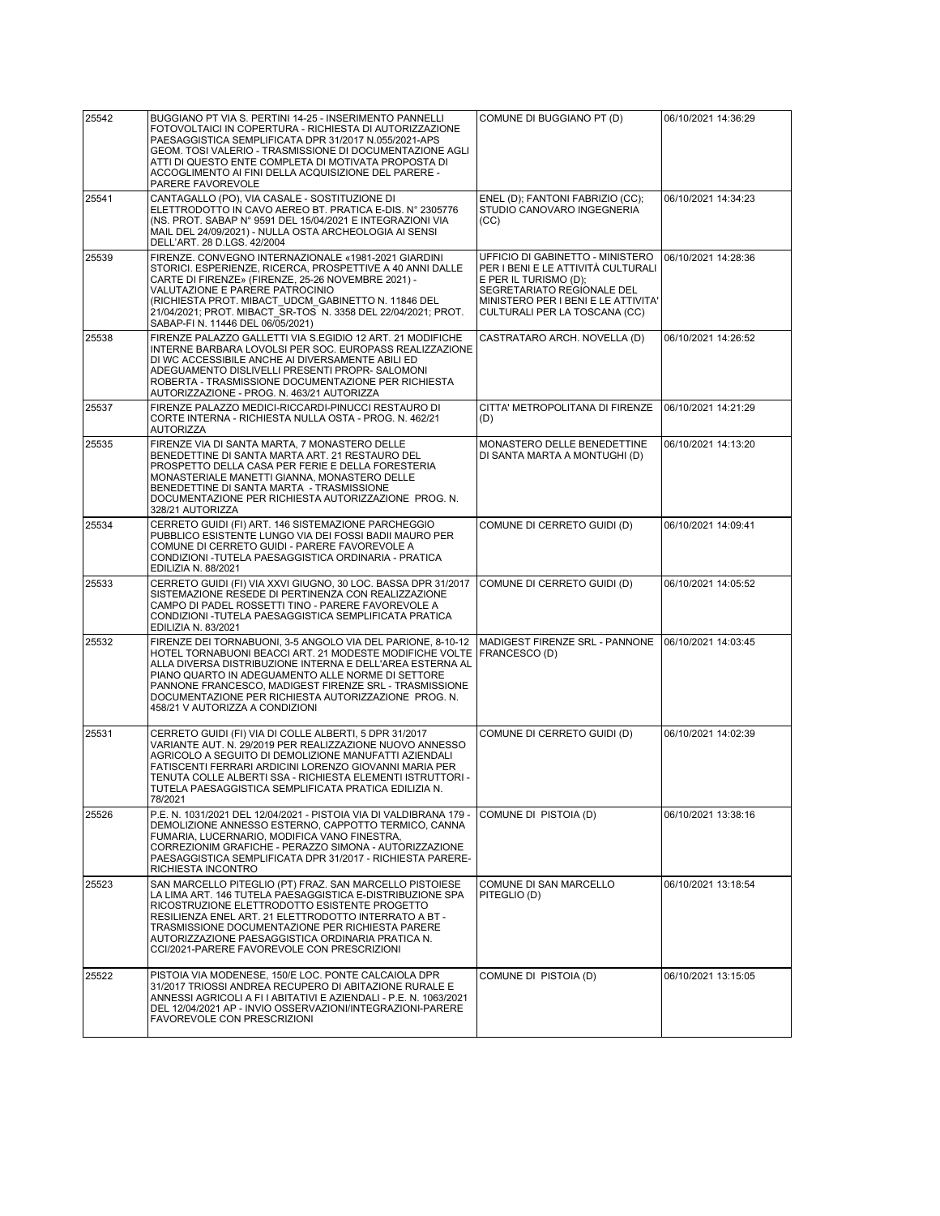| | | | |
|---|---|---|---|
| 25542 | BUGGIANO PT VIA S. PERTINI 14-25 - INSERIMENTO PANNELLI FOTOVOLTAICI IN COPERTURA - RICHIESTA DI AUTORIZZAZIONE PAESAGGISTICA SEMPLIFICATA DPR 31/2017 N.055/2021-APS GEOM. TOSI VALERIO - TRASMISSIONE DI DOCUMENTAZIONE AGLI ATTI DI QUESTO ENTE COMPLETA DI MOTIVATA PROPOSTA DI ACCOGLIMENTO AI FINI DELLA ACQUISIZIONE DEL PARERE - PARERE FAVOREVOLE | COMUNE DI BUGGIANO PT (D) | 06/10/2021 14:36:29 |
| 25541 | CANTAGALLO (PO), VIA CASALE - SOSTITUZIONE DI ELETTRODOTTO IN CAVO AEREO BT. PRATICA E-DIS. N° 2305776 (NS. PROT. SABAP N° 9591 DEL 15/04/2021 E INTEGRAZIONI VIA MAIL DEL 24/09/2021) - NULLA OSTA ARCHEOLOGIA AI SENSI DELL'ART. 28 D.LGS. 42/2004 | ENEL (D); FANTONI FABRIZIO (CC); STUDIO CANOVARO INGEGNERIA (CC) | 06/10/2021 14:34:23 |
| 25539 | FIRENZE. CONVEGNO INTERNAZIONALE «1981-2021 GIARDINI STORICI. ESPERIENZE, RICERCA, PROSPETTIVE A 40 ANNI DALLE CARTE DI FIRENZE» (FIRENZE, 25-26 NOVEMBRE 2021) - VALUTAZIONE E PARERE PATROCINIO (RICHIESTA PROT. MIBACT_UDCM_GABINETTO N. 11846 DEL 21/04/2021; PROT. MIBACT_SR-TOS N. 3358 DEL 22/04/2021; PROT. SABAP-FI N. 11446 DEL 06/05/2021) | UFFICIO DI GABINETTO - MINISTERO PER I BENI E LE ATTIVITÀ CULTURALI E PER IL TURISMO (D); SEGRETARIATO REGIONALE DEL MINISTERO PER I BENI E LE ATTIVITA' CULTURALI PER LA TOSCANA (CC) | 06/10/2021 14:28:36 |
| 25538 | FIRENZE PALAZZO GALLETTI VIA S.EGIDIO 12 ART. 21 MODIFICHE INTERNE BARBARA LOVOLSI PER SOC. EUROPASS REALIZZAZIONE DI WC ACCESSIBILE ANCHE AI DIVERSAMENTE ABILI ED ADEGUAMENTO DISLIVELLI PRESENTI PROPR- SALOMONI ROBERTA - TRASMISSIONE DOCUMENTAZIONE PER RICHIESTA AUTORIZZAZIONE - PROG. N. 463/21 AUTORIZZA | CASTRATARO ARCH. NOVELLA (D) | 06/10/2021 14:26:52 |
| 25537 | FIRENZE PALAZZO MEDICI-RICCARDI-PINUCCI RESTAURO DI CORTE INTERNA - RICHIESTA NULLA OSTA - PROG. N. 462/21 AUTORIZZA | CITTA' METROPOLITANA DI FIRENZE (D) | 06/10/2021 14:21:29 |
| 25535 | FIRENZE VIA DI SANTA MARTA, 7 MONASTERO DELLE BENEDETTINE DI SANTA MARTA ART. 21 RESTAURO DEL PROSPETTO DELLA CASA PER FERIE E DELLA FORESTERIA MONASTERIALE MANETTI GIANNA, MONASTERO DELLE BENEDETTINE DI SANTA MARTA - TRASMISSIONE DOCUMENTAZIONE PER RICHIESTA AUTORIZZAZIONE PROG. N. 328/21 AUTORIZZA | MONASTERO DELLE BENEDETTINE DI SANTA MARTA A MONTUGHI (D) | 06/10/2021 14:13:20 |
| 25534 | CERRETO GUIDI (FI) ART. 146 SISTEMAZIONE PARCHEGGIO PUBBLICO ESISTENTE LUNGO VIA DEI FOSSI BADII MAURO PER COMUNE DI CERRETO GUIDI - PARERE FAVOREVOLE A CONDIZIONI -TUTELA PAESAGGISTICA ORDINARIA - PRATICA EDILIZIA N. 88/2021 | COMUNE DI CERRETO GUIDI (D) | 06/10/2021 14:09:41 |
| 25533 | CERRETO GUIDI (FI) VIA XXVI GIUGNO, 30 LOC. BASSA DPR 31/2017 SISTEMAZIONE RESEDE DI PERTINENZA CON REALIZZAZIONE CAMPO DI PADEL ROSSETTI TINO - PARERE FAVOREVOLE A CONDIZIONI -TUTELA PAESAGGISTICA SEMPLIFICATA PRATICA EDILIZIA N. 83/2021 | COMUNE DI CERRETO GUIDI (D) | 06/10/2021 14:05:52 |
| 25532 | FIRENZE DEI TORNABUONI, 3-5 ANGOLO VIA DEL PARIONE, 8-10-12 HOTEL TORNABUONI BEACCI ART. 21 MODESTE MODIFICHE VOLTE ALLA DIVERSA DISTRIBUZIONE INTERNA E DELL'AREA ESTERNA AL PIANO QUARTO IN ADEGUAMENTO ALLE NORME DI SETTORE PANNONE FRANCESCO, MADIGEST FIRENZE SRL - TRASMISSIONE DOCUMENTAZIONE PER RICHIESTA AUTORIZZAZIONE PROG. N. 458/21 V AUTORIZZA A CONDIZIONI | MADIGEST FIRENZE SRL - PANNONE FRANCESCO (D) | 06/10/2021 14:03:45 |
| 25531 | CERRETO GUIDI (FI) VIA DI COLLE ALBERTI, 5 DPR 31/2017 VARIANTE AUT. N. 29/2019 PER REALIZZAZIONE NUOVO ANNESSO AGRICOLO A SEGUITO DI DEMOLIZIONE MANUFATTI AZIENDALI FATISCENTI FERRARI ARDICINI LORENZO GIOVANNI MARIA PER TENUTA COLLE ALBERTI SSA - RICHIESTA ELEMENTI ISTRUTTORI - TUTELA PAESAGGISTICA SEMPLIFICATA PRATICA EDILIZIA N. 78/2021 | COMUNE DI CERRETO GUIDI (D) | 06/10/2021 14:02:39 |
| 25526 | P.E. N. 1031/2021 DEL 12/04/2021 - PISTOIA VIA DI VALDIBRANA 179 - DEMOLIZIONE ANNESSO ESTERNO, CAPPOTTO TERMICO, CANNA FUMARIA, LUCERNARIO, MODIFICA VANO FINESTRA, CORREZIONIM GRAFICHE - PERAZZO SIMONA - AUTORIZZAZIONE PAESAGGISTICA SEMPLIFICATA DPR 31/2017 - RICHIESTA PARERE- RICHIESTA INCONTRO | COMUNE DI PISTOIA (D) | 06/10/2021 13:38:16 |
| 25523 | SAN MARCELLO PITEGLIO (PT) FRAZ. SAN MARCELLO PISTOIESE LA LIMA ART. 146 TUTELA PAESAGGISTICA E-DISTRIBUZIONE SPA RICOSTRUZIONE ELETTRODOTTO ESISTENTE PROGETTO RESILIENZA ENEL ART. 21 ELETTRODOTTO INTERRATO A BT - TRASMISSIONE DOCUMENTAZIONE PER RICHIESTA PARERE AUTORIZZAZIONE PAESAGGISTICA ORDINARIA PRATICA N. CCI/2021-PARERE FAVOREVOLE CON PRESCRIZIONI | COMUNE DI SAN MARCELLO PITEGLIO (D) | 06/10/2021 13:18:54 |
| 25522 | PISTOIA VIA MODENESE, 150/E LOC. PONTE CALCAIOLA DPR 31/2017 TRIOSSI ANDREA RECUPERO DI ABITAZIONE RURALE E ANNESSI AGRICOLI A FI I ABITATIVI E AZIENDALI - P.E. N. 1063/2021 DEL 12/04/2021 AP - INVIO OSSERVAZIONI/INTEGRAZIONI-PARERE FAVOREVOLE CON PRESCRIZIONI | COMUNE DI PISTOIA (D) | 06/10/2021 13:15:05 |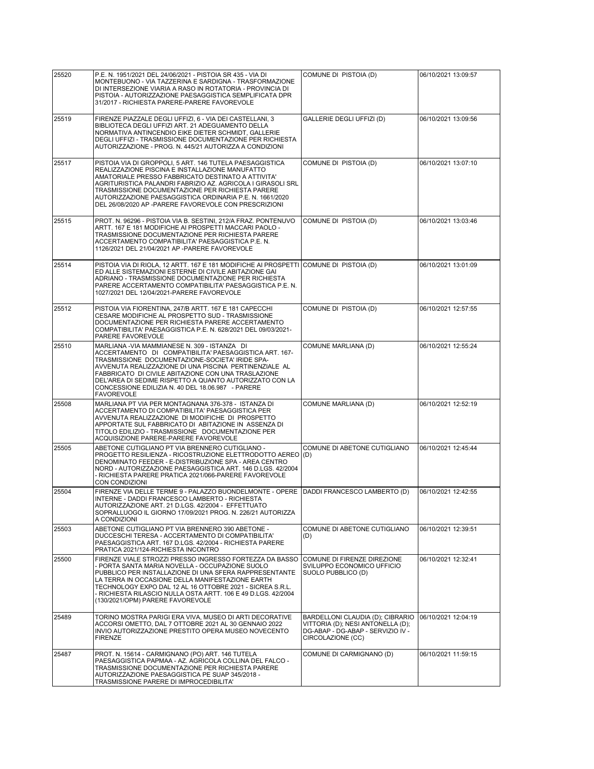| 25520 | P.E. N. 1951/2021 DEL 24/06/2021 - PISTOIA SR 435 - VIA DI MONTEBUONO - VIA TAZZERINA E SARDIGNA - TRASFORMAZIONE DI INTERSEZIONE VIARIA A RASO IN ROTATORIA - PROVINCIA DI PISTOIA - AUTORIZZAZIONE PAESAGGISTICA SEMPLIFICATA DPR 31/2017 - RICHIESTA PARERE-PARERE FAVOREVOLE | COMUNE DI PISTOIA (D) | 06/10/2021 13:09:57 |
|---|---|---|---|
| 25519 | FIRENZE PIAZZALE DEGLI UFFIZI, 6 - VIA DEI CASTELLANI, 3 BIBLIOTECA DEGLI UFFIZI ART. 21 ADEGUAMENTO DELLA NORMATIVA ANTINCENDIO EIKE DIETER SCHMIDT, GALLERIE DEGLI UFFIZI - TRASMISSIONE DOCUMENTAZIONE PER RICHIESTA AUTORIZZAZIONE - PROG. N. 445/21 AUTORIZZA A CONDIZIONI | GALLERIE DEGLI UFFIZI (D) | 06/10/2021 13:09:56 |
| 25517 | PISTOIA VIA DI GROPPOLI, 5 ART. 146 TUTELA PAESAGGISTICA REALIZZAZIONE PISCINA E INSTALLAZIONE MANUFATTO AMATORIALE PRESSO FABBRICATO DESTINATO A ATTIVITA' AGRITURISTICA PALANDRI FABRIZIO AZ. AGRICOLA I GIRASOLI SRL TRASMISSIONE DOCUMENTAZIONE PER RICHIESTA PARERE AUTORIZZAZIONE PAESAGGISTICA ORDINARIA P.E. N. 1661/2020 DEL 26/08/2020 AP -PARERE FAVOREVOLE CON PRESCRIZIONI | COMUNE DI PISTOIA (D) | 06/10/2021 13:07:10 |
| 25515 | PROT. N. 96296 - PISTOIA VIA B. SESTINI, 212/A FRAZ. PONTENUVO ARTT. 167 E 181 MODIFICHE AI PROSPETTI MACCARI PAOLO - TRASMISSIONE DOCUMENTAZIONE PER RICHIESTA PARERE ACCERTAMENTO COMPATIBILITA' PAESAGGISTICA P.E. N. 1126/2021 DEL 21/04/2021 AP -PARERE FAVOREVOLE | COMUNE DI PISTOIA (D) | 06/10/2021 13:03:46 |
| 25514 | PISTOIA VIA DI RIOLA, 12 ARTT. 167 E 181 MODIFICHE AI PROSPETTI ED ALLE SISTEMAZIONI ESTERNE DI CIVILE ABITAZIONE GAI ADRIANO - TRASMISSIONE DOCUMENTAZIONE PER RICHIESTA PARERE ACCERTAMENTO COMPATIBILITA' PAESAGGISTICA P.E. N. 1027/2021 DEL 12/04/2021-PARERE FAVOREVOLE | COMUNE DI PISTOIA (D) | 06/10/2021 13:01:09 |
| 25512 | PISTOIA VIA FIORENTINA, 247/B ARTT. 167 E 181 CAPECCHI CESARE MODIFICHE AL PROSPETTO SUD - TRASMISSIONE DOCUMENTAZIONE PER RICHIESTA PARERE ACCERTAMENTO COMPATIBILITA' PAESAGGISTICA P.E. N. 628/2021 DEL 09/03/2021-PARERE FAVOREVOLE | COMUNE DI PISTOIA (D) | 06/10/2021 12:57:55 |
| 25510 | MARLIANA -VIA MAMMIANESE N. 309 - ISTANZA DI ACCERTAMENTO DI COMPATIBILITA' PAESAGGISTICA ART. 167- TRASMISSIONE DOCUMENTAZIONE-SOCIETA' IRIDE SPA- AVVENUTA REALIZZAZIONE DI UNA PISCINA PERTINENZIALE AL FABBRICATO DI CIVILE ABITAZIONE CON UNA TRASLAZIONE DEL'AREA DI SEDIME RISPETTO A QUANTO AUTORIZZATO CON LA CONCESSIONE EDILIZIA N. 40 DEL 18.06.987 - PARERE FAVOREVOLE | COMUNE MARLIANA (D) | 06/10/2021 12:55:24 |
| 25508 | MARLIANA PT VIA PER MONTAGNANA 376-378 - ISTANZA DI ACCERTAMENTO DI COMPATIBILITA' PAESAGGISTICA PER AVVENUTA REALIZZAZIONE DI MODIFICHE DI PROSPETTO APPORTATE SUL FABBRICATO DI ABITAZIONE IN ASSENZA DI TITOLO EDILIZIO - TRASMISSIONE DOCUMENTAZIONE PER ACQUISIZIONE PARERE-PARERE FAVOREVOLE | COMUNE MARLIANA (D) | 06/10/2021 12:52:19 |
| 25505 | ABETONE CUTIGLIANO PT VIA BRENNERO CUTIGLIANO - PROGETTO RESILIENZA - RICOSTRUZIONE ELETTRODOTTO AEREO DENOMINATO FEEDER - E-DISTRIBUZIONE SPA - AREA CENTRO NORD - AUTORIZZAZIONE PAESAGGISTICA ART. 146 D.LGS. 42/2004 - RICHIESTA PARERE PRATICA 2021/066-PARERE FAVOREVOLE CON CONDIZIONI | COMUNE DI ABETONE CUTIGLIANO (D) | 06/10/2021 12:45:44 |
| 25504 | FIRENZE VIA DELLE TERME 9 - PALAZZO BUONDELMONTE - OPERE INTERNE - DADDI FRANCESCO LAMBERTO - RICHIESTA AUTORIZZAZIONE ART. 21 D.LGS. 42/2004 - EFFETTUATO SOPRALLUOGO IL GIORNO 17/09/2021 PROG. N. 226/21 AUTORIZZA A CONDIZIONI | DADDI FRANCESCO LAMBERTO (D) | 06/10/2021 12:42:55 |
| 25503 | ABETONE CUTIGLIANO PT VIA BRENNERO 390 ABETONE - DUCCESCHI TERESA - ACCERTAMENTO DI COMPATIBILITA' PAESAGGISTICA ART. 167 D.LGS. 42/2004 - RICHIESTA PARERE PRATICA 2021/124-RICHIESTA INCONTRO | COMUNE DI ABETONE CUTIGLIANO (D) | 06/10/2021 12:39:51 |
| 25500 | FIRENZE VIALE STROZZI PRESSO INGRESSO FORTEZZA DA BASSO - PORTA SANTA MARIA NOVELLA - OCCUPAZIONE SUOLO PUBBLICO PER INSTALLAZIONE DI UNA SFERA RAPPRESENTANTE LA TERRA IN OCCASIONE DELLA MANIFESTAZIONE EARTH TECHNOLOGY EXPO DAL 12 AL 16 OTTOBRE 2021 - SICREA S.R.L. - RICHIESTA RILASCIO NULLA OSTA ARTT. 106 E 49 D.LGS. 42/2004 (130/2021/OPM) PARERE FAVOREVOLE | COMUNE DI FIRENZE DIREZIONE SVILUPPO ECONOMICO UFFICIO SUOLO PUBBLICO (D) | 06/10/2021 12:32:41 |
| 25489 | TORINO MOSTRA PARIGI ERA VIVA, MUSEO DI ARTI DECORATIVE ACCORSI OMETTO, DAL 7 OTTOBRE 2021 AL 30 GENNAIO 2022 INVIO AUTORIZZAZIONE PRESTITO OPERA MUSEO NOVECENTO FIRENZE | BARDELLONI CLAUDIA (D); CIBRARIO VITTORIA (D); NESI ANTONELLA (D); DG-ABAP - DG-ABAP - SERVIZIO IV - CIRCOLAZIONE (CC) | 06/10/2021 12:04:19 |
| 25487 | PROT. N. 15614 - CARMIGNANO (PO) ART. 146 TUTELA PAESAGGISTICA PAPMAA - AZ. AGRICOLA COLLINA DEL FALCO - TRASMISSIONE DOCUMENTAZIONE PER RICHIESTA PARERE AUTORIZZAZIONE PAESAGGISTICA PE SUAP 345/2018 - TRASMISSIONE PARERE DI IMPROCEDIBILITA' | COMUNE DI CARMIGNANO (D) | 06/10/2021 11:59:15 |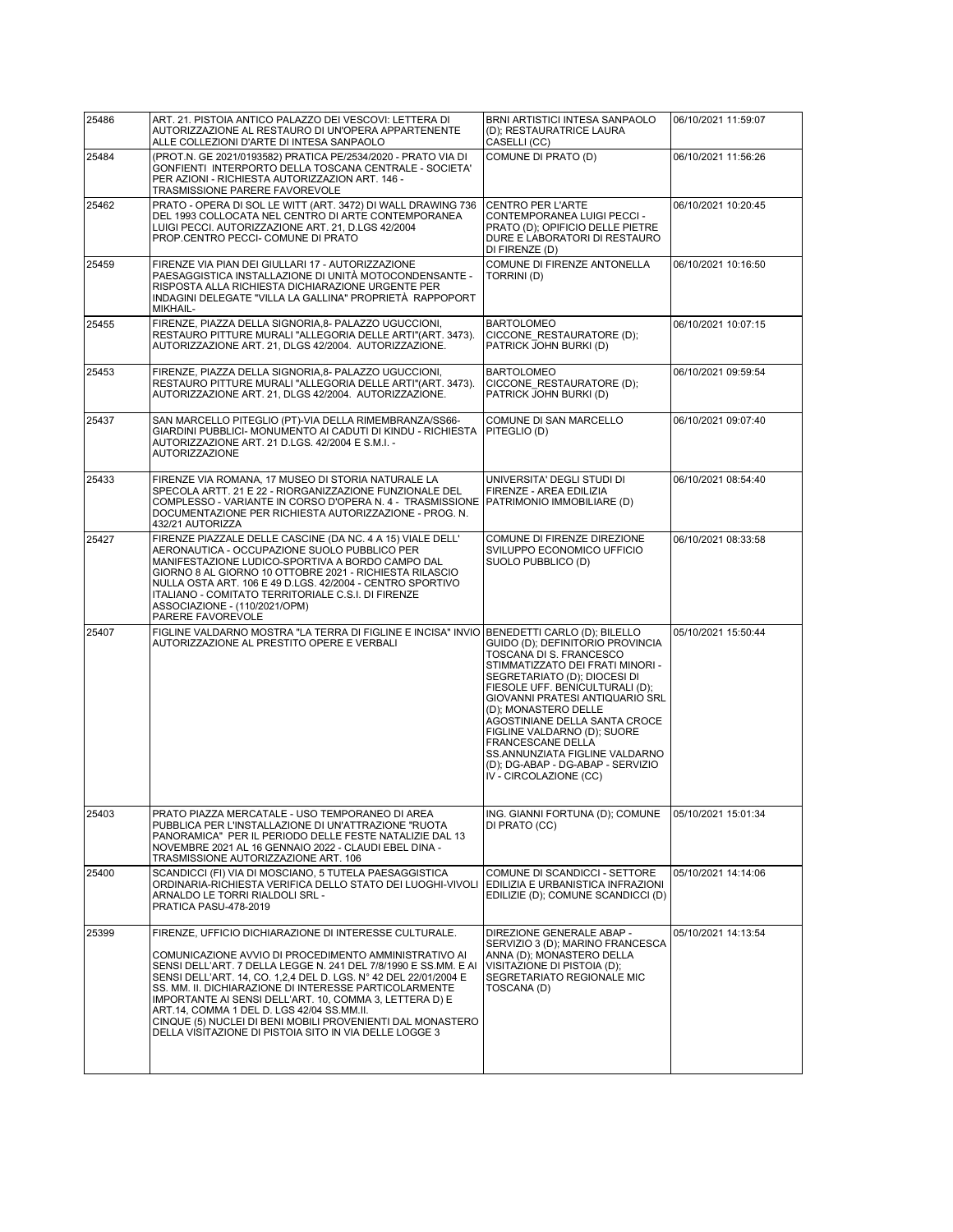| | | | |
|---|---|---|---|
| 25486 | ART. 21. PISTOIA ANTICO PALAZZO DEI VESCOVI: LETTERA DI AUTORIZZAZIONE AL RESTAURO DI UN'OPERA APPARTENENTE ALLE COLLEZIONI D'ARTE DI INTESA SANPAOLO | BRNI ARTISTICI INTESA SANPAOLO (D); RESTAURATRICE LAURA CASELLI (CC) | 06/10/2021 11:59:07 |
| 25484 | (PROT.N. GE 2021/0193582) PRATICA PE/2534/2020 - PRATO VIA DI GONFIENTI INTERPORTO DELLA TOSCANA CENTRALE - SOCIETA' PER AZIONI - RICHIESTA AUTORIZZAZION ART. 146 - TRASMISSIONE PARERE FAVOREVOLE | COMUNE DI PRATO (D) | 06/10/2021 11:56:26 |
| 25462 | PRATO - OPERA DI SOL LE WITT (ART. 3472) DI WALL DRAWING 736 DEL 1993 COLLOCATA NEL CENTRO DI ARTE CONTEMPORANEA LUIGI PECCI. AUTORIZZAZIONE ART. 21, D.LGS 42/2004 PROP.CENTRO PECCI- COMUNE DI PRATO | CENTRO PER L'ARTE CONTEMPORANEA LUIGI PECCI - PRATO (D); OPIFICIO DELLE PIETRE DURE E LABORATORI DI RESTAURO DI FIRENZE (D) | 06/10/2021 10:20:45 |
| 25459 | FIRENZE VIA PIAN DEI GIULLARI 17 - AUTORIZZAZIONE PAESAGGISTICA INSTALLAZIONE DI UNITÀ MOTOCONDENSANTE - RISPOSTA ALLA RICHIESTA DICHIARAZIONE URGENTE PER INDAGINI DELEGATE "VILLA LA GALLINA" PROPRIETÀ RAPPOPORT MIKHAIL- | COMUNE DI FIRENZE ANTONELLA TORRINI (D) | 06/10/2021 10:16:50 |
| 25455 | FIRENZE, PIAZZA DELLA SIGNORIA,8- PALAZZO UGUCCIONI, RESTAURO PITTURE MURALI "ALLEGORIA DELLE ARTI"(ART. 3473). AUTORIZZAZIONE ART. 21, DLGS 42/2004. AUTORIZZAZIONE. | BARTOLOMEO CICCONE_RESTAURATORE (D); PATRICK JOHN BURKI (D) | 06/10/2021 10:07:15 |
| 25453 | FIRENZE, PIAZZA DELLA SIGNORIA,8- PALAZZO UGUCCIONI, RESTAURO PITTURE MURALI "ALLEGORIA DELLE ARTI"(ART. 3473). AUTORIZZAZIONE ART. 21, DLGS 42/2004. AUTORIZZAZIONE. | BARTOLOMEO CICCONE_RESTAURATORE (D); PATRICK JOHN BURKI (D) | 06/10/2021 09:59:54 |
| 25437 | SAN MARCELLO PITEGLIO (PT)-VIA DELLA RIMEMBRANZA/SS66- GIARDINI PUBBLICI- MONUMENTO AI CADUTI DI KINDU - RICHIESTA AUTORIZZAZIONE ART. 21 D.LGS. 42/2004 E S.M.I. - AUTORIZZAZIONE | COMUNE DI SAN MARCELLO PITEGLIO (D) | 06/10/2021 09:07:40 |
| 25433 | FIRENZE VIA ROMANA, 17 MUSEO DI STORIA NATURALE LA SPECOLA ARTT. 21 E 22 - RIORGANIZZAZIONE FUNZIONALE DEL COMPLESSO - VARIANTE IN CORSO D'OPERA N. 4 - TRASMISSIONE DOCUMENTAZIONE PER RICHIESTA AUTORIZZAZIONE - PROG. N. 432/21 AUTORIZZA | UNIVERSITA' DEGLI STUDI DI FIRENZE - AREA EDILIZIA PATRIMONIO IMMOBILIARE (D) | 06/10/2021 08:54:40 |
| 25427 | FIRENZE PIAZZALE DELLE CASCINE (DA NC. 4 A 15) VIALE DELL' AERONAUTICA - OCCUPAZIONE SUOLO PUBBLICO PER MANIFESTAZIONE LUDICO-SPORTIVA A BORDO CAMPO DAL GIORNO 8 AL GIORNO 10 OTTOBRE 2021 - RICHIESTA RILASCIO NULLA OSTA ART. 106 E 49 D.LGS. 42/2004 - CENTRO SPORTIVO ITALIANO - COMITATO TERRITORIALE C.S.I. DI FIRENZE ASSOCIAZIONE - (110/2021/OPM) PARERE FAVOREVOLE | COMUNE DI FIRENZE DIREZIONE SVILUPPO ECONOMICO UFFICIO SUOLO PUBBLICO (D) | 06/10/2021 08:33:58 |
| 25407 | FIGLINE VALDARNO MOSTRA "LA TERRA DI FIGLINE E INCISA" INVIO AUTORIZZAZIONE AL PRESTITO OPERE E VERBALI | BENEDETTI CARLO (D); BILELLO GUIDO (D); DEFINITORIO PROVINCIA TOSCANA DI S. FRANCESCO STIMMATIZZATO DEI FRATI MINORI - SEGRETARIATO (D); DIOCESI DI FIESOLE UFF. BENICULTURALI (D); GIOVANNI PRATESI ANTIQUARIO SRL (D); MONASTERO DELLE AGOSTINIANE DELLA SANTA CROCE FIGLINE VALDARNO (D); SUORE FRANCESCANE DELLA SS.ANNUNZIATA FIGLINE VALDARNO (D); DG-ABAP - DG-ABAP - SERVIZIO IV - CIRCOLAZIONE (CC) | 05/10/2021 15:50:44 |
| 25403 | PRATO PIAZZA MERCATALE - USO TEMPORANEO DI AREA PUBBLICA PER L'INSTALLAZIONE DI UN'ATTRAZIONE "RUOTA PANORAMICA" PER IL PERIODO DELLE FESTE NATALIZIE DAL 13 NOVEMBRE 2021 AL 16 GENNAIO 2022 - CLAUDI EBEL DINA - TRASMISSIONE AUTORIZZAZIONE ART. 106 | ING. GIANNI FORTUNA (D); COMUNE DI PRATO (CC) | 05/10/2021 15:01:34 |
| 25400 | SCANDICCI (FI) VIA DI MOSCIANO, 5 TUTELA PAESAGGISTICA ORDINARIA-RICHIESTA VERIFICA DELLO STATO DEI LUOGHI-VIVOLI ARNALDO LE TORRI RIALDOLI SRL - PRATICA PASU-478-2019 | COMUNE DI SCANDICCI - SETTORE EDILIZIA E URBANISTICA INFRAZIONI EDILIZIE (D); COMUNE SCANDICCI (D) | 05/10/2021 14:14:06 |
| 25399 | FIRENZE, UFFICIO DICHIARAZIONE DI INTERESSE CULTURALE. COMUNICAZIONE AVVIO DI PROCEDIMENTO AMMINISTRATIVO AI SENSI DELL'ART. 7 DELLA LEGGE N. 241 DEL 7/8/1990 E SS.MM. E AI SENSI DELL'ART. 14, CO. 1,2,4 DEL D. LGS. N° 42 DEL 22/01/2004 E SS. MM. II. DICHIARAZIONE DI INTERESSE PARTICOLARMENTE IMPORTANTE AI SENSI DELL'ART. 10, COMMA 3, LETTERA D) E ART.14, COMMA 1 DEL D. LGS 42/04 SS.MM.II. CINQUE (5) NUCLEI DI BENI MOBILI PROVENIENTI DAL MONASTERO DELLA VISITAZIONE DI PISTOIA SITO IN VIA DELLE LOGGE 3 | DIREZIONE GENERALE ABAP - SERVIZIO 3 (D); MARINO FRANCESCA ANNA (D); MONASTERO DELLA VISITAZIONE DI PISTOIA (D); SEGRETARIATO REGIONALE MIC TOSCANA (D) | 05/10/2021 14:13:54 |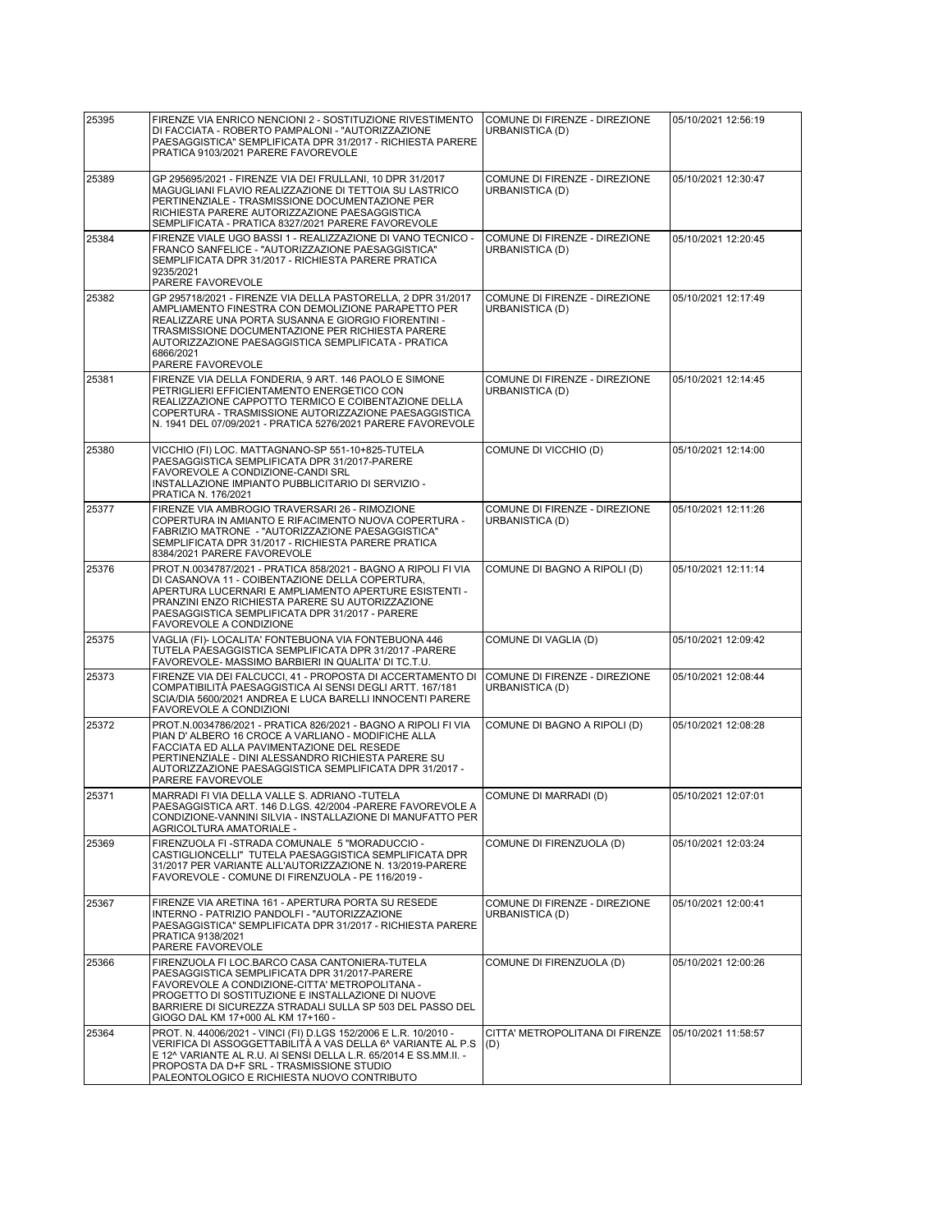| 25395 | FIRENZE VIA ENRICO NENCIONI 2 - SOSTITUZIONE RIVESTIMENTO DI FACCIATA - ROBERTO PAMPALONI - "AUTORIZZAZIONE PAESAGGISTICA" SEMPLIFICATA DPR 31/2017 - RICHIESTA PARERE PRATICA 9103/2021 PARERE FAVOREVOLE | COMUNE DI FIRENZE - DIREZIONE URBANISTICA (D) | 05/10/2021 12:56:19 |
|---|---|---|---|
| 25389 | GP 295695/2021 - FIRENZE VIA DEI FRULLANI, 10 DPR 31/2017 MAGUGLIANI FLAVIO REALIZZAZIONE DI TETTOIA SU LASTRICO PERTINENZIALE - TRASMISSIONE DOCUMENTAZIONE PER RICHIESTA PARERE AUTORIZZAZIONE PAESAGGISTICA SEMPLIFICATA - PRATICA 8327/2021 PARERE FAVOREVOLE | COMUNE DI FIRENZE - DIREZIONE URBANISTICA (D) | 05/10/2021 12:30:47 |
| 25384 | FIRENZE VIALE UGO BASSI 1 - REALIZZAZIONE DI VANO TECNICO - FRANCO SANFELICE - "AUTORIZZAZIONE PAESAGGISTICA" SEMPLIFICATA DPR 31/2017 - RICHIESTA PARERE PRATICA 9235/2021 PARERE FAVOREVOLE | COMUNE DI FIRENZE - DIREZIONE URBANISTICA (D) | 05/10/2021 12:20:45 |
| 25382 | GP 295718/2021 - FIRENZE VIA DELLA PASTORELLA, 2 DPR 31/2017 AMPLIAMENTO FINESTRA CON DEMOLIZIONE PARAPETTO PER REALIZZARE UNA PORTA SUSANNA E GIORGIO FIORENTINI - TRASMISSIONE DOCUMENTAZIONE PER RICHIESTA PARERE AUTORIZZAZIONE PAESAGGISTICA SEMPLIFICATA - PRATICA 6866/2021 PARERE FAVOREVOLE | COMUNE DI FIRENZE - DIREZIONE URBANISTICA (D) | 05/10/2021 12:17:49 |
| 25381 | FIRENZE VIA DELLA FONDERIA, 9 ART. 146 PAOLO E SIMONE PETRIGLIERI EFFICIENTAMENTO ENERGETICO CON REALIZZAZIONE CAPPOTTO TERMICO E COIBENTAZIONE DELLA COPERTURA - TRASMISSIONE AUTORIZZAZIONE PAESAGGISTICA N. 1941 DEL 07/09/2021 - PRATICA 5276/2021 PARERE FAVOREVOLE | COMUNE DI FIRENZE - DIREZIONE URBANISTICA (D) | 05/10/2021 12:14:45 |
| 25380 | VICCHIO (FI) LOC. MATTAGNANO-SP 551-10+825-TUTELA PAESAGGISTICA SEMPLIFICATA DPR 31/2017-PARERE FAVOREVOLE A CONDIZIONE-CANDI SRL INSTALLAZIONE IMPIANTO PUBBLICITARIO DI SERVIZIO - PRATICA N. 176/2021 | COMUNE DI VICCHIO (D) | 05/10/2021 12:14:00 |
| 25377 | FIRENZE VIA AMBROGIO TRAVERSARI 26 - RIMOZIONE COPERTURA IN AMIANTO E RIFACIMENTO NUOVA COPERTURA - FABRIZIO MATRONE - "AUTORIZZAZIONE PAESAGGISTICA" SEMPLIFICATA DPR 31/2017 - RICHIESTA PARERE PRATICA 8384/2021 PARERE FAVOREVOLE | COMUNE DI FIRENZE - DIREZIONE URBANISTICA (D) | 05/10/2021 12:11:26 |
| 25376 | PROT.N.0034787/2021 - PRATICA 858/2021 - BAGNO A RIPOLI FI VIA DI CASANOVA 11 - COIBENTAZIONE DELLA COPERTURA, APERTURA LUCERNARI E AMPLIAMENTO APERTURE ESISTENTI - PRANZINI ENZO RICHIESTA PARERE SU AUTORIZZAZIONE PAESAGGISTICA SEMPLIFICATA DPR 31/2017 - PARERE FAVOREVOLE A CONDIZIONE | COMUNE DI BAGNO A RIPOLI (D) | 05/10/2021 12:11:14 |
| 25375 | VAGLIA (FI)- LOCALITA' FONTEBUONA VIA FONTEBUONA 446 TUTELA PAESAGGISTICA SEMPLIFICATA DPR 31/2017 -PARERE FAVOREVOLE- MASSIMO BARBIERI IN QUALITA' DI TC.T.U. | COMUNE DI VAGLIA (D) | 05/10/2021 12:09:42 |
| 25373 | FIRENZE VIA DEI FALCUCCI, 41 - PROPOSTA DI ACCERTAMENTO DI COMPATIBILITÀ PAESAGGISTICA AI SENSI DEGLI ARTT. 167/181 SCIA/DIA 5600/2021 ANDREA E LUCA BARELLI INNOCENTI PARERE FAVOREVOLE A CONDIZIONI | COMUNE DI FIRENZE - DIREZIONE URBANISTICA (D) | 05/10/2021 12:08:44 |
| 25372 | PROT.N.0034786/2021 - PRATICA 826/2021 - BAGNO A RIPOLI FI VIA PIAN D' ALBERO 16 CROCE A VARLIANO - MODIFICHE ALLA FACCIATA ED ALLA PAVIMENTAZIONE DEL RESEDE PERTINENZIALE - DINI ALESSANDRO RICHIESTA PARERE SU AUTORIZZAZIONE PAESAGGISTICA SEMPLIFICATA DPR 31/2017 - PARERE FAVOREVOLE | COMUNE DI BAGNO A RIPOLI (D) | 05/10/2021 12:08:28 |
| 25371 | MARRADI FI VIA DELLA VALLE S. ADRIANO -TUTELA PAESAGGISTICA ART. 146 D.LGS. 42/2004 -PARERE FAVOREVOLE A CONDIZIONE-VANNINI SILVIA - INSTALLAZIONE DI MANUFATTO PER AGRICOLTURA AMATORIALE - | COMUNE DI MARRADI (D) | 05/10/2021 12:07:01 |
| 25369 | FIRENZUOLA FI -STRADA COMUNALE 5 "MORADUCCIO - CASTIGLIONCELLI" TUTELA PAESAGGISTICA SEMPLIFICATA DPR 31/2017 PER VARIANTE ALL'AUTORIZZAZIONE N. 13/2019-PARERE FAVOREVOLE - COMUNE DI FIRENZUOLA - PE 116/2019 - | COMUNE DI FIRENZUOLA (D) | 05/10/2021 12:03:24 |
| 25367 | FIRENZE VIA ARETINA 161 - APERTURA PORTA SU RESEDE INTERNO - PATRIZIO PANDOLFI - "AUTORIZZAZIONE PAESAGGISTICA" SEMPLIFICATA DPR 31/2017 - RICHIESTA PARERE PRATICA 9138/2021 PARERE FAVOREVOLE | COMUNE DI FIRENZE - DIREZIONE URBANISTICA (D) | 05/10/2021 12:00:41 |
| 25366 | FIRENZUOLA FI LOC.BARCO CASA CANTONIERA-TUTELA PAESAGGISTICA SEMPLIFICATA DPR 31/2017-PARERE FAVOREVOLE A CONDIZIONE-CITTA' METROPOLITANA - PROGETTO DI SOSTITUZIONE E INSTALLAZIONE DI NUOVE BARRIERE DI SICUREZZA STRADALI SULLA SP 503 DEL PASSO DEL GIOGO DAL KM 17+000 AL KM 17+160 - | COMUNE DI FIRENZUOLA (D) | 05/10/2021 12:00:26 |
| 25364 | PROT. N. 44006/2021 - VINCI (FI) D.LGS 152/2006 E L.R. 10/2010 - VERIFICA DI ASSOGGETTABILITÀ A VAS DELLA 6^ VARIANTE AL P.S E 12^ VARIANTE AL R.U. AI SENSI DELLA L.R. 65/2014 E SS.MM.II. - PROPOSTA DA D+F SRL - TRASMISSIONE STUDIO PALEONTOLOGICO E RICHIESTA NUOVO CONTRIBUTO | CITTA' METROPOLITANA DI FIRENZE (D) | 05/10/2021 11:58:57 |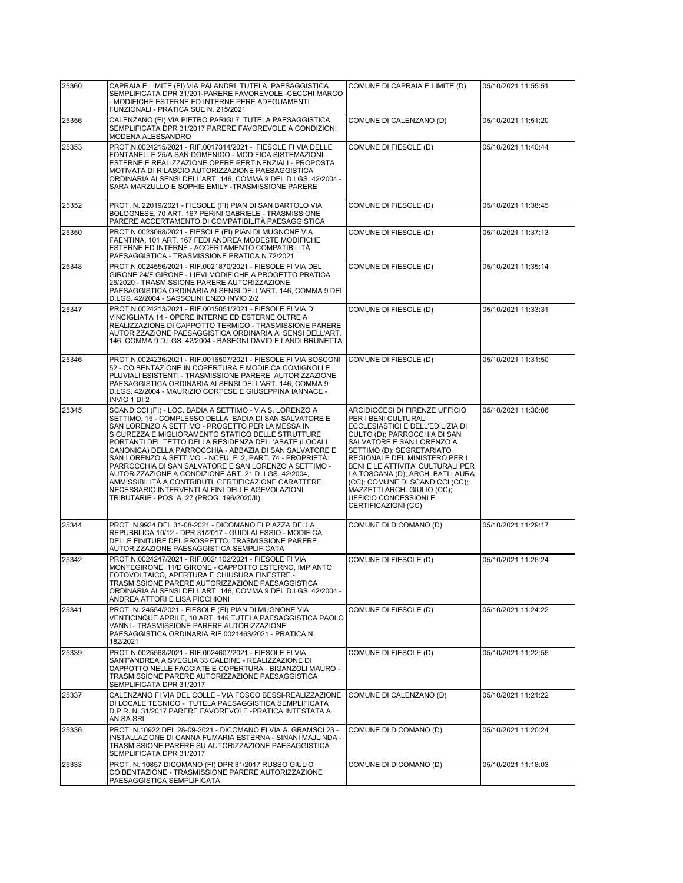| 25360 | CAPRAIA E LIMITE (FI) VIA PALANDRI TUTELA PAESAGGISTICA SEMPLIFICATA DPR 31/201-PARERE FAVOREVOLE -CECCHI MARCO - MODIFICHE ESTERNE ED INTERNE PERE ADEGUAMENTI FUNZIONALI - PRATICA SUE N. 215/2021 | COMUNE DI CAPRAIA E LIMITE (D) | 05/10/2021 11:55:51 |
|---|---|---|---|
| 25356 | CALENZANO (FI) VIA PIETRO PARIGI 7 TUTELA PAESAGGISTICA SEMPLIFICATA DPR 31/2017 PARERE FAVOREVOLE A CONDIZIONI MODENA ALESSANDRO | COMUNE DI CALENZANO (D) | 05/10/2021 11:51:20 |
| 25353 | PROT.N.0024215/2021 - RIF.0017314/2021 - FIESOLE FI VIA DELLE FONTANELLE 25/A SAN DOMENICO - MODIFICA SISTEMAZIONI ESTERNE E REALIZZAZIONE OPERE PERTINENZIALI - PROPOSTA MOTIVATA DI RILASCIO AUTORIZZAZIONE PAESAGGISTICA ORDINARIA AI SENSI DELL'ART. 146, COMMA 9 DEL D.LGS. 42/2004 - SARA MARZULLO E SOPHIE EMILY -TRASMISSIONE PARERE | COMUNE DI FIESOLE (D) | 05/10/2021 11:40:44 |
| 25352 | PROT. N. 22019/2021 - FIESOLE (FI) PIAN DI SAN BARTOLO VIA BOLOGNESE, 70 ART. 167 PERINI GABRIELE - TRASMISSIONE PARERE ACCERTAMENTO DI COMPATIBILITÀ PAESAGGISTICA | COMUNE DI FIESOLE (D) | 05/10/2021 11:38:45 |
| 25350 | PROT.N.0023068/2021 - FIESOLE (FI) PIAN DI MUGNONE VIA FAENTINA, 101 ART. 167 FEDI ANDREA MODESTE MODIFICHE ESTERNE ED INTERNE - ACCERTAMENTO COMPATIBILITÀ PAESAGGISTICA - TRASMISSIONE PRATICA N.72/2021 | COMUNE DI FIESOLE (D) | 05/10/2021 11:37:13 |
| 25348 | PROT.N.0024556/2021 - RIF.0021870/2021 - FIESOLE FI VIA DEL GIRONE 24/F GIRONE - LIEVI MODIFICHE A PROGETTO PRATICA 25/2020 - TRASMISSIONE PARERE AUTORIZZAZIONE PAESAGGISTICA ORDINARIA AI SENSI DELL'ART. 146, COMMA 9 DEL D.LGS. 42/2004 - SASSOLINI ENZO INVIO 2/2 | COMUNE DI FIESOLE (D) | 05/10/2021 11:35:14 |
| 25347 | PROT.N.0024213/2021 - RIF.0015051/2021 - FIESOLE FI VIA DI VINCIGLIATA 14 - OPERE INTERNE ED ESTERNE OLTRE A REALIZZAZIONE DI CAPPOTTO TERMICO - TRASMISSIONE PARERE AUTORIZZAZIONE PAESAGGISTICA ORDINARIA AI SENSI DELL'ART. 146, COMMA 9 D.LGS. 42/2004 - BASEGNI DAVID E LANDI BRUNETTA | COMUNE DI FIESOLE (D) | 05/10/2021 11:33:31 |
| 25346 | PROT.N.0024236/2021 - RIF.0016507/2021 - FIESOLE FI VIA BOSCONI 52 - COIBENTAZIONE IN COPERTURA E MODIFICA COMIGNOLI E PLUVIALI ESISTENTI - TRASMISSIONE PARERE AUTORIZZAZIONE PAESAGGISTICA ORDINARIA AI SENSI DELL'ART. 146, COMMA 9 D.LGS. 42/2004 - MAURIZIO CORTESE E GIUSEPPINA IANNACE - INVIO 1 DI 2 | COMUNE DI FIESOLE (D) | 05/10/2021 11:31:50 |
| 25345 | SCANDICCI (FI) - LOC. BADIA A SETTIMO - VIA S. LORENZO A SETTIMO, 15 - COMPLESSO DELLA BADIA DI SAN SALVATORE E SAN LORENZO A SETTIMO - PROGETTO PER LA MESSA IN SICUREZZA E MIGLIORAMENTO STATICO DELLE STRUTTURE PORTANTI DEL TETTO DELLA RESIDENZA DELL'ABATE (LOCALI CANONICA) DELLA PARROCCHIA - ABBAZIA DI SAN SALVATORE E SAN LORENZO A SETTIMO - NCEU. F. 2, PART. 74 - PROPRIETÀ: PARROCCHIA DI SAN SALVATORE E SAN LORENZO A SETTIMO - AUTORIZZAZIONE A CONDIZIONE ART. 21 D. LGS. 42/2004, AMMISSIBILITÀ A CONTRIBUTI, CERTIFICAZIONE CARATTERE NECESSARIO INTERVENTI AI FINI DELLE AGEVOLAZIONI TRIBUTARIE - POS. A. 27 (PROG. 196/2020/II) | ARCIDIOCESI DI FIRENZE UFFICIO PER I BENI CULTURALI ECCLESIASTICI E DELL'EDILIZIA DI CULTO (D); PARROCCHIA DI SAN SALVATORE E SAN LORENZO A SETTIMO (D); SEGRETARIATO REGIONALE DEL MINISTERO PER I BENI E LE ATTIVITA' CULTURALI PER LA TOSCANA (D); ARCH. BATI LAURA (CC); COMUNE DI SCANDICCI (CC); MAZZETTI ARCH. GIULIO (CC); UFFICIO CONCESSIONI E CERTIFICAZIONI (CC) | 05/10/2021 11:30:06 |
| 25344 | PROT. N.9924 DEL 31-08-2021 - DICOMANO FI PIAZZA DELLA REPUBBLICA 10/12 - DPR 31/2017 - GUIDI ALESSIO - MODIFICA DELLE FINITURE DEL PROSPETTO. TRASMISSIONE PARERE AUTORIZZAZIONE PAESAGGISTICA SEMPLIFICATA | COMUNE DI DICOMANO (D) | 05/10/2021 11:29:17 |
| 25342 | PROT.N.0024247/2021 - RIF.0021102/2021 - FIESOLE FI VIA MONTEGIRONE 11/D GIRONE - CAPPOTTO ESTERNO, IMPIANTO FOTOVOLTAICO, APERTURA E CHIUSURA FINESTRE - TRASMISSIONE PARERE AUTORIZZAZIONE PAESAGGISTICA ORDINARIA AI SENSI DELL'ART. 146, COMMA 9 DEL D.LGS. 42/2004 - ANDREA ATTORI E LISA PICCHIONI | COMUNE DI FIESOLE (D) | 05/10/2021 11:26:24 |
| 25341 | PROT. N. 24554/2021 - FIESOLE (FI) PIAN DI MUGNONE VIA VENTICINQUE APRILE, 10 ART. 146 TUTELA PAESAGGISTICA PAOLO VANNI - TRASMISSIONE PARERE AUTORIZZAZIONE PAESAGGISTICA ORDINARIA RIF.0021463/2021 - PRATICA N. 182/2021 | COMUNE DI FIESOLE (D) | 05/10/2021 11:24:22 |
| 25339 | PROT.N.0025568/2021 - RIF.0024607/2021 - FIESOLE FI VIA SANT'ANDREA A SVEGLIA 33 CALDINE - REALIZZAZIONE DI CAPPOTTO NELLE FACCIATE E COPERTURA - BIGANZOLI MAURO - TRASMISSIONE PARERE AUTORIZZAZIONE PAESAGGISTICA SEMPLIFICATA DPR 31/2017 | COMUNE DI FIESOLE (D) | 05/10/2021 11:22:55 |
| 25337 | CALENZANO FI VIA DEL COLLE - VIA FOSCO BESSI-REALIZZAZIONE DI LOCALE TECNICO - TUTELA PAESAGGISTICA SEMPLIFICATA D.P.R. N. 31/2017 PARERE FAVOREVOLE -PRATICA INTESTATA A AN.SA SRL | COMUNE DI CALENZANO (D) | 05/10/2021 11:21:22 |
| 25336 | PROT. N.10922 DEL 28-09-2021 - DICOMANO FI VIA A. GRAMSCI 23 - INSTALLAZIONE DI CANNA FUMARIA ESTERNA - SINANI MAJLINDA - TRASMISSIONE PARERE SU AUTORIZZAZIONE PAESAGGISTICA SEMPLIFICATA DPR 31/2017 | COMUNE DI DICOMANO (D) | 05/10/2021 11:20:24 |
| 25333 | PROT. N. 10857 DICOMANO (FI) DPR 31/2017 RUSSO GIULIO COIBENTAZIONE - TRASMISSIONE PARERE AUTORIZZAZIONE PAESAGGISTICA SEMPLIFICATA | COMUNE DI DICOMANO (D) | 05/10/2021 11:18:03 |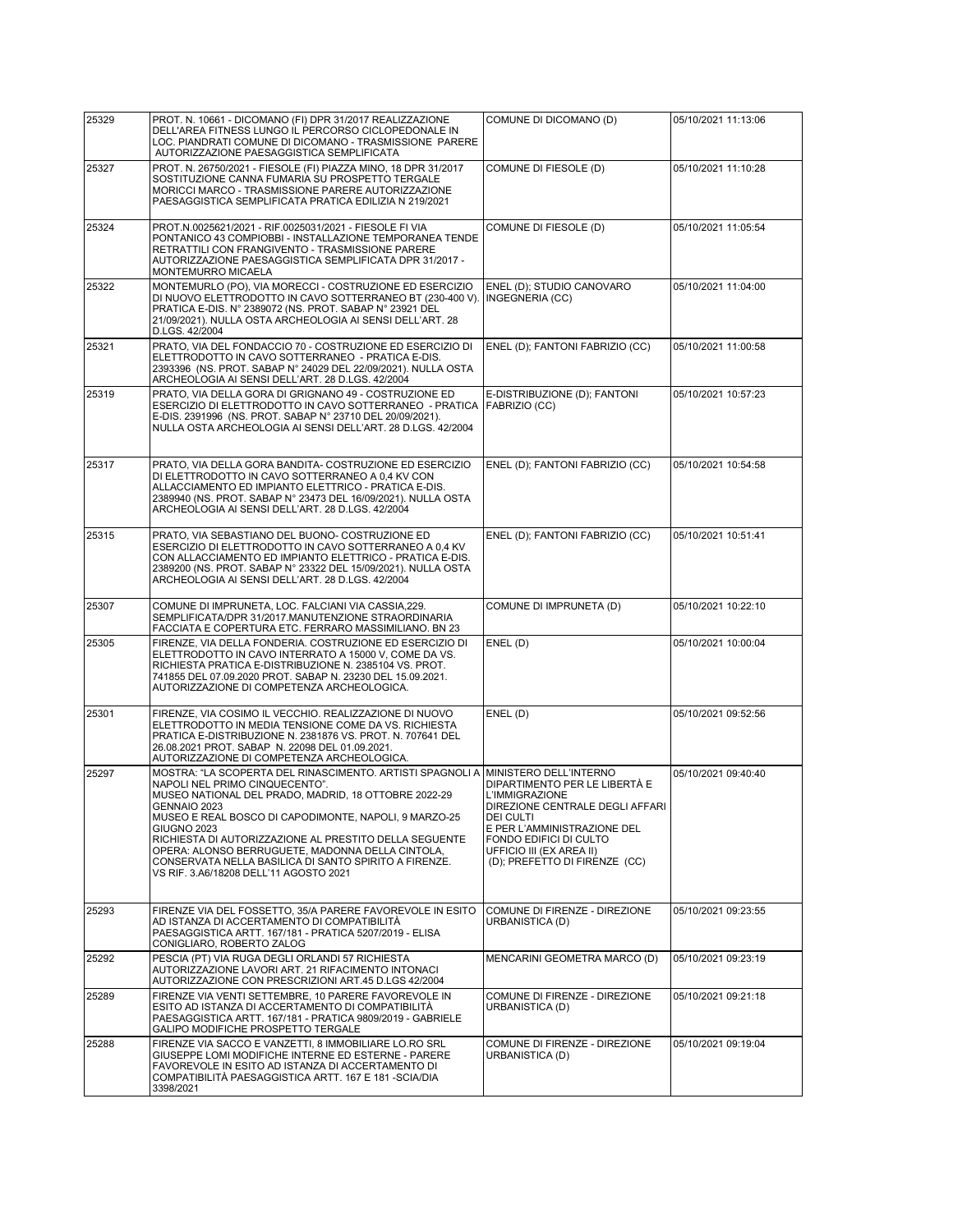| | | | |
|---|---|---|---|
| 25329 | PROT. N. 10661 - DICOMANO (FI) DPR 31/2017 REALIZZAZIONE DELL'AREA FITNESS LUNGO IL PERCORSO CICLOPEDONALE IN LOC. PIANDRATI COMUNE DI DICOMANO - TRASMISSIONE PARERE AUTORIZZAZIONE PAESAGGISTICA SEMPLIFICATA | COMUNE DI DICOMANO (D) | 05/10/2021 11:13:06 |
| 25327 | PROT. N. 26750/2021 - FIESOLE (FI) PIAZZA MINO, 18 DPR 31/2017 SOSTITUZIONE CANNA FUMARIA SU PROSPETTO TERGALE MORICCI MARCO - TRASMISSIONE PARERE AUTORIZZAZIONE PAESAGGISTICA SEMPLIFICATA PRATICA EDILIZIA N 219/2021 | COMUNE DI FIESOLE (D) | 05/10/2021 11:10:28 |
| 25324 | PROT.N.0025621/2021 - RIF.0025031/2021 - FIESOLE FI VIA PONTANICO 43 COMPIOBBI - INSTALLAZIONE TEMPORANEA TENDE RETRATTILI CON FRANGIVENTO - TRASMISSIONE PARERE AUTORIZZAZIONE PAESAGGISTICA SEMPLIFICATA DPR 31/2017 - MONTEMURRO MICAELA | COMUNE DI FIESOLE (D) | 05/10/2021 11:05:54 |
| 25322 | MONTEMURLO (PO), VIA MORECCI - COSTRUZIONE ED ESERCIZIO DI NUOVO ELETTRODOTTO IN CAVO SOTTERRANEO BT (230-400 V). PRATICA E-DIS. N° 2389072 (NS. PROT. SABAP N° 23921 DEL 21/09/2021). NULLA OSTA ARCHEOLOGIA AI SENSI DELL'ART. 28 D.LGS. 42/2004 | ENEL (D); STUDIO CANOVARO INGEGNERIA (CC) | 05/10/2021 11:04:00 |
| 25321 | PRATO, VIA DEL FONDACCIO 70 - COSTRUZIONE ED ESERCIZIO DI ELETTRODOTTO IN CAVO SOTTERRANEO - PRATICA E-DIS. 2393396 (NS. PROT. SABAP N° 24029 DEL 22/09/2021). NULLA OSTA ARCHEOLOGIA AI SENSI DELL'ART. 28 D.LGS. 42/2004 | ENEL (D); FANTONI FABRIZIO (CC) | 05/10/2021 11:00:58 |
| 25319 | PRATO, VIA DELLA GORA DI GRIGNANO 49 - COSTRUZIONE ED ESERCIZIO DI ELETTRODOTTO IN CAVO SOTTERRANEO - PRATICA E-DIS. 2391996 (NS. PROT. SABAP N° 23710 DEL 20/09/2021). NULLA OSTA ARCHEOLOGIA AI SENSI DELL'ART. 28 D.LGS. 42/2004 | E-DISTRIBUZIONE (D); FANTONI FABRIZIO (CC) | 05/10/2021 10:57:23 |
| 25317 | PRATO, VIA DELLA GORA BANDITA- COSTRUZIONE ED ESERCIZIO DI ELETTRODOTTO IN CAVO SOTTERRANEO A 0,4 KV CON ALLACCIAMENTO ED IMPIANTO ELETTRICO - PRATICA E-DIS. 2389940 (NS. PROT. SABAP N° 23473 DEL 16/09/2021). NULLA OSTA ARCHEOLOGIA AI SENSI DELL'ART. 28 D.LGS. 42/2004 | ENEL (D); FANTONI FABRIZIO (CC) | 05/10/2021 10:54:58 |
| 25315 | PRATO, VIA SEBASTIANO DEL BUONO- COSTRUZIONE ED ESERCIZIO DI ELETTRODOTTO IN CAVO SOTTERRANEO A 0,4 KV CON ALLACCIAMENTO ED IMPIANTO ELETTRICO - PRATICA E-DIS. 2389200 (NS. PROT. SABAP N° 23322 DEL 15/09/2021). NULLA OSTA ARCHEOLOGIA AI SENSI DELL'ART. 28 D.LGS. 42/2004 | ENEL (D); FANTONI FABRIZIO (CC) | 05/10/2021 10:51:41 |
| 25307 | COMUNE DI IMPRUNETA, LOC. FALCIANI VIA CASSIA,229. SEMPLIFICATA/DPR 31/2017.MANUTENZIONE STRAORDINARIA FACCIATA E COPERTURA ETC. FERRARO MASSIMILIANO. BN 23 | COMUNE DI IMPRUNETA (D) | 05/10/2021 10:22:10 |
| 25305 | FIRENZE, VIA DELLA FONDERIA. COSTRUZIONE ED ESERCIZIO DI ELETTRODOTTO IN CAVO INTERRATO A 15000 V, COME DA VS. RICHIESTA PRATICA E-DISTRIBUZIONE N. 2385104 VS. PROT. 741855 DEL 07.09.2020 PROT. SABAP N. 23230 DEL 15.09.2021. AUTORIZZAZIONE DI COMPETENZA ARCHEOLOGICA. | ENEL (D) | 05/10/2021 10:00:04 |
| 25301 | FIRENZE, VIA COSIMO IL VECCHIO. REALIZZAZIONE DI NUOVO ELETTRODOTTO IN MEDIA TENSIONE COME DA VS. RICHIESTA PRATICA E-DISTRIBUZIONE N. 2381876 VS. PROT. N. 707641 DEL 26.08.2021 PROT. SABAP N. 22098 DEL 01.09.2021. AUTORIZZAZIONE DI COMPETENZA ARCHEOLOGICA. | ENEL (D) | 05/10/2021 09:52:56 |
| 25297 | MOSTRA: "LA SCOPERTA DEL RINASCIMENTO. ARTISTI SPAGNOLI A NAPOLI NEL PRIMO CINQUECENTO". MUSEO NATIONAL DEL PRADO, MADRID, 18 OTTOBRE 2022-29 GENNAIO 2023 MUSEO E REAL BOSCO DI CAPODIMONTE, NAPOLI, 9 MARZO-25 GIUGNO 2023 RICHIESTA DI AUTORIZZAZIONE AL PRESTITO DELLA SEGUENTE OPERA: ALONSO BERRUGUETE, MADONNA DELLA CINTOLA, CONSERVATA NELLA BASILICA DI SANTO SPIRITO A FIRENZE. VS RIF. 3.A6/18208 DELL'11 AGOSTO 2021 | MINISTERO DELL'INTERNO DIPARTIMENTO PER LE LIBERTÀ E L'IMMIGRAZIONE DIREZIONE CENTRALE DEGLI AFFARI DEI CULTI E PER L'AMMINISTRAZIONE DEL FONDO EDIFICI DI CULTO UFFICIO III (EX AREA II) (D); PREFETTO DI FIRENZE (CC) | 05/10/2021 09:40:40 |
| 25293 | FIRENZE VIA DEL FOSSETTO, 35/A PARERE FAVOREVOLE IN ESITO AD ISTANZA DI ACCERTAMENTO DI COMPATIBILITÀ PAESAGGISTICA ARTT. 167/181 - PRATICA 5207/2019 - ELISA CONIGLIARO, ROBERTO ZALOG | COMUNE DI FIRENZE - DIREZIONE URBANISTICA (D) | 05/10/2021 09:23:55 |
| 25292 | PESCIA (PT) VIA RUGA DEGLI ORLANDI 57 RICHIESTA AUTORIZZAZIONE LAVORI ART. 21 RIFACIMENTO INTONACI AUTORIZZAZIONE CON PRESCRIZIONI ART.45 D.LGS 42/2004 | MENCARINI GEOMETRA MARCO (D) | 05/10/2021 09:23:19 |
| 25289 | FIRENZE VIA VENTI SETTEMBRE, 10 PARERE FAVOREVOLE IN ESITO AD ISTANZA DI ACCERTAMENTO DI COMPATIBILITÀ PAESAGGISTICA ARTT. 167/181 - PRATICA 9809/2019 - GABRIELE GALIPO MODIFICHE PROSPETTO TERGALE | COMUNE DI FIRENZE - DIREZIONE URBANISTICA (D) | 05/10/2021 09:21:18 |
| 25288 | FIRENZE VIA SACCO E VANZETTI, 8 IMMOBILIARE LO.RO SRL GIUSEPPE LOMI MODIFICHE INTERNE ED ESTERNE - PARERE FAVOREVOLE IN ESITO AD ISTANZA DI ACCERTAMENTO DI COMPATIBILITÀ PAESAGGISTICA ARTT. 167 E 181 -SCIA/DIA 3398/2021 | COMUNE DI FIRENZE - DIREZIONE URBANISTICA (D) | 05/10/2021 09:19:04 |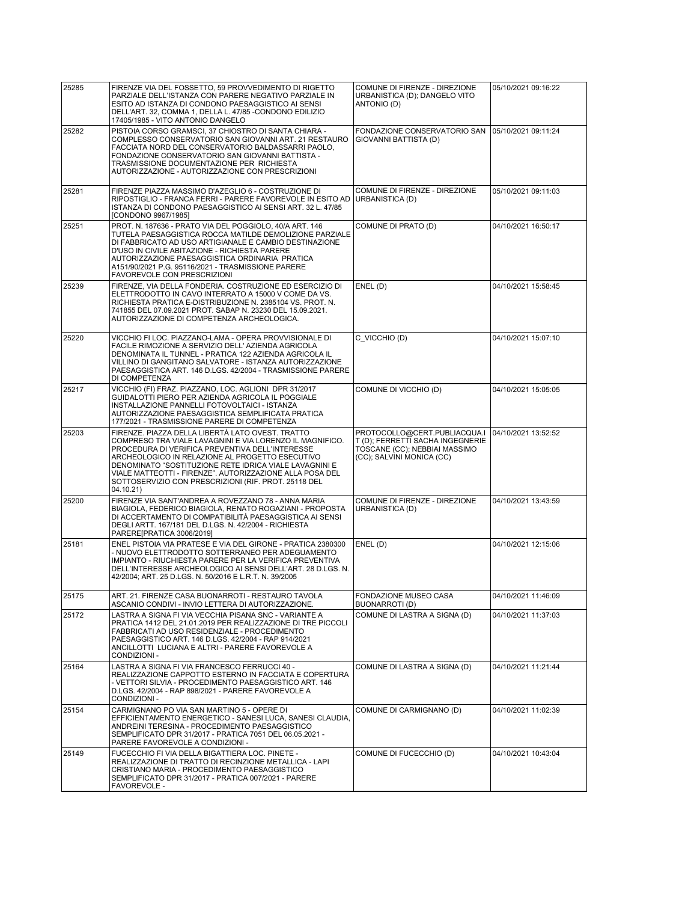| | | | |
|---|---|---|---|
| 25285 | FIRENZE VIA DEL FOSSETTO, 59 PROVVEDIMENTO DI RIGETTO PARZIALE DELL'ISTANZA CON PARERE NEGATIVO PARZIALE IN ESITO AD ISTANZA DI CONDONO PAESAGGISTICO AI SENSI DELL'ART. 32, COMMA 1, DELLA L. 47/85 -CONDONO EDILIZIO 17405/1985 - VITO ANTONIO DANGELO | COMUNE DI FIRENZE - DIREZIONE URBANISTICA (D); DANGELO VITO ANTONIO (D) | 05/10/2021 09:16:22 |
| 25282 | PISTOIA CORSO GRAMSCI, 37 CHIOSTRO DI SANTA CHIARA - COMPLESSO CONSERVATORIO SAN GIOVANNI ART. 21 RESTAURO FACCIATA NORD DEL CONSERVATORIO BALDASSARRI PAOLO, FONDAZIONE CONSERVATORIO SAN GIOVANNI BATTISTA - TRASMISSIONE DOCUMENTAZIONE PER RICHIESTA AUTORIZZAZIONE - AUTORIZZAZIONE CON PRESCRIZIONI | FONDAZIONE CONSERVATORIO SAN GIOVANNI BATTISTA (D) | 05/10/2021 09:11:24 |
| 25281 | FIRENZE PIAZZA MASSIMO D'AZEGLIO 6 - COSTRUZIONE DI RIPOSTIGLIO - FRANCA FERRI - PARERE FAVOREVOLE IN ESITO AD ISTANZA DI CONDONO PAESAGGISTICO AI SENSI ART. 32 L. 47/85 [CONDONO 9967/1985] | COMUNE DI FIRENZE - DIREZIONE URBANISTICA (D) | 05/10/2021 09:11:03 |
| 25251 | PROT. N. 187636 - PRATO VIA DEL POGGIOLO, 40/A ART. 146 TUTELA PAESAGGISTICA ROCCA MATILDE DEMOLIZIONE PARZIALE DI FABBRICATO AD USO ARTIGIANALE E CAMBIO DESTINAZIONE D'USO IN CIVILE ABITAZIONE - RICHIESTA PARERE AUTORIZZAZIONE PAESAGGISTICA ORDINARIA PRATICA A151/90/2021 P.G. 95116/2021 - TRASMISSIONE PARERE FAVOREVOLE CON PRESCRIZIONI | COMUNE DI PRATO (D) | 04/10/2021 16:50:17 |
| 25239 | FIRENZE, VIA DELLA FONDERIA. COSTRUZIONE ED ESERCIZIO DI ELETTRODOTTO IN CAVO INTERRATO A 15000 V COME DA VS. RICHIESTA PRATICA E-DISTRIBUZIONE N. 2385104 VS. PROT. N. 741855 DEL 07.09.2021 PROT. SABAP N. 23230 DEL 15.09.2021. AUTORIZZAZIONE DI COMPETENZA ARCHEOLOGICA. | ENEL (D) | 04/10/2021 15:58:45 |
| 25220 | VICCHIO FI LOC. PIAZZANO-LAMA - OPERA PROVVISIONALE DI FACILE RIMOZIONE A SERVIZIO DELL' AZIENDA AGRICOLA DENOMINATA IL TUNNEL - PRATICA 122 AZIENDA AGRICOLA IL VILLINO DI GANGITANO SALVATORE - ISTANZA AUTORIZZAZIONE PAESAGGISTICA ART. 146 D.LGS. 42/2004 - TRASMISSIONE PARERE DI COMPETENZA | C_VICCHIO (D) | 04/10/2021 15:07:10 |
| 25217 | VICCHIO (FI) FRAZ. PIAZZANO, LOC. AGLIONI DPR 31/2017 GUIDALOTTI PIERO PER AZIENDA AGRICOLA IL POGGIALE INSTALLAZIONE PANNELLI FOTOVOLTAICI - ISTANZA AUTORIZZAZIONE PAESAGGISTICA SEMPLIFICATA PRATICA 177/2021 - TRASMISSIONE PARERE DI COMPETENZA | COMUNE DI VICCHIO (D) | 04/10/2021 15:05:05 |
| 25203 | FIRENZE. PIAZZA DELLA LIBERTÀ LATO OVEST. TRATTO COMPRESO TRA VIALE LAVAGNINI E VIA LORENZO IL MAGNIFICO. PROCEDURA DI VERIFICA PREVENTIVA DELL'INTERESSE ARCHEOLOGICO IN RELAZIONE AL PROGETTO ESECUTIVO DENOMINATO "SOSTITUZIONE RETE IDRICA VIALE LAVAGNINI E VIALE MATTEOTTI - FIRENZE". AUTORIZZAZIONE ALLA POSA DEL SOTTOSERVIZIO CON PRESCRIZIONI (RIF. PROT. 25118 DEL 04.10.21) | PROTOCOLLO@CERT.PUBLIACQUA.IT (D); FERRETTI SACHA INGEGNERIE TOSCANE (CC); NEBBIAI MASSIMO (CC); SALVINI MONICA (CC) | 04/10/2021 13:52:52 |
| 25200 | FIRENZE VIA SANT'ANDREA A ROVEZZANO 78 - ANNA MARIA BIAGIOLA, FEDERICO BIAGIOLA, RENATO ROGAZIANI - PROPOSTA DI ACCERTAMENTO DI COMPATIBILITÀ PAESAGGISTICA AI SENSI DEGLI ARTT. 167/181 DEL D.LGS. N. 42/2004 - RICHIESTA PARERE[PRATICA 3006/2019] | COMUNE DI FIRENZE - DIREZIONE URBANISTICA (D) | 04/10/2021 13:43:59 |
| 25181 | ENEL PISTOIA VIA PRATESE E VIA DEL GIRONE - PRATICA 2380300 - NUOVO ELETTRODOTTO SOTTERRANEO PER ADEGUAMENTO IMPIANTO - RIUCHIESTA PARERE PER LA VERIFICA PREVENTIVA DELL'INTERESSE ARCHEOLOGICO AI SENSI DELL'ART. 28 D.LGS. N. 42/2004; ART. 25 D.LGS. N. 50/2016 E L.R.T. N. 39/2005 | ENEL (D) | 04/10/2021 12:15:06 |
| 25175 | ART. 21. FIRENZE CASA BUONARROTI - RESTAURO TAVOLA ASCANIO CONDIVI - INVIO LETTERA DI AUTORIZZAZIONE. | FONDAZIONE MUSEO CASA BUONARROTI (D) | 04/10/2021 11:46:09 |
| 25172 | LASTRA A SIGNA FI VIA VECCHIA PISANA SNC - VARIANTE A PRATICA 1412 DEL 21.01.2019 PER REALIZZAZIONE DI TRE PICCOLI FABBRICATI AD USO RESIDENZIALE - PROCEDIMENTO PAESAGGISTICO ART. 146 D.LGS. 42/2004 - RAP 914/2021 ANCILLOTTI LUCIANA E ALTRI - PARERE FAVOREVOLE A CONDIZIONI - | COMUNE DI LASTRA A SIGNA (D) | 04/10/2021 11:37:03 |
| 25164 | LASTRA A SIGNA FI VIA FRANCESCO FERRUCCI 40 - REALIZZAZIONE CAPPOTTO ESTERNO IN FACCIATA E COPERTURA - VETTORI SILVIA - PROCEDIMENTO PAESAGGISTICO ART. 146 D.LGS. 42/2004 - RAP 898/2021 - PARERE FAVOREVOLE A CONDIZIONI - | COMUNE DI LASTRA A SIGNA (D) | 04/10/2021 11:21:44 |
| 25154 | CARMIGNANO PO VIA SAN MARTINO 5 - OPERE DI EFFICIENTAMENTO ENERGETICO - SANESI LUCA, SANESI CLAUDIA, ANDREINI TERESINA - PROCEDIMENTO PAESAGGISTICO SEMPLIFICATO DPR 31/2017 - PRATICA 7051 DEL 06.05.2021 - PARERE FAVOREVOLE A CONDIZIONI - | COMUNE DI CARMIGNANO (D) | 04/10/2021 11:02:39 |
| 25149 | FUCECCHIO FI VIA DELLA BIGATTIERA LOC. PINETE - REALIZZAZIONE DI TRATTO DI RECINZIONE METALLICA - LAPI CRISTIANO MARIA - PROCEDIMENTO PAESAGGISTICO SEMPLIFICATO DPR 31/2017 - PRATICA 007/2021 - PARERE FAVOREVOLE - | COMUNE DI FUCECCHIO (D) | 04/10/2021 10:43:04 |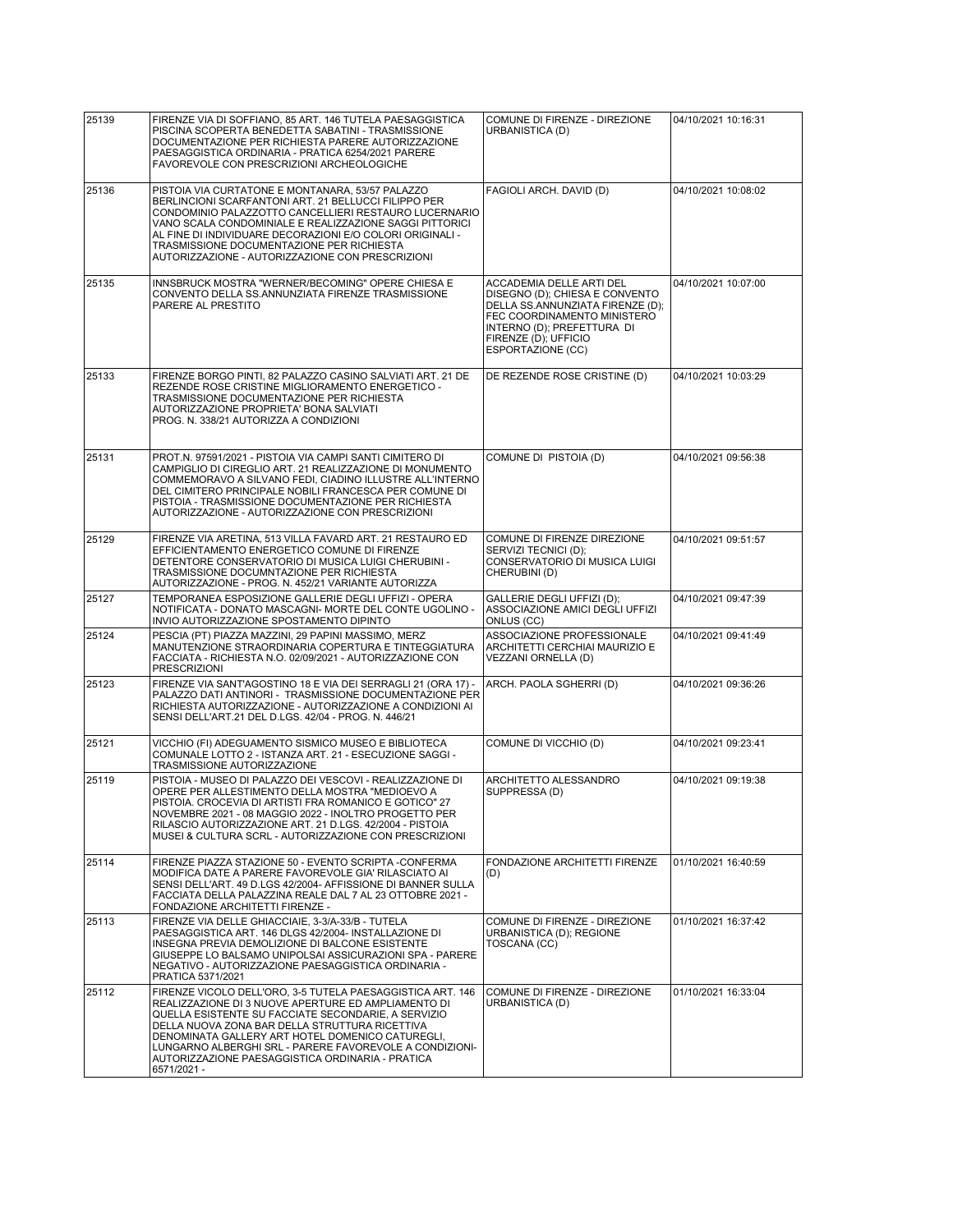| | | | |
|---|---|---|---|
| 25139 | FIRENZE VIA DI SOFFIANO, 85 ART. 146 TUTELA PAESAGGISTICA PISCINA SCOPERTA BENEDETTA SABATINI - TRASMISSIONE DOCUMENTAZIONE PER RICHIESTA PARERE AUTORIZZAZIONE PAESAGGISTICA ORDINARIA - PRATICA 6254/2021 PARERE FAVOREVOLE CON PRESCRIZIONI ARCHEOLOGICHE | COMUNE DI FIRENZE - DIREZIONE URBANISTICA (D) | 04/10/2021 10:16:31 |
| 25136 | PISTOIA VIA CURTATONE E MONTANARA, 53/57 PALAZZO BERLINCIONI SCARFANTONI ART. 21 BELLUCCI FILIPPO PER CONDOMINIO PALAZZOTTO CANCELLIERI RESTAURO LUCERNARIO VANO SCALA CONDOMINIALE E REALIZZAZIONE SAGGI PITTORICI AL FINE DI INDIVIDUARE DECORAZIONI E/O COLORI ORIGINALI - TRASMISSIONE DOCUMENTAZIONE PER RICHIESTA AUTORIZZAZIONE - AUTORIZZAZIONE CON PRESCRIZIONI | FAGIOLI ARCH. DAVID (D) | 04/10/2021 10:08:02 |
| 25135 | INNSBRUCK MOSTRA "WERNER/BECOMING" OPERE CHIESA E CONVENTO DELLA SS.ANNUNZIATA FIRENZE TRASMISSIONE PARERE AL PRESTITO | ACCADEMIA DELLE ARTI DEL DISEGNO (D); CHIESA E CONVENTO DELLA SS.ANNUNZIATA FIRENZE (D); FEC COORDINAMENTO MINISTERO INTERNO (D); PREFETTURA DI FIRENZE (D); UFFICIO ESPORTAZIONE (CC) | 04/10/2021 10:07:00 |
| 25133 | FIRENZE BORGO PINTI, 82 PALAZZO CASINO SALVIATI ART. 21 DE REZENDE ROSE CRISTINE MIGLIORAMENTO ENERGETICO - TRASMISSIONE DOCUMENTAZIONE PER RICHIESTA AUTORIZZAZIONE PROPRIETA' BONA SALVIATI PROG. N. 338/21 AUTORIZZA A CONDIZIONI | DE REZENDE ROSE CRISTINE (D) | 04/10/2021 10:03:29 |
| 25131 | PROT.N. 97591/2021 - PISTOIA VIA CAMPI SANTI CIMITERO DI CAMPIGLIO DI CIREGLIO ART. 21 REALIZZAZIONE DI MONUMENTO COMMEMORAVO A SILVANO FEDI, CIADINO ILLUSTRE ALL'INTERNO DEL CIMITERO PRINCIPALE NOBILI FRANCESCA PER COMUNE DI PISTOIA - TRASMISSIONE DOCUMENTAZIONE PER RICHIESTA AUTORIZZAZIONE - AUTORIZZAZIONE CON PRESCRIZIONI | COMUNE DI PISTOIA (D) | 04/10/2021 09:56:38 |
| 25129 | FIRENZE VIA ARETINA, 513 VILLA FAVARD ART. 21 RESTAURO ED EFFICIENTAMENTO ENERGETICO COMUNE DI FIRENZE DETENTORE CONSERVATORIO DI MUSICA LUIGI CHERUBINI - TRASMISSIONE DOCUMNTAZIONE PER RICHIESTA AUTORIZZAZIONE - PROG. N. 452/21 VARIANTE AUTORIZZA | COMUNE DI FIRENZE DIREZIONE SERVIZI TECNICI (D); CONSERVATORIO DI MUSICA LUIGI CHERUBINI (D) | 04/10/2021 09:51:57 |
| 25127 | TEMPORANEA ESPOSIZIONE GALLERIE DEGLI UFFIZI - OPERA NOTIFICATA - DONATO MASCAGNI- MORTE DEL CONTE UGOLINO - INVIO AUTORIZZAZIONE SPOSTAMENTO DIPINTO | GALLERIE DEGLI UFFIZI (D); ASSOCIAZIONE AMICI DEGLI UFFIZI ONLUS (CC) | 04/10/2021 09:47:39 |
| 25124 | PESCIA (PT) PIAZZA MAZZINI, 29 PAPINI MASSIMO, MERZ MANUTENZIONE STRAORDINARIA COPERTURA E TINTEGGIATURA FACCIATA - RICHIESTA N.O. 02/09/2021 - AUTORIZZAZIONE CON PRESCRIZIONI | ASSOCIAZIONE PROFESSIONALE ARCHITETTI CERCHIAI MAURIZIO E VEZZANI ORNELLA (D) | 04/10/2021 09:41:49 |
| 25123 | FIRENZE VIA SANT'AGOSTINO 18 E VIA DEI SERRAGLI 21 (ORA 17) - PALAZZO DATI ANTINORI - TRASMISSIONE DOCUMENTAZIONE PER RICHIESTA AUTORIZZAZIONE - AUTORIZZAZIONE A CONDIZIONI AI SENSI DELL'ART.21 DEL D.LGS. 42/04 - PROG. N. 446/21 | ARCH. PAOLA SGHERRI (D) | 04/10/2021 09:36:26 |
| 25121 | VICCHIO (FI) ADEGUAMENTO SISMICO MUSEO E BIBLIOTECA COMUNALE LOTTO 2 - ISTANZA ART. 21 - ESECUZIONE SAGGI - TRASMISSIONE AUTORIZZAZIONE | COMUNE DI VICCHIO (D) | 04/10/2021 09:23:41 |
| 25119 | PISTOIA - MUSEO DI PALAZZO DEI VESCOVI - REALIZZAZIONE DI OPERE PER ALLESTIMENTO DELLA MOSTRA "MEDIOEVO A PISTOIA. CROCEVIA DI ARTISTI FRA ROMANICO E GOTICO" 27 NOVEMBRE 2021 - 08 MAGGIO 2022 - INOLTRO PROGETTO PER RILASCIO AUTORIZZAZIONE ART. 21 D.LGS. 42/2004 - PISTOIA MUSEI & CULTURA SCRL - AUTORIZZAZIONE CON PRESCRIZIONI | ARCHITETTO ALESSANDRO SUPPRESSA (D) | 04/10/2021 09:19:38 |
| 25114 | FIRENZE PIAZZA STAZIONE 50 - EVENTO SCRIPTA -CONFERMA MODIFICA DATE A PARERE FAVOREVOLE GIA' RILASCIATO AI SENSI DELL'ART. 49 D.LGS 42/2004- AFFISSIONE DI BANNER SULLA FACCIATA DELLA PALAZZINA REALE DAL 7 AL 23 OTTOBRE 2021 - FONDAZIONE ARCHITETTI FIRENZE - | FONDAZIONE ARCHITETTI FIRENZE (D) | 01/10/2021 16:40:59 |
| 25113 | FIRENZE VIA DELLE GHIACCIAIE, 3-3/A-33/B - TUTELA PAESAGGISTICA ART. 146 DLGS 42/2004- INSTALLAZIONE DI INSEGNA PREVIA DEMOLIZIONE DI BALCONE ESISTENTE GIUSEPPE LO BALSAMO UNIPOLSAI ASSICURAZIONI SPA - PARERE NEGATIVO - AUTORIZZAZIONE PAESAGGISTICA ORDINARIA - PRATICA 5371/2021 | COMUNE DI FIRENZE - DIREZIONE URBANISTICA (D); REGIONE TOSCANA (CC) | 01/10/2021 16:37:42 |
| 25112 | FIRENZE VICOLO DELL'ORO, 3-5 TUTELA PAESAGGISTICA ART. 146 REALIZZAZIONE DI 3 NUOVE APERTURE ED AMPLIAMENTO DI QUELLA ESISTENTE SU FACCIATE SECONDARIE, A SERVIZIO DELLA NUOVA ZONA BAR DELLA STRUTTURA RICETTIVA DENOMINATA GALLERY ART HOTEL DOMENICO CATUREGLI, LUNGARNO ALBERGHI SRL - PARERE FAVOREVOLE A CONDIZIONI- AUTORIZZAZIONE PAESAGGISTICA ORDINARIA - PRATICA 6571/2021 - | COMUNE DI FIRENZE - DIREZIONE URBANISTICA (D) | 01/10/2021 16:33:04 |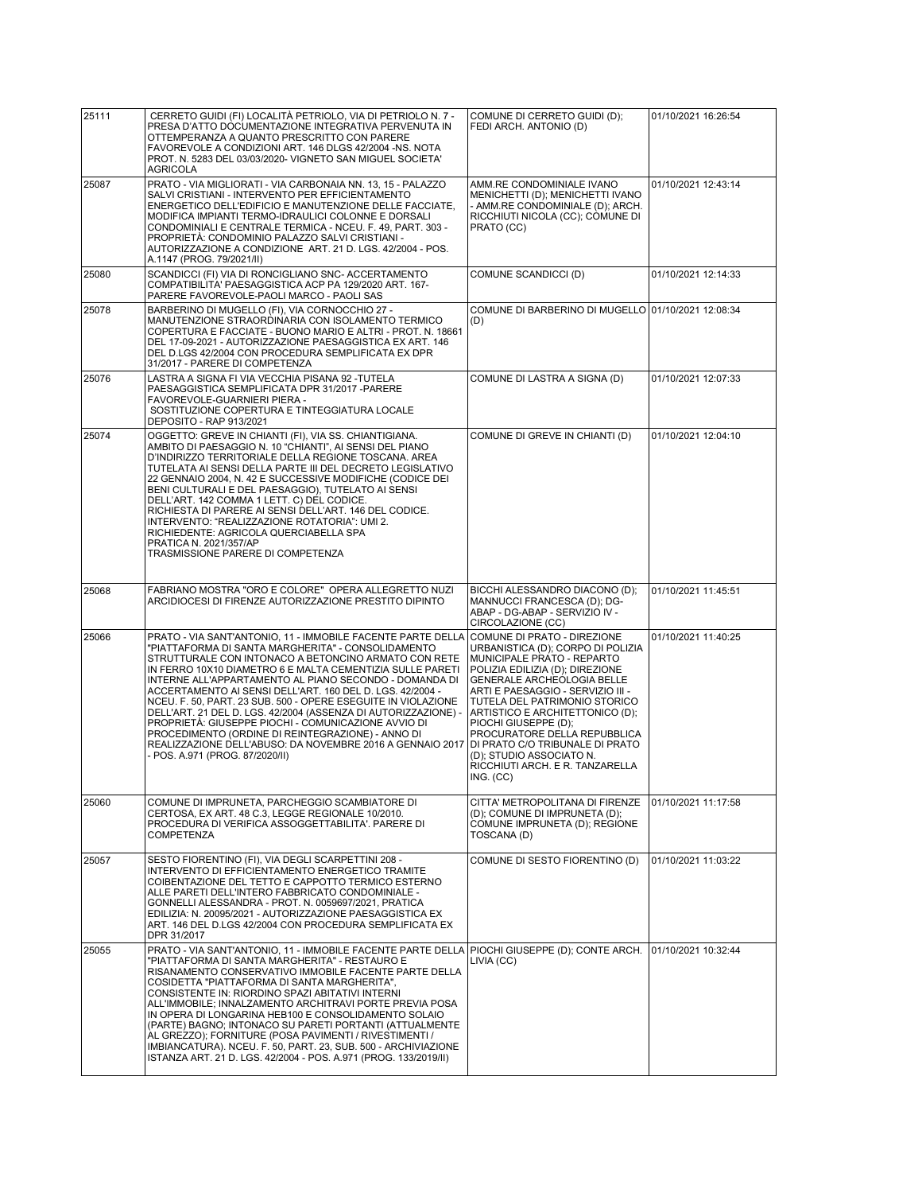| 25111 | CERRETO GUIDI (FI) LOCALITÀ PETRIOLO, VIA DI PETRIOLO N. 7 - PRESA D'ATTO DOCUMENTAZIONE INTEGRATIVA PERVENUTA IN OTTEMPERANZA A QUANTO PRESCRITTO CON PARERE FAVOREVOLE A CONDIZIONI ART. 146 DLGS 42/2004 -NS. NOTA PROT. N. 5283 DEL 03/03/2020- VIGNETO SAN MIGUEL SOCIETA' AGRICOLA | COMUNE DI CERRETO GUIDI (D); FEDI ARCH. ANTONIO (D) | 01/10/2021 16:26:54 |
|---|---|---|---|
| 25087 | PRATO - VIA MIGLIORATI - VIA CARBONAIA NN. 13, 15 - PALAZZO SALVI CRISTIANI - INTERVENTO PER EFFICIENTAMENTO ENERGETICO DELL'EDIFICIO E MANUTENZIONE DELLE FACCIATE, MODIFICA IMPIANTI TERMO-IDRAULICI COLONNE E DORSALI CONDOMINIALI E CENTRALE TERMICA - NCEU. F. 49, PART. 303 - PROPRIETÀ: CONDOMINIO PALAZZO SALVI CRISTIANI - AUTORIZZAZIONE A CONDIZIONE ART. 21 D. LGS. 42/2004 - POS. A.1147 (PROG. 79/2021/II) | AMM.RE CONDOMINIALE IVANO MENICHETTI (D); MENICHETTI IVANO - AMM.RE CONDOMINIALE (D); ARCH. RICCHIUTI NICOLA (CC); COMUNE DI PRATO (CC) | 01/10/2021 12:43:14 |
| 25080 | SCANDICCI (FI) VIA DI RONCIGLIANO SNC- ACCERTAMENTO COMPATIBILITA' PAESAGGISTICA ACP PA 129/2020 ART. 167- PARERE FAVOREVOLE-PAOLI MARCO - PAOLI SAS | COMUNE SCANDICCI (D) | 01/10/2021 12:14:33 |
| 25078 | BARBERINO DI MUGELLO (FI), VIA CORNOCCHIO 27 - MANUTENZIONE STRAORDINARIA CON ISOLAMENTO TERMICO COPERTURA E FACCIATE - BUONO MARIO E ALTRI - PROT. N. 18661 DEL 17-09-2021 - AUTORIZZAZIONE PAESAGGISTICA EX ART. 146 DEL D.LGS 42/2004 CON PROCEDURA SEMPLIFICATA EX DPR 31/2017 - PARERE DI COMPETENZA | COMUNE DI BARBERINO DI MUGELLO (D) | 01/10/2021 12:08:34 |
| 25076 | LASTRA A SIGNA FI VIA VECCHIA PISANA 92 -TUTELA PAESAGGISTICA SEMPLIFICATA DPR 31/2017 -PARERE FAVOREVOLE-GUARNIERI PIERA - SOSTITUZIONE COPERTURA E TINTEGGIATURA LOCALE DEPOSITO - RAP 913/2021 | COMUNE DI LASTRA A SIGNA (D) | 01/10/2021 12:07:33 |
| 25074 | OGGETTO: GREVE IN CHIANTI (FI), VIA SS. CHIANTIGIANA. AMBITO DI PAESAGGIO N. 10 "CHIANTI", AI SENSI DEL PIANO D'INDIRIZZO TERRITORIALE DELLA REGIONE TOSCANA. AREA TUTELATA AI SENSI DELLA PARTE III DEL DECRETO LEGISLATIVO 22 GENNAIO 2004, N. 42 E SUCCESSIVE MODIFICHE (CODICE DEI BENI CULTURALI E DEL PAESAGGIO), TUTELATO AI SENSI DELL'ART. 142 COMMA 1 LETT. C) DEL CODICE. RICHIESTA DI PARERE AI SENSI DELL'ART. 146 DEL CODICE. INTERVENTO: "REALIZZAZIONE ROTATORIA": UMI 2. RICHIEDENTE: AGRICOLA QUERCIABELLA SPA PRATICA N. 2021/357/AP TRASMISSIONE PARERE DI COMPETENZA | COMUNE DI GREVE IN CHIANTI (D) | 01/10/2021 12:04:10 |
| 25068 | FABRIANO MOSTRA "ORO E COLORE" OPERA ALLEGRETTO NUZI ARCIDIOCESI DI FIRENZE AUTORIZZAZIONE PRESTITO DIPINTO | BICCHI ALESSANDRO DIACONO (D); MANNUCCI FRANCESCA (D); DG-ABAP - DG-ABAP - SERVIZIO IV - CIRCOLAZIONE (CC) | 01/10/2021 11:45:51 |
| 25066 | PRATO - VIA SANT'ANTONIO, 11 - IMMOBILE FACENTE PARTE DELLA "PIATTAFORMA DI SANTA MARGHERITA" - CONSOLIDAMENTO STRUTTURALE CON INTONACO A BETONCINO ARMATO CON RETE IN FERRO 10X10 DIAMETRO 6 E MALTA CEMENTIZIA SULLE PARETI INTERNE ALL'APPARTAMENTO AL PIANO SECONDO - DOMANDA DI ACCERTAMENTO AI SENSI DELL'ART. 160 DEL D. LGS. 42/2004 - NCEU. F. 50, PART. 23 SUB. 500 - OPERE ESEGUITE IN VIOLAZIONE DELL'ART. 21 DEL D. LGS. 42/2004 (ASSENZA DI AUTORIZZAZIONE) - PROPRIETÀ: GIUSEPPE PIOCHI - COMUNICAZIONE AVVIO DI PROCEDIMENTO (ORDINE DI REINTEGRAZIONE) - ANNO DI REALIZZAZIONE DELL'ABUSO: DA NOVEMBRE 2016 A GENNAIO 2017 - POS. A.971 (PROG. 87/2020/II) | COMUNE DI PRATO - DIREZIONE URBANISTICA (D); CORPO DI POLIZIA MUNICIPALE PRATO - REPARTO POLIZIA EDILIZIA (D); DIREZIONE GENERALE ARCHEOLOGIA BELLE ARTI E PAESAGGIO - SERVIZIO III - TUTELA DEL PATRIMONIO STORICO ARTISTICO E ARCHITETTONICO (D); PIOCHI GIUSEPPE (D); PROCURATORE DELLA REPUBBLICA DI PRATO C/O TRIBUNALE DI PRATO (D); STUDIO ASSOCIATO N. RICCHIUTI ARCH. E R. TANZARELLA ING. (CC) | 01/10/2021 11:40:25 |
| 25060 | COMUNE DI IMPRUNETA, PARCHEGGIO SCAMBIATORE DI CERTOSA, EX ART. 48 C.3, LEGGE REGIONALE 10/2010. PROCEDURA DI VERIFICA ASSOGGETTABILITA'. PARERE DI COMPETENZA | CITTA' METROPOLITANA DI FIRENZE (D); COMUNE DI IMPRUNETA (D); COMUNE IMPRUNETA (D); REGIONE TOSCANA (D) | 01/10/2021 11:17:58 |
| 25057 | SESTO FIORENTINO (FI), VIA DEGLI SCARPETTINI 208 - INTERVENTO DI EFFICIENTAMENTO ENERGETICO TRAMITE COIBENTAZIONE DEL TETTO E CAPPOTTO TERMICO ESTERNO ALLE PARETI DELL'INTERO FABBRICATO CONDOMINIALE - GONNELLI ALESSANDRA - PROT. N. 0059697/2021, PRATICA EDILIZIA: N. 20095/2021 - AUTORIZZAZIONE PAESAGGISTICA EX ART. 146 DEL D.LGS 42/2004 CON PROCEDURA SEMPLIFICATA EX DPR 31/2017 | COMUNE DI SESTO FIORENTINO (D) | 01/10/2021 11:03:22 |
| 25055 | PRATO - VIA SANT'ANTONIO, 11 - IMMOBILE FACENTE PARTE DELLA "PIATTAFORMA DI SANTA MARGHERITA" - RESTAURO E RISANAMENTO CONSERVATIVO IMMOBILE FACENTE PARTE DELLA COSIDETTA "PIATTAFORMA DI SANTA MARGHERITA", CONSISTENTE IN: RIORDINO SPAZI ABITATIVI INTERNI ALL'IMMOBILE; INNALZAMENTO ARCHITRAVI PORTE PREVIA POSA IN OPERA DI LONGARINA HEB100 E CONSOLIDAMENTO SOLAIO (PARTE) BAGNO; INTONACO SU PARETI PORTANTI (ATTUALMENTE AL GREZZO); FORNITURE (POSA PAVIMENTI / RIVESTIMENTI / IMBIANCATURA). NCEU. F. 50, PART. 23, SUB. 500 - ARCHIVIAZIONE ISTANZA ART. 21 D. LGS. 42/2004 - POS. A.971 (PROG. 133/2019/II) | PIOCHI GIUSEPPE (D); CONTE ARCH. LIVIA (CC) | 01/10/2021 10:32:44 |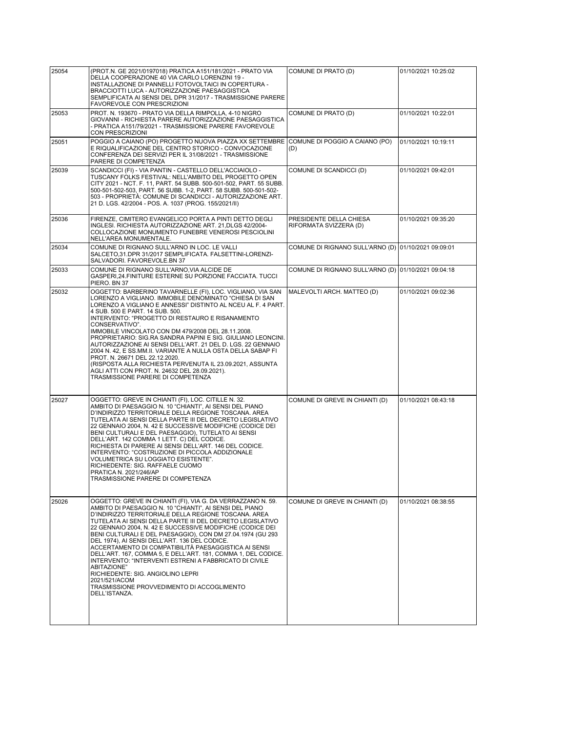| | | | |
|---|---|---|---|
| 25054 | (PROT.N. GE 2021/0197018) PRATICA A151/181/2021 - PRATO VIA DELLA COOPERAZIONE 40 VIA CARLO LORENZINI 19 - INSTALLAZIONE DI PANNELLI FOTOVOLTAICI IN COPERTURA - BRACCIOTTI LUCA - AUTORIZZAZIONE PAESAGGISTICA SEMPLIFICATA AI SENSI DEL DPR 31/2017 - TRASMISSIONE PARERE FAVOREVOLE CON PRESCRIZIONI | COMUNE DI PRATO (D) | 01/10/2021 10:25:02 |
| 25053 | PROT. N. 193670 - PRATO VIA DELLA RIMPOLLA, 4-10 NIGRO GIOVANNI - RICHIESTA PARERE AUTORIZZAZIONE PAESAGGISTICA - PRATICA A151/79/2021 - TRASMISSIONE PARERE FAVOREVOLE CON PRESCRIZIONI | COMUNE DI PRATO (D) | 01/10/2021 10:22:01 |
| 25051 | POGGIO A CAIANO (PO) PROGETTO NUOVA PIAZZA XX SETTEMBRE E RIQUALIFICAZIONE DEL CENTRO STORICO - CONVOCAZIONE CONFERENZA DEI SERVIZI PER IL 31/08/2021 - TRASMISSIONE PARERE DI COMPETENZA | COMUNE DI POGGIO A CAIANO (PO) (D) | 01/10/2021 10:19:11 |
| 25039 | SCANDICCI (FI) - VIA PANTIN - CASTELLO DELL'ACCIAIOLO - TUSCANY FOLKS FESTIVAL: NELL'AMBITO DEL PROGETTO OPEN CITY 2021 - NCT. F. 11, PART. 54 SUBB. 500-501-502, PART. 55 SUBB. 500-501-502-503, PART. 56 SUBB. 1-2, PART. 58 SUBB. 500-501-502-503 - PROPRIETÀ: COMUNE DI SCANDICCI - AUTORIZZAZIONE ART. 21 D. LGS. 42/2004 - POS. A. 1037 (PROG. 155/2021/II) | COMUNE DI SCANDICCI (D) | 01/10/2021 09:42:01 |
| 25036 | FIRENZE, CIMITERO EVANGELICO PORTA A PINTI DETTO DEGLI INGLESI. RICHIESTA AUTORIZZAZIONE ART. 21,DLGS 42/2004-COLLOCAZIONE MONUMENTO FUNEBRE VENEROSI PESCIOLINI NELL'AREA MONUMENTALE. | PRESIDENTE DELLA CHIESA RIFORMATA SVIZZERA (D) | 01/10/2021 09:35:20 |
| 25034 | COMUNE DI RIGNANO SULL'ARNO IN LOC. LE VALLI SALCETO,31.DPR 31/2017 SEMPLIFICATA. FALSETTINI-LORENZI-SALVADORI. FAVOREVOLE.BN 37 | COMUNE DI RIGNANO SULL'ARNO (D) | 01/10/2021 09:09:01 |
| 25033 | COMUNE DI RIGNANO SULL'ARNO,VIA ALCIDE DE GASPERI,24.FINITURE ESTERNE SU PORZIONE FACCIATA. TUCCI PIERO. BN 37 | COMUNE DI RIGNANO SULL'ARNO (D) | 01/10/2021 09:04:18 |
| 25032 | OGGETTO: BARBERINO TAVARNELLE (FI), LOC. VIGLIANO, VIA SAN LORENZO A VIGLIANO. IMMOBILE DENOMINATO "CHIESA DI SAN LORENZO A VIGLIANO E ANNESSI" DISTINTO AL NCEU AL F. 4 PART. 4 SUB. 500 E PART. 14 SUB. 500.<br>INTERVENTO: "PROGETTO DI RESTAURO E RISANAMENTO CONSERVATIVO".<br>IMMOBILE VINCOLATO CON DM 479/2008 DEL 28.11.2008.<br>PROPRIETARIO: SIG.RA SANDRA PAPINI E SIG. GIULIANO LEONCINI.<br>AUTORIZZAZIONE AI SENSI DELL'ART. 21 DEL D. LGS. 22 GENNAIO 2004 N. 42, E SS.MM.II. VARIANTE A NULLA OSTA DELLA SABAP FI PROT. N. 26671 DEL 22.12.2020.<br>(RISPOSTA ALLA RICHIESTA PERVENUTA IL 23.09.2021, ASSUNTA AGLI ATTI CON PROT. N. 24632 DEL 28.09.2021).<br>TRASMISSIONE PARERE DI COMPETENZA | MALEVOLTI ARCH. MATTEO (D) | 01/10/2021 09:02:36 |
| 25027 | OGGETTO: GREVE IN CHIANTI (FI), LOC. CITILLE N. 32.<br>AMBITO DI PAESAGGIO N. 10 "CHIANTI", AI SENSI DEL PIANO D'INDIRIZZO TERRITORIALE DELLA REGIONE TOSCANA. AREA TUTELATA AI SENSI DELLA PARTE III DEL DECRETO LEGISLATIVO 22 GENNAIO 2004, N. 42 E SUCCESSIVE MODIFICHE (CODICE DEI BENI CULTURALI E DEL PAESAGGIO), TUTELATO AI SENSI DELL'ART. 142 COMMA 1 LETT. C) DEL CODICE.<br>RICHIESTA DI PARERE AI SENSI DELL'ART. 146 DEL CODICE.<br>INTERVENTO: "COSTRUZIONE DI PICCOLA ADDIZIONALE VOLUMETRICA SU LOGGIATO ESISTENTE".<br>RICHIEDENTE: SIG. RAFFAELE CUOMO<br>PRATICA N. 2021/246/AP<br>TRASMISSIONE PARERE DI COMPETENZA | COMUNE DI GREVE IN CHIANTI (D) | 01/10/2021 08:43:18 |
| 25026 | OGGETTO: GREVE IN CHIANTI (FI), VIA G. DA VERRAZZANO N. 59.<br>AMBITO DI PAESAGGIO N. 10 "CHIANTI", AI SENSI DEL PIANO D'INDIRIZZO TERRITORIALE DELLA REGIONE TOSCANA. AREA TUTELATA AI SENSI DELLA PARTE III DEL DECRETO LEGISLATIVO 22 GENNAIO 2004, N. 42 E SUCCESSIVE MODIFICHE (CODICE DEI BENI CULTURALI E DEL PAESAGGIO), CON DM 27.04.1974 (GU 293 DEL 1974), AI SENSI DELL'ART. 136 DEL CODICE.<br>ACCERTAMENTO DI COMPATIBILITÀ PAESAGGISTICA AI SENSI DELL'ART. 167, COMMA 5, E DELL'ART. 181, COMMA 1, DEL CODICE.<br>INTERVENTO: "INTERVENTI ESTRENI A FABBRICATO DI CIVILE ABITAZIONE"<br>RICHIEDENTE: SIG. ANGIOLINO LEPRI<br>2021/521/ACOM<br>TRASMISSIONE PROVVEDIMENTO DI ACCOGLIMENTO DELL'ISTANZA. | COMUNE DI GREVE IN CHIANTI (D) | 01/10/2021 08:38:55 |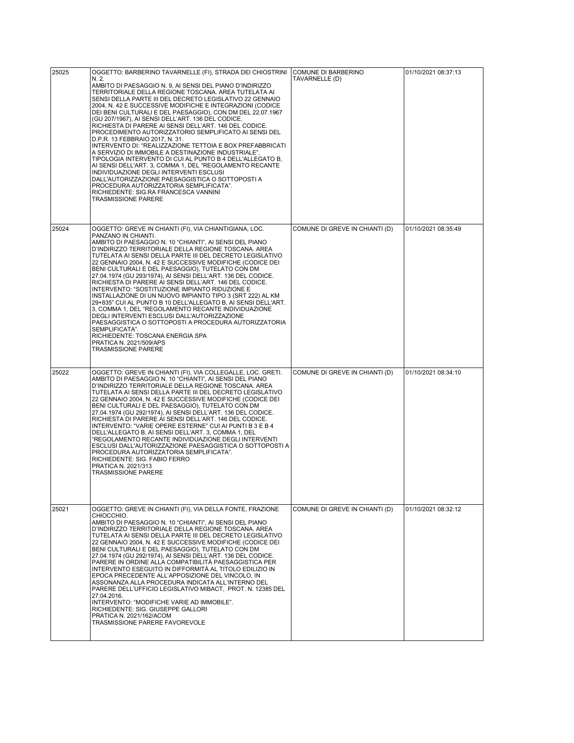| | | | |
|---|---|---|---|
| 25025 | OGGETTO: BARBERINO TAVARNELLE (FI), STRADA DEI CHIOSTRINI N. 2.<br>AMBITO DI PAESAGGIO N. 9, AI SENSI DEL PIANO D'INDIRIZZO TERRITORIALE DELLA REGIONE TOSCANA. AREA TUTELATA AI SENSI DELLA PARTE III DEL DECRETO LEGISLATIVO 22 GENNAIO 2004, N. 42 E SUCCESSIVE MODIFICHE E INTEGRAZIONI (CODICE DEI BENI CULTURALI E DEL PAESAGGIO), CON DM DEL 22.07.1967 (GU 207/1967), AI SENSI DELL'ART. 136 DEL CODICE.<br>RICHIESTA DI PARERE AI SENSI DELL'ART. 146 DEL CODICE.<br>PROCEDIMENTO AUTORIZZATORIO SEMPLIFICATO AI SENSI DEL D.P.R. 13 FEBBRAIO 2017, N. 31.<br>INTERVENTO DI: "REALIZZAZIONE TETTOIA E BOX PREFABBRICATI A SERVIZIO DI IMMOBILE A DESTINAZIONE INDUSTRIALE", TIPOLOGIA INTERVENTO DI CUI AL PUNTO B 4 DELL'ALLEGATO B, AI SENSI DELL'ART. 3, COMMA 1, DEL "REGOLAMENTO RECANTE INDIVIDUAZIONE DEGLI INTERVENTI ESCLUSI DALL'AUTORIZZAZIONE PAESAGGISTICA O SOTTOPOSTI A PROCEDURA AUTORIZZATORIA SEMPLIFICATA".<br>RICHIEDENTE: SIG.RA FRANCESCA VANNINI<br>TRASMISSIONE PARERE | COMUNE DI BARBERINO TAVARNELLE (D) | 01/10/2021 08:37:13 |
| 25024 | OGGETTO: GREVE IN CHIANTI (FI), VIA CHIANTIGIANA, LOC. PANZANO IN CHIANTI.<br>AMBITO DI PAESAGGIO N. 10 "CHIANTI", AI SENSI DEL PIANO D'INDIRIZZO TERRITORIALE DELLA REGIONE TOSCANA. AREA TUTELATA AI SENSI DELLA PARTE III DEL DECRETO LEGISLATIVO 22 GENNAIO 2004, N. 42 E SUCCESSIVE MODIFICHE (CODICE DEI BENI CULTURALI E DEL PAESAGGIO), TUTELATO CON DM 27.04.1974 (GU 293/1974), AI SENSI DELL'ART. 136 DEL CODICE.<br>RICHIESTA DI PARERE AI SENSI DELL'ART. 146 DEL CODICE.<br>INTERVENTO: "SOSTITUZIONE IMPIANTO RIDUZIONE E INSTALLAZIONE DI UN NUOVO IMPIANTO TIPO 3 (SRT 222) AL KM 29+835" CUI AL PUNTO B 10 DELL'ALLEGATO B, AI SENSI DELL'ART. 3, COMMA 1, DEL "REGOLAMENTO RECANTE INDIVIDUAZIONE DEGLI INTERVENTI ESCLUSI DALL'AUTORIZZAZIONE PAESAGGISTICA O SOTTOPOSTI A PROCEDURA AUTORIZZATORIA SEMPLIFICATA".<br>RICHIEDENTE: TOSCANA ENERGIA SPA<br>PRATICA N. 2021/509/APS<br>TRASMISSIONE PARERE | COMUNE DI GREVE IN CHIANTI (D) | 01/10/2021 08:35:49 |
| 25022 | OGGETTO: GREVE IN CHIANTI (FI), VIA COLLEGALLE, LOC. GRETI.<br>AMBITO DI PAESAGGIO N. 10 "CHIANTI", AI SENSI DEL PIANO D'INDIRIZZO TERRITORIALE DELLA REGIONE TOSCANA. AREA TUTELATA AI SENSI DELLA PARTE III DEL DECRETO LEGISLATIVO 22 GENNAIO 2004, N. 42 E SUCCESSIVE MODIFICHE (CODICE DEI BENI CULTURALI E DEL PAESAGGIO), TUTELATO CON DM 27.04.1974 (GU 292/1974), AI SENSI DELL'ART. 136 DEL CODICE.<br>RICHIESTA DI PARERE AI SENSI DELL'ART. 146 DEL CODICE.<br>INTERVENTO: "VARIE OPERE ESTERNE" CUI AI PUNTI B 3 E B 4 DELL'ALLEGATO B, AI SENSI DELL'ART. 3, COMMA 1, DEL "REGOLAMENTO RECANTE INDIVIDUAZIONE DEGLI INTERVENTI ESCLUSI DALL'AUTORIZZAZIONE PAESAGGISTICA O SOTTOPOSTI A PROCEDURA AUTORIZZATORIA SEMPLIFICATA".<br>RICHIEDENTE: SIG. FABIO FERRO<br>PRATICA N. 2021/313<br>TRASMISSIONE PARERE | COMUNE DI GREVE IN CHIANTI (D) | 01/10/2021 08:34:10 |
| 25021 | OGGETTO: GREVE IN CHIANTI (FI), VIA DELLA FONTE, FRAZIONE CHIOCCHIO.<br>AMBITO DI PAESAGGIO N. 10 "CHIANTI", AI SENSI DEL PIANO D'INDIRIZZO TERRITORIALE DELLA REGIONE TOSCANA. AREA TUTELATA AI SENSI DELLA PARTE III DEL DECRETO LEGISLATIVO 22 GENNAIO 2004, N. 42 E SUCCESSIVE MODIFICHE (CODICE DEI BENI CULTURALI E DEL PAESAGGIO), TUTELATO CON DM 27.04.1974 (GU 292/1974), AI SENSI DELL'ART. 136 DEL CODICE.<br>PARERE IN ORDINE ALLA COMPATIBILITÀ PAESAGGISTICA PER INTERVENTO ESEGUITO IN DIFFORMITÀ AL TITOLO EDILIZIO IN EPOCA PRECEDENTE ALL'APPOSIZIONE DEL VINCOLO, IN ASSONANZA ALLA PROCEDURA INDICATA ALL'INTERNO DEL PARERE DELL'UFFICIO LEGISLATIVO MIBACT, PROT. N. 12385 DEL 27.04.2016.<br>INTERVENTO: "MODIFICHE VARIE AD IMMOBILE".<br>RICHIEDENTE: SIG. GIUSEPPE GALLORI<br>PRATICA N. 2021/162/ACOM<br>TRASMISSIONE PARERE FAVOREVOLE | COMUNE DI GREVE IN CHIANTI (D) | 01/10/2021 08:32:12 |